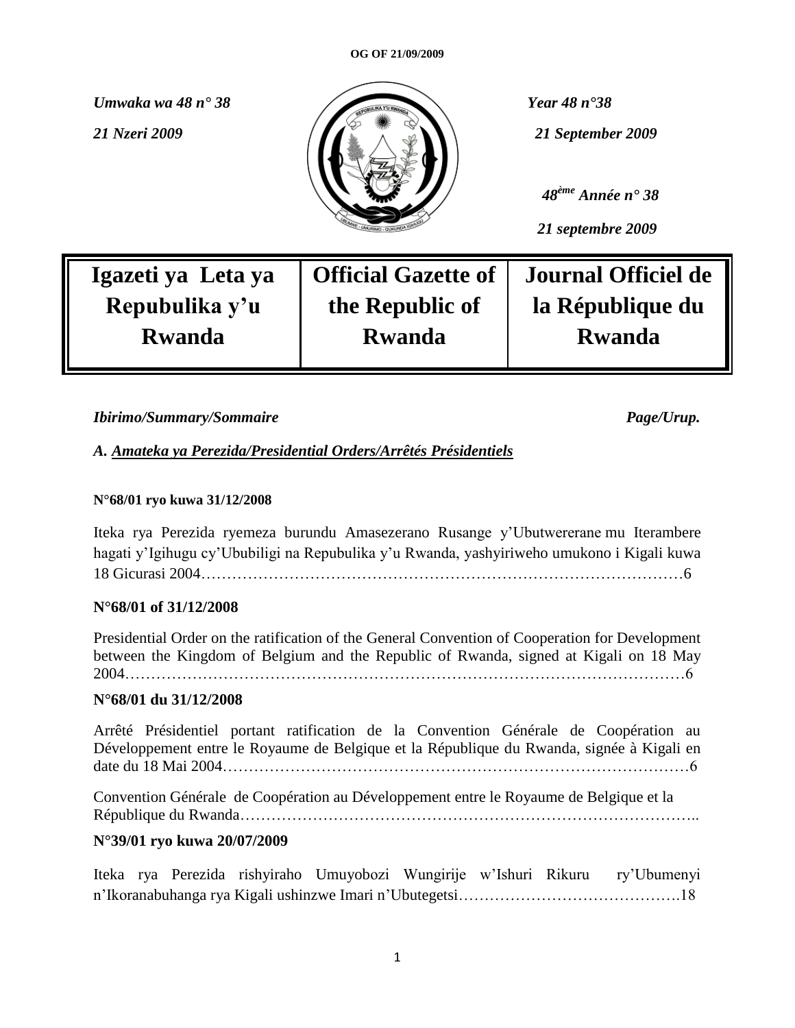*Umwaka wa 48 n° 38*

*21 Nzeri 2009*

*Year 48 n°38*

*21 September 2009*

*48ème Année n° 38*

*21 septembre 2009*

| Igazeti ya Leta ya Repubulika y'u Rwanda | Official Gazette of the Republic of Rwanda | Journal Officiel de la République du Rwanda |
|---|---|---|

*Ibirimo/Summary/Sommaire* *Page/Urup.*

*A. Amateka ya Perezida/Presidential Orders/Arrêtés Présidentiels*

**N°68/01 ryo kuwa 31/12/2008**

Iteka rya Perezida ryemeza burundu Amasezerano Rusange y'Ubutwererane mu Iterambere hagati y'Igihugu cy'Ububiligi na Repubulika y'u Rwanda, yashyiriweho umukono i Kigali kuwa 18 Gicurasi 2004…………………………………………………………………………………6

**N°68/01 of 31/12/2008**

Presidential Order on the ratification of the General Convention of Cooperation for Development between the Kingdom of Belgium and the Republic of Rwanda, signed at Kigali on 18 May 2004……………………………………………………………………………………………6

**N°68/01 du 31/12/2008**

Arrêté Présidentiel portant ratification de la Convention Générale de Coopération au Développement entre le Royaume de Belgique et la République du Rwanda, signée à Kigali en date du 18 Mai 2004……………………………………………………………………………6

Convention Générale de Coopération au Développement entre le Royaume de Belgique et la République du Rwanda…………………………………………………………………………..

**N°39/01 ryo kuwa 20/07/2009**

Iteka rya Perezida rishyiraho Umuyobozi Wungirije w'Ishuri Rikuru ry'Ubumenyi n'Ikoranabuhanga rya Kigali ushinzwe Imari n'Ubutegetsi…………………………………….18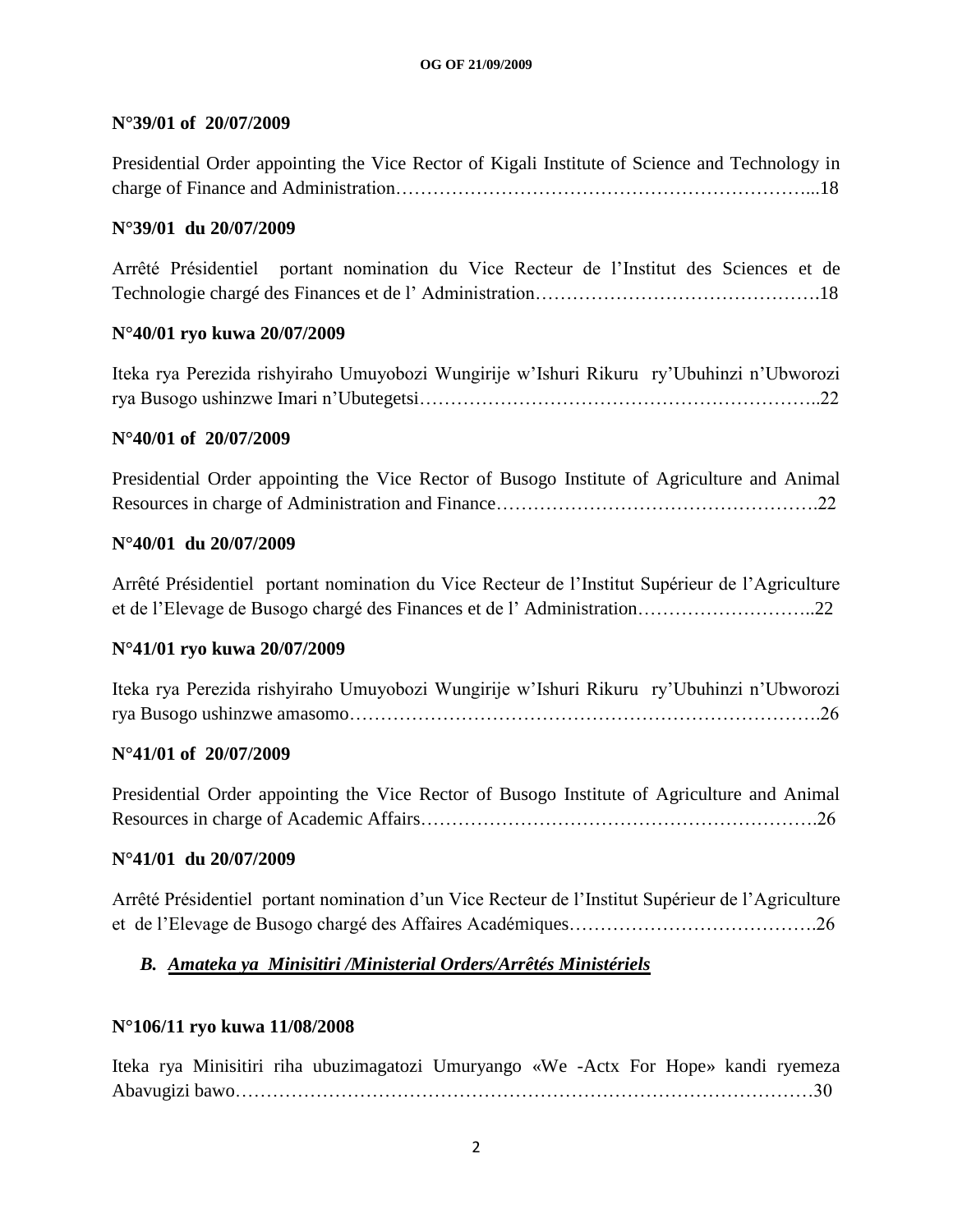**N°39/01 of 20/07/2009**

Presidential Order appointing the Vice Rector of Kigali Institute of Science and Technology in charge of Finance and Administration…………………………………………………………...18

**N°39/01 du 20/07/2009**

Arrêté Présidentiel portant nomination du Vice Recteur de l'Institut des Sciences et de Technologie chargé des Finances et de l' Administration……………………………………….18

**N°40/01 ryo kuwa 20/07/2009**

Iteka rya Perezida rishyiraho Umuyobozi Wungirije w'Ishuri Rikuru ry'Ubuhinzi n'Ubworozi rya Busogo ushinzwe Imari n'Ubutegetsi……………………………………………………..22

**N°40/01 of 20/07/2009**

Presidential Order appointing the Vice Rector of Busogo Institute of Agriculture and Animal Resources in charge of Administration and Finance………………………………………….22

**N°40/01 du 20/07/2009**

Arrêté Présidentiel portant nomination du Vice Recteur de l'Institut Supérieur de l'Agriculture et de l'Elevage de Busogo chargé des Finances et de l' Administration………………………..22

**N°41/01 ryo kuwa 20/07/2009**

Iteka rya Perezida rishyiraho Umuyobozi Wungirije w'Ishuri Rikuru ry'Ubuhinzi n'Ubworozi rya Busogo ushinzwe amasomo……………………………………………………………….26

**N°41/01 of 20/07/2009**

Presidential Order appointing the Vice Rector of Busogo Institute of Agriculture and Animal Resources in charge of Academic Affairs…………………………………………………….26

**N°41/01 du 20/07/2009**

Arrêté Présidentiel portant nomination d'un Vice Recteur de l'Institut Supérieur de l'Agriculture et de l'Elevage de Busogo chargé des Affaires Académiques………………………………….26

### *B. Amateka ya Minisitiri /Ministerial Orders/Arrêtés Ministériels*

**N°106/11 ryo kuwa 11/08/2008**

Iteka rya Minisitiri riha ubuzimagatozi Umuryango «We -Actx For Hope» kandi ryemeza Abavugizi bawo……………………………………………………………………………30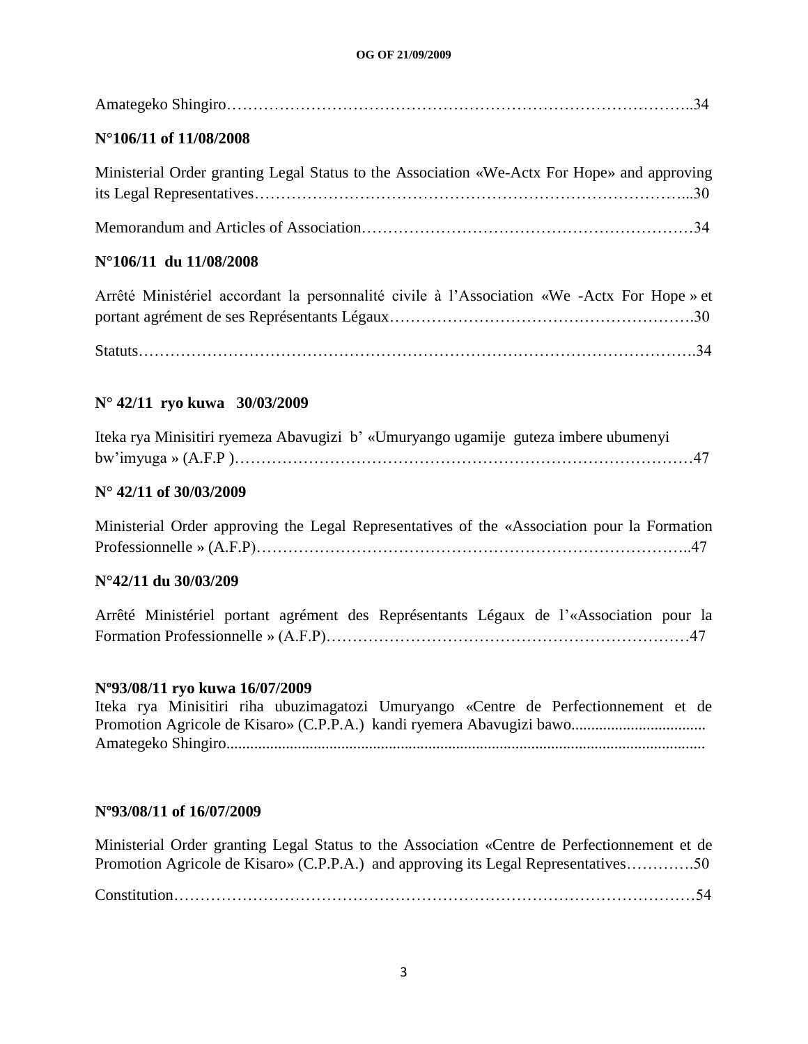Amategeko Shingiro……………………………………………………………………………..34

**N°106/11 of 11/08/2008**

Ministerial Order granting Legal Status to the Association «We-Actx For Hope» and approving its Legal Representatives…………………………………………………………………...30

Memorandum and Articles of Association……………………………………………………34

**N°106/11 du 11/08/2008**

Arrêté Ministériel accordant la personnalité civile à l'Association «We -Actx For Hope » et portant agrément de ses Représentants Légaux……………………………………………….30

Statuts……………………………………………………………………………………….34

**N° 42/11 ryo kuwa 30/03/2009**

Iteka rya Minisitiri ryemeza Abavugizi b' «Umuryango ugamije guteza imbere ubumenyi bw'imyuga » (A.F.P )……………………………………………………………………………47

**N° 42/11 of 30/03/2009**

Ministerial Order approving the Legal Representatives of the «Association pour la Formation Professionnelle » (A.F.P)……………………………………………………………………..47

**N°42/11 du 30/03/209**

Arrêté Ministériel portant agrément des Représentants Légaux de l'«Association pour la Formation Professionnelle » (A.F.P)……………………………………………………………47

**Nº93/08/11 ryo kuwa 16/07/2009**

Iteka rya Minisitiri riha ubuzimagatozi Umuryango «Centre de Perfectionnement et de Promotion Agricole de Kisaro» (C.P.P.A.) kandi ryemera Abavugizi bawo..................................
Amategeko Shingiro.........................................................................................................................

**Nº93/08/11 of 16/07/2009**

Ministerial Order granting Legal Status to the Association «Centre de Perfectionnement et de Promotion Agricole de Kisaro» (C.P.P.A.) and approving its Legal Representatives………….50

Constitution…………………………………………………………………………………….54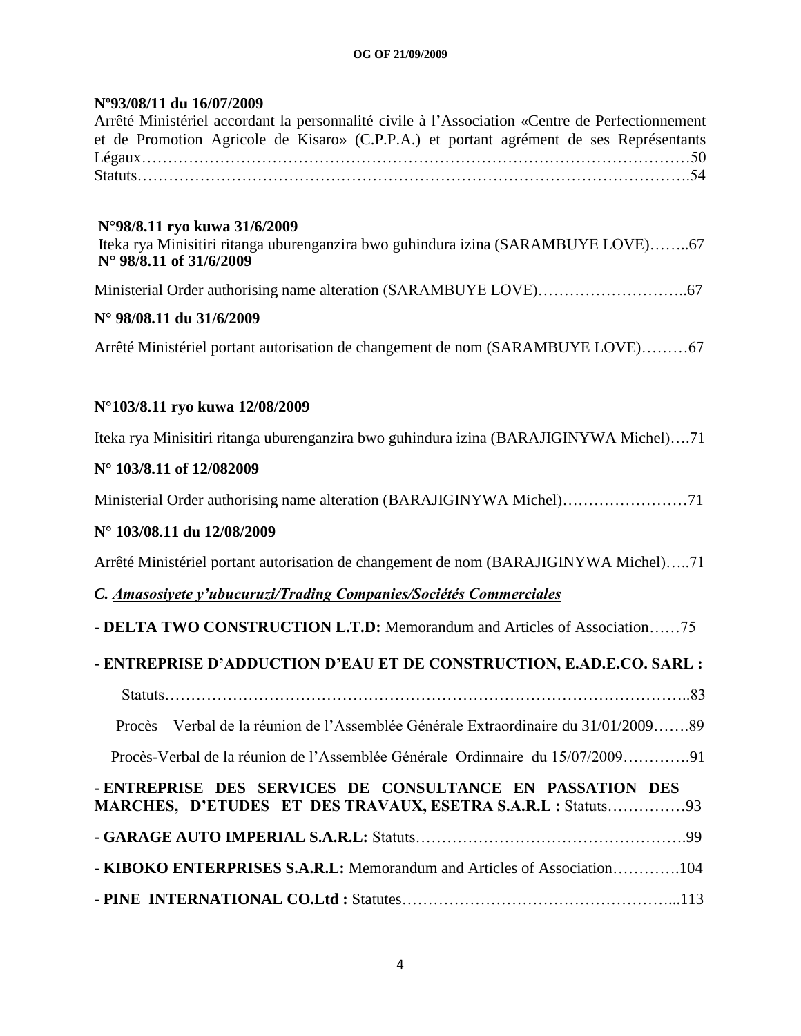**Nº93/08/11 du 16/07/2009**

Arrêté Ministériel accordant la personnalité civile à l'Association «Centre de Perfectionnement et de Promotion Agricole de Kisaro» (C.P.P.A.) et portant agrément de ses Représentants Légaux……………………………………………………………………………………………50
Statuts…………………………………………………………………………………………….54

**N°98/8.11 ryo kuwa 31/6/2009**

Iteka rya Minisitiri ritanga uburenganzira bwo guhindura izina (SARAMBUYE LOVE)……..67

**N° 98/8.11 of 31/6/2009**

Ministerial Order authorising name alteration (SARAMBUYE LOVE)………………………..67

**N° 98/08.11 du 31/6/2009**

Arrêté Ministériel portant autorisation de changement de nom (SARAMBUYE LOVE)………67

**N°103/8.11 ryo kuwa 12/08/2009**

Iteka rya Minisitiri ritanga uburenganzira bwo guhindura izina (BARAJIGINYWA Michel)….71

**N° 103/8.11 of 12/082009**

Ministerial Order authorising name alteration (BARAJIGINYWA Michel)……………………71

**N° 103/08.11 du 12/08/2009**

Arrêté Ministériel portant autorisation de changement de nom (BARAJIGINYWA Michel)…..71

***C. Amasosiyete y'ubucuruzi/Trading Companies/Sociétés Commerciales***

**- DELTA TWO CONSTRUCTION L.T.D:** Memorandum and Articles of Association……75

**- ENTREPRISE D'ADDUCTION D'EAU ET DE CONSTRUCTION, E.AD.E.CO. SARL :**

Statuts……………………………………………………………………………………..83

Procès – Verbal de la réunion de l'Assemblée Générale Extraordinaire du 31/01/2009…….89

Procès-Verbal de la réunion de l'Assemblée Générale Ordinnaire du 15/07/2009………….91

**- ENTREPRISE DES SERVICES DE CONSULTANCE EN PASSATION DES MARCHES, D'ETUDES ET DES TRAVAUX, ESETRA S.A.R.L :** Statuts……………93

**- GARAGE AUTO IMPERIAL S.A.R.L:** Statuts…………………………………………….99

**- KIBOKO ENTERPRISES S.A.R.L:** Memorandum and Articles of Association………….104

**- PINE INTERNATIONAL CO.Ltd :** Statutes…………………………………………...113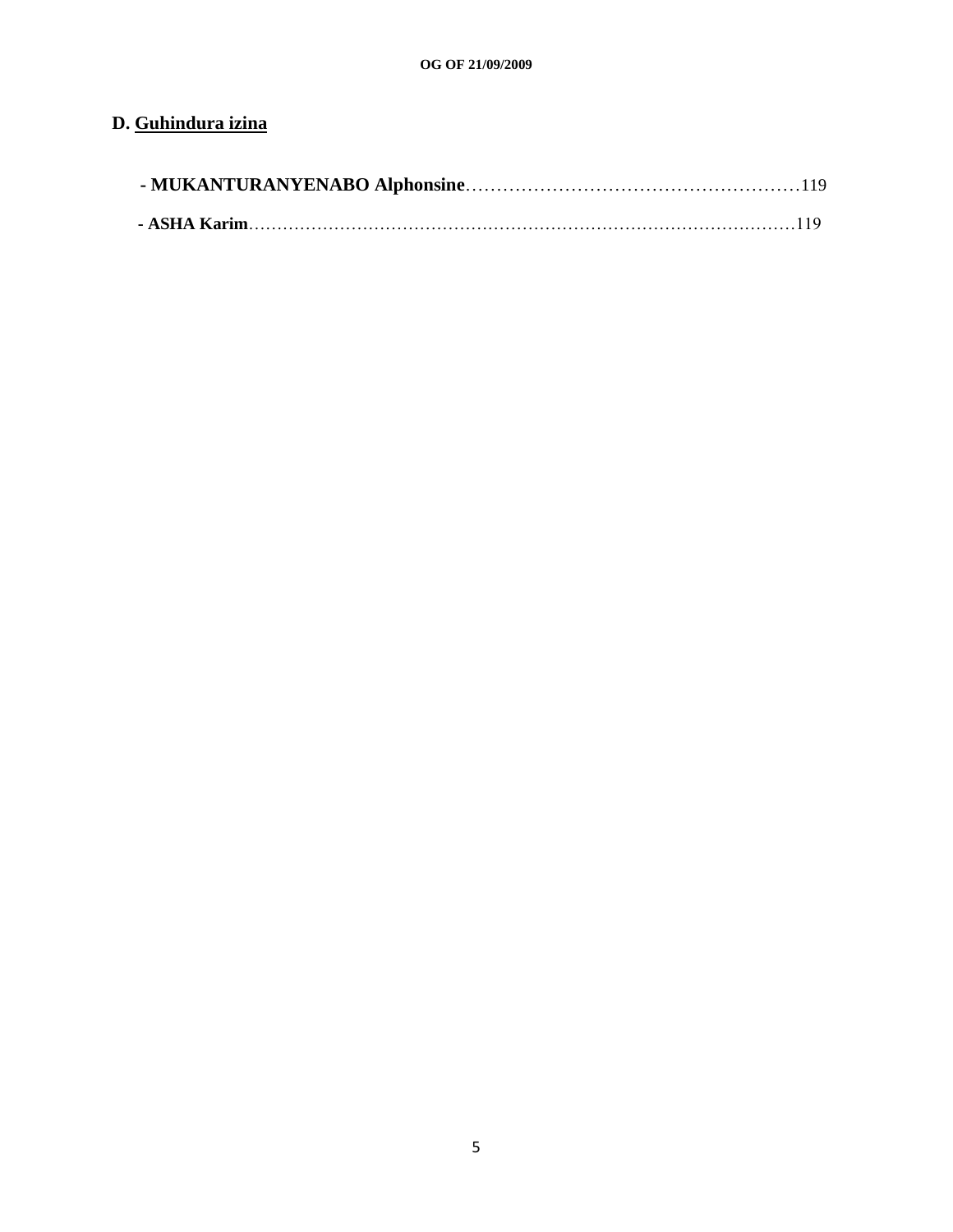## D. Guhindura izina

- **MUKANTURANYENABO Alphonsine**……………………………………………119
- **ASHA Karim**…………………………………………………………………………………119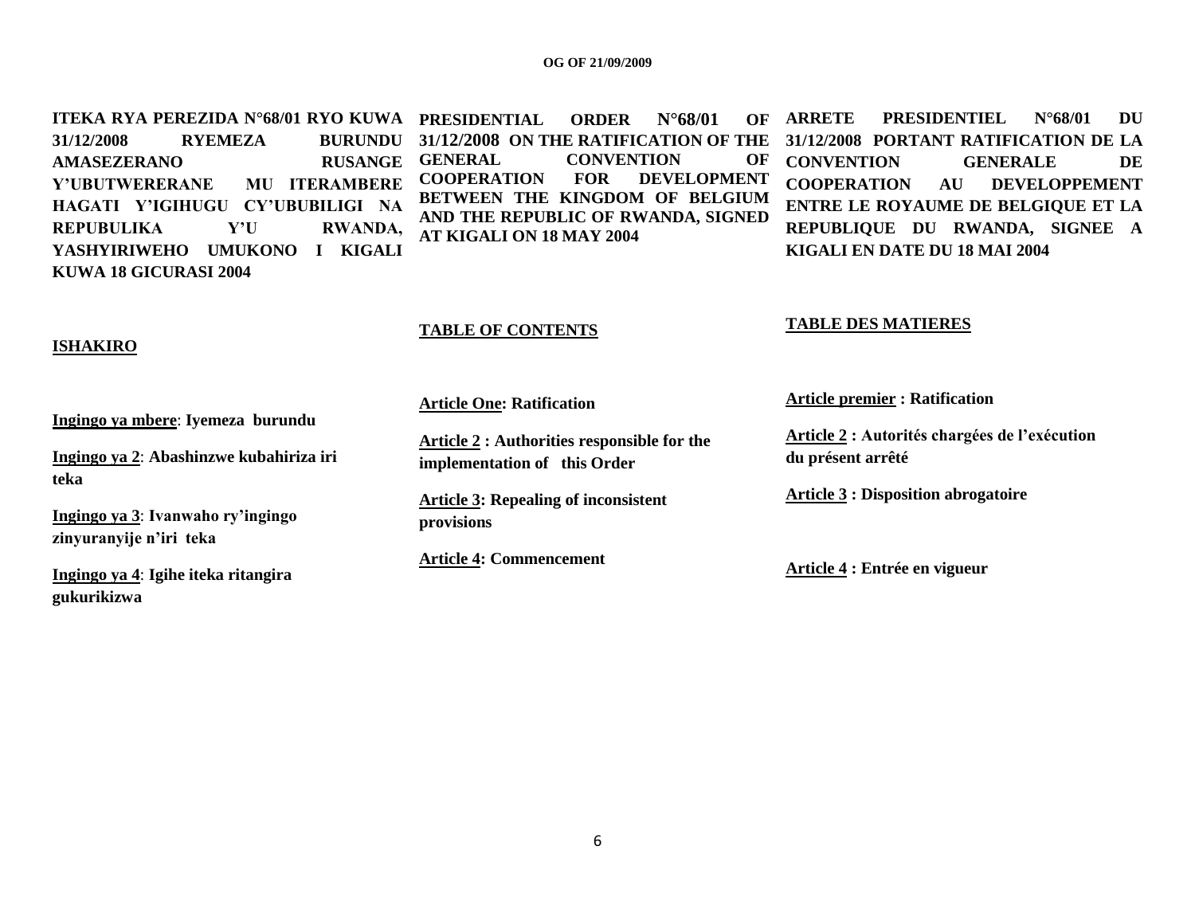**ITEKA RYA PEREZIDA N°68/01 RYO KUWA 31/12/2008 RYEMEZA BURUNDU AMASEZERANO RUSANGE Y'UBUTWERERANE MU ITERAMBERE HAGATI Y'IGIHUGU CY'UBUBILIGI NA REPUBULIKA Y'U RWANDA, YASHYIRIWEHO UMUKONO I KIGALI KUWA 18 GICURASI 2004**

**ISHAKIRO**

**Ingingo ya mbere: Iyemeza burundu**

**Ingingo ya 2: Abashinzwe kubahiriza iri teka**

**Ingingo ya 3: Ivanwaho ry'ingingo zinyuranyije n'iri teka**

**Ingingo ya 4: Igihe iteka ritangira gukurikizwa**

**PRESIDENTIAL ORDER N°68/01 OF 31/12/2008 ON THE RATIFICATION OF THE GENERAL CONVENTION OF COOPERATION FOR DEVELOPMENT BETWEEN THE KINGDOM OF BELGIUM AND THE REPUBLIC OF RWANDA, SIGNED AT KIGALI ON 18 MAY 2004**

**TABLE OF CONTENTS**

**Article One: Ratification**

**Article 2 : Authorities responsible for the implementation of this Order**

**Article 3: Repealing of inconsistent provisions**

**Article 4: Commencement**

**ARRETE PRESIDENTIEL N°68/01 DU 31/12/2008 PORTANT RATIFICATION DE LA CONVENTION GENERALE DE COOPERATION AU DEVELOPPEMENT ENTRE LE ROYAUME DE BELGIQUE ET LA REPUBLIQUE DU RWANDA, SIGNEE A KIGALI EN DATE DU 18 MAI 2004**

**TABLE DES MATIERES**

**Article premier : Ratification**

**Article 2 : Autorités chargées de l'exécution du présent arrêté**

**Article 3 : Disposition abrogatoire**

**Article 4 : Entrée en vigueur**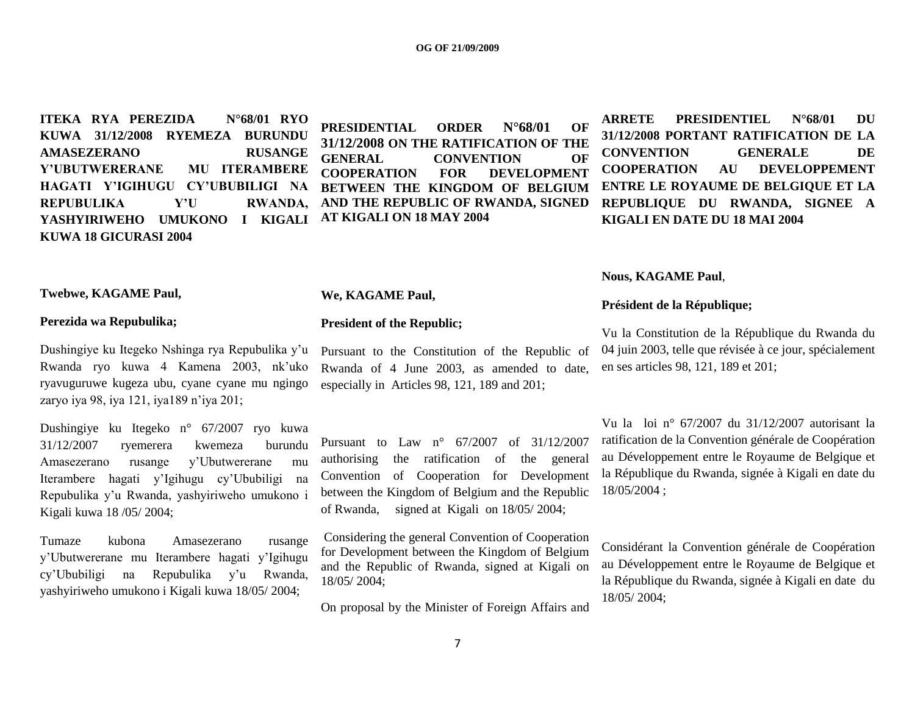**ITEKA RYA PEREZIDA N°68/01 RYO KUWA 31/12/2008 RYEMEZA BURUNDU AMASEZERANO RUSANGE Y'UBUTWERERANE MU ITERAMBERE HAGATI Y'IGIHUGU CY'UBUBILIGI NA REPUBULIKA Y'U RWANDA, YASHYIRIWEHO UMUKONO I KIGALI KUWA 18 GICURASI 2004**

**Twebwe, KAGAME Paul,**

**Perezida wa Repubulika;**

Dushingiye ku Itegeko Nshinga rya Repubulika y'u Rwanda ryo kuwa 4 Kamena 2003, nk'uko ryavuguruwe kugeza ubu, cyane cyane mu ngingo zaryo iya 98, iya 121, iya189 n'iya 201;

Dushingiye ku Itegeko n° 67/2007 ryo kuwa 31/12/2007 ryemerera kwemeza burundu Amasezerano rusange y'Ubutwererane mu Iterambere hagati y'Igihugu cy'Ububiligi na Repubulika y'u Rwanda, yashyiriweho umukono i Kigali kuwa 18 /05/ 2004;

Tumaze kubona Amasezerano rusange y'Ubutwererane mu Iterambere hagati y'Igihugu cy'Ububiligi na Repubulika y'u Rwanda, yashyiriweho umukono i Kigali kuwa 18/05/ 2004;

**PRESIDENTIAL ORDER N°68/01 OF 31/12/2008 ON THE RATIFICATION OF THE GENERAL CONVENTION OF COOPERATION FOR DEVELOPMENT BETWEEN THE KINGDOM OF BELGIUM AND THE REPUBLIC OF RWANDA, SIGNED AT KIGALI ON 18 MAY 2004**

**We, KAGAME Paul,**

**President of the Republic;**

Pursuant to the Constitution of the Republic of Rwanda of 4 June 2003, as amended to date, especially in Articles 98, 121, 189 and 201;

Pursuant to Law n° 67/2007 of 31/12/2007 authorising the ratification of the general Convention of Cooperation for Development between the Kingdom of Belgium and the Republic of Rwanda, signed at Kigali on 18/05/ 2004;

Considering the general Convention of Cooperation for Development between the Kingdom of Belgium and the Republic of Rwanda, signed at Kigali on 18/05/ 2004;

On proposal by the Minister of Foreign Affairs and

**ARRETE PRESIDENTIEL N°68/01 DU 31/12/2008 PORTANT RATIFICATION DE LA CONVENTION GENERALE DE COOPERATION AU DEVELOPPEMENT ENTRE LE ROYAUME DE BELGIQUE ET LA REPUBLIQUE DU RWANDA, SIGNEE A KIGALI EN DATE DU 18 MAI 2004**

**Nous, KAGAME Paul**,

**Président de la République;**

Vu la Constitution de la République du Rwanda du 04 juin 2003, telle que révisée à ce jour, spécialement en ses articles 98, 121, 189 et 201;

Vu la loi n° 67/2007 du 31/12/2007 autorisant la ratification de la Convention générale de Coopération au Développement entre le Royaume de Belgique et la République du Rwanda, signée à Kigali en date du 18/05/2004 ;

Considérant la Convention générale de Coopération au Développement entre le Royaume de Belgique et la République du Rwanda, signée à Kigali en date du 18/05/ 2004;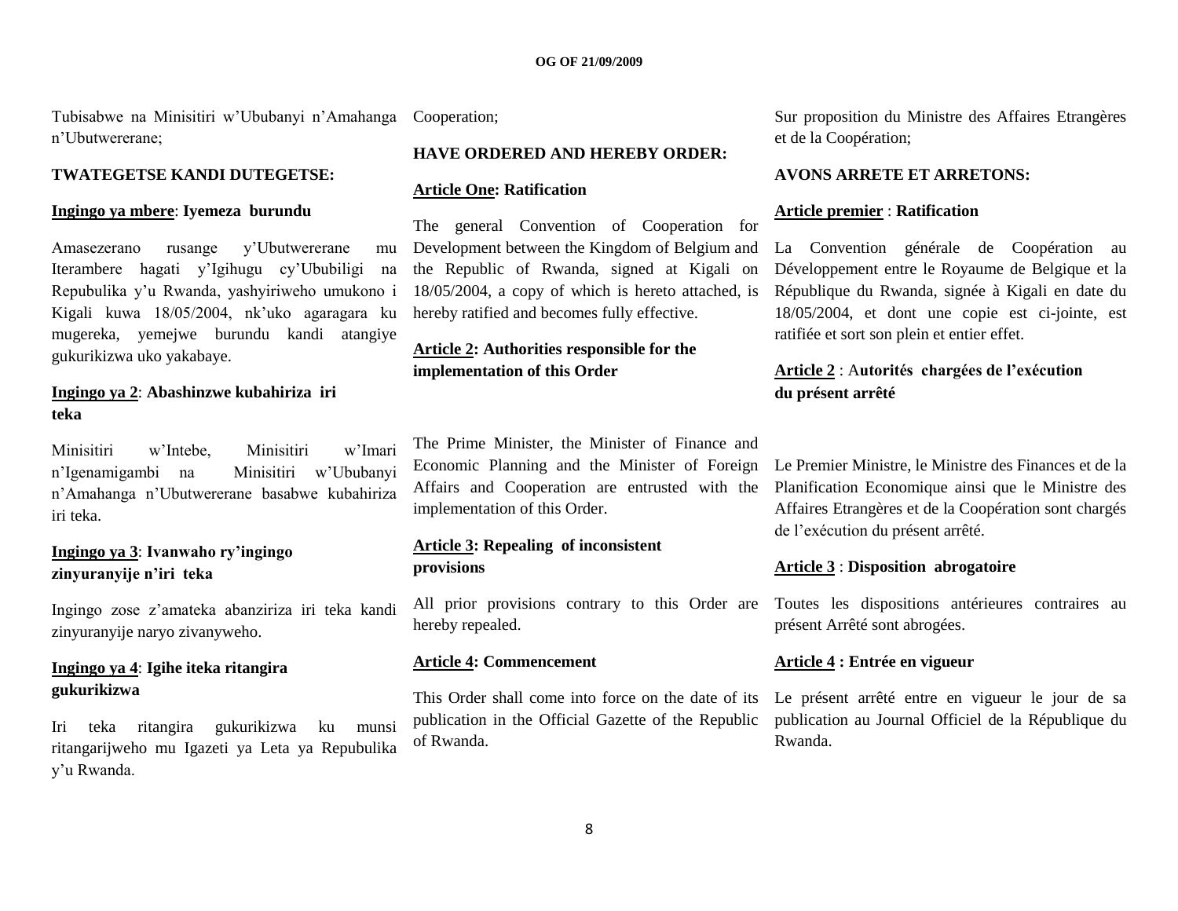Tubisabwe na Minisitiri w'Ububanyi n'Amahanga n'Ubutwererane;

**TWATEGETSE KANDI DUTEGETSE:**

**Ingingo ya mbere**: **Iyemeza burundu**

Amasezerano rusange y'Ubutwererane mu Iterambere hagati y'Igihugu cy'Ububiligi na Repubulika y'u Rwanda, yashyiriweho umukono i Kigali kuwa 18/05/2004, nk'uko agaragara ku mugereka, yemejwe burundu kandi atangiye gukurikizwa uko yakabaye.

**Ingingo ya 2**: **Abashinzwe kubahiriza iri teka**

Minisitiri w'Intebe, Minisitiri w'Imari n'Igenamigambi na Minisitiri w'Ububanyi n'Amahanga n'Ubutwererane basabwe kubahiriza iri teka.

**Ingingo ya 3**: **Ivanwaho ry'ingingo zinyuranyije n'iri teka**

Ingingo zose z'amateka abanziriza iri teka kandi zinyuranyije naryo zivanyweho.

**Ingingo ya 4**: **Igihe iteka ritangira gukurikizwa**

Iri teka ritangira gukurikizwa ku munsi ritangarijweho mu Igazeti ya Leta ya Repubulika y'u Rwanda.

Cooperation;

**HAVE ORDERED AND HEREBY ORDER:**

**Article One: Ratification**

The general Convention of Cooperation for Development between the Kingdom of Belgium and the Republic of Rwanda, signed at Kigali on 18/05/2004, a copy of which is hereto attached, is hereby ratified and becomes fully effective.

**Article 2: Authorities responsible for the implementation of this Order**

The Prime Minister, the Minister of Finance and Economic Planning and the Minister of Foreign Affairs and Cooperation are entrusted with the implementation of this Order.

**Article 3: Repealing of inconsistent provisions**

All prior provisions contrary to this Order are hereby repealed.

**Article 4: Commencement**

This Order shall come into force on the date of its publication in the Official Gazette of the Republic of Rwanda.

Sur proposition du Ministre des Affaires Etrangères et de la Coopération;

**AVONS ARRETE ET ARRETONS:**

**Article premier** : **Ratification**

La Convention générale de Coopération au Développement entre le Royaume de Belgique et la République du Rwanda, signée à Kigali en date du 18/05/2004, et dont une copie est ci-jointe, est ratifiée et sort son plein et entier effet.

**Article 2** : **Autorités chargées de l'exécution du présent arrêté**

Le Premier Ministre, le Ministre des Finances et de la Planification Economique ainsi que le Ministre des Affaires Etrangères et de la Coopération sont chargés de l'exécution du présent arrêté.

**Article 3** : **Disposition abrogatoire**

Toutes les dispositions antérieures contraires au présent Arrêté sont abrogées.

**Article 4 : Entrée en vigueur**

Le présent arrêté entre en vigueur le jour de sa publication au Journal Officiel de la République du Rwanda.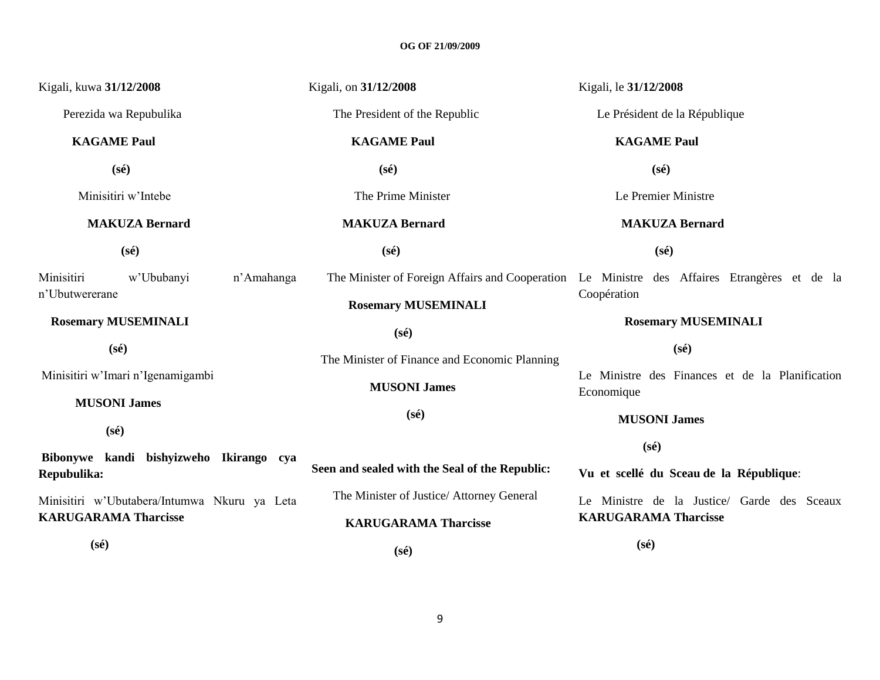Kigali, kuwa **31/12/2008**

Perezida wa Repubulika

**KAGAME Paul**

**(sé)**

Minisitiri w'Intebe

**MAKUZA Bernard**

**(sé)**

Minisitiri w'Ububanyi n'Amahanga n'Ubutwererane

**Rosemary MUSEMINALI**

**(sé)**

Minisitiri w'Imari n'Igenamigambi

**MUSONI James**

**(sé)**

**Bibonywe kandi bishyizweho Ikirango cya Repubulika:**

Minisitiri w'Ubutabera/Intumwa Nkuru ya Leta **KARUGARAMA Tharcisse**

**(sé)**

Kigali, on **31/12/2008**

The President of the Republic

**KAGAME Paul**

**(sé)**

The Prime Minister

**MAKUZA Bernard**

**(sé)**

The Minister of Foreign Affairs and Cooperation

**Rosemary MUSEMINALI**

**(sé)**

The Minister of Finance and Economic Planning

**MUSONI James**

**(sé)**

**Seen and sealed with the Seal of the Republic:**

The Minister of Justice/ Attorney General

**KARUGARAMA Tharcisse**

**(sé)**

Kigali, le **31/12/2008**

Le Président de la République

**KAGAME Paul**

**(sé)**

Le Premier Ministre

**MAKUZA Bernard**

**(sé)**

Le Ministre des Affaires Etrangères et de la Coopération

**Rosemary MUSEMINALI**

**(sé)**

Le Ministre des Finances et de la Planification Economique

**MUSONI James**

**(sé)**

**Vu et scellé du Sceau de la République**:

Le Ministre de la Justice/ Garde des Sceaux **KARUGARAMA Tharcisse**

**(sé)**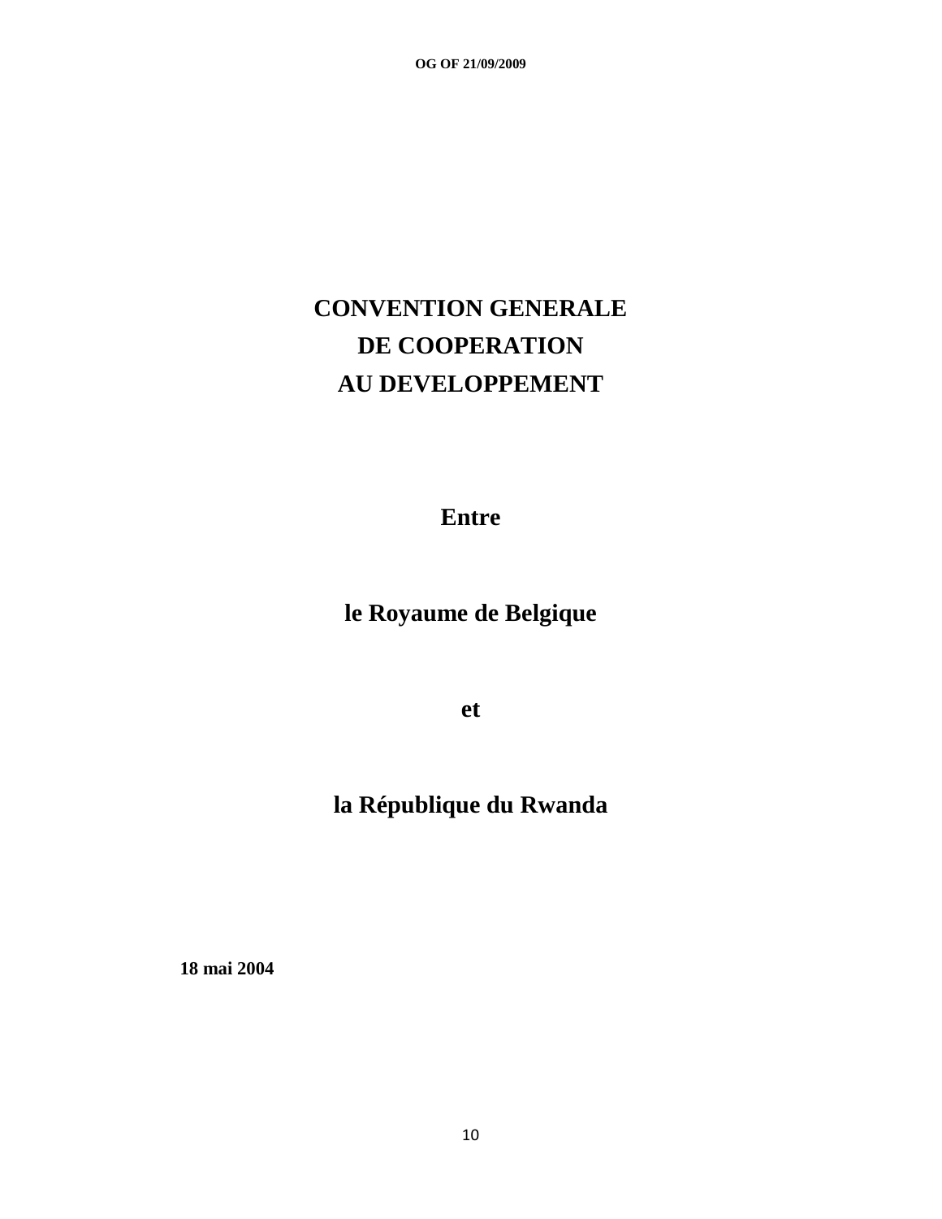# CONVENTION GENERALE
# DE COOPERATION
# AU DEVELOPPEMENT

**Entre**

**le Royaume de Belgique**

**et**

**la République du Rwanda**

**18 mai 2004**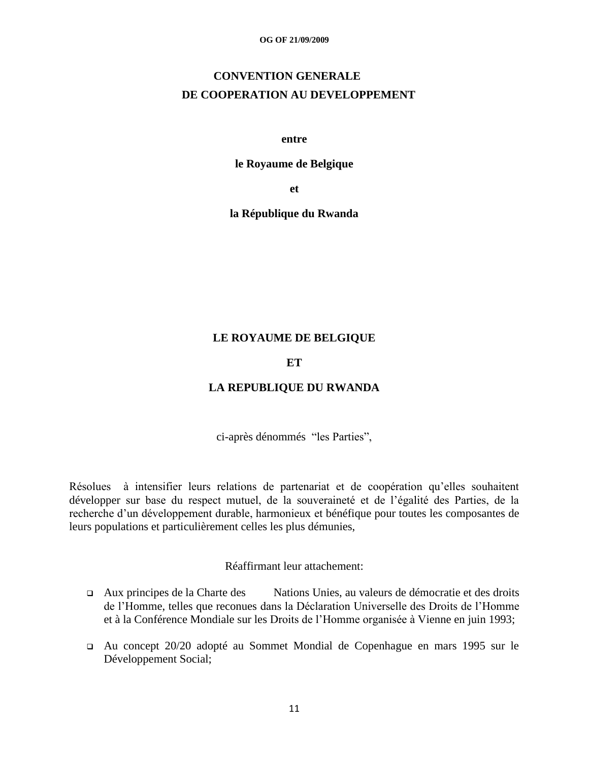# CONVENTION GENERALE DE COOPERATION AU DEVELOPPEMENT

**entre**

**le Royaume de Belgique**

**et**

**la République du Rwanda**

**LE ROYAUME DE BELGIQUE**

**ET**

**LA REPUBLIQUE DU RWANDA**

ci-après dénommés "les Parties",

Résolues à intensifier leurs relations de partenariat et de coopération qu'elles souhaitent développer sur base du respect mutuel, de la souveraineté et de l'égalité des Parties, de la recherche d'un développement durable, harmonieux et bénéfique pour toutes les composantes de leurs populations et particulièrement celles les plus démunies,

Réaffirmant leur attachement:

- Aux principes de la Charte des Nations Unies, au valeurs de démocratie et des droits de l'Homme, telles que reconues dans la Déclaration Universelle des Droits de l'Homme et à la Conférence Mondiale sur les Droits de l'Homme organisée à Vienne en juin 1993;

- Au concept 20/20 adopté au Sommet Mondial de Copenhague en mars 1995 sur le Développement Social;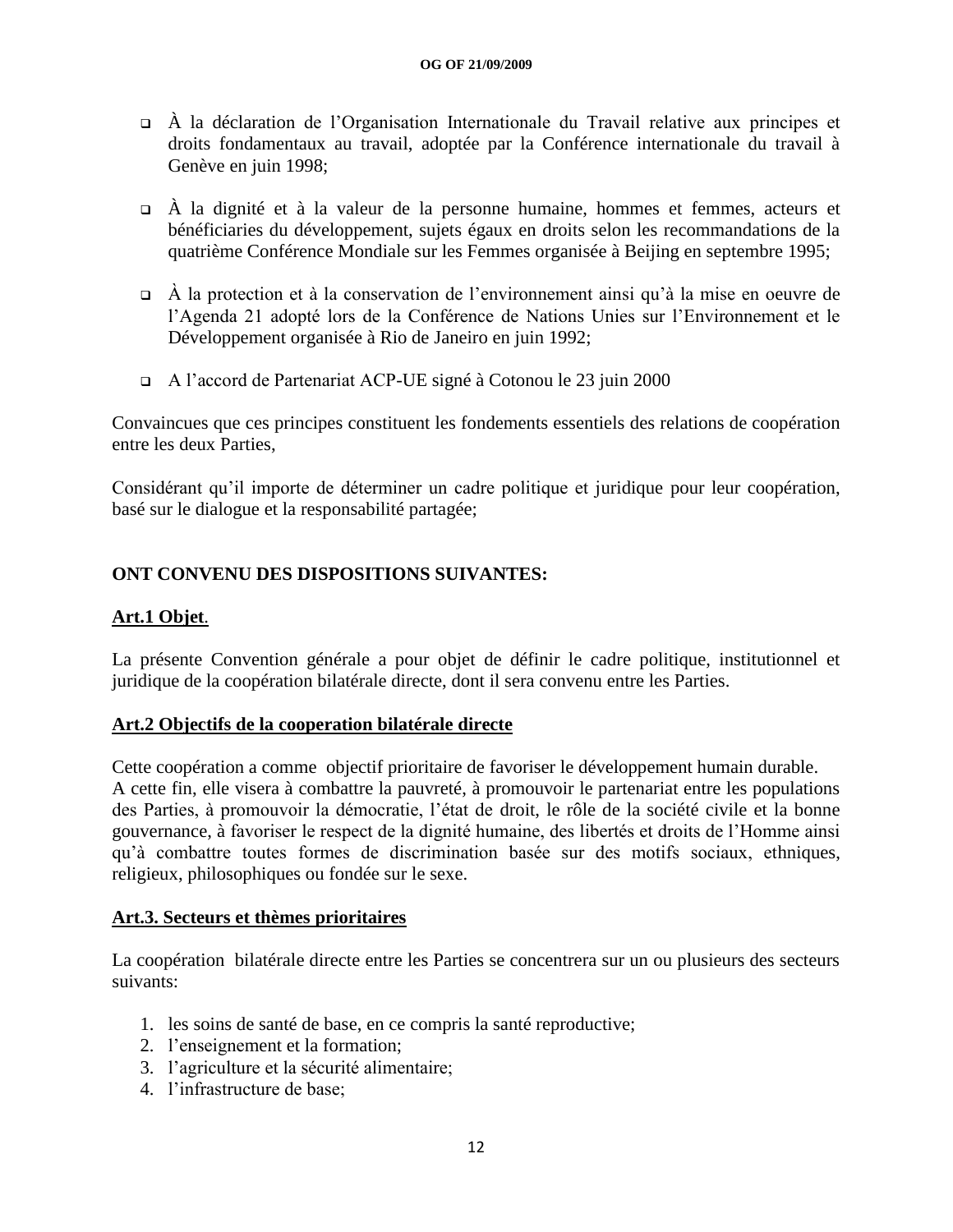- À la déclaration de l'Organisation Internationale du Travail relative aux principes et droits fondamentaux au travail, adoptée par la Conférence internationale du travail à Genève en juin 1998;

- À la dignité et à la valeur de la personne humaine, hommes et femmes, acteurs et bénéficiaries du développement, sujets égaux en droits selon les recommandations de la quatrième Conférence Mondiale sur les Femmes organisée à Beijing en septembre 1995;

- À la protection et à la conservation de l'environnement ainsi qu'à la mise en oeuvre de l'Agenda 21 adopté lors de la Conférence de Nations Unies sur l'Environnement et le Développement organisée à Rio de Janeiro en juin 1992;

- A l'accord de Partenariat ACP-UE signé à Cotonou le 23 juin 2000

Convaincues que ces principes constituent les fondements essentiels des relations de coopération entre les deux Parties,

Considérant qu'il importe de déterminer un cadre politique et juridique pour leur coopération, basé sur le dialogue et la responsabilité partagée;

**ONT CONVENU DES DISPOSITIONS SUIVANTES:**

**<u>Art.1 Objet</u>**.

La présente Convention générale a pour objet de définir le cadre politique, institutionnel et juridique de la coopération bilatérale directe, dont il sera convenu entre les Parties.

**<u>Art.2 Objectifs de la cooperation bilatérale directe</u>**

Cette coopération a comme objectif prioritaire de favoriser le développement humain durable.
A cette fin, elle visera à combattre la pauvreté, à promouvoir le partenariat entre les populations des Parties, à promouvoir la démocratie, l'état de droit, le rôle de la société civile et la bonne gouvernance, à favoriser le respect de la dignité humaine, des libertés et droits de l'Homme ainsi qu'à combattre toutes formes de discrimination basée sur des motifs sociaux, ethniques, religieux, philosophiques ou fondée sur le sexe.

**<u>Art.3. Secteurs et thèmes prioritaires</u>**

La coopération bilatérale directe entre les Parties se concentrera sur un ou plusieurs des secteurs suivants:

1. les soins de santé de base, en ce compris la santé reproductive;
2. l'enseignement et la formation;
3. l'agriculture et la sécurité alimentaire;
4. l'infrastructure de base;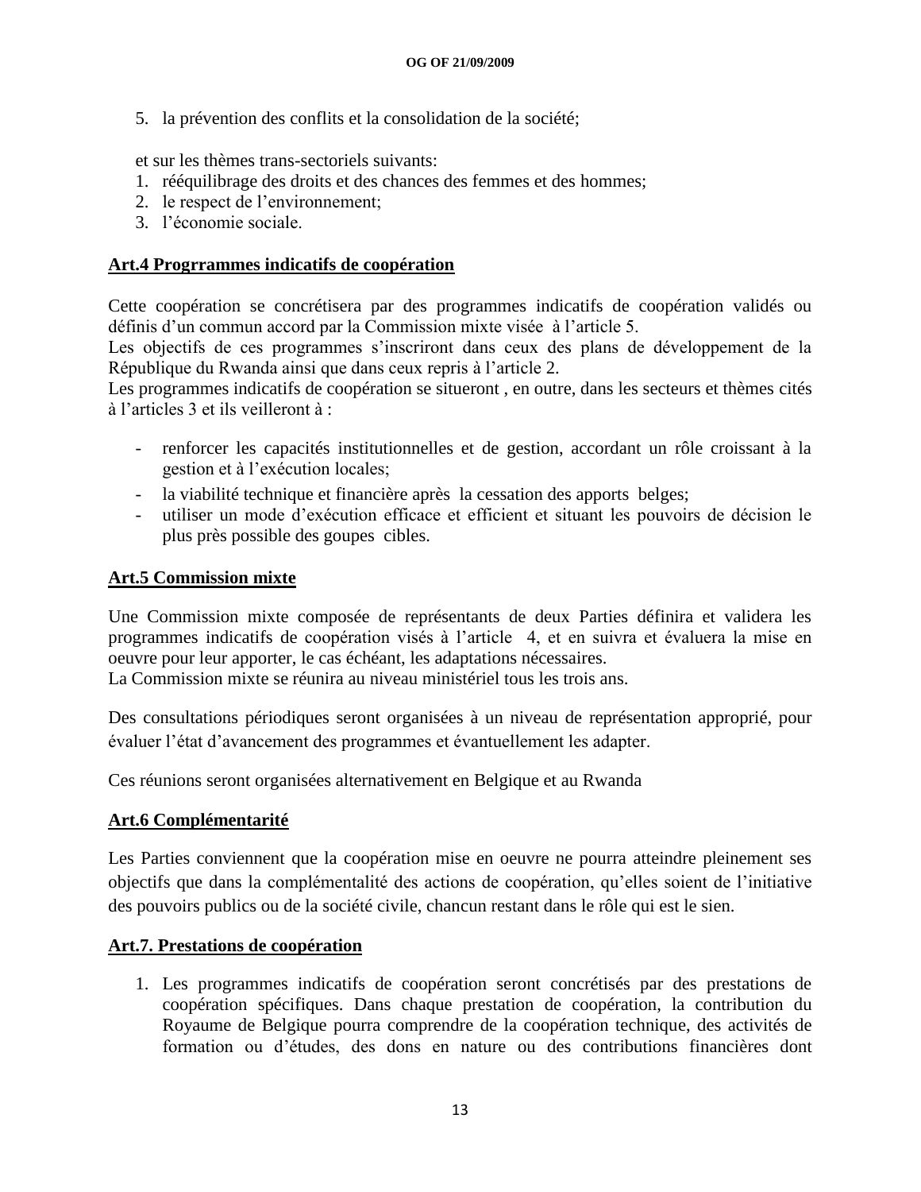5. la prévention des conflits et la consolidation de la société;

et sur les thèmes trans-sectoriels suivants:

1. rééquilibrage des droits et des chances des femmes et des hommes;
2. le respect de l'environnement;
3. l'économie sociale.

**Art.4 Progrrammes indicatifs de coopération**

Cette coopération se concrétisera par des programmes indicatifs de coopération validés ou définis d'un commun accord par la Commission mixte visée à l'article 5.
Les objectifs de ces programmes s'inscriront dans ceux des plans de développement de la République du Rwanda ainsi que dans ceux repris à l'article 2.
Les programmes indicatifs de coopération se situeront , en outre, dans les secteurs et thèmes cités à l'articles 3 et ils veilleront à :

- renforcer les capacités institutionnelles et de gestion, accordant un rôle croissant à la gestion et à l'exécution locales;
- la viabilité technique et financière après la cessation des apports belges;
- utiliser un mode d'exécution efficace et efficient et situant les pouvoirs de décision le plus près possible des goupes cibles.

**Art.5 Commission mixte**

Une Commission mixte composée de représentants de deux Parties définira et validera les programmes indicatifs de coopération visés à l'article 4, et en suivra et évaluera la mise en oeuvre pour leur apporter, le cas échéant, les adaptations nécessaires.
La Commission mixte se réunira au niveau ministériel tous les trois ans.

Des consultations périodiques seront organisées à un niveau de représentation approprié, pour évaluer l'état d'avancement des programmes et évantuellement les adapter.

Ces réunions seront organisées alternativement en Belgique et au Rwanda

**Art.6 Complémentarité**

Les Parties conviennent que la coopération mise en oeuvre ne pourra atteindre pleinement ses objectifs que dans la complémentalité des actions de coopération, qu'elles soient de l'initiative des pouvoirs publics ou de la société civile, chancun restant dans le rôle qui est le sien.

**Art.7. Prestations de coopération**

1. Les programmes indicatifs de coopération seront concrétisés par des prestations de coopération spécifiques. Dans chaque prestation de coopération, la contribution du Royaume de Belgique pourra comprendre de la coopération technique, des activités de formation ou d'études, des dons en nature ou des contributions financières dont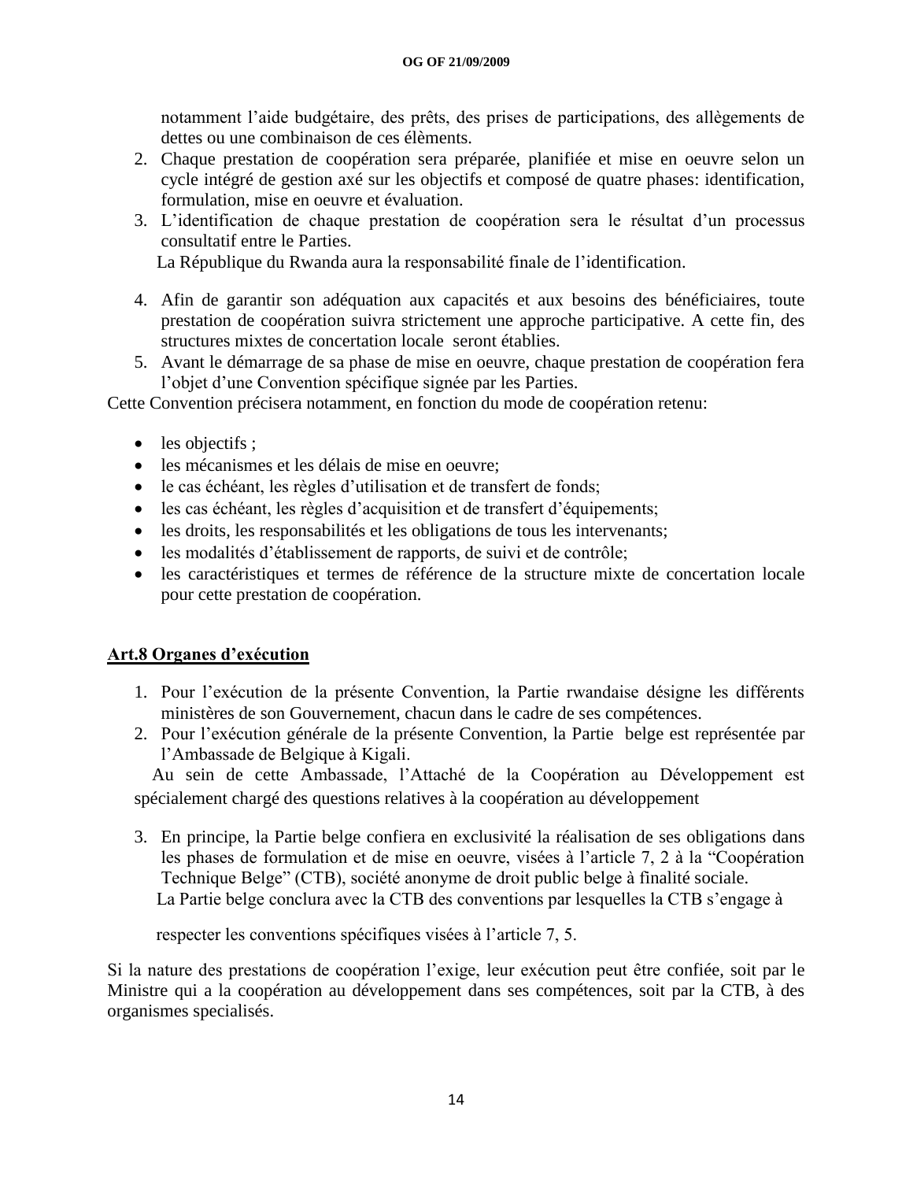notamment l'aide budgétaire, des prêts, des prises de participations, des allègements de dettes ou une combinaison de ces élèments.

2. Chaque prestation de coopération sera préparée, planifiée et mise en oeuvre selon un cycle intégré de gestion axé sur les objectifs et composé de quatre phases: identification, formulation, mise en oeuvre et évaluation.
3. L'identification de chaque prestation de coopération sera le résultat d'un processus consultatif entre le Parties.
   La République du Rwanda aura la responsabilité finale de l'identification.
4. Afin de garantir son adéquation aux capacités et aux besoins des bénéficiaires, toute prestation de coopération suivra strictement une approche participative. A cette fin, des structures mixtes de concertation locale seront établies.
5. Avant le démarrage de sa phase de mise en oeuvre, chaque prestation de coopération fera l'objet d'une Convention spécifique signée par les Parties.

Cette Convention précisera notamment, en fonction du mode de coopération retenu:

- les objectifs ;
- les mécanismes et les délais de mise en oeuvre;
- le cas échéant, les règles d'utilisation et de transfert de fonds;
- les cas échéant, les règles d'acquisition et de transfert d'équipements;
- les droits, les responsabilités et les obligations de tous les intervenants;
- les modalités d'établissement de rapports, de suivi et de contrôle;
- les caractéristiques et termes de référence de la structure mixte de concertation locale pour cette prestation de coopération.

## Art.8 Organes d'exécution

1. Pour l'exécution de la présente Convention, la Partie rwandaise désigne les différents ministères de son Gouvernement, chacun dans le cadre de ses compétences.
2. Pour l'exécution générale de la présente Convention, la Partie belge est représentée par l'Ambassade de Belgique à Kigali.

Au sein de cette Ambassade, l'Attaché de la Coopération au Développement est spécialement chargé des questions relatives à la coopération au développement

3. En principe, la Partie belge confiera en exclusivité la réalisation de ses obligations dans les phases de formulation et de mise en oeuvre, visées à l'article 7, 2 à la "Coopération Technique Belge" (CTB), société anonyme de droit public belge à finalité sociale.
   La Partie belge conclura avec la CTB des conventions par lesquelles la CTB s'engage à

   respecter les conventions spécifiques visées à l'article 7, 5.

Si la nature des prestations de coopération l'exige, leur exécution peut être confiée, soit par le Ministre qui a la coopération au développement dans ses compétences, soit par la CTB, à des organismes specialisés.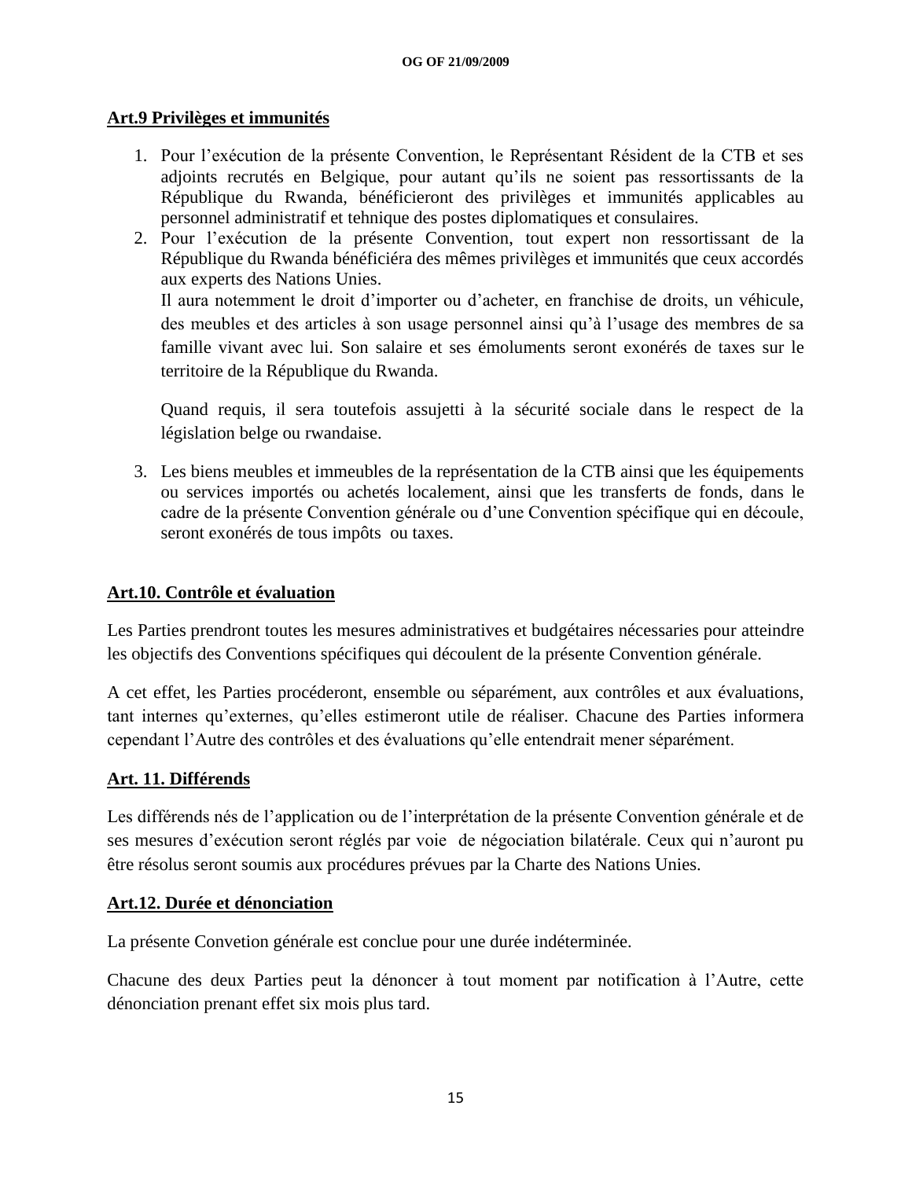**Art.9 Privilèges et immunités**

1. Pour l'exécution de la présente Convention, le Représentant Résident de la CTB et ses adjoints recrutés en Belgique, pour autant qu'ils ne soient pas ressortissants de la République du Rwanda, bénéficieront des privilèges et immunités applicables au personnel administratif et tehnique des postes diplomatiques et consulaires.
2. Pour l'exécution de la présente Convention, tout expert non ressortissant de la République du Rwanda bénéficiéra des mêmes privilèges et immunités que ceux accordés aux experts des Nations Unies.

   Il aura notemment le droit d'importer ou d'acheter, en franchise de droits, un véhicule, des meubles et des articles à son usage personnel ainsi qu'à l'usage des membres de sa famille vivant avec lui. Son salaire et ses émoluments seront exonérés de taxes sur le territoire de la République du Rwanda.

   Quand requis, il sera toutefois assujetti à la sécurité sociale dans le respect de la législation belge ou rwandaise.

3. Les biens meubles et immeubles de la représentation de la CTB ainsi que les équipements ou services importés ou achetés localement, ainsi que les transferts de fonds, dans le cadre de la présente Convention générale ou d'une Convention spécifique qui en découle, seront exonérés de tous impôts ou taxes.

**Art.10. Contrôle et évaluation**

Les Parties prendront toutes les mesures administratives et budgétaires nécessaries pour atteindre les objectifs des Conventions spécifiques qui découlent de la présente Convention générale.

A cet effet, les Parties procéderont, ensemble ou séparément, aux contrôles et aux évaluations, tant internes qu'externes, qu'elles estimeront utile de réaliser. Chacune des Parties informera cependant l'Autre des contrôles et des évaluations qu'elle entendrait mener séparément.

**Art. 11. Différends**

Les différends nés de l'application ou de l'interprétation de la présente Convention générale et de ses mesures d'exécution seront réglés par voie de négociation bilatérale. Ceux qui n'auront pu être résolus seront soumis aux procédures prévues par la Charte des Nations Unies.

**Art.12. Durée et dénonciation**

La présente Convetion générale est conclue pour une durée indéterminée.

Chacune des deux Parties peut la dénoncer à tout moment par notification à l'Autre, cette dénonciation prenant effet six mois plus tard.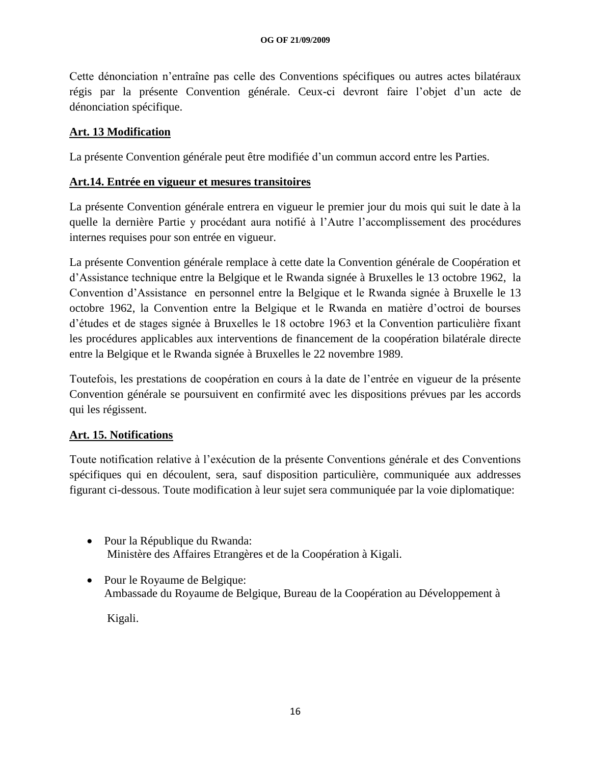Cette dénonciation n'entraîne pas celle des Conventions spécifiques ou autres actes bilatéraux régis par la présente Convention générale. Ceux-ci devront faire l'objet d'un acte de dénonciation spécifique.

**Art. 13 Modification**

La présente Convention générale peut être modifiée d'un commun accord entre les Parties.

**Art.14. Entrée en vigueur et mesures transitoires**

La présente Convention générale entrera en vigueur le premier jour du mois qui suit le date à la quelle la dernière Partie y procédant aura notifié à l'Autre l'accomplissement des procédures internes requises pour son entrée en vigueur.

La présente Convention générale remplace à cette date la Convention générale de Coopération et d'Assistance technique entre la Belgique et le Rwanda signée à Bruxelles le 13 octobre 1962, la Convention d'Assistance en personnel entre la Belgique et le Rwanda signée à Bruxelle le 13 octobre 1962, la Convention entre la Belgique et le Rwanda en matière d'octroi de bourses d'études et de stages signée à Bruxelles le 18 octobre 1963 et la Convention particulière fixant les procédures applicables aux interventions de financement de la coopération bilatérale directe entre la Belgique et le Rwanda signée à Bruxelles le 22 novembre 1989.

Toutefois, les prestations de coopération en cours à la date de l'entrée en vigueur de la présente Convention générale se poursuivent en confirmité avec les dispositions prévues par les accords qui les régissent.

**Art. 15. Notifications**

Toute notification relative à l'exécution de la présente Conventions générale et des Conventions spécifiques qui en découlent, sera, sauf disposition particulière, communiquée aux addresses figurant ci-dessous. Toute modification à leur sujet sera communiquée par la voie diplomatique:

- Pour la République du Rwanda:
  Ministère des Affaires Etrangères et de la Coopération à Kigali.

- Pour le Royaume de Belgique:
  Ambassade du Royaume de Belgique, Bureau de la Coopération au Développement à Kigali.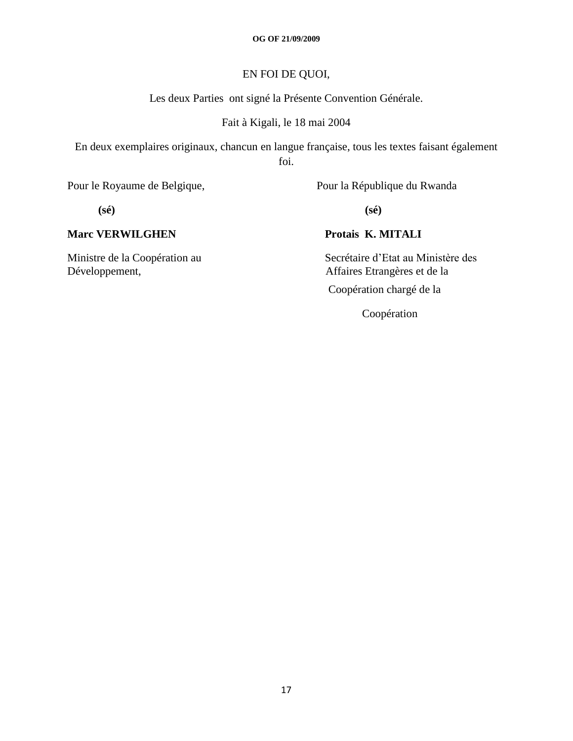EN FOI DE QUOI,

Les deux Parties ont signé la Présente Convention Générale.

Fait à Kigali, le 18 mai 2004

En deux exemplaires originaux, chancun en langue française, tous les textes faisant également foi.

Pour le Royaume de Belgique,

**(sé)**

**Marc VERWILGHEN**

Ministre de la Coopération au Développement,

Pour la République du Rwanda

**(sé)**

**Protais K. MITALI**

Secrétaire d'Etat au Ministère des Affaires Etrangères et de la Coopération chargé de la Coopération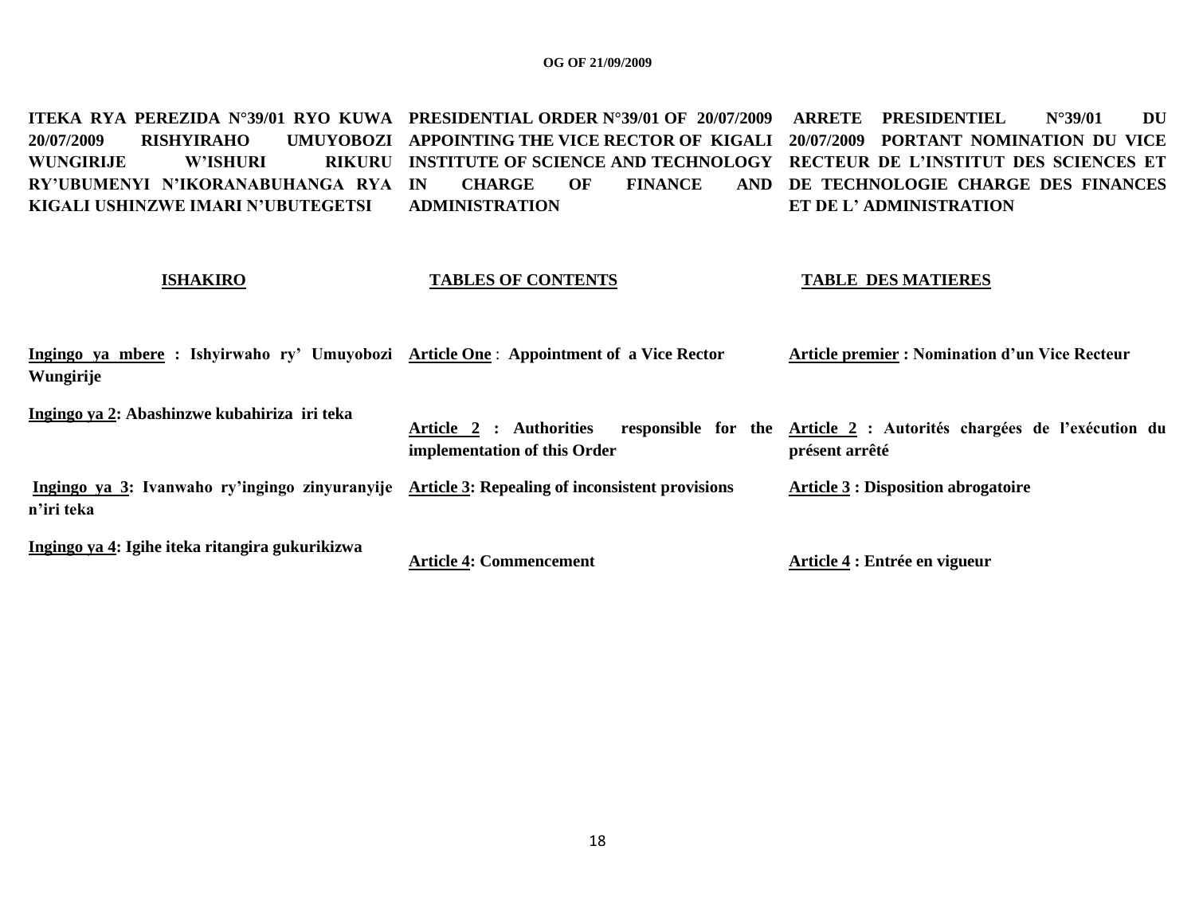**ITEKA RYA PEREZIDA N°39/01 RYO KUWA 20/07/2009 RISHYIRAHO UMUYOBOZI WUNGIRIJE W'ISHURI RIKURU RY'UBUMENYI N'IKORANABUHANGA RYA KIGALI USHINZWE IMARI N'UBUTEGETSI**

**ISHAKIRO**

**Ingingo ya mbere : Ishyirwaho ry' Umuyobozi Wungirije**

**Ingingo ya 2: Abashinzwe kubahiriza iri teka**

**Ingingo ya 3: Ivanwaho ry'ingingo zinyuranyije n'iri teka**

**Ingingo ya 4: Igihe iteka ritangira gukurikizwa**

**PRESIDENTIAL ORDER N°39/01 OF 20/07/2009 APPOINTING THE VICE RECTOR OF KIGALI INSTITUTE OF SCIENCE AND TECHNOLOGY IN CHARGE OF FINANCE AND ADMINISTRATION**

**TABLES OF CONTENTS**

**Article One : Appointment of a Vice Rector**

**Article 2 : Authorities responsible for the implementation of this Order**

**Article 3: Repealing of inconsistent provisions**

**Article 4: Commencement**

**ARRETE PRESIDENTIEL N°39/01 DU 20/07/2009 PORTANT NOMINATION DU VICE RECTEUR DE L'INSTITUT DES SCIENCES ET DE TECHNOLOGIE CHARGE DES FINANCES ET DE L' ADMINISTRATION**

**TABLE DES MATIERES**

**Article premier : Nomination d'un Vice Recteur**

**Article 2 : Autorités chargées de l'exécution du présent arrêté**

**Article 3 : Disposition abrogatoire**

**Article 4 : Entrée en vigueur**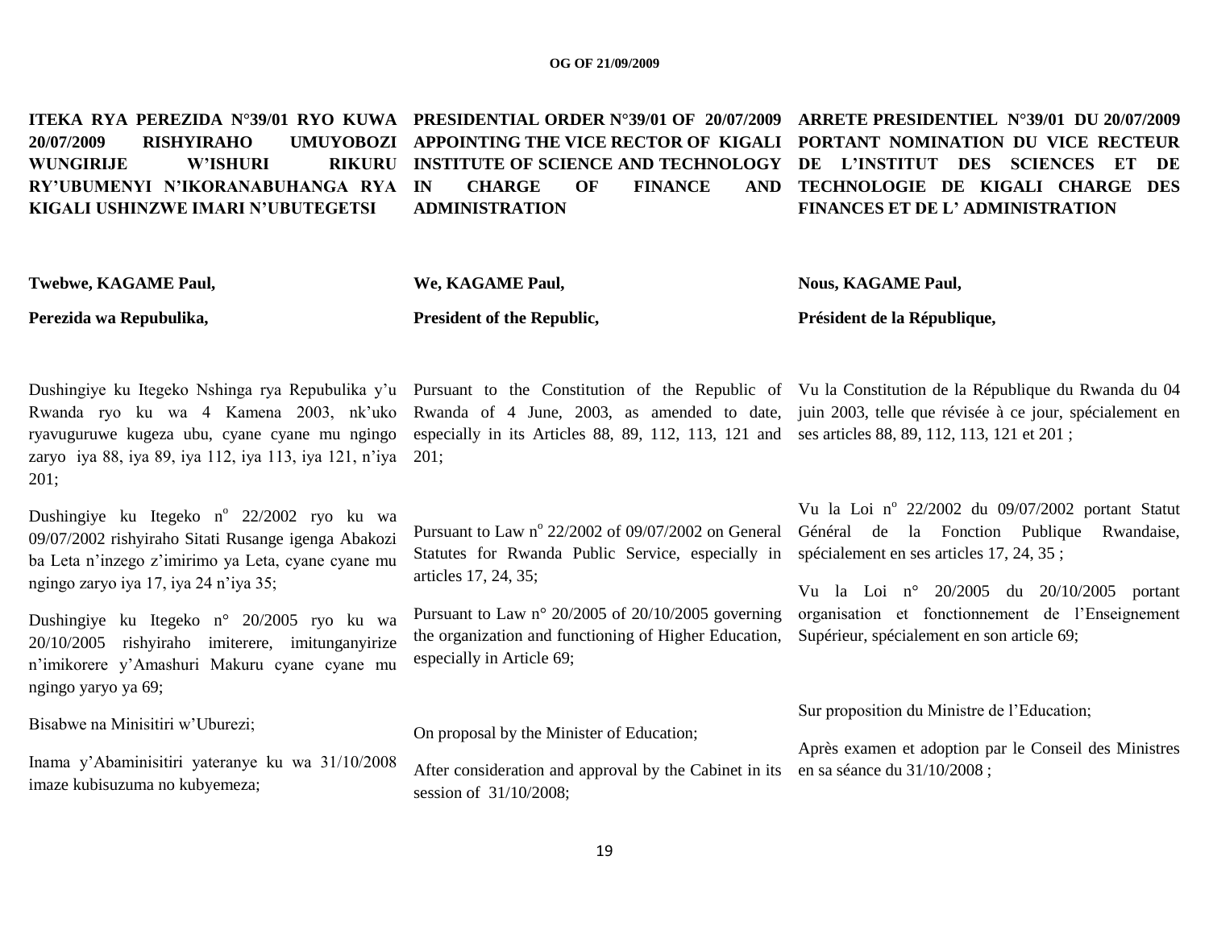**ITEKA RYA PEREZIDA N°39/01 RYO KUWA 20/07/2009 RISHYIRAHO UMUYOBOZI WUNGIRIJE W'ISHURI RIKURU RY'UBUMENYI N'IKORANABUHANGA RYA KIGALI USHINZWE IMARI N'UBUTEGETSI**

**Twebwe, KAGAME Paul,**

**Perezida wa Repubulika,**

Dushingiye ku Itegeko Nshinga rya Repubulika y'u Rwanda ryo ku wa 4 Kamena 2003, nk'uko ryavuguruwe kugeza ubu, cyane cyane mu ngingo zaryo iya 88, iya 89, iya 112, iya 113, iya 121, n'iya 201;

Dushingiye ku Itegeko n° 22/2002 ryo ku wa 09/07/2002 rishyiraho Sitati Rusange igenga Abakozi ba Leta n'inzego z'imirimo ya Leta, cyane cyane mu ngingo zaryo iya 17, iya 24 n'iya 35;

Dushingiye ku Itegeko n° 20/2005 ryo ku wa 20/10/2005 rishyiraho imiterere, imitunganyirize n'imikorere y'Amashuri Makuru cyane cyane mu ngingo yaryo ya 69;

Bisabwe na Minisitiri w'Uburezi;

Inama y'Abaminisitiri yateranye ku wa 31/10/2008 imaze kubisuzuma no kubyemeza;

**PRESIDENTIAL ORDER N°39/01 OF 20/07/2009 APPOINTING THE VICE RECTOR OF KIGALI INSTITUTE OF SCIENCE AND TECHNOLOGY IN CHARGE OF FINANCE AND ADMINISTRATION**

**We, KAGAME Paul,**

**President of the Republic,**

Pursuant to the Constitution of the Republic of Rwanda of 4 June, 2003, as amended to date, especially in its Articles 88, 89, 112, 113, 121 and 201;

Pursuant to Law n° 22/2002 of 09/07/2002 on General Statutes for Rwanda Public Service, especially in articles 17, 24, 35;

Pursuant to Law n° 20/2005 of 20/10/2005 governing the organization and functioning of Higher Education, especially in Article 69;

On proposal by the Minister of Education;

After consideration and approval by the Cabinet in its session of 31/10/2008;

**ARRETE PRESIDENTIEL N°39/01 DU 20/07/2009 PORTANT NOMINATION DU VICE RECTEUR DE L'INSTITUT DES SCIENCES ET DE TECHNOLOGIE DE KIGALI CHARGE DES FINANCES ET DE L' ADMINISTRATION**

**Nous, KAGAME Paul,**

**Président de la République,**

Vu la Constitution de la République du Rwanda du 04 juin 2003, telle que révisée à ce jour, spécialement en ses articles 88, 89, 112, 113, 121 et 201 ;

Vu la Loi n° 22/2002 du 09/07/2002 portant Statut Général de la Fonction Publique Rwandaise, spécialement en ses articles 17, 24, 35 ;

Vu la Loi n° 20/2005 du 20/10/2005 portant organisation et fonctionnement de l'Enseignement Supérieur, spécialement en son article 69;

Sur proposition du Ministre de l'Education;

Après examen et adoption par le Conseil des Ministres en sa séance du 31/10/2008 ;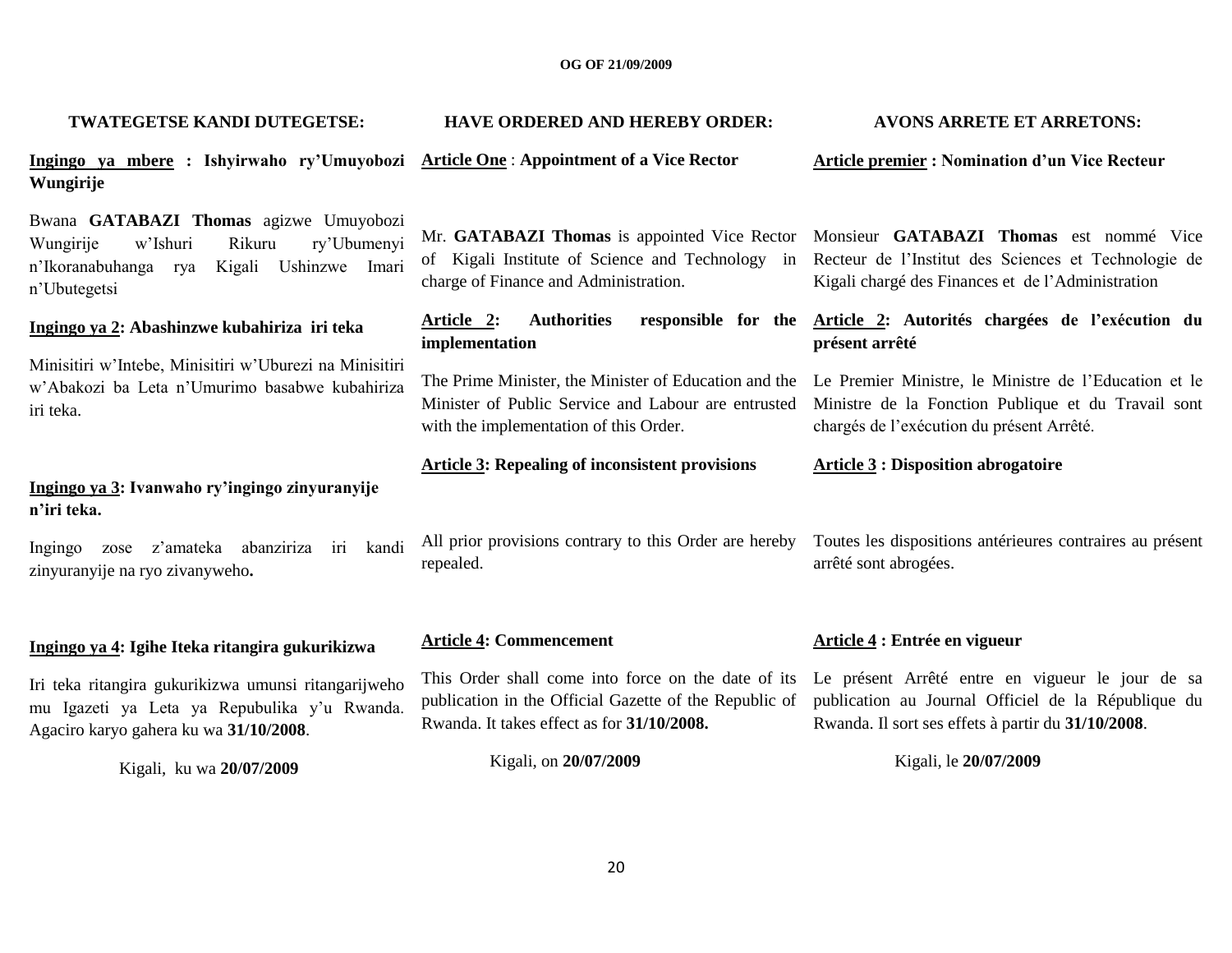**TWATEGETSE KANDI DUTEGETSE:**

**Ingingo ya mbere : Ishyirwaho ry'Umuyobozi Wungirije**

Bwana **GATABAZI Thomas** agizwe Umuyobozi Wungirije w'Ishuri Rikuru ry'Ubumenyi n'Ikoranabuhanga rya Kigali Ushinzwe Imari n'Ubutegetsi

**Ingingo ya 2: Abashinzwe kubahiriza iri teka**

Minisitiri w'Intebe, Minisitiri w'Uburezi na Minisitiri w'Abakozi ba Leta n'Umurimo basabwe kubahiriza iri teka.

**Ingingo ya 3: Ivanwaho ry'ingingo zinyuranyije n'iri teka.**

Ingingo zose z'amateka abanziriza iri kandi zinyuranyije na ryo zivanyweho**.**

**Ingingo ya 4: Igihe Iteka ritangira gukurikizwa**

Iri teka ritangira gukurikizwa umunsi ritangarijweho mu Igazeti ya Leta ya Repubulika y'u Rwanda. Agaciro karyo gahera ku wa **31/10/2008**.

Kigali, ku wa **20/07/2009**

**HAVE ORDERED AND HEREBY ORDER:**

**Article One : Appointment of a Vice Rector**

Mr. **GATABAZI Thomas** is appointed Vice Rector of Kigali Institute of Science and Technology in charge of Finance and Administration.

**Article 2: Authorities responsible for the implementation**

The Prime Minister, the Minister of Education and the Minister of Public Service and Labour are entrusted with the implementation of this Order.

**Article 3: Repealing of inconsistent provisions**

All prior provisions contrary to this Order are hereby repealed.

**Article 4: Commencement**

This Order shall come into force on the date of its publication in the Official Gazette of the Republic of Rwanda. It takes effect as for **31/10/2008.**

Kigali, on **20/07/2009**

**AVONS ARRETE ET ARRETONS:**

**Article premier : Nomination d'un Vice Recteur**

Monsieur **GATABAZI Thomas** est nommé Vice Recteur de l'Institut des Sciences et Technologie de Kigali chargé des Finances et de l'Administration

**Article 2: Autorités chargées de l'exécution du présent arrêté**

Le Premier Ministre, le Ministre de l'Education et le Ministre de la Fonction Publique et du Travail sont chargés de l'exécution du présent Arrêté.

**Article 3 : Disposition abrogatoire**

Toutes les dispositions antérieures contraires au présent arrêté sont abrogées.

**Article 4 : Entrée en vigueur**

Le présent Arrêté entre en vigueur le jour de sa publication au Journal Officiel de la République du Rwanda. Il sort ses effets à partir du **31/10/2008**.

Kigali, le **20/07/2009**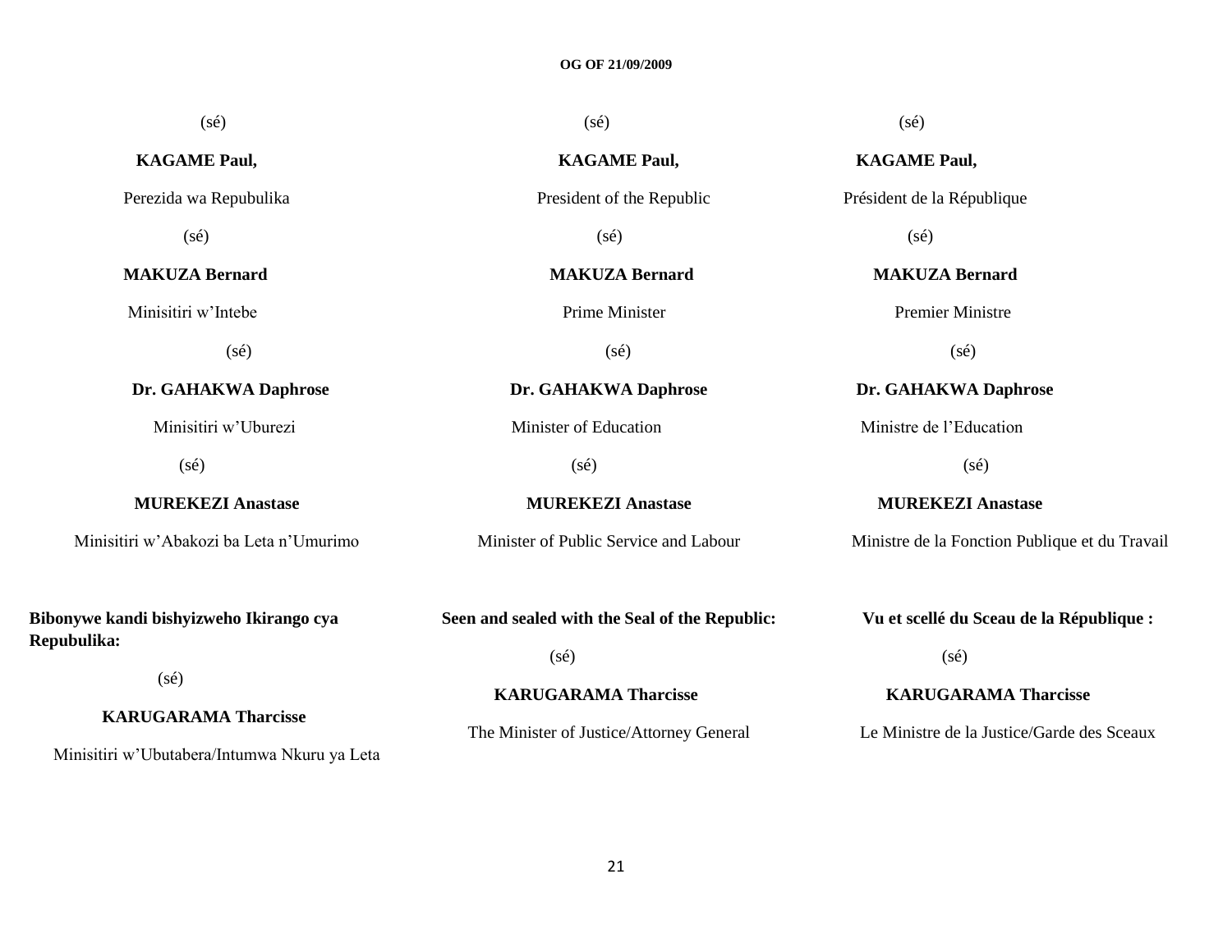(sé)

**KAGAME Paul,**

Perezida wa Repubulika

(sé)

**MAKUZA Bernard**

Minisitiri w'Intebe

(sé)

**Dr. GAHAKWA Daphrose**

Minisitiri w'Uburezi

(sé)

**MUREKEZI Anastase**

Minisitiri w'Abakozi ba Leta n'Umurimo

**Bibonywe kandi bishyizweho Ikirango cya Repubulika:**

(sé)

**KARUGARAMA Tharcisse**

Minisitiri w'Ubutabera/Intumwa Nkuru ya Leta

(sé)

**KAGAME Paul,**

President of the Republic

(sé)

**MAKUZA Bernard**

Prime Minister

(sé)

**Dr. GAHAKWA Daphrose**

Minister of Education

(sé)

**MUREKEZI Anastase**

Minister of Public Service and Labour

**Seen and sealed with the Seal of the Republic:**

(sé)

**KARUGARAMA Tharcisse**

The Minister of Justice/Attorney General

(sé)

**KAGAME Paul,**

Président de la République

(sé)

**MAKUZA Bernard**

Premier Ministre

(sé)

**Dr. GAHAKWA Daphrose**

Ministre de l'Education

(sé)

**MUREKEZI Anastase**

Ministre de la Fonction Publique et du Travail

**Vu et scellé du Sceau de la République :**

(sé)

**KARUGARAMA Tharcisse**

Le Ministre de la Justice/Garde des Sceaux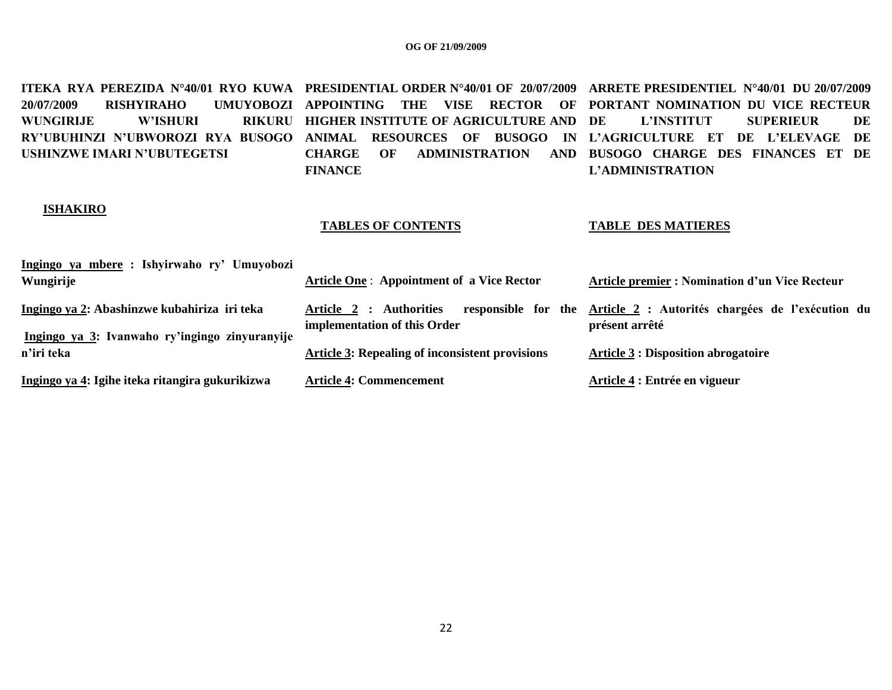**ITEKA RYA PEREZIDA N°40/01 RYO KUWA 20/07/2009 RISHYIRAHO UMUYOBOZI WUNGIRIJE W'ISHURI RIKURU RY'UBUHINZI N'UBWOROZI RYA BUSOGO USHINZWE IMARI N'UBUTEGETSI**

**ISHAKIRO**

**Ingingo ya mbere : Ishyirwaho ry' Umuyobozi Wungirije**

**Ingingo ya 2: Abashinzwe kubahiriza iri teka**

**Ingingo ya 3: Ivanwaho ry'ingingo zinyuranyije n'iri teka**

**Ingingo ya 4: Igihe iteka ritangira gukurikizwa**

**PRESIDENTIAL ORDER N°40/01 OF 20/07/2009 APPOINTING THE VISE RECTOR OF HIGHER INSTITUTE OF AGRICULTURE AND ANIMAL RESOURCES OF BUSOGO IN CHARGE OF ADMINISTRATION AND FINANCE**

**TABLES OF CONTENTS**

**Article One : Appointment of a Vice Rector**

**Article 2 : Authorities responsible for the implementation of this Order**

**Article 3: Repealing of inconsistent provisions**

**Article 4: Commencement**

**ARRETE PRESIDENTIEL N°40/01 DU 20/07/2009 PORTANT NOMINATION DU VICE RECTEUR DE L'INSTITUT SUPERIEUR DE L'AGRICULTURE ET DE L'ELEVAGE DE BUSOGO CHARGE DES FINANCES ET DE L'ADMINISTRATION**

**TABLE DES MATIERES**

**Article premier : Nomination d'un Vice Recteur**

**Article 2 : Autorités chargées de l'exécution du présent arrêté**

**Article 3 : Disposition abrogatoire**

**Article 4 : Entrée en vigueur**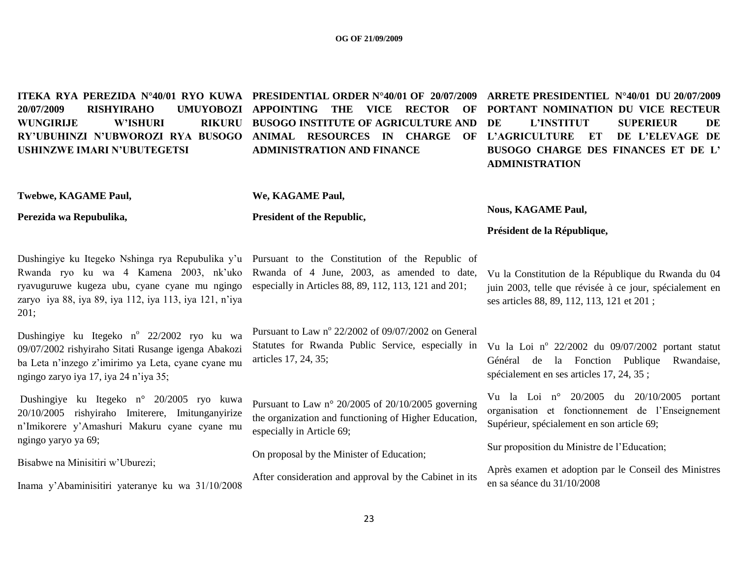**ITEKA RYA PEREZIDA N°40/01 RYO KUWA 20/07/2009 RISHYIRAHO UMUYOBOZI WUNGIRIJE W'ISHURI RIKURU RY'UBUHINZI N'UBWOROZI RYA BUSOGO USHINZWE IMARI N'UBUTEGETSI**

**Twebwe, KAGAME Paul,**

**Perezida wa Repubulika,**

Dushingiye ku Itegeko Nshinga rya Repubulika y'u Rwanda ryo ku wa 4 Kamena 2003, nk'uko ryavuguruwe kugeza ubu, cyane cyane mu ngingo zaryo iya 88, iya 89, iya 112, iya 113, iya 121, n'iya 201;

Dushingiye ku Itegeko n° 22/2002 ryo ku wa 09/07/2002 rishyiraho Sitati Rusange igenga Abakozi ba Leta n'inzego z'imirimo ya Leta, cyane cyane mu ngingo zaryo iya 17, iya 24 n'iya 35;

Dushingiye ku Itegeko n° 20/2005 ryo kuwa 20/10/2005 rishyiraho Imiterere, Imitunganyirize n'Imikorere y'Amashuri Makuru cyane cyane mu ngingo yaryo ya 69;

Bisabwe na Minisitiri w'Uburezi;

Inama y'Abaminisitiri yateranye ku wa 31/10/2008

**PRESIDENTIAL ORDER N°40/01 OF 20/07/2009 APPOINTING THE VICE RECTOR OF BUSOGO INSTITUTE OF AGRICULTURE AND ANIMAL RESOURCES IN CHARGE OF ADMINISTRATION AND FINANCE**

**We, KAGAME Paul,**

**President of the Republic,**

Pursuant to the Constitution of the Republic of Rwanda of 4 June, 2003, as amended to date, especially in Articles 88, 89, 112, 113, 121 and 201;

Pursuant to Law n° 22/2002 of 09/07/2002 on General Statutes for Rwanda Public Service, especially in articles 17, 24, 35;

Pursuant to Law n° 20/2005 of 20/10/2005 governing the organization and functioning of Higher Education, especially in Article 69;

On proposal by the Minister of Education;

After consideration and approval by the Cabinet in its

**ARRETE PRESIDENTIEL N°40/01 DU 20/07/2009 PORTANT NOMINATION DU VICE RECTEUR DE L'INSTITUT SUPERIEUR DE L'AGRICULTURE ET DE L'ELEVAGE DE BUSOGO CHARGE DES FINANCES ET DE L' ADMINISTRATION**

**Nous, KAGAME Paul,**

**Président de la République,**

Vu la Constitution de la République du Rwanda du 04 juin 2003, telle que révisée à ce jour, spécialement en ses articles 88, 89, 112, 113, 121 et 201 ;

Vu la Loi n° 22/2002 du 09/07/2002 portant statut Général de la Fonction Publique Rwandaise, spécialement en ses articles 17, 24, 35 ;

Vu la Loi n° 20/2005 du 20/10/2005 portant organisation et fonctionnement de l'Enseignement Supérieur, spécialement en son article 69;

Sur proposition du Ministre de l'Education;

Après examen et adoption par le Conseil des Ministres en sa séance du 31/10/2008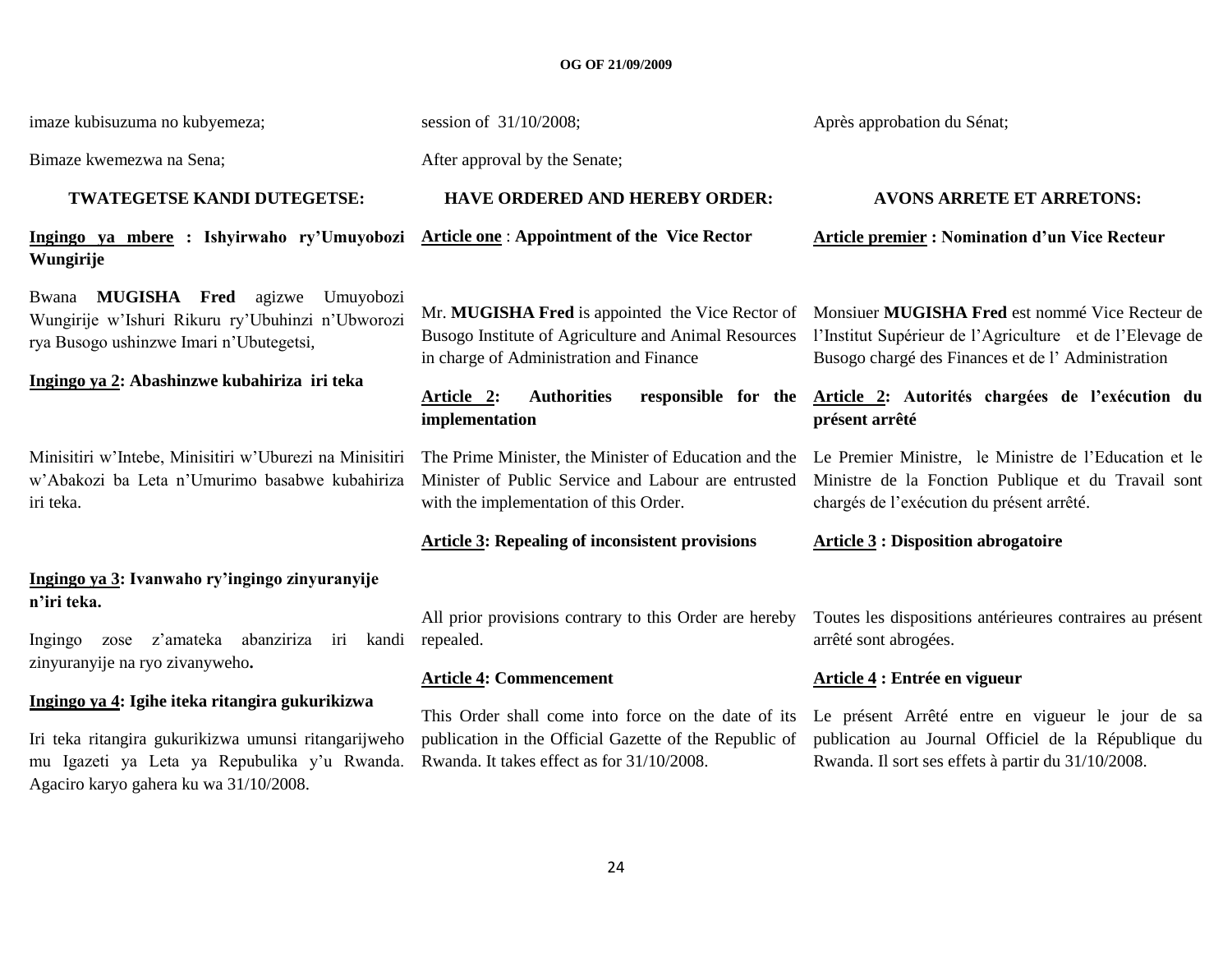imaze kubisuzuma no kubyemeza;

Bimaze kwemezwa na Sena;

**TWATEGETSE KANDI DUTEGETSE:**

**Ingingo ya mbere : Ishyirwaho ry'Umuyobozi Wungirije**

Bwana **MUGISHA Fred** agizwe Umuyobozi Wungirije w'Ishuri Rikuru ry'Ubuhinzi n'Ubworozi rya Busogo ushinzwe Imari n'Ubutegetsi,

**Ingingo ya 2: Abashinzwe kubahiriza iri teka**

Minisitiri w'Intebe, Minisitiri w'Uburezi na Minisitiri w'Abakozi ba Leta n'Umurimo basabwe kubahiriza iri teka.

**Ingingo ya 3: Ivanwaho ry'ingingo zinyuranyije n'iri teka.**

Ingingo zose z'amateka abanziriza iri kandi zinyuranyije na ryo zivanyweho**.**

**Ingingo ya 4: Igihe iteka ritangira gukurikizwa**

Iri teka ritangira gukurikizwa umunsi ritangarijweho mu Igazeti ya Leta ya Repubulika y'u Rwanda. Agaciro karyo gahera ku wa 31/10/2008.

session of 31/10/2008;

After approval by the Senate;

**HAVE ORDERED AND HEREBY ORDER:**

**Article one : Appointment of the Vice Rector**

Mr. **MUGISHA Fred** is appointed the Vice Rector of Busogo Institute of Agriculture and Animal Resources in charge of Administration and Finance

**Article 2: Authorities responsible for the implementation**

The Prime Minister, the Minister of Education and the Minister of Public Service and Labour are entrusted with the implementation of this Order.

**Article 3: Repealing of inconsistent provisions**

All prior provisions contrary to this Order are hereby repealed.

**Article 4: Commencement**

This Order shall come into force on the date of its publication in the Official Gazette of the Republic of Rwanda. It takes effect as for 31/10/2008.

Après approbation du Sénat;

**AVONS ARRETE ET ARRETONS:**

**Article premier : Nomination d'un Vice Recteur**

Monsiuer **MUGISHA Fred** est nommé Vice Recteur de l'Institut Supérieur de l'Agriculture et de l'Elevage de Busogo chargé des Finances et de l' Administration

**Article 2: Autorités chargées de l'exécution du présent arrêté**

Le Premier Ministre, le Ministre de l'Education et le Ministre de la Fonction Publique et du Travail sont chargés de l'exécution du présent arrêté.

**Article 3 : Disposition abrogatoire**

Toutes les dispositions antérieures contraires au présent arrêté sont abrogées.

**Article 4 : Entrée en vigueur**

Le présent Arrêté entre en vigueur le jour de sa publication au Journal Officiel de la République du Rwanda. Il sort ses effets à partir du 31/10/2008.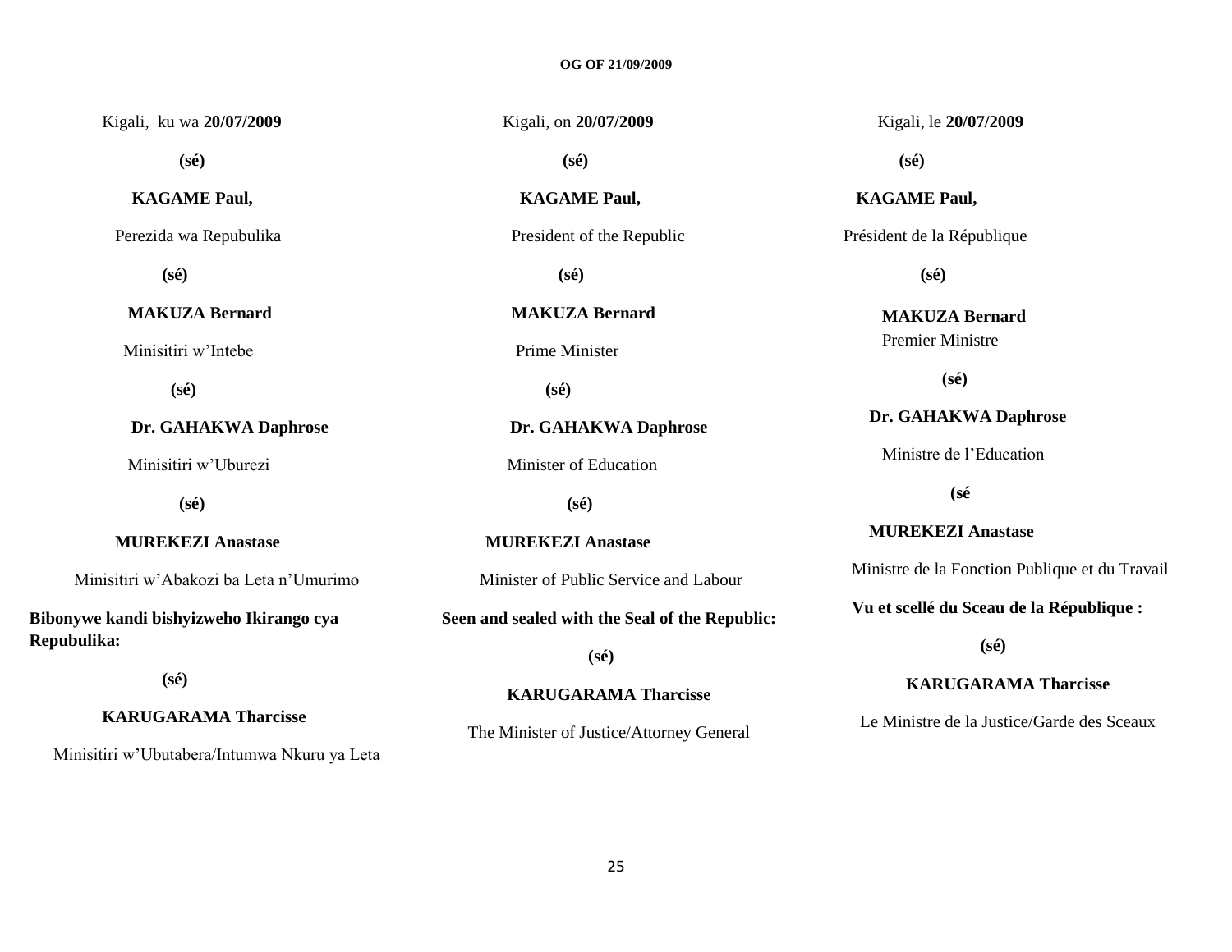Kigali, ku wa **20/07/2009**

**(sé)**

**KAGAME Paul,**

Perezida wa Repubulika

**(sé)**

**MAKUZA Bernard**

Minisitiri w'Intebe

**(sé)**

**Dr. GAHAKWA Daphrose**

Minisitiri w'Uburezi

**(sé)**

**MUREKEZI Anastase**

Minisitiri w'Abakozi ba Leta n'Umurimo

**Bibonywe kandi bishyizweho Ikirango cya Repubulika:**

**(sé)**

**KARUGARAMA Tharcisse**

Minisitiri w'Ubutabera/Intumwa Nkuru ya Leta

Kigali, on **20/07/2009**

**(sé)**

**KAGAME Paul,**

President of the Republic

**(sé)**

**MAKUZA Bernard**

Prime Minister

**(sé)**

**Dr. GAHAKWA Daphrose**

Minister of Education

**(sé)**

**MUREKEZI Anastase**

Minister of Public Service and Labour

**Seen and sealed with the Seal of the Republic:**

**(sé)**

**KARUGARAMA Tharcisse**

The Minister of Justice/Attorney General

Kigali, le **20/07/2009**

**(sé)**

**KAGAME Paul,**

Président de la République

**(sé)**

**MAKUZA Bernard**

Premier Ministre

**(sé)**

**Dr. GAHAKWA Daphrose**

Ministre de l'Education

**(sé**

**MUREKEZI Anastase**

Ministre de la Fonction Publique et du Travail

**Vu et scellé du Sceau de la République :**

**(sé)**

**KARUGARAMA Tharcisse**

Le Ministre de la Justice/Garde des Sceaux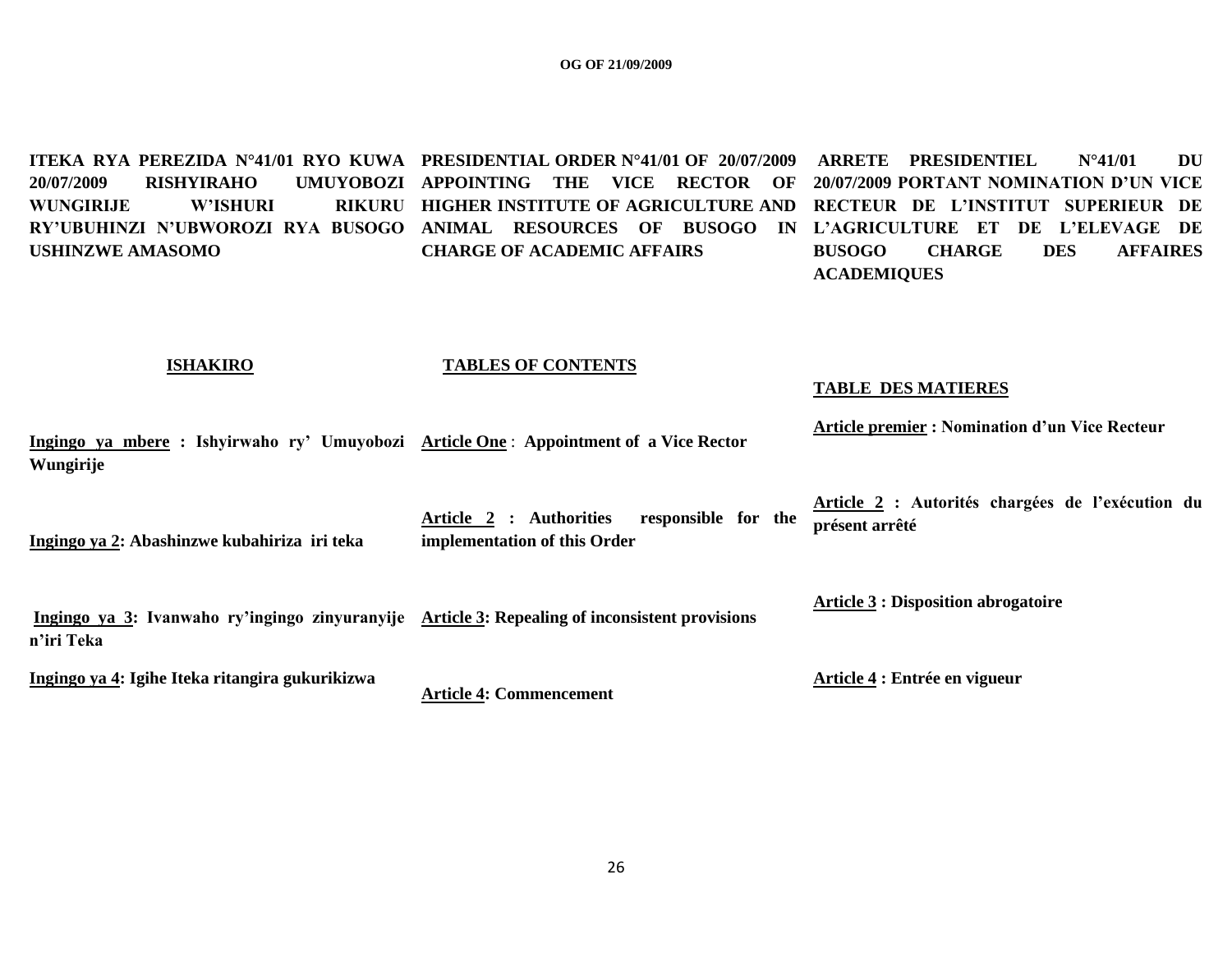**ITEKA RYA PEREZIDA N°41/01 RYO KUWA 20/07/2009 RISHYIRAHO UMUYOBOZI WUNGIRIJE W'ISHURI RIKURU RY'UBUHINZI N'UBWOROZI RYA BUSOGO USHINZWE AMASOMO**

**ISHAKIRO**

**Ingingo ya mbere : Ishyirwaho ry' Umuyobozi Wungirije**

**Ingingo ya 2: Abashinzwe kubahiriza iri teka**

**Ingingo ya 3: Ivanwaho ry'ingingo zinyuranyije n'iri Teka**

**Ingingo ya 4: Igihe Iteka ritangira gukurikizwa**

**PRESIDENTIAL ORDER N°41/01 OF 20/07/2009 APPOINTING THE VICE RECTOR OF HIGHER INSTITUTE OF AGRICULTURE AND ANIMAL RESOURCES OF BUSOGO IN CHARGE OF ACADEMIC AFFAIRS**

**TABLES OF CONTENTS**

**Article One : Appointment of a Vice Rector**

**Article 2 : Authorities responsible for the implementation of this Order**

**Article 3: Repealing of inconsistent provisions**

**Article 4: Commencement**

**ARRETE PRESIDENTIEL N°41/01 DU 20/07/2009 PORTANT NOMINATION D'UN VICE RECTEUR DE L'INSTITUT SUPERIEUR DE L'AGRICULTURE ET DE L'ELEVAGE DE BUSOGO CHARGE DES AFFAIRES ACADEMIQUES**

**TABLE DES MATIERES**

**Article premier : Nomination d'un Vice Recteur**

**Article 2 : Autorités chargées de l'exécution du présent arrêté**

**Article 3 : Disposition abrogatoire**

**Article 4 : Entrée en vigueur**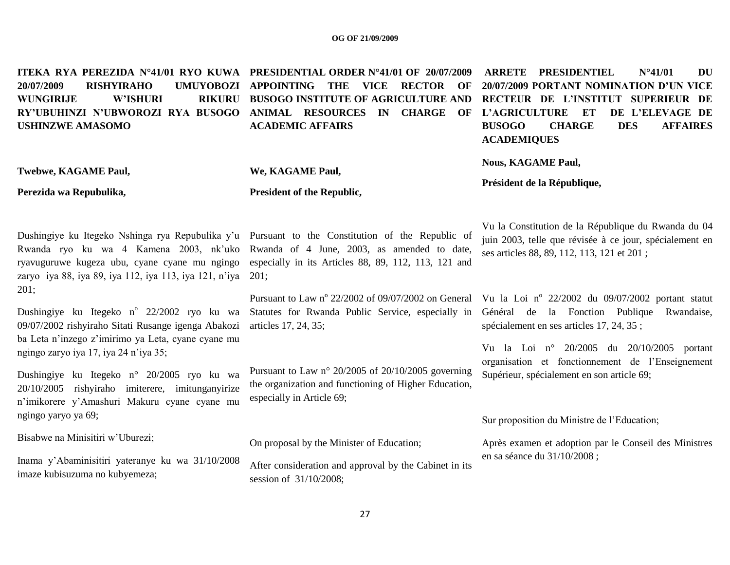**ITEKA RYA PEREZIDA N°41/01 RYO KUWA 20/07/2009 RISHYIRAHO UMUYOBOZI WUNGIRIJE W'ISHURI RIKURU RY'UBUHINZI N'UBWOROZI RYA BUSOGO USHINZWE AMASOMO**

**Twebwe, KAGAME Paul,**

**Perezida wa Repubulika,**

Dushingiye ku Itegeko Nshinga rya Repubulika y'u Rwanda ryo ku wa 4 Kamena 2003, nk'uko ryavuguruwe kugeza ubu, cyane cyane mu ngingo zaryo iya 88, iya 89, iya 112, iya 113, iya 121, n'iya 201;

Dushingiye ku Itegeko n° 22/2002 ryo ku wa 09/07/2002 rishyiraho Sitati Rusange igenga Abakozi ba Leta n'inzego z'imirimo ya Leta, cyane cyane mu ngingo zaryo iya 17, iya 24 n'iya 35;

Dushingiye ku Itegeko n° 20/2005 ryo ku wa 20/10/2005 rishyiraho imiterere, imitunganyirize n'imikorere y'Amashuri Makuru cyane cyane mu ngingo yaryo ya 69;

Bisabwe na Minisitiri w'Uburezi;

Inama y'Abaminisitiri yateranye ku wa 31/10/2008 imaze kubisuzuma no kubyemeza;

**PRESIDENTIAL ORDER N°41/01 OF 20/07/2009 APPOINTING THE VICE RECTOR OF BUSOGO INSTITUTE OF AGRICULTURE AND ANIMAL RESOURCES IN CHARGE OF ACADEMIC AFFAIRS**

**We, KAGAME Paul,**

**President of the Republic,**

Pursuant to the Constitution of the Republic of Rwanda of 4 June, 2003, as amended to date, especially in its Articles 88, 89, 112, 113, 121 and 201;

Pursuant to Law n° 22/2002 of 09/07/2002 on General Statutes for Rwanda Public Service, especially in articles 17, 24, 35;

Pursuant to Law n° 20/2005 of 20/10/2005 governing the organization and functioning of Higher Education, especially in Article 69;

On proposal by the Minister of Education;

After consideration and approval by the Cabinet in its session of 31/10/2008;

**ARRETE PRESIDENTIEL N°41/01 DU 20/07/2009 PORTANT NOMINATION D'UN VICE RECTEUR DE L'INSTITUT SUPERIEUR DE L'AGRICULTURE ET DE L'ELEVAGE DE BUSOGO CHARGE DES AFFAIRES ACADEMIQUES**

**Nous, KAGAME Paul,**

**Président de la République,**

Vu la Constitution de la République du Rwanda du 04 juin 2003, telle que révisée à ce jour, spécialement en ses articles 88, 89, 112, 113, 121 et 201 ;

Vu la Loi n° 22/2002 du 09/07/2002 portant statut Général de la Fonction Publique Rwandaise, spécialement en ses articles 17, 24, 35 ;

Vu la Loi n° 20/2005 du 20/10/2005 portant organisation et fonctionnement de l'Enseignement Supérieur, spécialement en son article 69;

Sur proposition du Ministre de l'Education;

Après examen et adoption par le Conseil des Ministres en sa séance du 31/10/2008 ;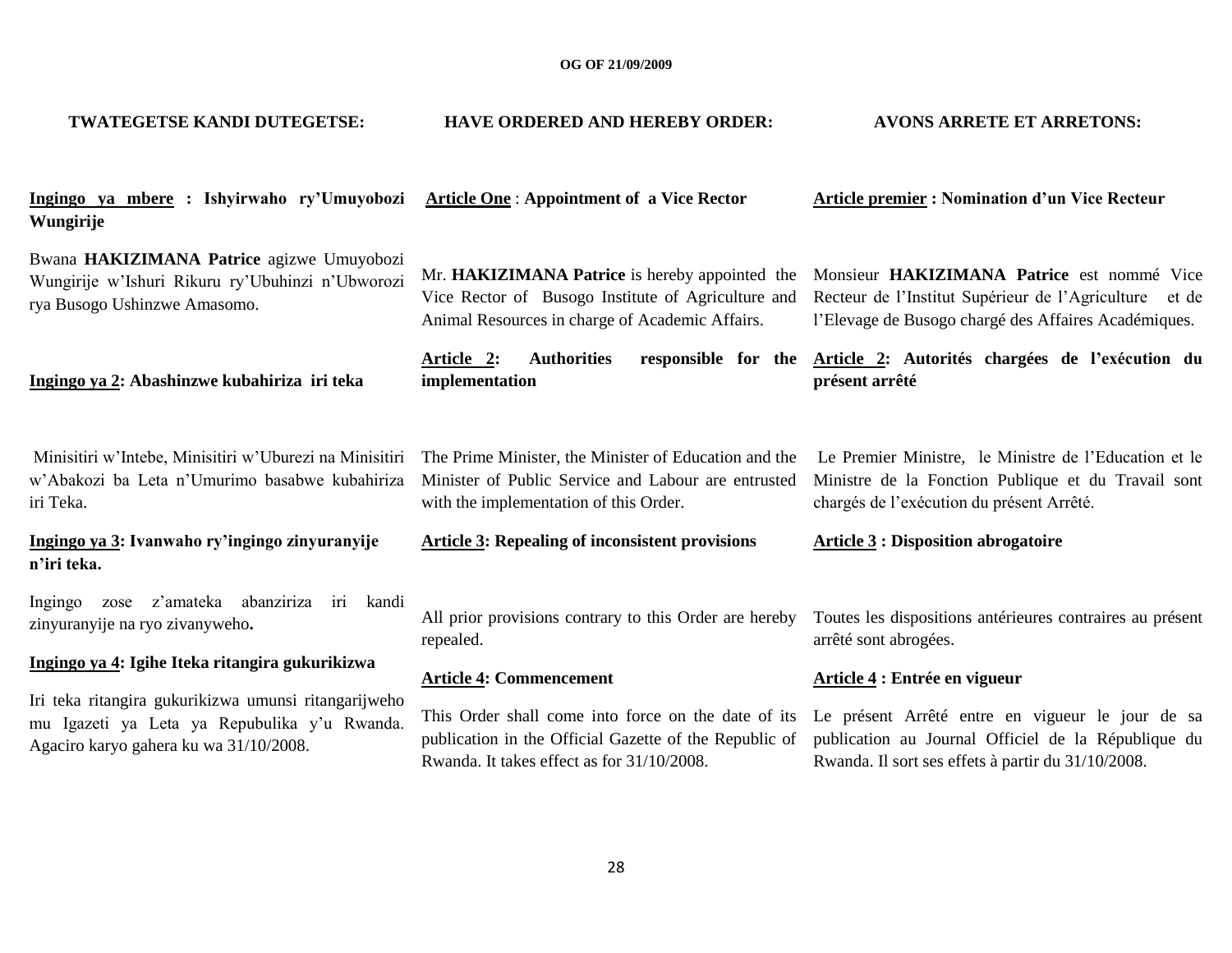**TWATEGETSE KANDI DUTEGETSE:**

**Ingingo ya mbere : Ishyirwaho ry'Umuyobozi Wungirije**

Bwana **HAKIZIMANA Patrice** agizwe Umuyobozi Wungirije w'Ishuri Rikuru ry'Ubuhinzi n'Ubworozi rya Busogo Ushinzwe Amasomo.

**Ingingo ya 2: Abashinzwe kubahiriza iri teka**

Minisitiri w'Intebe, Minisitiri w'Uburezi na Minisitiri w'Abakozi ba Leta n'Umurimo basabwe kubahiriza iri Teka.

**Ingingo ya 3: Ivanwaho ry'ingingo zinyuranyije n'iri teka.**

Ingingo zose z'amateka abanziriza iri kandi zinyuranyije na ryo zivanyweho.

**Ingingo ya 4: Igihe Iteka ritangira gukurikizwa**

Iri teka ritangira gukurikizwa umunsi ritangarijweho mu Igazeti ya Leta ya Repubulika y'u Rwanda. Agaciro karyo gahera ku wa 31/10/2008.

**HAVE ORDERED AND HEREBY ORDER:**

**Article One : Appointment of a Vice Rector**

Mr. **HAKIZIMANA Patrice** is hereby appointed the Vice Rector of Busogo Institute of Agriculture and Animal Resources in charge of Academic Affairs.

**Article 2: Authorities responsible for the implementation**

The Prime Minister, the Minister of Education and the Minister of Public Service and Labour are entrusted with the implementation of this Order.

**Article 3: Repealing of inconsistent provisions**

All prior provisions contrary to this Order are hereby repealed.

**Article 4: Commencement**

This Order shall come into force on the date of its publication in the Official Gazette of the Republic of Rwanda. It takes effect as for 31/10/2008.

**AVONS ARRETE ET ARRETONS:**

**Article premier : Nomination d'un Vice Recteur**

Monsieur **HAKIZIMANA Patrice** est nommé Vice Recteur de l'Institut Supérieur de l'Agriculture et de l'Elevage de Busogo chargé des Affaires Académiques.

**Article 2: Autorités chargées de l'exécution du présent arrêté**

Le Premier Ministre, le Ministre de l'Education et le Ministre de la Fonction Publique et du Travail sont chargés de l'exécution du présent Arrêté.

**Article 3 : Disposition abrogatoire**

Toutes les dispositions antérieures contraires au présent arrêté sont abrogées.

**Article 4 : Entrée en vigueur**

Le présent Arrêté entre en vigueur le jour de sa publication au Journal Officiel de la République du Rwanda. Il sort ses effets à partir du 31/10/2008.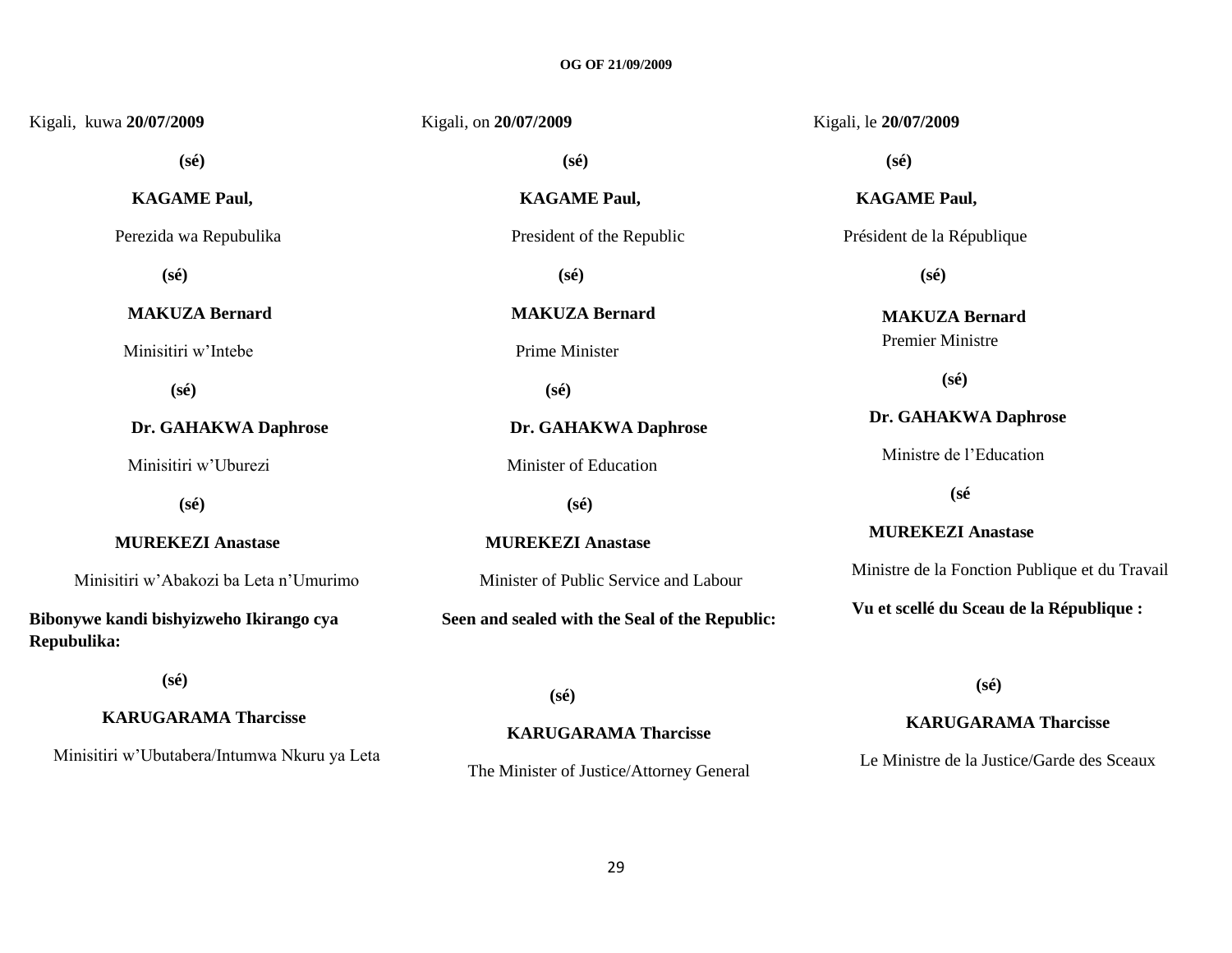Kigali, kuwa **20/07/2009**

**(sé)**

**KAGAME Paul,**

Perezida wa Repubulika

**(sé)**

**MAKUZA Bernard**

Minisitiri w'Intebe

**(sé)**

**Dr. GAHAKWA Daphrose**

Minisitiri w'Uburezi

**(sé)**

**MUREKEZI Anastase**

Minisitiri w'Abakozi ba Leta n'Umurimo

**Bibonywe kandi bishyizweho Ikirango cya Repubulika:**

**(sé)**

**KARUGARAMA Tharcisse**

Minisitiri w'Ubutabera/Intumwa Nkuru ya Leta

Kigali, on **20/07/2009**

**(sé)**

**KAGAME Paul,**

President of the Republic

**(sé)**

**MAKUZA Bernard**

Prime Minister

**(sé)**

**Dr. GAHAKWA Daphrose**

Minister of Education

**(sé)**

**MUREKEZI Anastase**

Minister of Public Service and Labour

**Seen and sealed with the Seal of the Republic:**

**(sé)**

**KARUGARAMA Tharcisse**

The Minister of Justice/Attorney General

Kigali, le **20/07/2009**

**(sé)**

**KAGAME Paul,**

Président de la République

**(sé)**

**MAKUZA Bernard**

Premier Ministre

**(sé)**

**Dr. GAHAKWA Daphrose**

Ministre de l'Education

**(sé**

**MUREKEZI Anastase**

Ministre de la Fonction Publique et du Travail

**Vu et scellé du Sceau de la République :**

**(sé)**

**KARUGARAMA Tharcisse**

Le Ministre de la Justice/Garde des Sceaux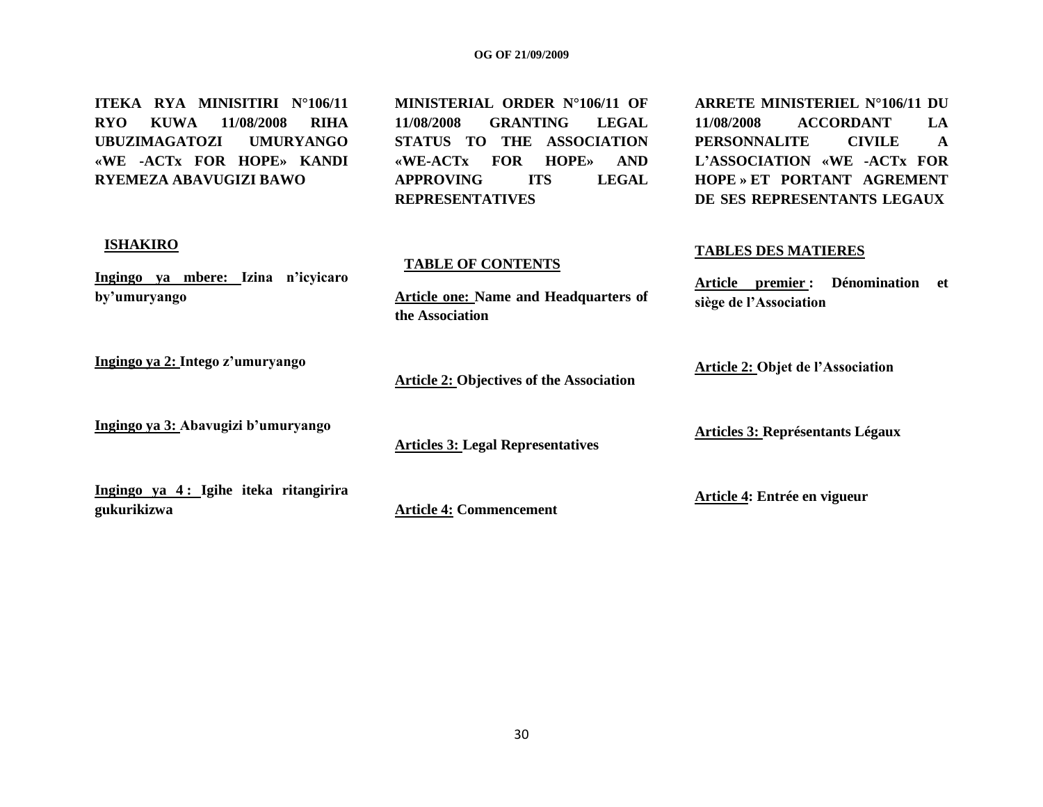**ITEKA RYA MINISITIRI N°106/11 RYO KUWA 11/08/2008 RIHA UBUZIMAGATOZI UMURYANGO «WE -ACTx FOR HOPE» KANDI RYEMEZA ABAVUGIZI BAWO**

**ISHAKIRO**

**Ingingo ya mbere: Izina n'icyicaro by'umuryango**

**Ingingo ya 2: Intego z'umuryango**

**Ingingo ya 3: Abavugizi b'umuryango**

**Ingingo ya 4 : Igihe iteka ritangirira gukurikizwa**

**MINISTERIAL ORDER N°106/11 OF 11/08/2008 GRANTING LEGAL STATUS TO THE ASSOCIATION «WE-ACTx FOR HOPE» AND APPROVING ITS LEGAL REPRESENTATIVES**

**TABLE OF CONTENTS**

**Article one: Name and Headquarters of the Association**

**Article 2: Objectives of the Association**

**Articles 3: Legal Representatives**

**Article 4: Commencement**

**ARRETE MINISTERIEL N°106/11 DU 11/08/2008 ACCORDANT LA PERSONNALITE CIVILE A L'ASSOCIATION «WE -ACTx FOR HOPE » ET PORTANT AGREMENT DE SES REPRESENTANTS LEGAUX**

**TABLES DES MATIERES**

**Article premier : Dénomination et siège de l'Association**

**Article 2: Objet de l'Association**

**Articles 3: Représentants Légaux**

**Article 4: Entrée en vigueur**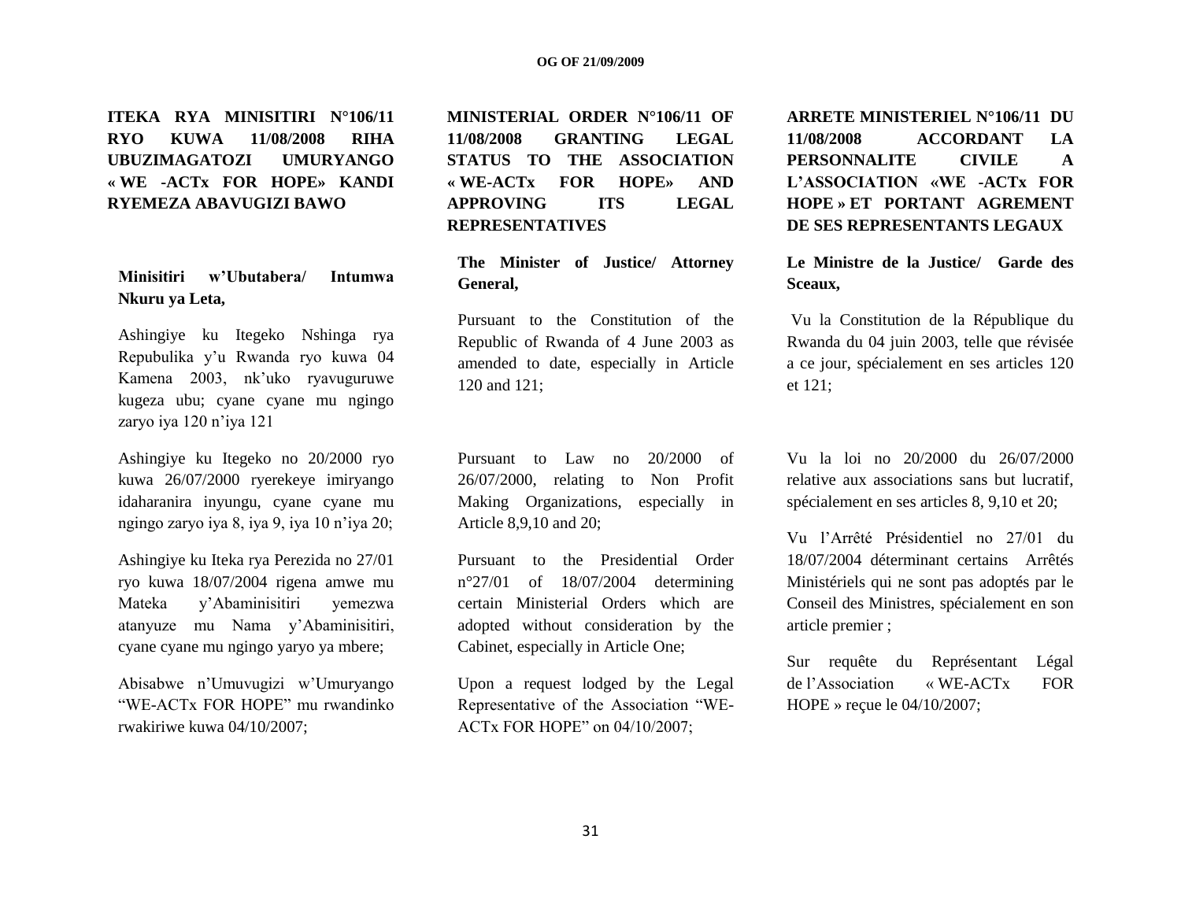**ITEKA RYA MINISITIRI N°106/11 RYO KUWA 11/08/2008 RIHA UBUZIMAGATOZI UMURYANGO « WE -ACTx FOR HOPE» KANDI RYEMEZA ABAVUGIZI BAWO**

**Minisitiri w'Ubutabera/ Intumwa Nkuru ya Leta,**

Ashingiye ku Itegeko Nshinga rya Repubulika y'u Rwanda ryo kuwa 04 Kamena 2003, nk'uko ryavuguruwe kugeza ubu; cyane cyane mu ngingo zaryo iya 120 n'iya 121

Ashingiye ku Itegeko no 20/2000 ryo kuwa 26/07/2000 ryerekeye imiryango idaharanira inyungu, cyane cyane mu ngingo zaryo iya 8, iya 9, iya 10 n'iya 20;

Ashingiye ku Iteka rya Perezida no 27/01 ryo kuwa 18/07/2004 rigena amwe mu Mateka y'Abaminisitiri yemezwa atanyuze mu Nama y'Abaminisitiri, cyane cyane mu ngingo yaryo ya mbere;

Abisabwe n'Umuvugizi w'Umuryango "WE-ACTx FOR HOPE" mu rwandinko rwakiriwe kuwa 04/10/2007;

**MINISTERIAL ORDER N°106/11 OF 11/08/2008 GRANTING LEGAL STATUS TO THE ASSOCIATION « WE-ACTx FOR HOPE» AND APPROVING ITS LEGAL REPRESENTATIVES**

**The Minister of Justice/ Attorney General,**

Pursuant to the Constitution of the Republic of Rwanda of 4 June 2003 as amended to date, especially in Article 120 and 121;

Pursuant to Law no 20/2000 of 26/07/2000, relating to Non Profit Making Organizations, especially in Article 8,9,10 and 20;

Pursuant to the Presidential Order n°27/01 of 18/07/2004 determining certain Ministerial Orders which are adopted without consideration by the Cabinet, especially in Article One;

Upon a request lodged by the Legal Representative of the Association "WE-ACTx FOR HOPE" on 04/10/2007;

**ARRETE MINISTERIEL N°106/11 DU 11/08/2008 ACCORDANT LA PERSONNALITE CIVILE A L'ASSOCIATION «WE -ACTx FOR HOPE » ET PORTANT AGREMENT DE SES REPRESENTANTS LEGAUX**

**Le Ministre de la Justice/ Garde des Sceaux,**

Vu la Constitution de la République du Rwanda du 04 juin 2003, telle que révisée a ce jour, spécialement en ses articles 120 et 121;

Vu la loi no 20/2000 du 26/07/2000 relative aux associations sans but lucratif, spécialement en ses articles 8, 9,10 et 20;

Vu l'Arrêté Présidentiel no 27/01 du 18/07/2004 déterminant certains Arrêtés Ministériels qui ne sont pas adoptés par le Conseil des Ministres, spécialement en son article premier ;

Sur requête du Représentant Légal de l'Association « WE-ACTx FOR HOPE » reçue le 04/10/2007;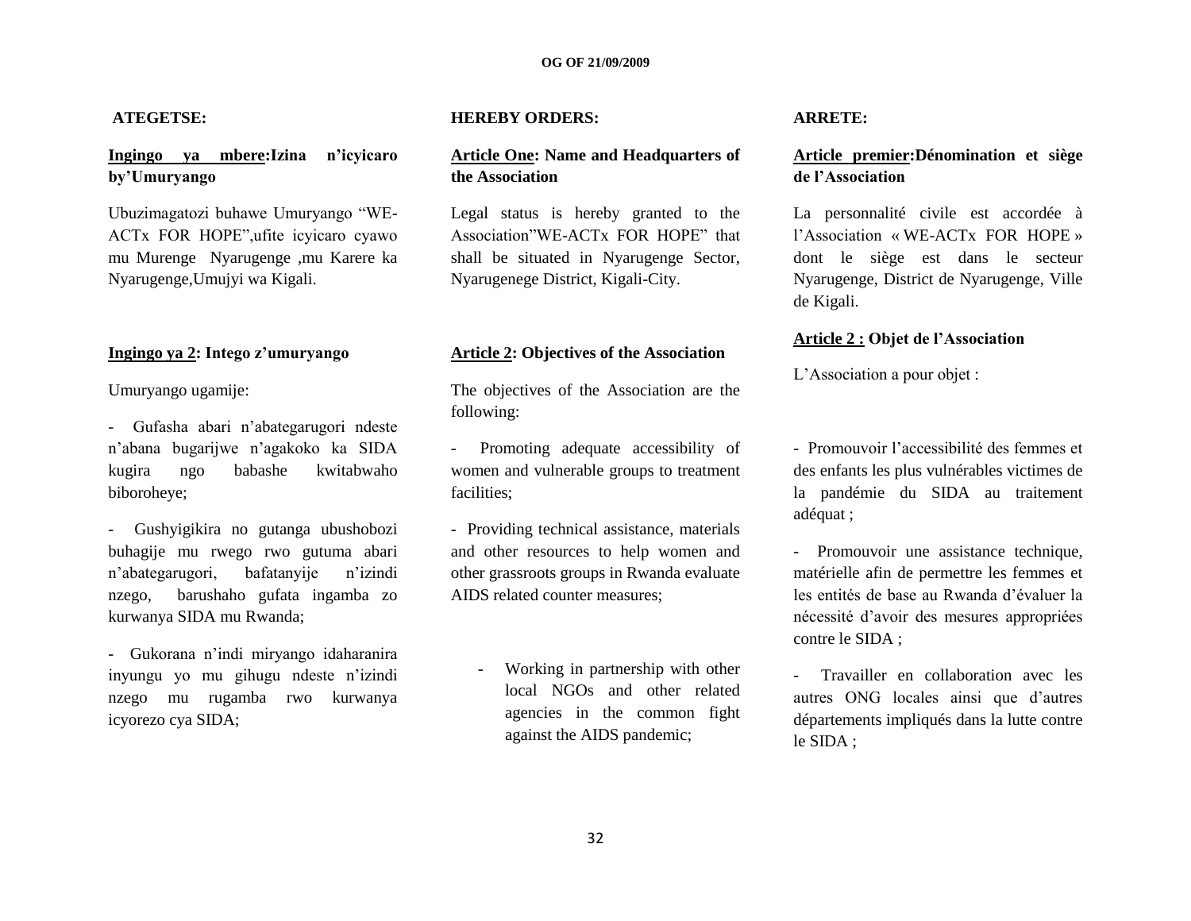**ATEGETSE:**

**Ingingo ya mbere:Izina n'icyicaro by'Umuryango**

Ubuzimagatozi buhawe Umuryango "WE-ACTx FOR HOPE",ufite icyicaro cyawo mu Murenge Nyarugenge ,mu Karere ka Nyarugenge,Umujyi wa Kigali.

**Ingingo ya 2: Intego z'umuryango**

Umuryango ugamije:

- Gufasha abari n'abategarugori ndeste n'abana bugarijwe n'agakoko ka SIDA kugira ngo babashe kwitabwaho biboroheye;

- Gushyigikira no gutanga ubushobozi buhagije mu rwego rwo gutuma abari n'abategarugori, bafatanyije n'izindi nzego, barushaho gufata ingamba zo kurwanya SIDA mu Rwanda;

- Gukorana n'indi miryango idaharanira inyungu yo mu gihugu ndeste n'izindi nzego mu rugamba rwo kurwanya icyorezo cya SIDA;

**HEREBY ORDERS:**

**Article One: Name and Headquarters of the Association**

Legal status is hereby granted to the Association"WE-ACTx FOR HOPE" that shall be situated in Nyarugenge Sector, Nyarugenege District, Kigali-City.

**Article 2: Objectives of the Association**

The objectives of the Association are the following:

- Promoting adequate accessibility of women and vulnerable groups to treatment facilities;

- Providing technical assistance, materials and other resources to help women and other grassroots groups in Rwanda evaluate AIDS related counter measures;

- Working in partnership with other local NGOs and other related agencies in the common fight against the AIDS pandemic;

**ARRETE:**

**Article premier:Dénomination et siège de l'Association**

La personnalité civile est accordée à l'Association « WE-ACTx FOR HOPE » dont le siège est dans le secteur Nyarugenge, District de Nyarugenge, Ville de Kigali.

**Article 2 : Objet de l'Association**

L'Association a pour objet :

- Promouvoir l'accessibilité des femmes et des enfants les plus vulnérables victimes de la pandémie du SIDA au traitement adéquat ;

- Promouvoir une assistance technique, matérielle afin de permettre les femmes et les entités de base au Rwanda d'évaluer la nécessité d'avoir des mesures appropriées contre le SIDA ;

- Travailler en collaboration avec les autres ONG locales ainsi que d'autres départements impliqués dans la lutte contre le SIDA ;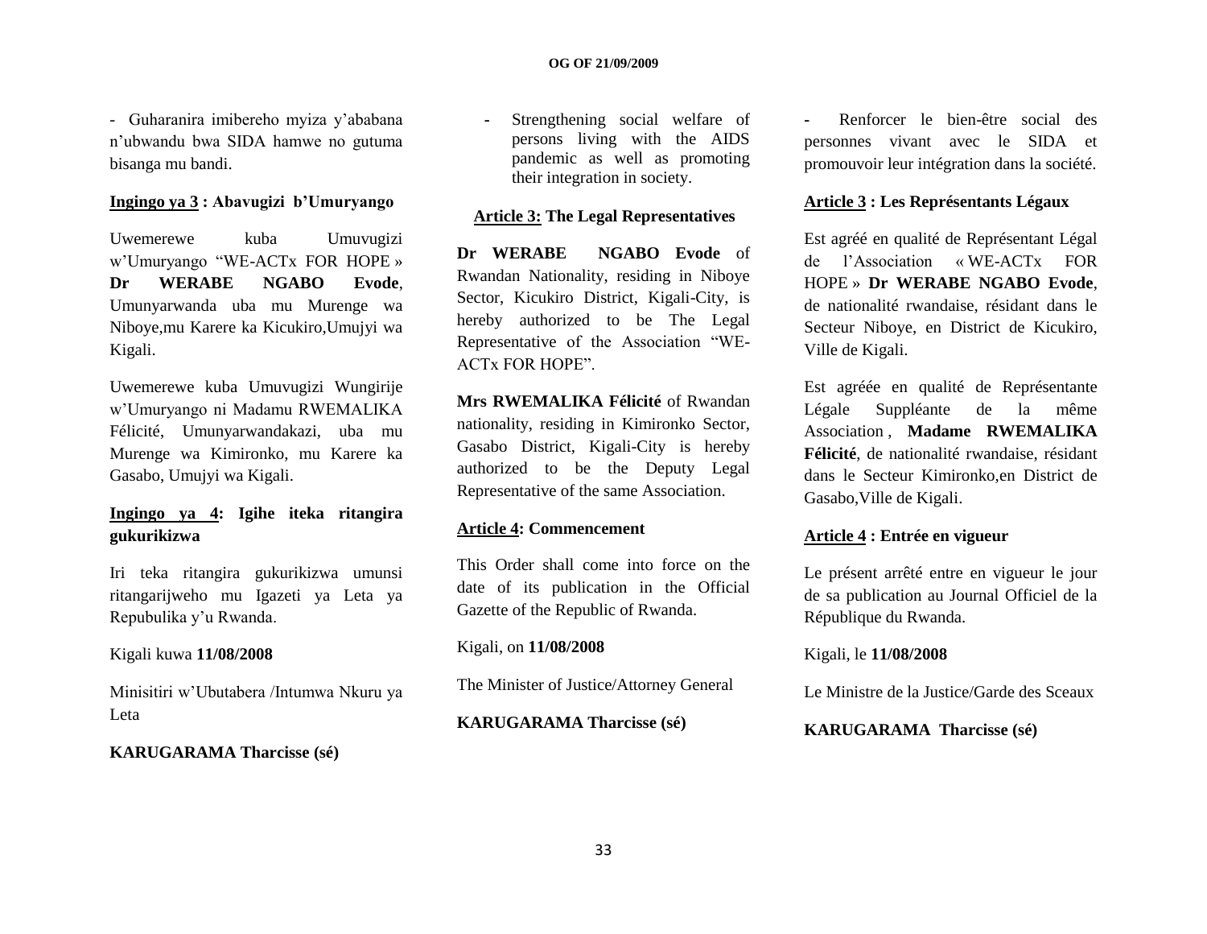- Guharanira imibereho myiza y'ababana n'ubwandu bwa SIDA hamwe no gutuma bisanga mu bandi.

**Ingingo ya 3 : Abavugizi b'Umuryango**

Uwemerewe kuba Umuvugizi w'Umuryango "WE-ACTx FOR HOPE » **Dr WERABE NGABO Evode**, Umunyarwanda uba mu Murenge wa Niboye,mu Karere ka Kicukiro,Umujyi wa Kigali.

Uwemerewe kuba Umuvugizi Wungirije w'Umuryango ni Madamu RWEMALIKA Félicité, Umunyarwandakazi, uba mu Murenge wa Kimironko, mu Karere ka Gasabo, Umujyi wa Kigali.

**Ingingo ya 4: Igihe iteka ritangira gukurikizwa**

Iri teka ritangira gukurikizwa umunsi ritangarijweho mu Igazeti ya Leta ya Repubulika y'u Rwanda.

Kigali kuwa **11/08/2008**

Minisitiri w'Ubutabera /Intumwa Nkuru ya Leta

**KARUGARAMA Tharcisse (sé)**

- Strengthening social welfare of persons living with the AIDS pandemic as well as promoting their integration in society.

**Article 3: The Legal Representatives**

**Dr WERABE NGABO Evode** of Rwandan Nationality, residing in Niboye Sector, Kicukiro District, Kigali-City, is hereby authorized to be The Legal Representative of the Association "WE-ACTx FOR HOPE".

**Mrs RWEMALIKA Félicité** of Rwandan nationality, residing in Kimironko Sector, Gasabo District, Kigali-City is hereby authorized to be the Deputy Legal Representative of the same Association.

**Article 4: Commencement**

This Order shall come into force on the date of its publication in the Official Gazette of the Republic of Rwanda.

Kigali, on **11/08/2008**

The Minister of Justice/Attorney General

**KARUGARAMA Tharcisse (sé)**

- Renforcer le bien-être social des personnes vivant avec le SIDA et promouvoir leur intégration dans la société.

**Article 3 : Les Représentants Légaux**

Est agréé en qualité de Représentant Légal de l'Association « WE-ACTx FOR HOPE » **Dr WERABE NGABO Evode**, de nationalité rwandaise, résidant dans le Secteur Niboye, en District de Kicukiro, Ville de Kigali.

Est agréée en qualité de Représentante Légale Suppléante de la même Association , **Madame RWEMALIKA Félicité**, de nationalité rwandaise, résidant dans le Secteur Kimironko,en District de Gasabo,Ville de Kigali.

**Article 4 : Entrée en vigueur**

Le présent arrêté entre en vigueur le jour de sa publication au Journal Officiel de la République du Rwanda.

Kigali, le **11/08/2008**

Le Ministre de la Justice/Garde des Sceaux

**KARUGARAMA Tharcisse (sé)**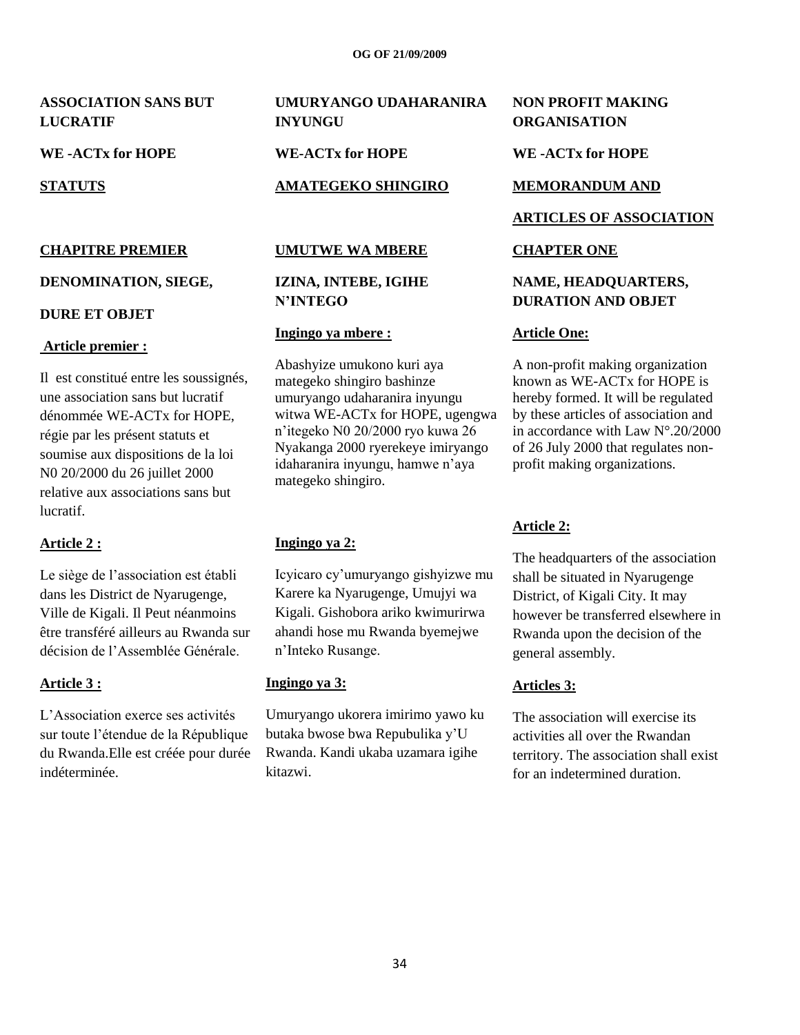**ASSOCIATION SANS BUT LUCRATIF**

**WE -ACTx for HOPE**

**STATUTS**

**CHAPITRE PREMIER**

**DENOMINATION, SIEGE,**

**DURE ET OBJET**

**Article premier :**

Il est constitué entre les soussignés, une association sans but lucratif dénommée WE-ACTx for HOPE, régie par les présent statuts et soumise aux dispositions de la loi N0 20/2000 du 26 juillet 2000 relative aux associations sans but lucratif.

**Article 2 :**

Le siège de l'association est établi dans les District de Nyarugenge, Ville de Kigali. Il Peut néanmoins être transféré ailleurs au Rwanda sur décision de l'Assemblée Générale.

**Article 3 :**

L'Association exerce ses activités sur toute l'étendue de la République du Rwanda.Elle est créée pour durée indéterminée.

**UMURYANGO UDAHARANIRA INYUNGU**

**WE-ACTx for HOPE**

**AMATEGEKO SHINGIRO**

**UMUTWE WA MBERE**

**IZINA, INTEBE, IGIHE N'INTEGO**

**Ingingo ya mbere :**

Abashyize umukono kuri aya mategeko shingiro bashinze umuryango udaharanira inyungu witwa WE-ACTx for HOPE, ugengwa n'itegeko N0 20/2000 ryo kuwa 26 Nyakanga 2000 ryerekeye imiryango idaharanira inyungu, hamwe n'aya mategeko shingiro.

**Ingingo ya 2:**

Icyicaro cy'umuryango gishyizwe mu Karere ka Nyarugenge, Umujyi wa Kigali. Gishobora ariko kwimurirwa ahandi hose mu Rwanda byemejwe n'Inteko Rusange.

**Ingingo ya 3:**

Umuryango ukorera imirimo yawo ku butaka bwose bwa Repubulika y'U Rwanda. Kandi ukaba uzamara igihe kitazwi.

**NON PROFIT MAKING ORGANISATION**

**WE -ACTx for HOPE**

**MEMORANDUM AND**

**ARTICLES OF ASSOCIATION**

**CHAPTER ONE**

**NAME, HEADQUARTERS, DURATION AND OBJET**

**Article One:**

A non-profit making organization known as WE-ACTx for HOPE is hereby formed. It will be regulated by these articles of association and in accordance with Law N°.20/2000 of 26 July 2000 that regulates non-profit making organizations.

**Article 2:**

The headquarters of the association shall be situated in Nyarugenge District, of Kigali City. It may however be transferred elsewhere in Rwanda upon the decision of the general assembly.

**Articles 3:**

The association will exercise its activities all over the Rwandan territory. The association shall exist for an indetermined duration.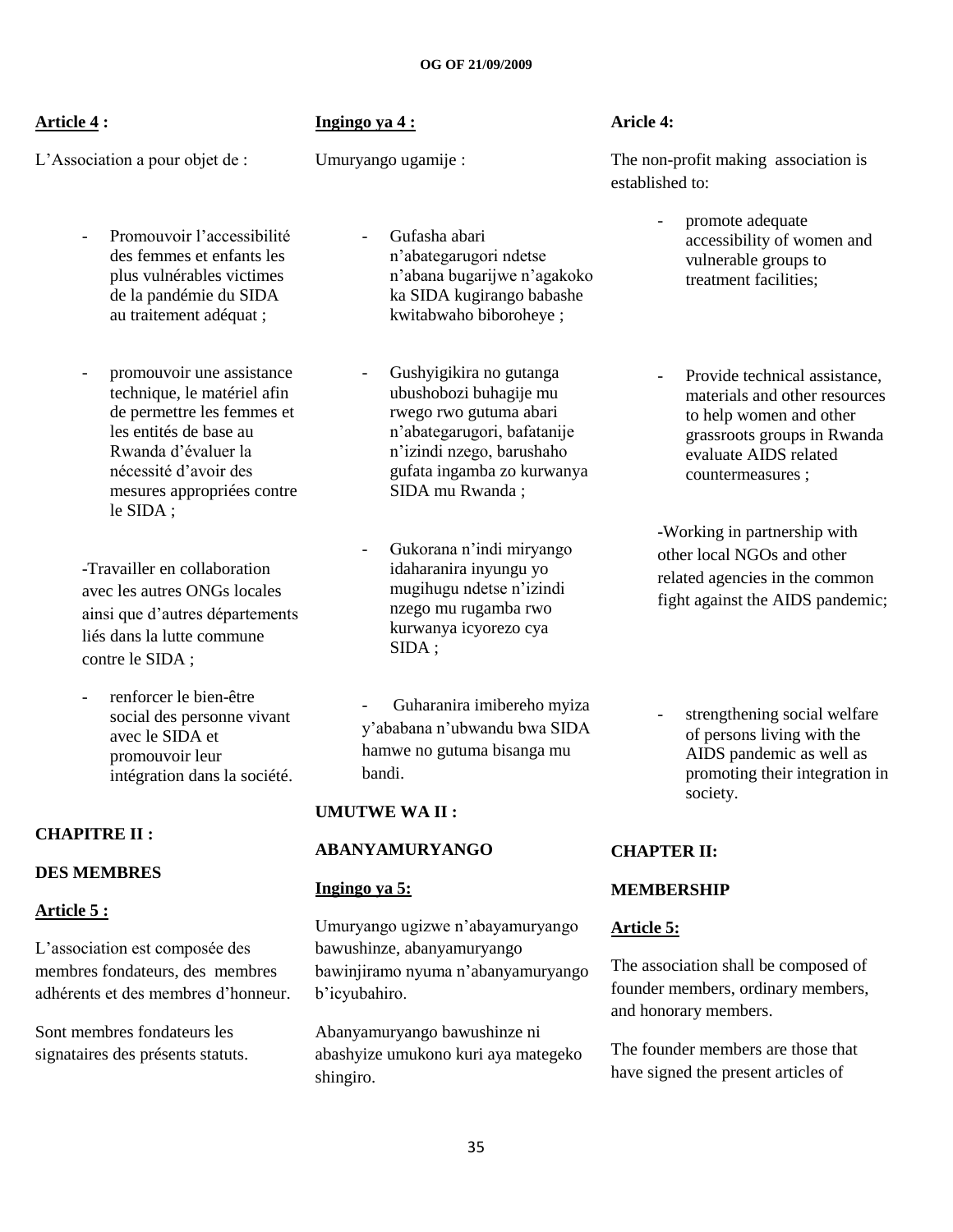**Article 4 :**

L'Association a pour objet de :

- Promouvoir l'accessibilité des femmes et enfants les plus vulnérables victimes de la pandémie du SIDA au traitement adéquat ;

- promouvoir une assistance technique, le matériel afin de permettre les femmes et les entités de base au Rwanda d'évaluer la nécessité d'avoir des mesures appropriées contre le SIDA ;

-Travailler en collaboration avec les autres ONGs locales ainsi que d'autres départements liés dans la lutte commune contre le SIDA ;

- renforcer le bien-être social des personne vivant avec le SIDA et promouvoir leur intégration dans la société.

**CHAPITRE II :**

**DES MEMBRES**

**Article 5 :**

L'association est composée des membres fondateurs, des membres adhérents et des membres d'honneur.

Sont membres fondateurs les signataires des présents statuts.

**Ingingo ya 4 :**

Umuryango ugamije :

- Gufasha abari n'abategarugori ndetse n'abana bugarijwe n'agakoko ka SIDA kugirango babashe kwitabwaho biboroheye ;

- Gushyigikira no gutanga ubushobozi buhagije mu rwego rwo gutuma abari n'abategarugori, bafatanije n'izindi nzego, barushaho gufata ingamba zo kurwanya SIDA mu Rwanda ;

- Gukorana n'indi miryango idaharanira inyungu yo mugihugu ndetse n'izindi nzego mu rugamba rwo kurwanya icyorezo cya SIDA ;

- Guharanira imibereho myiza y'ababana n'ubwandu bwa SIDA hamwe no gutuma bisanga mu bandi.

**UMUTWE WA II :**

**ABANYAMURYANGO**

**Ingingo ya 5:**

Umuryango ugizwe n'abayamuryango bawushinze, abanyamuryango bawinjiramo nyuma n'abanyamuryango b'icyubahiro.

Abanyamuryango bawushinze ni abashyize umukono kuri aya mategeko shingiro.

**Aricle 4:**

The non-profit making association is established to:

- promote adequate accessibility of women and vulnerable groups to treatment facilities;

- Provide technical assistance, materials and other resources to help women and other grassroots groups in Rwanda evaluate AIDS related countermeasures ;

-Working in partnership with other local NGOs and other related agencies in the common fight against the AIDS pandemic;

- strengthening social welfare of persons living with the AIDS pandemic as well as promoting their integration in society.

**CHAPTER II:**

**MEMBERSHIP**

**Article 5:**

The association shall be composed of founder members, ordinary members, and honorary members.

The founder members are those that have signed the present articles of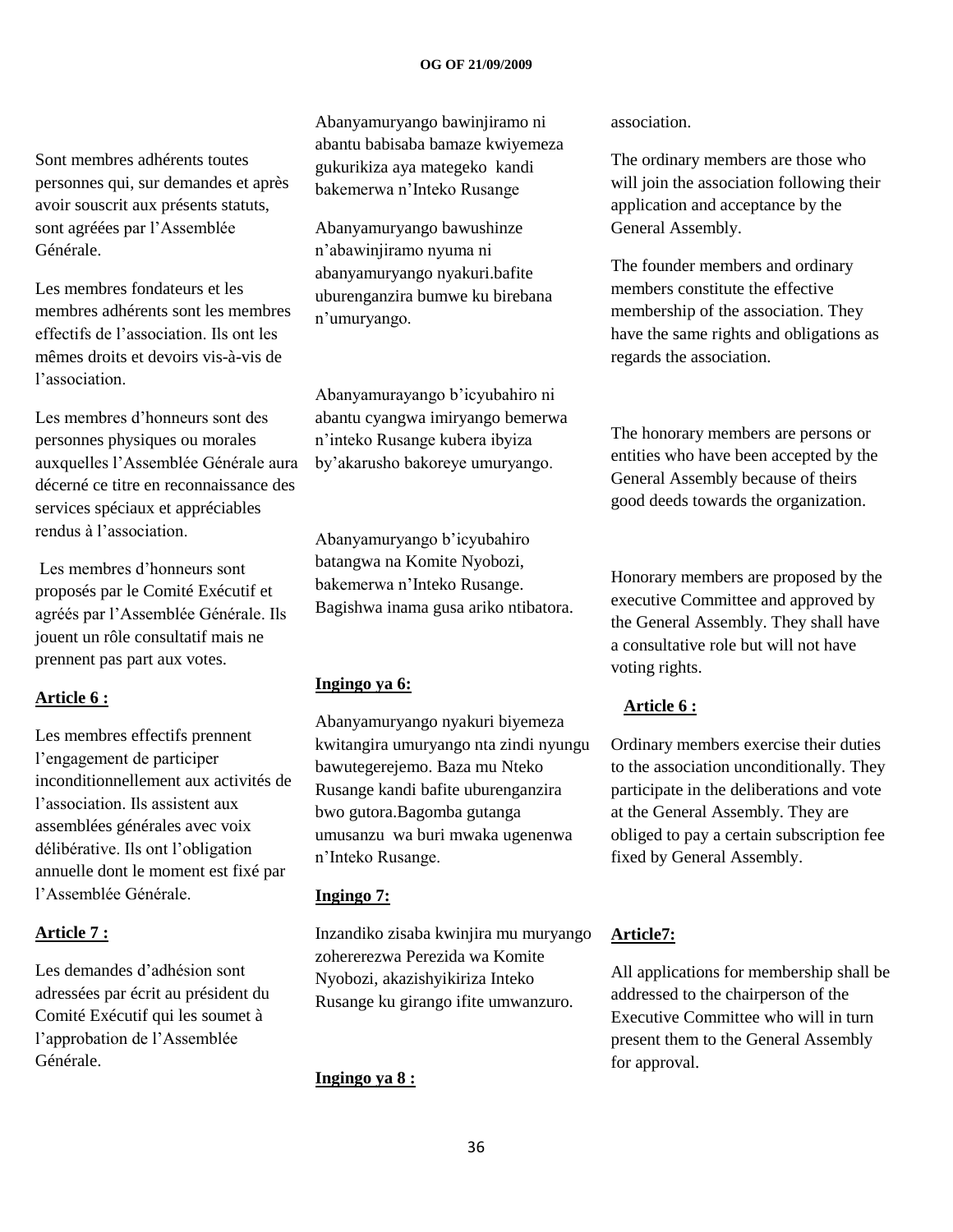Sont membres adhérents toutes personnes qui, sur demandes et après avoir souscrit aux présents statuts, sont agréées par l'Assemblée Générale.

Les membres fondateurs et les membres adhérents sont les membres effectifs de l'association. Ils ont les mêmes droits et devoirs vis-à-vis de l'association.

Les membres d'honneurs sont des personnes physiques ou morales auxquelles l'Assemblée Générale aura décerné ce titre en reconnaissance des services spéciaux et appréciables rendus à l'association.

Les membres d'honneurs sont proposés par le Comité Exécutif et agréés par l'Assemblée Générale. Ils jouent un rôle consultatif mais ne prennent pas part aux votes.

**Article 6 :**

Les membres effectifs prennent l'engagement de participer inconditionnellement aux activités de l'association. Ils assistent aux assemblées générales avec voix délibérative. Ils ont l'obligation annuelle dont le moment est fixé par l'Assemblée Générale.

**Article 7 :**

Les demandes d'adhésion sont adressées par écrit au président du Comité Exécutif qui les soumet à l'approbation de l'Assemblée Générale.

Abanyamuryango bawinjiramo ni abantu babisaba bamaze kwiyemeza gukurikiza aya mategeko kandi bakemerwa n'Inteko Rusange

Abanyamuryango bawushinze n'abawinjiramo nyuma ni abanyamuryango nyakuri.bafite uburenganzira bumwe ku birebana n'umuryango.

Abanyamurayango b'icyubahiro ni abantu cyangwa imiryango bemerwa n'inteko Rusange kubera ibyiza by'akarusho bakoreye umuryango.

Abanyamuryango b'icyubahiro batangwa na Komite Nyobozi, bakemerwa n'Inteko Rusange. Bagishwa inama gusa ariko ntibatora.

**Ingingo ya 6:**

Abanyamuryango nyakuri biyemeza kwitangira umuryango nta zindi nyungu bawutegerejemo. Baza mu Nteko Rusange kandi bafite uburenganzira bwo gutora.Bagomba gutanga umusanzu wa buri mwaka ugenenwa n'Inteko Rusange.

**Ingingo 7:**

Inzandiko zisaba kwinjira mu muryango zohererezwa Perezida wa Komite Nyobozi, akazishyikiriza Inteko Rusange ku girango ifite umwanzuro.

**Ingingo ya 8 :**

association.

The ordinary members are those who will join the association following their application and acceptance by the General Assembly.

The founder members and ordinary members constitute the effective membership of the association. They have the same rights and obligations as regards the association.

The honorary members are persons or entities who have been accepted by the General Assembly because of theirs good deeds towards the organization.

Honorary members are proposed by the executive Committee and approved by the General Assembly. They shall have a consultative role but will not have voting rights.

**Article 6 :**

Ordinary members exercise their duties to the association unconditionally. They participate in the deliberations and vote at the General Assembly. They are obliged to pay a certain subscription fee fixed by General Assembly.

**Article7:**

All applications for membership shall be addressed to the chairperson of the Executive Committee who will in turn present them to the General Assembly for approval.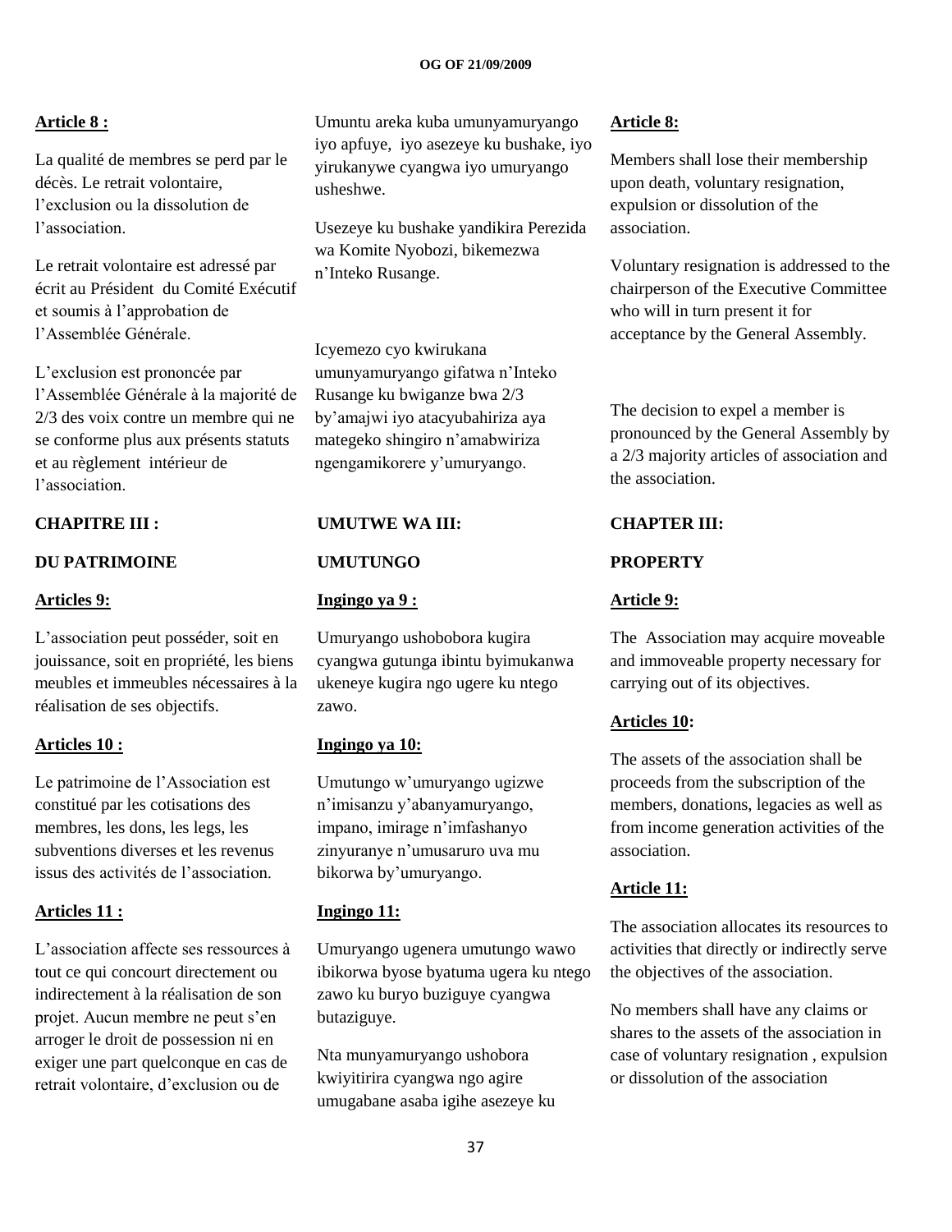**Article 8 :**

La qualité de membres se perd par le décès. Le retrait volontaire, l'exclusion ou la dissolution de l'association.

Le retrait volontaire est adressé par écrit au Président du Comité Exécutif et soumis à l'approbation de l'Assemblée Générale.

L'exclusion est prononcée par l'Assemblée Générale à la majorité de 2/3 des voix contre un membre qui ne se conforme plus aux présents statuts et au règlement intérieur de l'association.

**CHAPITRE III :**

**DU PATRIMOINE**

**Articles 9:**

L'association peut posséder, soit en jouissance, soit en propriété, les biens meubles et immeubles nécessaires à la réalisation de ses objectifs.

**Articles 10 :**

Le patrimoine de l'Association est constitué par les cotisations des membres, les dons, les legs, les subventions diverses et les revenus issus des activités de l'association.

**Articles 11 :**

L'association affecte ses ressources à tout ce qui concourt directement ou indirectement à la réalisation de son projet. Aucun membre ne peut s'en arroger le droit de possession ni en exiger une part quelconque en cas de retrait volontaire, d'exclusion ou de

Umuntu areka kuba umunyamuryango iyo apfuye, iyo asezeye ku bushake, iyo yirukanywe cyangwa iyo umuryango usheshwe.

Usezeye ku bushake yandikira Perezida wa Komite Nyobozi, bikemezwa n'Inteko Rusange.

Icyemezo cyo kwirukana umunyamuryango gifatwa n'Inteko Rusange ku bwiganze bwa 2/3 by'amajwi iyo atacyubahiriza aya mategeko shingiro n'amabwiriza ngengamikorere y'umuryango.

**UMUTWE WA III:**

**UMUTUNGO**

**Ingingo ya 9 :**

Umuryango ushobobora kugira cyangwa gutunga ibintu byimukanwa ukeneye kugira ngo ugere ku ntego zawo.

**Ingingo ya 10:**

Umutungo w'umuryango ugizwe n'imisanzu y'abanyamuryango, impano, imirage n'imfashanyo zinyuranye n'umusaruro uva mu bikorwa by'umuryango.

**Ingingo 11:**

Umuryango ugenera umutungo wawo ibikorwa byose byatuma ugera ku ntego zawo ku buryo buziguye cyangwa butaziguye.

Nta munyamuryango ushobora kwiyitirira cyangwa ngo agire umugabane asaba igihe asezeye ku

**Article 8:**

Members shall lose their membership upon death, voluntary resignation, expulsion or dissolution of the association.

Voluntary resignation is addressed to the chairperson of the Executive Committee who will in turn present it for acceptance by the General Assembly.

The decision to expel a member is pronounced by the General Assembly by a 2/3 majority articles of association and the association.

**CHAPTER III:**

**PROPERTY**

**Article 9:**

The Association may acquire moveable and immoveable property necessary for carrying out of its objectives.

**Articles 10:**

The assets of the association shall be proceeds from the subscription of the members, donations, legacies as well as from income generation activities of the association.

**Article 11:**

The association allocates its resources to activities that directly or indirectly serve the objectives of the association.

No members shall have any claims or shares to the assets of the association in case of voluntary resignation , expulsion or dissolution of the association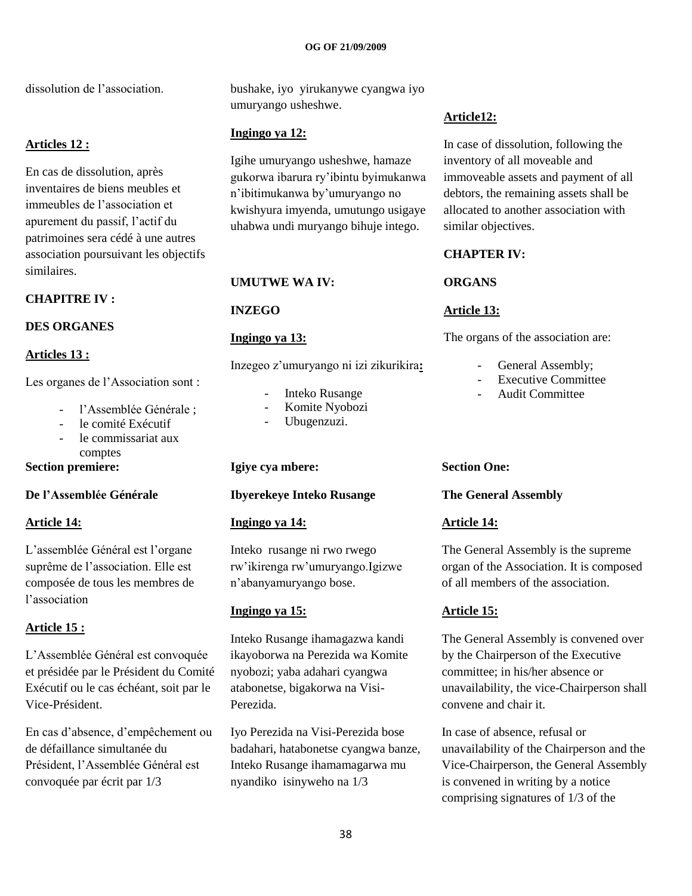dissolution de l'association.

**Articles 12 :**

En cas de dissolution, après inventaires de biens meubles et immeubles de l'association et apurement du passif, l'actif du patrimoines sera cédé à une autres association poursuivant les objectifs similaires.

**CHAPITRE IV :**

**DES ORGANES**

**Articles 13 :**

Les organes de l'Association sont :

- l'Assemblée Générale ;
- le comité Exécutif
- le commissariat aux comptes

**Section premiere:**

**De l'Assemblée Générale**

**Article 14:**

L'assemblée Général est l'organe suprême de l'association. Elle est composée de tous les membres de l'association

**Article 15 :**

L'Assemblée Général est convoquée et présidée par le Président du Comité Exécutif ou le cas échéant, soit par le Vice-Président.

En cas d'absence, d'empêchement ou de défaillance simultanée du Président, l'Assemblée Général est convoquée par écrit par 1/3

bushake, iyo yirukanywe cyangwa iyo umuryango usheshwe.

**Ingingo ya 12:**

Igihe umuryango usheshwe, hamaze gukorwa ibarura ry'ibintu byimukanwa n'ibitimukanwa by'umuryango no kwishyura imyenda, umutungo usigaye uhabwa undi muryango bihuje intego.

**UMUTWE WA IV:**

**INZEGO**

**Ingingo ya 13:**

Inzegeo z'umuryango ni izi zikurikira**:**

- Inteko Rusange
- Komite Nyobozi
- Ubugenzuzi.

**Igiye cya mbere:**

**Ibyerekeye Inteko Rusange**

**Ingingo ya 14:**

Inteko rusange ni rwo rwego rw'ikirenga rw'umuryango.Igizwe n'abanyamuryango bose.

**Ingingo ya 15:**

Inteko Rusange ihamagazwa kandi ikayoborwa na Perezida wa Komite nyobozi; yaba adahari cyangwa atabonetse, bigakorwa na Visi-Perezida.

Iyo Perezida na Visi-Perezida bose badahari, hatabonetse cyangwa banze, Inteko Rusange ihamamagarwa mu nyandiko isinyweho na 1/3

**Article12:**

In case of dissolution, following the inventory of all moveable and immoveable assets and payment of all debtors, the remaining assets shall be allocated to another association with similar objectives.

**CHAPTER IV:**

**ORGANS**

**Article 13:**

The organs of the association are:

- General Assembly;
- Executive Committee
- Audit Committee

**Section One:**

**The General Assembly**

**Article 14:**

The General Assembly is the supreme organ of the Association. It is composed of all members of the association.

**Article 15:**

The General Assembly is convened over by the Chairperson of the Executive committee; in his/her absence or unavailability, the vice-Chairperson shall convene and chair it.

In case of absence, refusal or unavailability of the Chairperson and the Vice-Chairperson, the General Assembly is convened in writing by a notice comprising signatures of 1/3 of the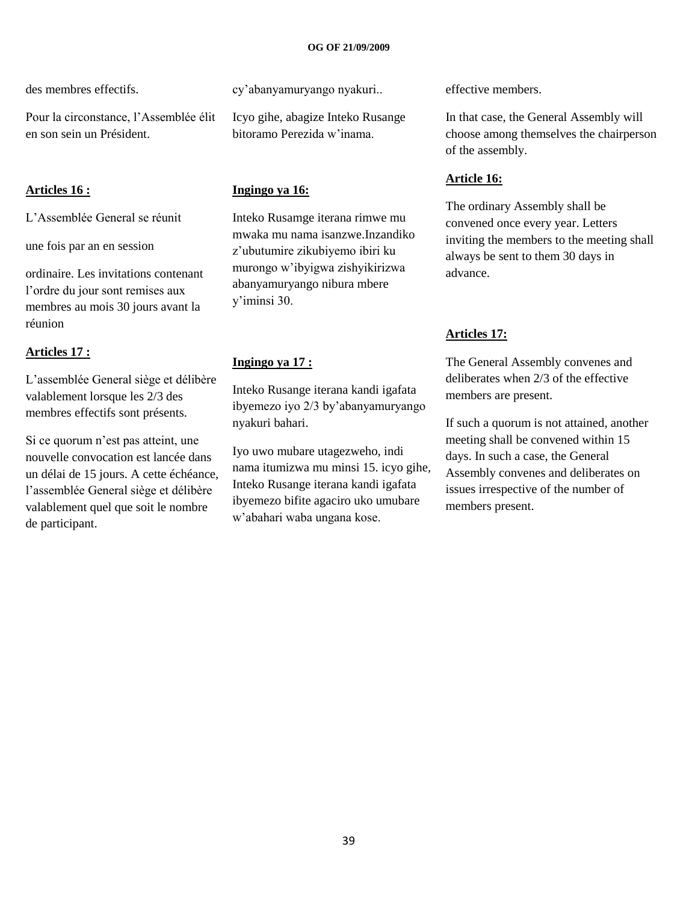des membres effectifs.

Pour la circonstance, l'Assemblée élit en son sein un Président.

**Articles 16 :**

L'Assemblée General se réunit

une fois par an en session

ordinaire. Les invitations contenant l'ordre du jour sont remises aux membres au mois 30 jours avant la réunion

**Articles 17 :**

L'assemblée General siège et délibère valablement lorsque les 2/3 des membres effectifs sont présents.

Si ce quorum n'est pas atteint, une nouvelle convocation est lancée dans un délai de 15 jours. A cette échéance, l'assemblée General siège et délibère valablement quel que soit le nombre de participant.

cy'abanyamuryango nyakuri..

Icyo gihe, abagize Inteko Rusange bitoramo Perezida w'inama.

**Ingingo ya 16:**

Inteko Rusamge iterana rimwe mu mwaka mu nama isanzwe.Inzandiko z'ubutumire zikubiyemo ibiri ku murongo w'ibyigwa zishyikirizwa abanyamuryango nibura mbere y'iminsi 30.

**Ingingo ya 17 :**

Inteko Rusange iterana kandi igafata ibyemezo iyo 2/3 by'abanyamuryango nyakuri bahari.

Iyo uwo mubare utagezweho, indi nama itumizwa mu minsi 15. icyo gihe, Inteko Rusange iterana kandi igafata ibyemezo bifite agaciro uko umubare w'abahari waba ungana kose.

effective members.

In that case, the General Assembly will choose among themselves the chairperson of the assembly.

**Article 16:**

The ordinary Assembly shall be convened once every year. Letters inviting the members to the meeting shall always be sent to them 30 days in advance.

**Articles 17:**

The General Assembly convenes and deliberates when 2/3 of the effective members are present.

If such a quorum is not attained, another meeting shall be convened within 15 days. In such a case, the General Assembly convenes and deliberates on issues irrespective of the number of members present.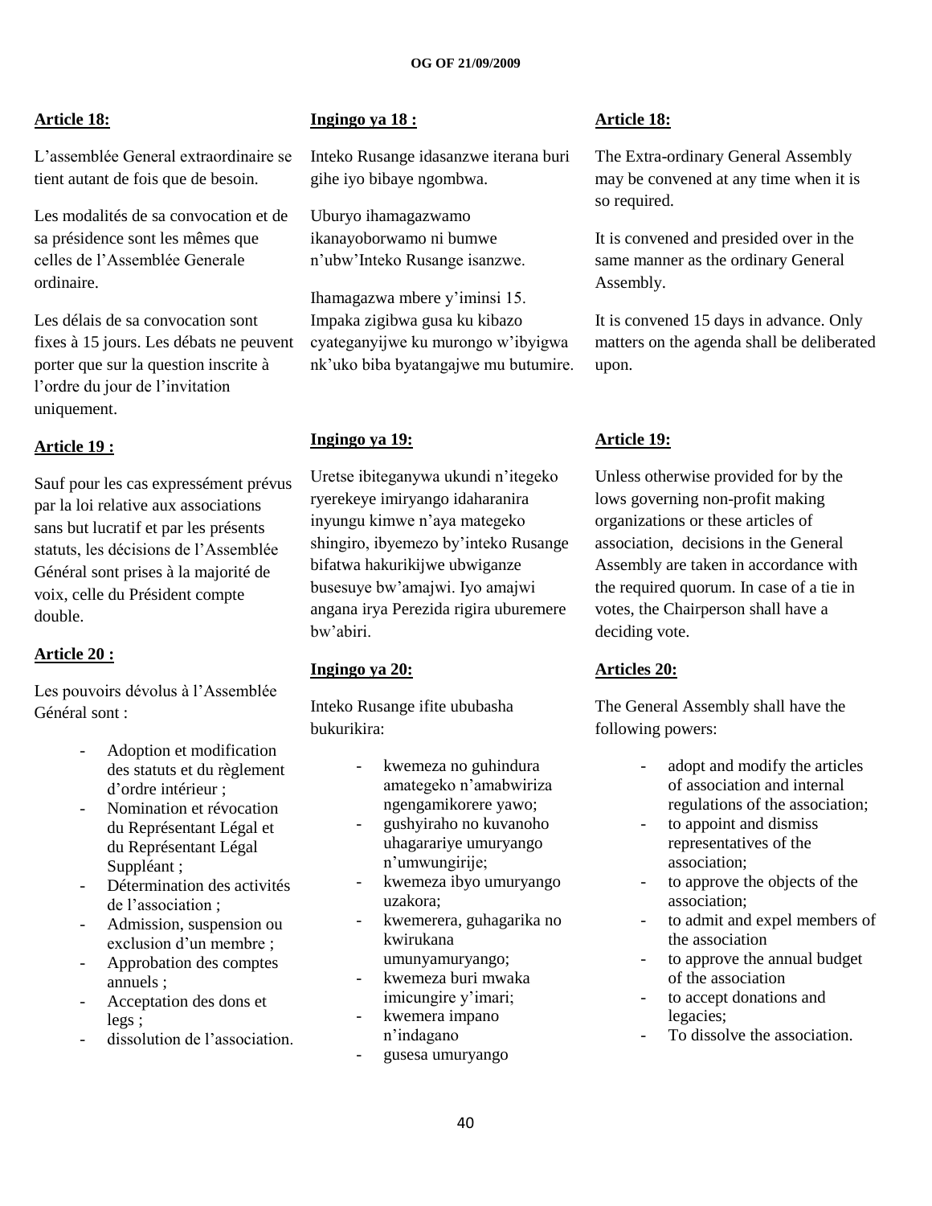**Article 18:**

L'assemblée General extraordinaire se tient autant de fois que de besoin.

Les modalités de sa convocation et de sa présidence sont les mêmes que celles de l'Assemblée Generale ordinaire.

Les délais de sa convocation sont fixes à 15 jours. Les débats ne peuvent porter que sur la question inscrite à l'ordre du jour de l'invitation uniquement.

**Article 19 :**

Sauf pour les cas expressément prévus par la loi relative aux associations sans but lucratif et par les présents statuts, les décisions de l'Assemblée Général sont prises à la majorité de voix, celle du Président compte double.

**Article 20 :**

Les pouvoirs dévolus à l'Assemblée Général sont :

- Adoption et modification des statuts et du règlement d'ordre intérieur ;
- Nomination et révocation du Représentant Légal et du Représentant Légal Suppléant ;
- Détermination des activités de l'association ;
- Admission, suspension ou exclusion d'un membre ;
- Approbation des comptes annuels ;
- Acceptation des dons et legs ;
- dissolution de l'association.

**Ingingo ya 18 :**

Inteko Rusange idasanzwe iterana buri gihe iyo bibaye ngombwa.

Uburyo ihamagazwamo ikanayoborwamo ni bumwe n'ubw'Inteko Rusange isanzwe.

Ihamagazwa mbere y'iminsi 15. Impaka zigibwa gusa ku kibazo cyateganyijwe ku murongo w'ibyigwa nk'uko biba byatangajwe mu butumire.

**Ingingo ya 19:**

Uretse ibiteganywa ukundi n'itegeko ryerekeye imiryango idaharanira inyungu kimwe n'aya mategeko shingiro, ibyemezo by'inteko Rusange bifatwa hakurikijwe ubwiganze busesuye bw'amajwi. Iyo amajwi angana irya Perezida rigira uburemere bw'abiri.

**Ingingo ya 20:**

Inteko Rusange ifite ububasha bukurikira:

- kwemeza no guhindura amategeko n'amabwiriza ngengamikorere yawo;
- gushyiraho no kuvanoho uhagarariye umuryango n'umwungirije;
- kwemeza ibyo umuryango uzakora;
- kwemerera, guhagarika no kwirukana umunyamuryango;
- kwemeza buri mwaka imicungire y'imari;
- kwemera impano n'indagano
- gusesa umuryango

**Article 18:**

The Extra-ordinary General Assembly may be convened at any time when it is so required.

It is convened and presided over in the same manner as the ordinary General Assembly.

It is convened 15 days in advance. Only matters on the agenda shall be deliberated upon.

**Article 19:**

Unless otherwise provided for by the lows governing non-profit making organizations or these articles of association, decisions in the General Assembly are taken in accordance with the required quorum. In case of a tie in votes, the Chairperson shall have a deciding vote.

**Articles 20:**

The General Assembly shall have the following powers:

- adopt and modify the articles of association and internal regulations of the association;
- to appoint and dismiss representatives of the association;
- to approve the objects of the association;
- to admit and expel members of the association
- to approve the annual budget of the association
- to accept donations and legacies;
- To dissolve the association.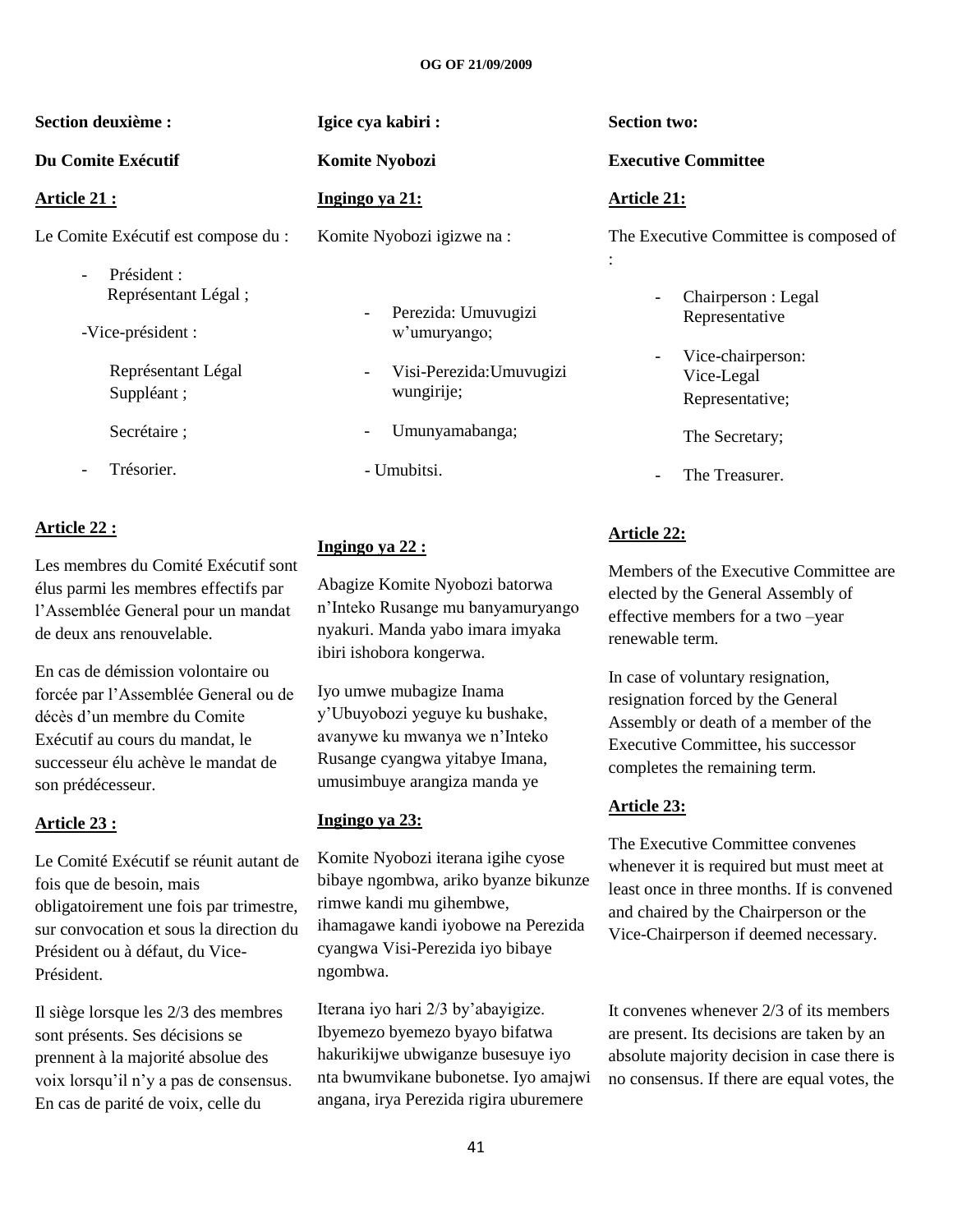**Section deuxième :**

**Du Comite Exécutif**

**Article 21 :**

Le Comite Exécutif est compose du :

- Président : Représentant Légal ;

-Vice-président :

Représentant Légal Suppléant ;

Secrétaire ;

- Trésorier.

**Article 22 :**

Les membres du Comité Exécutif sont élus parmi les membres effectifs par l'Assemblée General pour un mandat de deux ans renouvelable.

En cas de démission volontaire ou forcée par l'Assemblée General ou de décès d'un membre du Comite Exécutif au cours du mandat, le successeur élu achève le mandat de son prédécesseur.

**Article 23 :**

Le Comité Exécutif se réunit autant de fois que de besoin, mais obligatoirement une fois par trimestre, sur convocation et sous la direction du Président ou à défaut, du Vice-Président.

Il siège lorsque les 2/3 des membres sont présents. Ses décisions se prennent à la majorité absolue des voix lorsqu'il n'y a pas de consensus. En cas de parité de voix, celle du

**Igice cya kabiri :**

**Komite Nyobozi**

**Ingingo ya 21:**

Komite Nyobozi igizwe na :

- Perezida: Umuvugizi w'umuryango;
- Visi-Perezida:Umuvugizi wungirije;
- Umunyamabanga;

- Umubitsi.

**Ingingo ya 22 :**

Abagize Komite Nyobozi batorwa n'Inteko Rusange mu banyamuryango nyakuri. Manda yabo imara imyaka ibiri ishobora kongerwa.

Iyo umwe mubagize Inama y'Ubuyobozi yeguye ku bushake, avanywe ku mwanya we n'Inteko Rusange cyangwa yitabye Imana, umusimbuye arangiza manda ye

**Ingingo ya 23:**

Komite Nyobozi iterana igihe cyose bibaye ngombwa, ariko byanze bikunze rimwe kandi mu gihembwe, ihamagawe kandi iyobowe na Perezida cyangwa Visi-Perezida iyo bibaye ngombwa.

Iterana iyo hari 2/3 by'abayigize. Ibyemezo byemezo byayo bifatwa hakurikijwe ubwiganze busesuye iyo nta bwumvikane bubonetse. Iyo amajwi angana, irya Perezida rigira uburemere

**Section two:**

**Executive Committee**

**Article 21:**

The Executive Committee is composed of :

- Chairperson : Legal Representative
- Vice-chairperson: Vice-Legal Representative;

The Secretary;

- The Treasurer.

**Article 22:**

Members of the Executive Committee are elected by the General Assembly of effective members for a two –year renewable term.

In case of voluntary resignation, resignation forced by the General Assembly or death of a member of the Executive Committee, his successor completes the remaining term.

**Article 23:**

The Executive Committee convenes whenever it is required but must meet at least once in three months. If is convened and chaired by the Chairperson or the Vice-Chairperson if deemed necessary.

It convenes whenever 2/3 of its members are present. Its decisions are taken by an absolute majority decision in case there is no consensus. If there are equal votes, the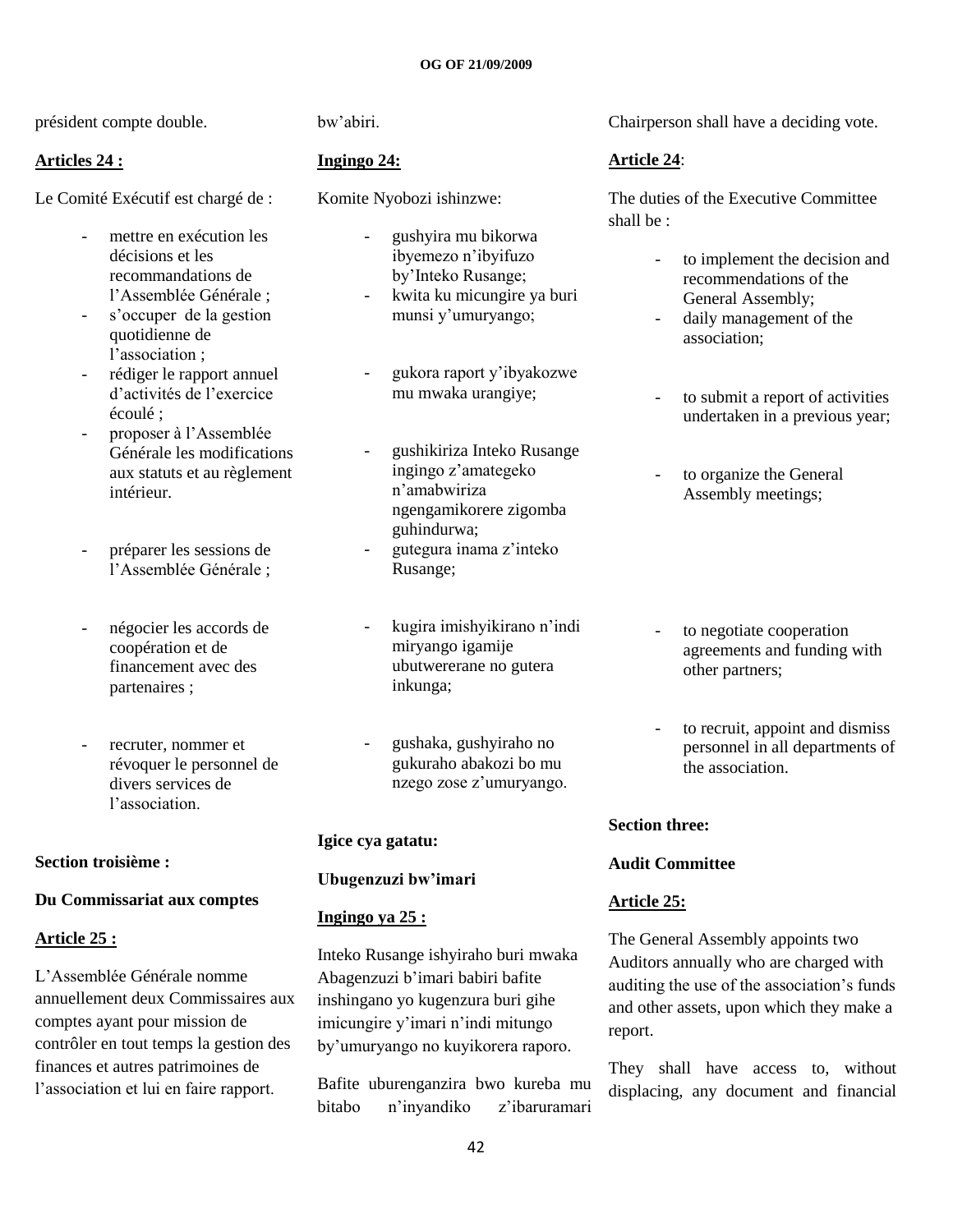président compte double.

**Articles 24 :**

Le Comité Exécutif est chargé de :

- mettre en exécution les décisions et les recommandations de l'Assemblée Générale ;
- s'occuper de la gestion quotidienne de l'association ;
- rédiger le rapport annuel d'activités de l'exercice écoulé ;
- proposer à l'Assemblée Générale les modifications aux statuts et au règlement intérieur.
- préparer les sessions de l'Assemblée Générale ;
- négocier les accords de coopération et de financement avec des partenaires ;
- recruter, nommer et révoquer le personnel de divers services de l'association.

**Section troisième :**

**Du Commissariat aux comptes**

**Article 25 :**

L'Assemblée Générale nomme annuellement deux Commissaires aux comptes ayant pour mission de contrôler en tout temps la gestion des finances et autres patrimoines de l'association et lui en faire rapport.

bw'abiri.

**Ingingo 24:**

Komite Nyobozi ishinzwe:

- gushyira mu bikorwa ibyemezo n'ibyifuzo by'Inteko Rusange;
- kwita ku micungire ya buri munsi y'umuryango;
- gukora raport y'ibyakozwe mu mwaka urangiye;
- gushikiriza Inteko Rusange ingingo z'amategeko n'amabwiriza ngengamikorere zigomba guhindurwa;
- gutegura inama z'inteko Rusange;
- kugira imishyikirano n'indi miryango igamije ubutwererane no gutera inkunga;
- gushaka, gushyiraho no gukuraho abakozi bo mu nzego zose z'umuryango.

**Igice cya gatatu:**

**Ubugenzuzi bw'imari**

**Ingingo ya 25 :**

Inteko Rusange ishyiraho buri mwaka Abagenzuzi b'imari babiri bafite inshingano yo kugenzura buri gihe imicungire y'imari n'indi mitungo by'umuryango no kuyikorera raporo.

Bafite uburenganzira bwo kureba mu bitabo n'inyandiko z'ibaruramari

Chairperson shall have a deciding vote.

**Article 24**:

The duties of the Executive Committee shall be :

- to implement the decision and recommendations of the General Assembly;
- daily management of the association;
- to submit a report of activities undertaken in a previous year;
- to organize the General Assembly meetings;
- to negotiate cooperation agreements and funding with other partners;
- to recruit, appoint and dismiss personnel in all departments of the association.

**Section three:**

**Audit Committee**

**Article 25:**

The General Assembly appoints two Auditors annually who are charged with auditing the use of the association's funds and other assets, upon which they make a report.

They shall have access to, without displacing, any document and financial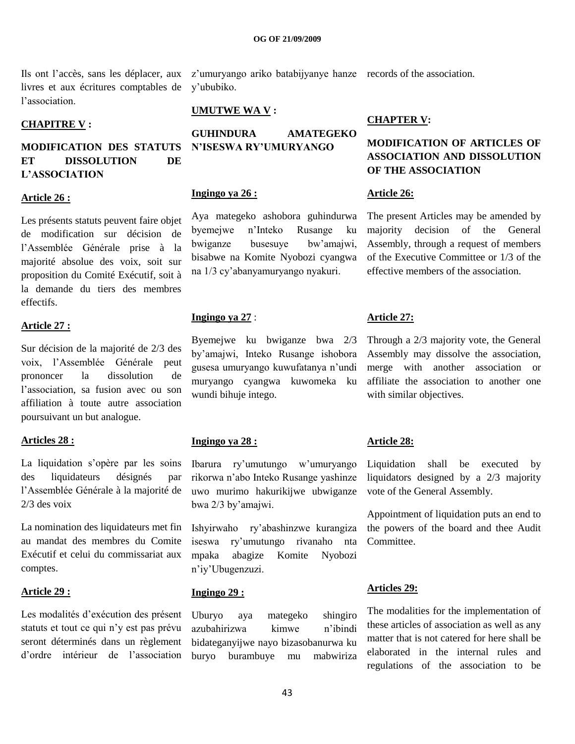Ils ont l'accès, sans les déplacer, aux livres et aux écritures comptables de l'association.

## CHAPITRE V :

## MODIFICATION DES STATUTS ET DISSOLUTION DE L'ASSOCIATION

### Article 26 :

Les présents statuts peuvent faire objet de modification sur décision de l'Assemblée Générale prise à la majorité absolue des voix, soit sur proposition du Comité Exécutif, soit à la demande du tiers des membres effectifs.

### Article 27 :

Sur décision de la majorité de 2/3 des voix, l'Assemblée Générale peut prononcer la dissolution de l'association, sa fusion avec ou son affiliation à toute autre association poursuivant un but analogue.

### Articles 28 :

La liquidation s'opère par les soins des liquidateurs désignés par l'Assemblée Générale à la majorité de 2/3 des voix

La nomination des liquidateurs met fin au mandat des membres du Comite Exécutif et celui du commissariat aux comptes.

### Article 29 :

Les modalités d'exécution des présent statuts et tout ce qui n'y est pas prévu seront déterminés dans un règlement d'ordre intérieur de l'association

z'umuryango ariko batabijyanye hanze y'ububiko.

## UMUTWE WA V :

## GUHINDURA AMATEGEKO N'ISESWA RY'UMURYANGO

### Ingingo ya 26 :

Aya mategeko ashobora guhindurwa byemejwe n'Inteko Rusange ku bwiganze busesuye bw'amajwi, bisabwe na Komite Nyobozi cyangwa na 1/3 cy'abanyamuryango nyakuri.

### Ingingo ya 27 :

Byemejwe ku bwiganze bwa 2/3 by'amajwi, Inteko Rusange ishobora gusesa umuryango kuwufatanya n'undi muryango cyangwa kuwomeka ku wundi bihuje intego.

### Ingingo ya 28 :

Ibarura ry'umutungo w'umuryango rikorwa n'abo Inteko Rusange yashinze uwo murimo hakurikijwe ubwiganze bwa 2/3 by'amajwi.

Ishyirwaho ry'abashinzwe kurangiza iseswa ry'umutungo rivanaho nta mpaka abagize Komite Nyobozi n'iy'Ubugenzuzi.

### Ingingo 29 :

Uburyo aya mategeko shingiro azubahirizwa kimwe n'ibindi bidateganyijwe nayo bizasobanurwa ku buryo burambuye mu mabwiriza

records of the association.

## CHAPTER V:

## MODIFICATION OF ARTICLES OF ASSOCIATION AND DISSOLUTION OF THE ASSOCIATION

### Article 26:

The present Articles may be amended by majority decision of the General Assembly, through a request of members of the Executive Committee or 1/3 of the effective members of the association.

### Article 27:

Through a 2/3 majority vote, the General Assembly may dissolve the association, merge with another association or affiliate the association to another one with similar objectives.

### Article 28:

Liquidation shall be executed by liquidators designed by a 2/3 majority vote of the General Assembly.

Appointment of liquidation puts an end to the powers of the board and thee Audit Committee.

### Articles 29:

The modalities for the implementation of these articles of association as well as any matter that is not catered for here shall be elaborated in the internal rules and regulations of the association to be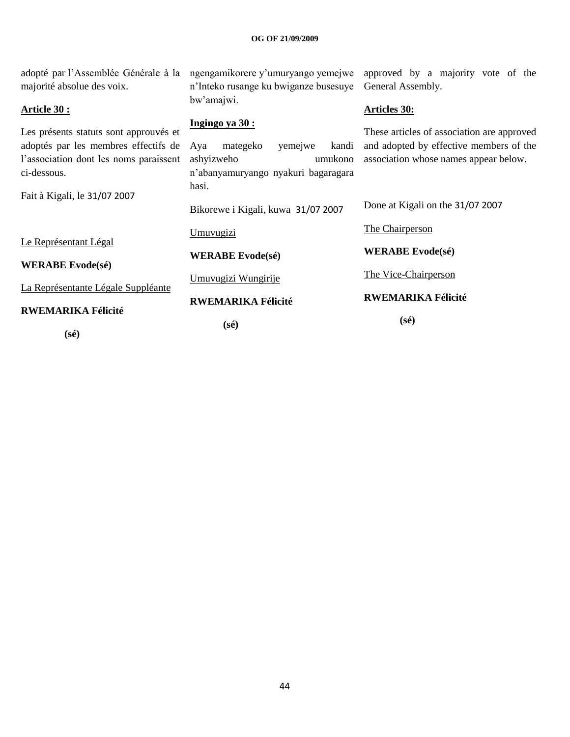adopté par l'Assemblée Générale à la majorité absolue des voix.

**Article 30 :**

Les présents statuts sont approuvés et adoptés par les membres effectifs de l'association dont les noms paraissent ci-dessous.

Fait à Kigali, le 31/07 2007

Le Représentant Légal

**WERABE Evode(sé)**

La Représentante Légale Suppléante

**RWEMARIKA Félicité**

**(sé)**

ngengamikorere y'umuryango yemejwe n'Inteko rusange ku bwiganze busesuye bw'amajwi.

**Ingingo ya 30 :**

Aya mategeko yemejwe kandi ashyizweho umukono n'abanyamuryango nyakuri bagaragara hasi.

Bikorewe i Kigali, kuwa 31/07 2007

Umuvugizi

**WERABE Evode(sé)**

Umuvugizi Wungirije

**RWEMARIKA Félicité**

**(sé)**

approved by a majority vote of the General Assembly.

**Articles 30:**

These articles of association are approved and adopted by effective members of the association whose names appear below.

Done at Kigali on the 31/07 2007

The Chairperson

**WERABE Evode(sé)**

The Vice-Chairperson

**RWEMARIKA Félicité**

**(sé)**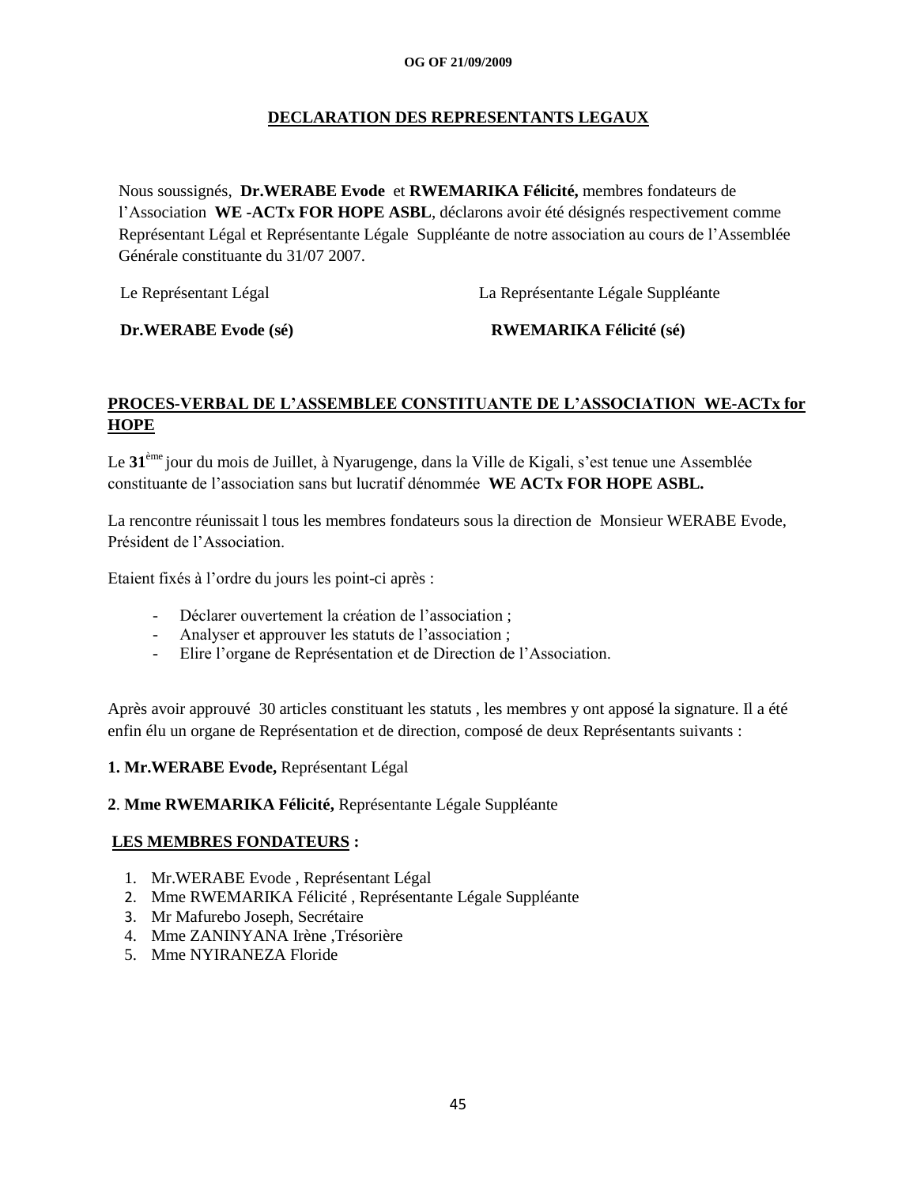**DECLARATION DES REPRESENTANTS LEGAUX**

Nous soussignés, **Dr.WERABE Evode** et **RWEMARIKA Félicité,** membres fondateurs de l'Association **WE -ACTx FOR HOPE ASBL**, déclarons avoir été désignés respectivement comme Représentant Légal et Représentante Légale Suppléante de notre association au cours de l'Assemblée Générale constituante du 31/07 2007.

Le Représentant Légal

**Dr.WERABE Evode (sé)**

La Représentante Légale Suppléante

**RWEMARIKA Félicité (sé)**

**PROCES-VERBAL DE L'ASSEMBLEE CONSTITUANTE DE L'ASSOCIATION WE-ACTx for HOPE**

Le **31**[ème] jour du mois de Juillet, à Nyarugenge, dans la Ville de Kigali, s'est tenue une Assemblée constituante de l'association sans but lucratif dénommée **WE ACTx FOR HOPE ASBL.**

La rencontre réunissait l tous les membres fondateurs sous la direction de Monsieur WERABE Evode, Président de l'Association.

Etaient fixés à l'ordre du jours les point-ci après :

- Déclarer ouvertement la création de l'association ;
- Analyser et approuver les statuts de l'association ;
- Elire l'organe de Représentation et de Direction de l'Association.

Après avoir approuvé 30 articles constituant les statuts , les membres y ont apposé la signature. Il a été enfin élu un organe de Représentation et de direction, composé de deux Représentants suivants :

**1. Mr.WERABE Evode,** Représentant Légal

**2**. **Mme RWEMARIKA Félicité,** Représentante Légale Suppléante

**LES MEMBRES FONDATEURS :**

1. Mr.WERABE Evode , Représentant Légal
2. Mme RWEMARIKA Félicité , Représentante Légale Suppléante
3. Mr Mafurebo Joseph, Secrétaire
4. Mme ZANINYANA Irène ,Trésorière
5. Mme NYIRANEZA Floride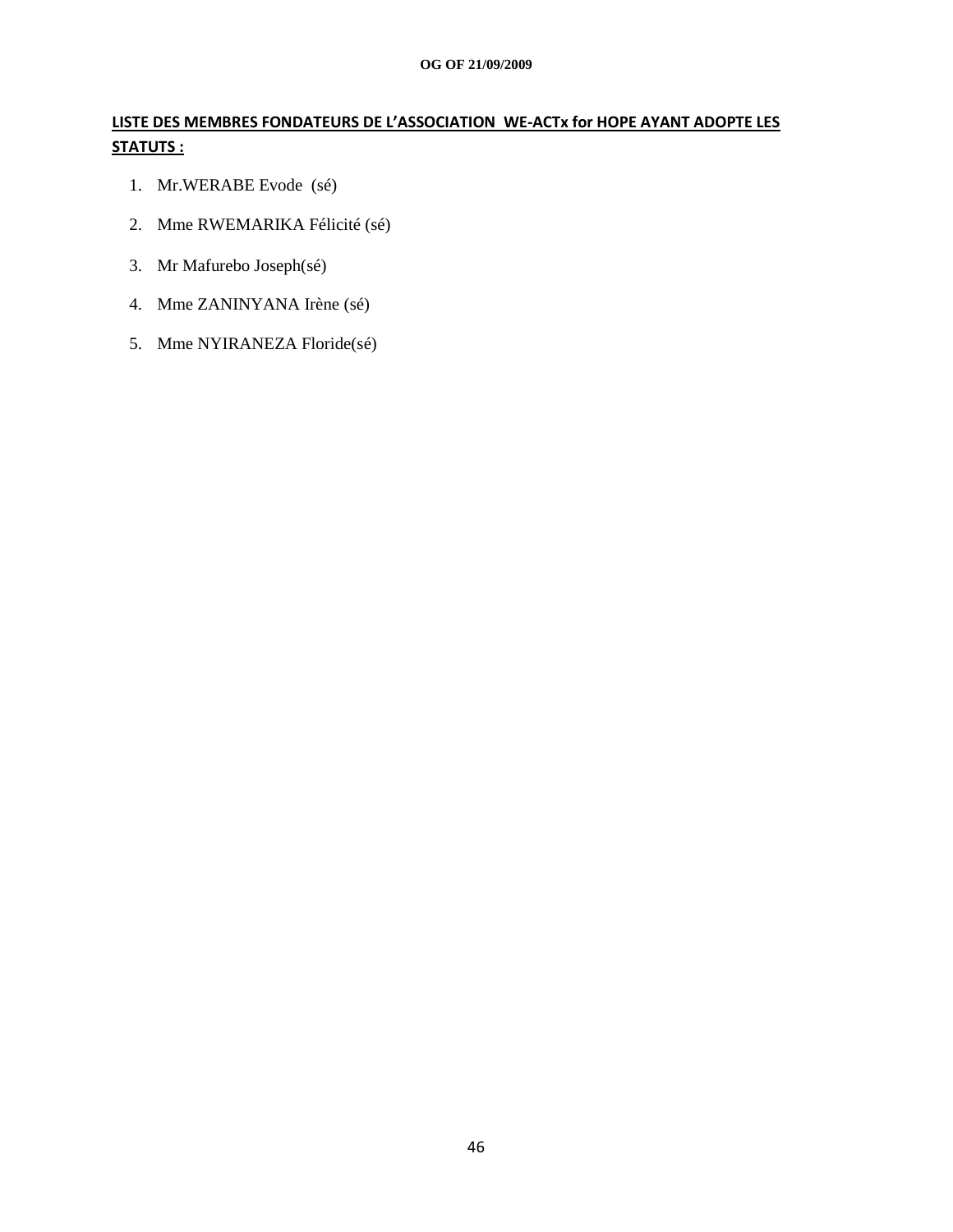**LISTE DES MEMBRES FONDATEURS DE L'ASSOCIATION WE-ACTx for HOPE AYANT ADOPTE LES STATUTS :**

1. Mr.WERABE Evode (sé)
2. Mme RWEMARIKA Félicité (sé)
3. Mr Mafurebo Joseph(sé)
4. Mme ZANINYANA Irène (sé)
5. Mme NYIRANEZA Floride(sé)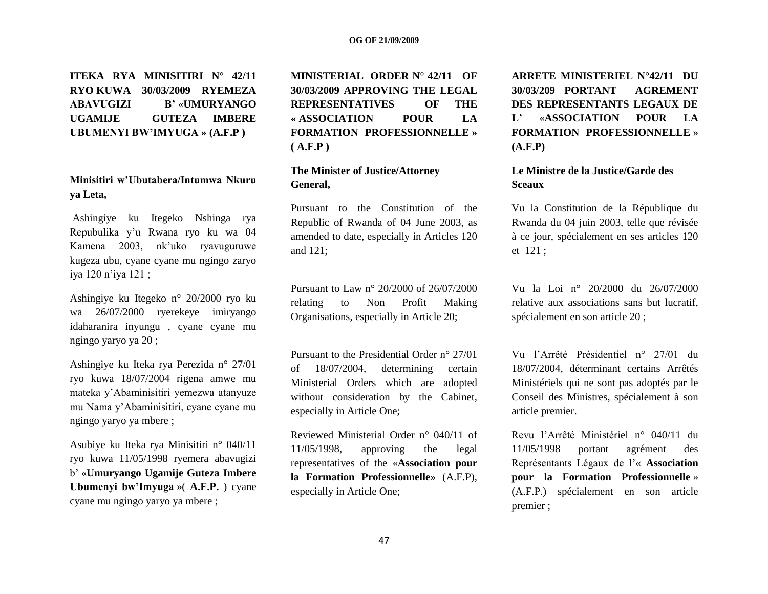**ITEKA RYA MINISITIRI N° 42/11 RYO KUWA 30/03/2009 RYEMEZA ABAVUGIZI B' «UMURYANGO UGAMIJE GUTEZA IMBERE UBUMENYI BW'IMYUGA » (A.F.P )**

**Minisitiri w'Ubutabera/Intumwa Nkuru ya Leta,**

Ashingiye ku Itegeko Nshinga rya Repubulika y'u Rwana ryo ku wa 04 Kamena 2003, nk'uko ryavuguruwe kugeza ubu, cyane cyane mu ngingo zaryo iya 120 n'iya 121 ;

Ashingiye ku Itegeko n° 20/2000 ryo ku wa 26/07/2000 ryerekeye imiryango idaharanira inyungu , cyane cyane mu ngingo yaryo ya 20 ;

Ashingiye ku Iteka rya Perezida n° 27/01 ryo kuwa 18/07/2004 rigena amwe mu mateka y'Abaminisitiri yemezwa atanyuze mu Nama y'Abaminisitiri, cyane cyane mu ngingo yaryo ya mbere ;

Asubiye ku Iteka rya Minisitiri n° 040/11 ryo kuwa 11/05/1998 ryemera abavugizi b' «**Umuryango Ugamije Guteza Imbere Ubumenyi bw'Imyuga** »( **A.F.P.** ) cyane cyane mu ngingo yaryo ya mbere ;

**MINISTERIAL ORDER N° 42/11 OF 30/03/2009 APPROVING THE LEGAL REPRESENTATIVES OF THE « ASSOCIATION POUR LA FORMATION PROFESSIONNELLE » ( A.F.P )**

**The Minister of Justice/Attorney General,**

Pursuant to the Constitution of the Republic of Rwanda of 04 June 2003, as amended to date, especially in Articles 120 and 121;

Pursuant to Law n° 20/2000 of 26/07/2000 relating to Non Profit Making Organisations, especially in Article 20;

Pursuant to the Presidential Order n° 27/01 of 18/07/2004, determining certain Ministerial Orders which are adopted without consideration by the Cabinet, especially in Article One;

Reviewed Ministerial Order n° 040/11 of 11/05/1998, approving the legal representatives of the «**Association pour la Formation Professionnelle**» (A.F.P), especially in Article One;

**ARRETE MINISTERIEL N°42/11 DU 30/03/209 PORTANT AGREMENT DES REPRESENTANTS LEGAUX DE L' «ASSOCIATION POUR LA FORMATION PROFESSIONNELLE » (A.F.P)**

**Le Ministre de la Justice/Garde des Sceaux**

Vu la Constitution de la République du Rwanda du 04 juin 2003, telle que révisée à ce jour, spécialement en ses articles 120 et 121 ;

Vu la Loi n° 20/2000 du 26/07/2000 relative aux associations sans but lucratif, spécialement en son article 20 ;

Vu l'Arrêté Présidentiel n° 27/01 du 18/07/2004, déterminant certains Arrêtés Ministériels qui ne sont pas adoptés par le Conseil des Ministres, spécialement à son article premier.

Revu l'Arrêté Ministériel n° 040/11 du 11/05/1998 portant agrément des Représentants Légaux de l'« **Association pour la Formation Professionnelle** » (A.F.P.) spécialement en son article premier ;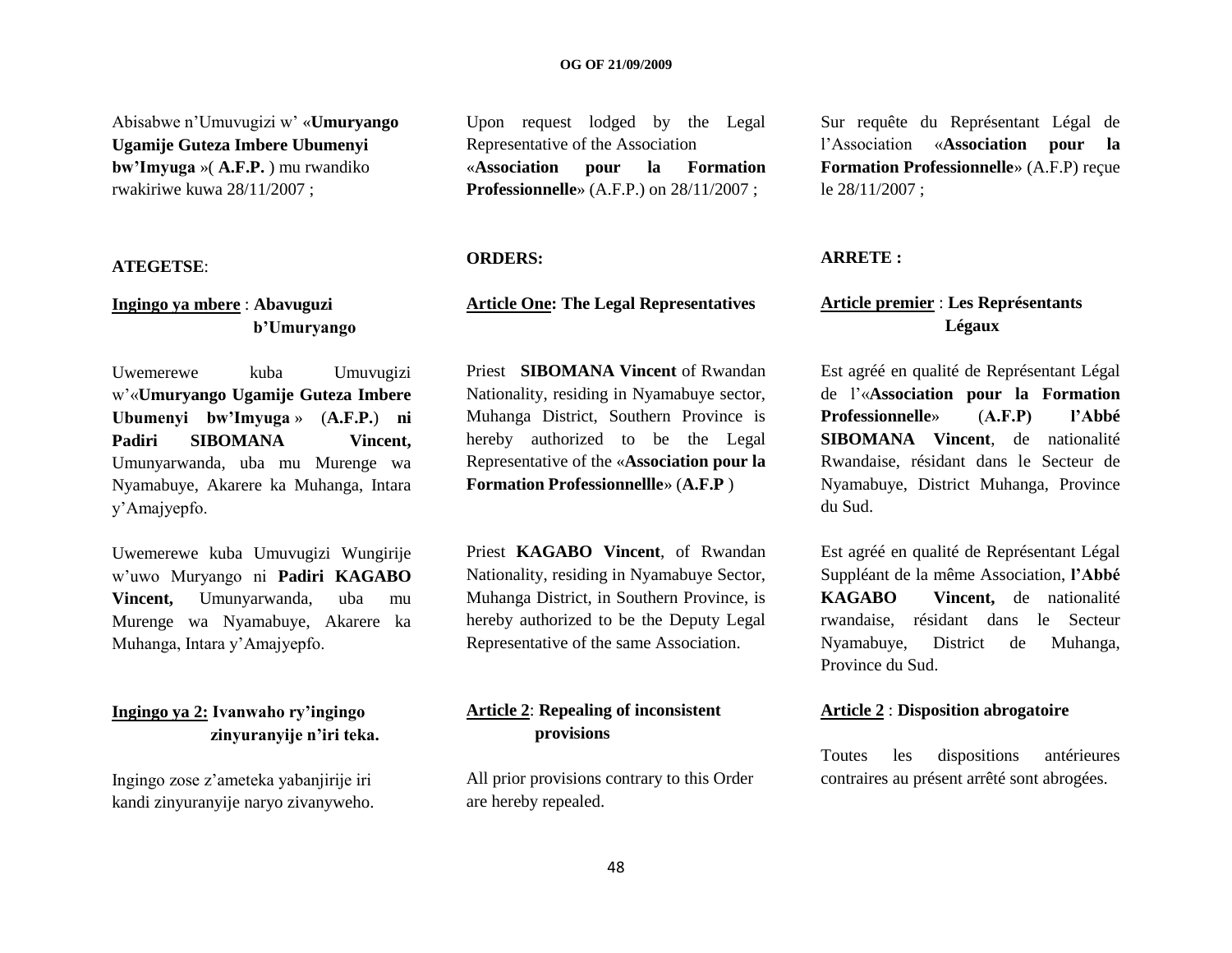Abisabwe n'Umuvugizi w' «**Umuryango Ugamije Guteza Imbere Ubumenyi bw'Imyuga** »( **A.F.P.** ) mu rwandiko rwakiriwe kuwa 28/11/2007 ;

**ATEGETSE**:

**Ingingo ya mbere** : **Abavuguzi b'Umuryango**

Uwemerewe kuba Umuvugizi w'«**Umuryango Ugamije Guteza Imbere Ubumenyi bw'Imyuga** » (**A.F.P.**) **ni Padiri SIBOMANA Vincent,** Umunyarwanda, uba mu Murenge wa Nyamabuye, Akarere ka Muhanga, Intara y'Amajyepfo.

Uwemerewe kuba Umuvugizi Wungirije w'uwo Muryango ni **Padiri KAGABO Vincent,** Umunyarwanda, uba mu Murenge wa Nyamabuye, Akarere ka Muhanga, Intara y'Amajyepfo.

**Ingingo ya 2: Ivanwaho ry'ingingo zinyuranyije n'iri teka.**

Ingingo zose z'ameteka yabanjirije iri kandi zinyuranyije naryo zivanyweho.

Upon request lodged by the Legal Representative of the Association «**Association pour la Formation Professionnelle**» (A.F.P.) on 28/11/2007 ;

**ORDERS:**

**Article One: The Legal Representatives**

Priest **SIBOMANA Vincent** of Rwandan Nationality, residing in Nyamabuye sector, Muhanga District, Southern Province is hereby authorized to be the Legal Representative of the «**Association pour la Formation Professionnellle**» (**A.F.P** )

Priest **KAGABO Vincent**, of Rwandan Nationality, residing in Nyamabuye Sector, Muhanga District, in Southern Province, is hereby authorized to be the Deputy Legal Representative of the same Association.

**Article 2**: **Repealing of inconsistent provisions**

All prior provisions contrary to this Order are hereby repealed.

Sur requête du Représentant Légal de l'Association «**Association pour la Formation Professionnelle**» (A.F.P) reçue le 28/11/2007 ;

**ARRETE :**

**Article premier** : **Les Représentants Légaux**

Est agréé en qualité de Représentant Légal de l'«**Association pour la Formation Professionnelle**» (**A.F.P) l'Abbé SIBOMANA Vincent**, de nationalité Rwandaise, résidant dans le Secteur de Nyamabuye, District Muhanga, Province du Sud.

Est agréé en qualité de Représentant Légal Suppléant de la même Association, **l'Abbé KAGABO Vincent,** de nationalité rwandaise, résidant dans le Secteur Nyamabuye, District de Muhanga, Province du Sud.

**Article 2** : **Disposition abrogatoire**

Toutes les dispositions antérieures contraires au présent arrêté sont abrogées.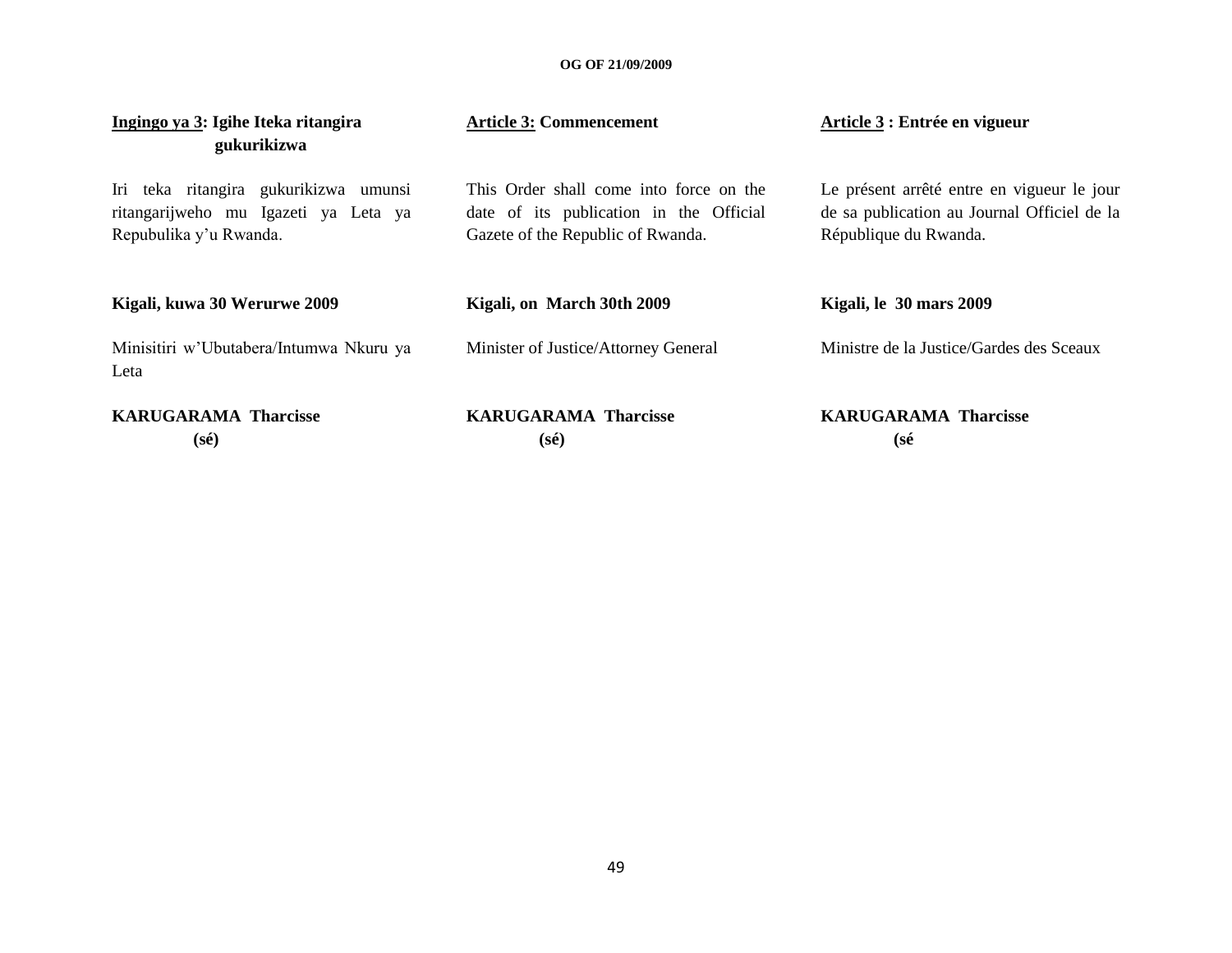**Ingingo ya 3: Igihe Iteka ritangira gukurikizwa**

Iri teka ritangira gukurikizwa umunsi ritangarijweho mu Igazeti ya Leta ya Repubulika y'u Rwanda.

**Kigali, kuwa 30 Werurwe 2009**

Minisitiri w'Ubutabera/Intumwa Nkuru ya Leta

**KARUGARAMA Tharcisse**
**(sé)**

**Article 3: Commencement**

This Order shall come into force on the date of its publication in the Official Gazete of the Republic of Rwanda.

**Kigali, on March 30th 2009**

Minister of Justice/Attorney General

**KARUGARAMA Tharcisse**
**(sé)**

**Article 3 : Entrée en vigueur**

Le présent arrêté entre en vigueur le jour de sa publication au Journal Officiel de la République du Rwanda.

**Kigali, le 30 mars 2009**

Ministre de la Justice/Gardes des Sceaux

**KARUGARAMA Tharcisse**
**(sé**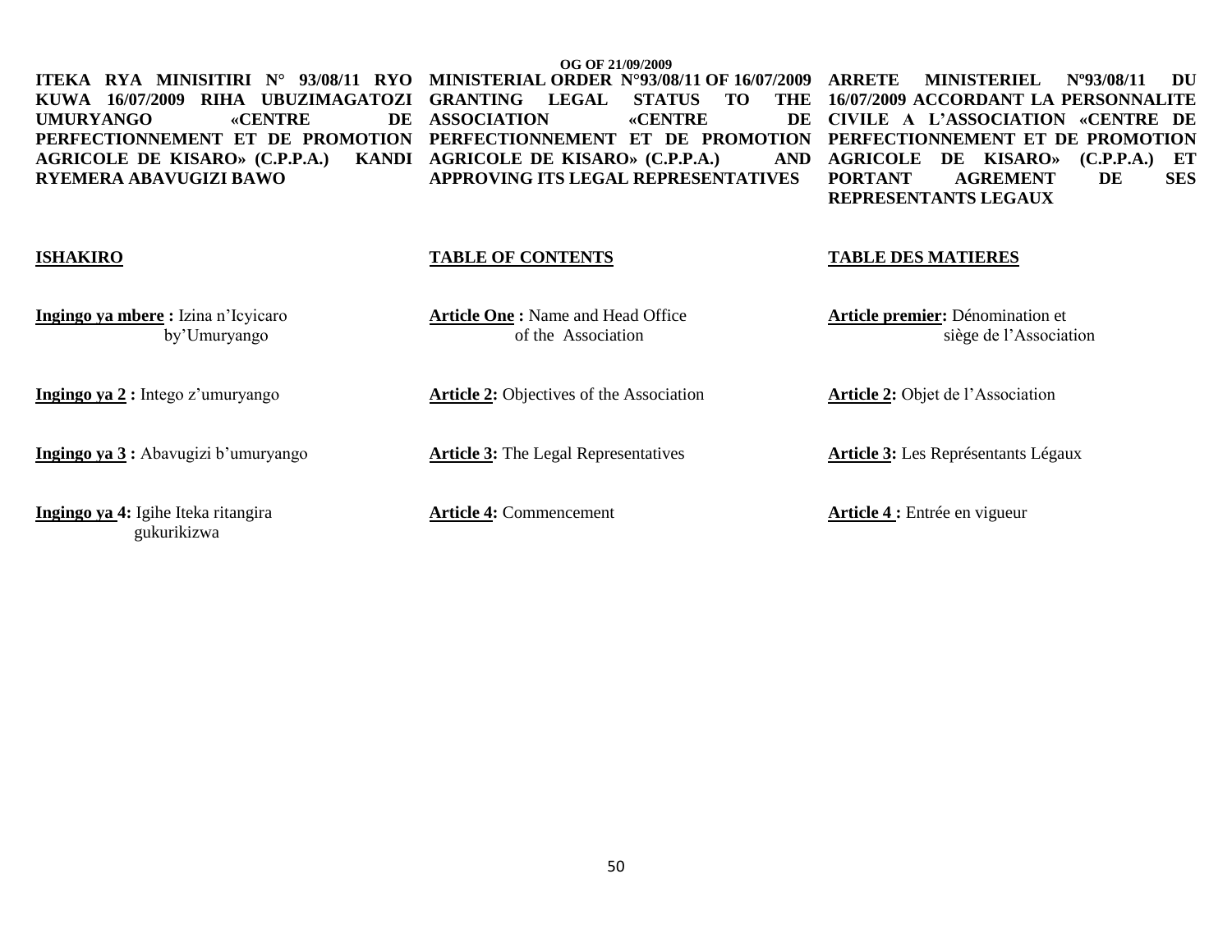**ITEKA RYA MINISITIRI N° 93/08/11 RYO KUWA 16/07/2009 RIHA UBUZIMAGATOZI UMURYANGO «CENTRE DE PERFECTIONNEMENT ET DE PROMOTION AGRICOLE DE KISARO» (C.P.P.A.) KANDI RYEMERA ABAVUGIZI BAWO**

**ISHAKIRO**

**Ingingo ya mbere :** Izina n'Icyicaro by'Umuryango

**Ingingo ya 2 :** Intego z'umuryango

**Ingingo ya 3 :** Abavugizi b'umuryango

**Ingingo ya 4:** Igihe Iteka ritangira gukurikizwa

**MINISTERIAL ORDER N°93/08/11 OF 16/07/2009 GRANTING LEGAL STATUS TO THE ASSOCIATION «CENTRE DE PERFECTIONNEMENT ET DE PROMOTION AGRICOLE DE KISARO» (C.P.P.A.) AND APPROVING ITS LEGAL REPRESENTATIVES**

**TABLE OF CONTENTS**

**Article One :** Name and Head Office of the Association

**Article 2:** Objectives of the Association

**Article 3:** The Legal Representatives

**Article 4:** Commencement

**ARRETE MINISTERIEL Nº93/08/11 DU 16/07/2009 ACCORDANT LA PERSONNALITE CIVILE A L'ASSOCIATION «CENTRE DE PERFECTIONNEMENT ET DE PROMOTION AGRICOLE DE KISARO» (C.P.P.A.) ET PORTANT AGREMENT DE SES REPRESENTANTS LEGAUX**

**TABLE DES MATIERES**

**Article premier:** Dénomination et siège de l'Association

**Article 2:** Objet de l'Association

**Article 3:** Les Représentants Légaux

**Article 4 :** Entrée en vigueur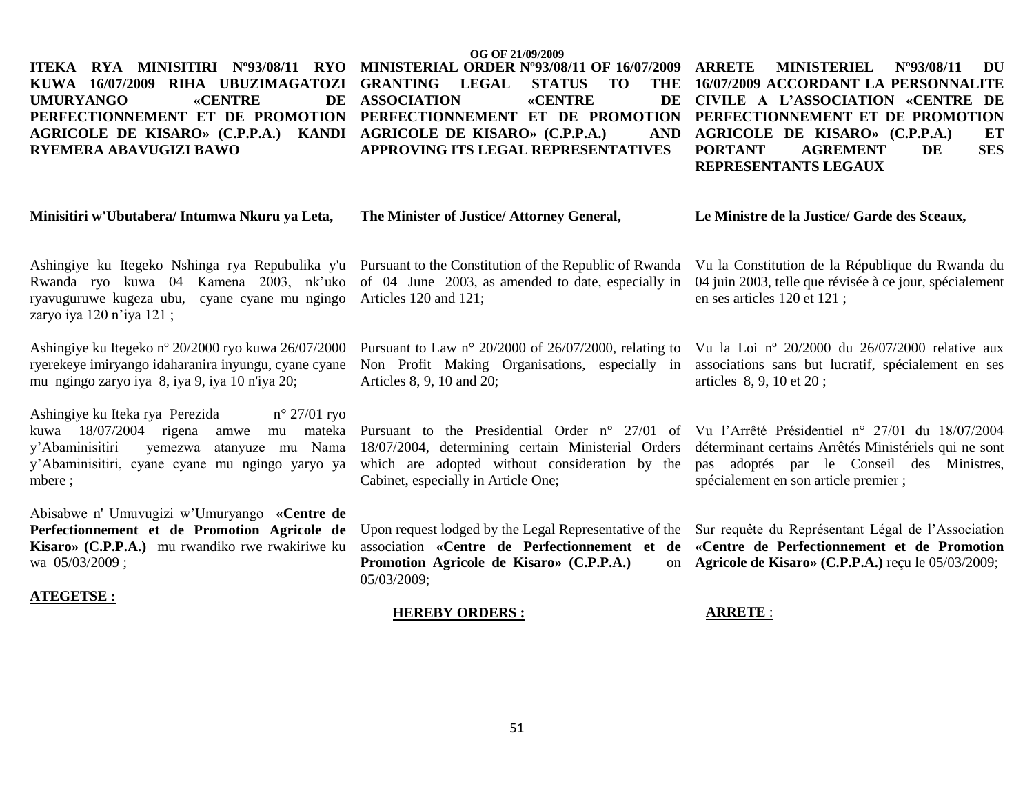**ITEKA RYA MINISITIRI Nº93/08/11 RYO KUWA 16/07/2009 RIHA UBUZIMAGATOZI UMURYANGO «CENTRE DE PERFECTIONNEMENT ET DE PROMOTION AGRICOLE DE KISARO» (C.P.P.A.) KANDI RYEMERA ABAVUGIZI BAWO**

**Minisitiri w'Ubutabera/ Intumwa Nkuru ya Leta,**

Ashingiye ku Itegeko Nshinga rya Repubulika y'u Rwanda ryo kuwa 04 Kamena 2003, nk'uko ryavuguruwe kugeza ubu, cyane cyane mu ngingo zaryo iya 120 n'iya 121 ;

Ashingiye ku Itegeko nº 20/2000 ryo kuwa 26/07/2000 ryerekeye imiryango idaharanira inyungu, cyane cyane mu ngingo zaryo iya 8, iya 9, iya 10 n'iya 20;

Ashingiye ku Iteka rya Perezida n° 27/01 ryo kuwa 18/07/2004 rigena amwe mu mateka y'Abaminisitiri yemezwa atanyuze mu Nama y'Abaminisitiri, cyane cyane mu ngingo yaryo ya mbere ;

Abisabwe n' Umuvugizi w'Umuryango **«Centre de Perfectionnement et de Promotion Agricole de Kisaro» (C.P.P.A.)** mu rwandiko rwe rwakiriwe ku wa 05/03/2009 ;

**ATEGETSE :**

**MINISTERIAL ORDER Nº93/08/11 OF 16/07/2009 GRANTING LEGAL STATUS TO THE ASSOCIATION «CENTRE DE PERFECTIONNEMENT ET DE PROMOTION AGRICOLE DE KISARO» (C.P.P.A.) AND APPROVING ITS LEGAL REPRESENTATIVES**

**The Minister of Justice/ Attorney General,**

Pursuant to the Constitution of the Republic of Rwanda of 04 June 2003, as amended to date, especially in Articles 120 and 121;

Pursuant to Law n° 20/2000 of 26/07/2000, relating to Non Profit Making Organisations, especially in Articles 8, 9, 10 and 20;

Pursuant to the Presidential Order n° 27/01 of 18/07/2004, determining certain Ministerial Orders which are adopted without consideration by the Cabinet, especially in Article One;

Upon request lodged by the Legal Representative of the association **«Centre de Perfectionnement et de Promotion Agricole de Kisaro» (C.P.P.A.)** on 05/03/2009;

**HEREBY ORDERS :**

**ARRETE MINISTERIEL Nº93/08/11 DU 16/07/2009 ACCORDANT LA PERSONNALITE CIVILE A L'ASSOCIATION «CENTRE DE PERFECTIONNEMENT ET DE PROMOTION AGRICOLE DE KISARO» (C.P.P.A.) ET PORTANT AGREMENT DE SES REPRESENTANTS LEGAUX**

**Le Ministre de la Justice/ Garde des Sceaux,**

Vu la Constitution de la République du Rwanda du 04 juin 2003, telle que révisée à ce jour, spécialement en ses articles 120 et 121 ;

Vu la Loi nº 20/2000 du 26/07/2000 relative aux associations sans but lucratif, spécialement en ses articles 8, 9, 10 et 20 ;

Vu l'Arrêté Présidentiel n° 27/01 du 18/07/2004 déterminant certains Arrêtés Ministériels qui ne sont pas adoptés par le Conseil des Ministres, spécialement en son article premier ;

Sur requête du Représentant Légal de l'Association **«Centre de Perfectionnement et de Promotion Agricole de Kisaro» (C.P.P.A.)** reçu le 05/03/2009;

**ARRETE** :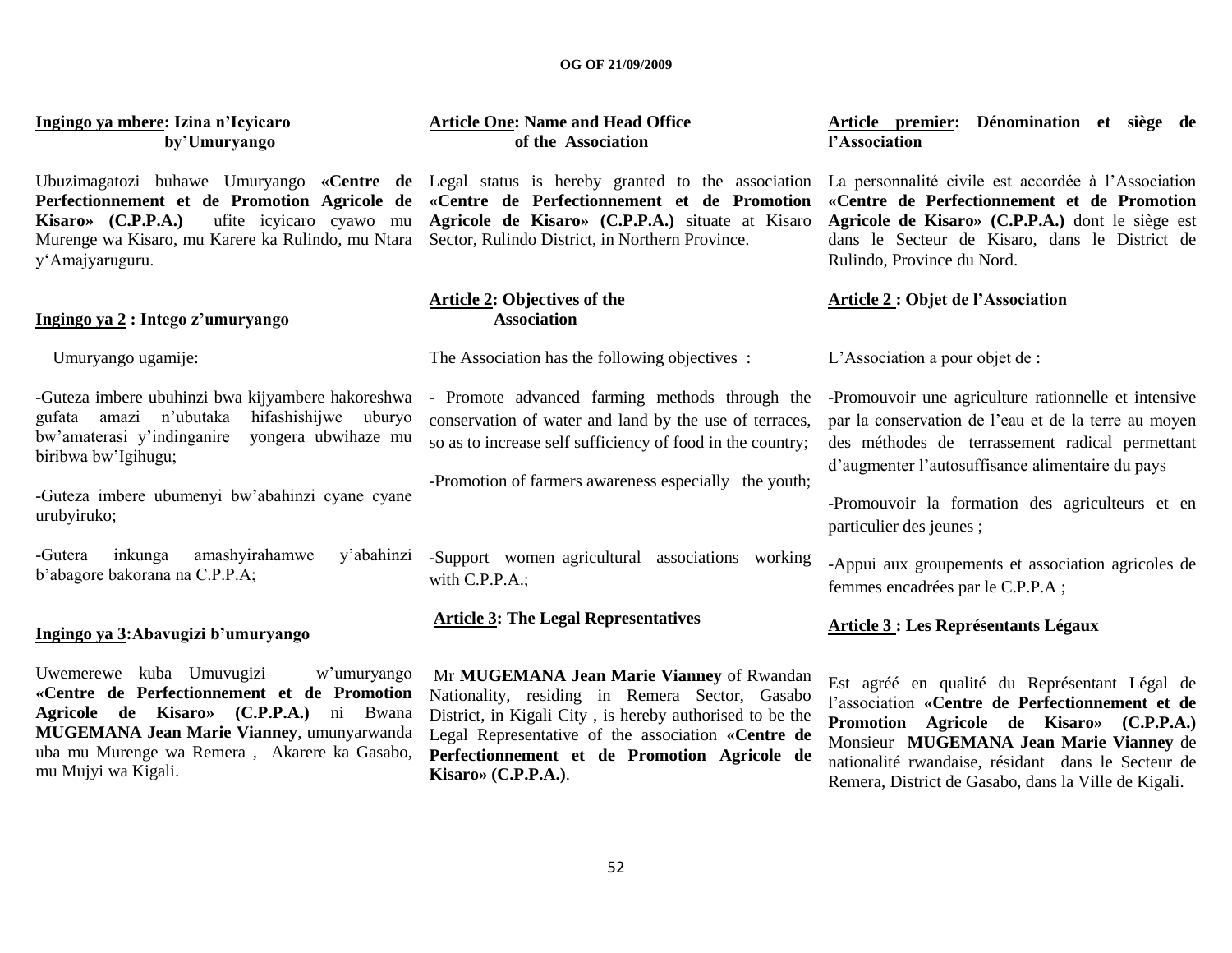**Ingingo ya mbere: Izina n'Icyicaro by'Umuryango**

Ubuzimagatozi buhawe Umuryango **«Centre de Perfectionnement et de Promotion Agricole de Kisaro» (C.P.P.A.)** ufite icyicaro cyawo mu Murenge wa Kisaro, mu Karere ka Rulindo, mu Ntara y'Amajyaruguru.

**Ingingo ya 2 : Intego z'umuryango**

Umuryango ugamije:

-Guteza imbere ubuhinzi bwa kijyambere hakoreshwa gufata amazi n'ubutaka hifashishijwe uburyo bw'amaterasi y'indinganire yongera ubwihaze mu biribwa bw'Igihugu;

-Guteza imbere ubumenyi bw'abahinzi cyane cyane urubyiruko;

-Gutera inkunga amashyirahamwe y'abahinzi b'abagore bakorana na C.P.P.A;

**Ingingo ya 3:Abavugizi b'umuryango**

Uwemerewe kuba Umuvugizi w'umuryango **«Centre de Perfectionnement et de Promotion Agricole de Kisaro» (C.P.P.A.)** ni Bwana **MUGEMANA Jean Marie Vianney**, umunyarwanda uba mu Murenge wa Remera , Akarere ka Gasabo, mu Mujyi wa Kigali.

**Article One: Name and Head Office of the Association**

Legal status is hereby granted to the association **«Centre de Perfectionnement et de Promotion Agricole de Kisaro» (C.P.P.A.)** situate at Kisaro Sector, Rulindo District, in Northern Province.

**Article 2: Objectives of the Association**

The Association has the following objectives :

- Promote advanced farming methods through the conservation of water and land by the use of terraces, so as to increase self sufficiency of food in the country;

-Promotion of farmers awareness especially the youth;

-Support women agricultural associations working with C.P.P.A.;

**Article 3: The Legal Representatives**

Mr **MUGEMANA Jean Marie Vianney** of Rwandan Nationality, residing in Remera Sector, Gasabo District, in Kigali City , is hereby authorised to be the Legal Representative of the association **«Centre de Perfectionnement et de Promotion Agricole de Kisaro» (C.P.P.A.)**.

**Article premier: Dénomination et siège de l'Association**

La personnalité civile est accordée à l'Association **«Centre de Perfectionnement et de Promotion Agricole de Kisaro» (C.P.P.A.)** dont le siège est dans le Secteur de Kisaro, dans le District de Rulindo, Province du Nord.

**Article 2 : Objet de l'Association**

L'Association a pour objet de :

-Promouvoir une agriculture rationnelle et intensive par la conservation de l'eau et de la terre au moyen des méthodes de terrassement radical permettant d'augmenter l'autosuffisance alimentaire du pays

-Promouvoir la formation des agriculteurs et en particulier des jeunes ;

-Appui aux groupements et association agricoles de femmes encadrées par le C.P.P.A ;

**Article 3 : Les Représentants Légaux**

Est agréé en qualité du Représentant Légal de l'association **«Centre de Perfectionnement et de Promotion Agricole de Kisaro» (C.P.P.A.)** Monsieur **MUGEMANA Jean Marie Vianney** de nationalité rwandaise, résidant dans le Secteur de Remera, District de Gasabo, dans la Ville de Kigali.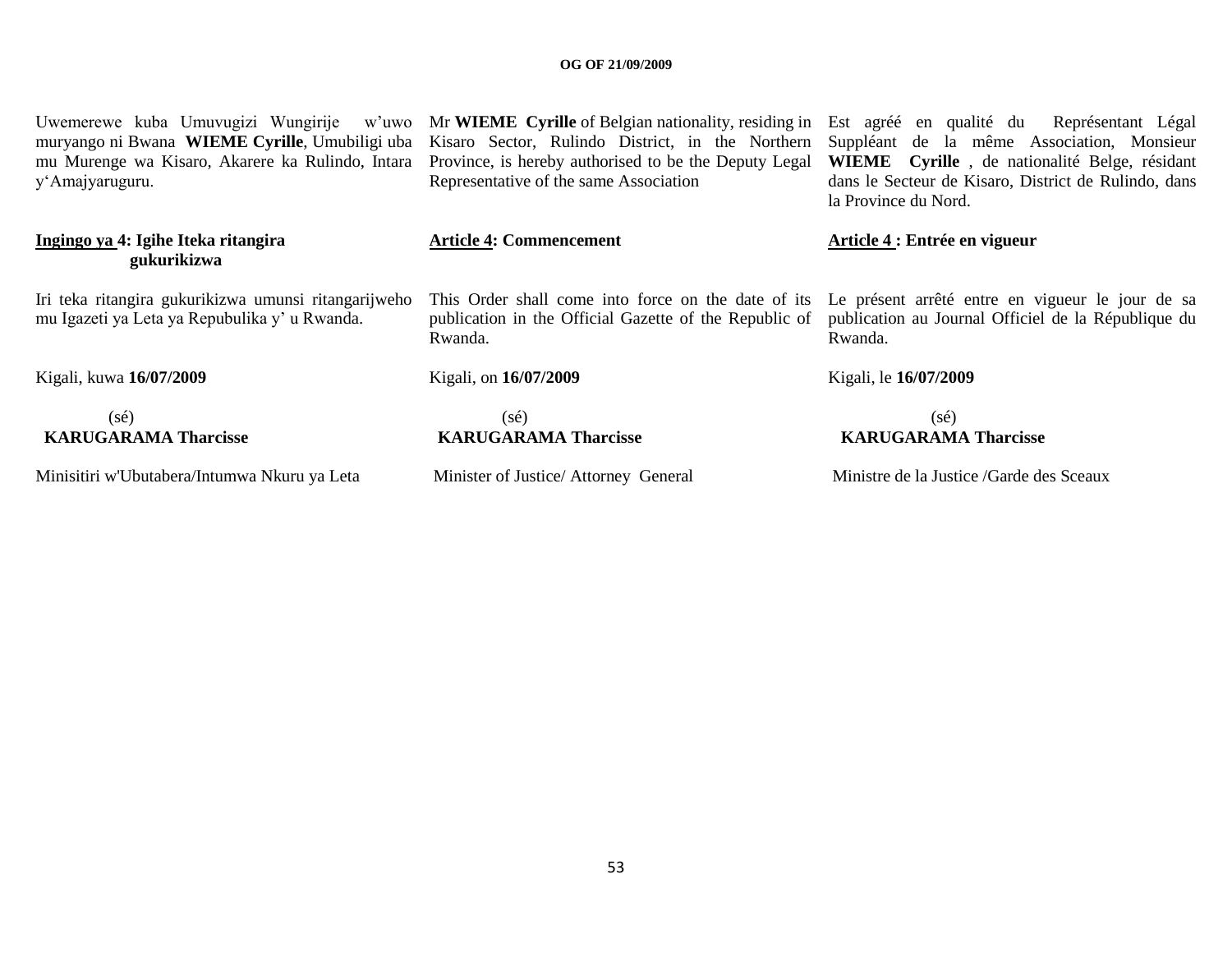Uwemerewe kuba Umuvugizi Wungirije w'uwo muryango ni Bwana **WIEME Cyrille**, Umubiligi uba mu Murenge wa Kisaro, Akarere ka Rulindo, Intara y'Amajyaruguru.

**Ingingo ya 4: Igihe Iteka ritangira gukurikizwa**

Iri teka ritangira gukurikizwa umunsi ritangarijweho mu Igazeti ya Leta ya Repubulika y' u Rwanda.

Kigali, kuwa **16/07/2009**

(sé)
**KARUGARAMA Tharcisse**

Minisitiri w'Ubutabera/Intumwa Nkuru ya Leta

Mr **WIEME Cyrille** of Belgian nationality, residing in Kisaro Sector, Rulindo District, in the Northern Province, is hereby authorised to be the Deputy Legal Representative of the same Association

**Article 4: Commencement**

This Order shall come into force on the date of its publication in the Official Gazette of the Republic of Rwanda.

Kigali, on **16/07/2009**

(sé)
**KARUGARAMA Tharcisse**

Minister of Justice/ Attorney General

Est agréé en qualité du Représentant Légal Suppléant de la même Association, Monsieur **WIEME Cyrille** , de nationalité Belge, résidant dans le Secteur de Kisaro, District de Rulindo, dans la Province du Nord.

**Article 4 : Entrée en vigueur**

Le présent arrêté entre en vigueur le jour de sa publication au Journal Officiel de la République du Rwanda.

Kigali, le **16/07/2009**

(sé)
**KARUGARAMA Tharcisse**

Ministre de la Justice /Garde des Sceaux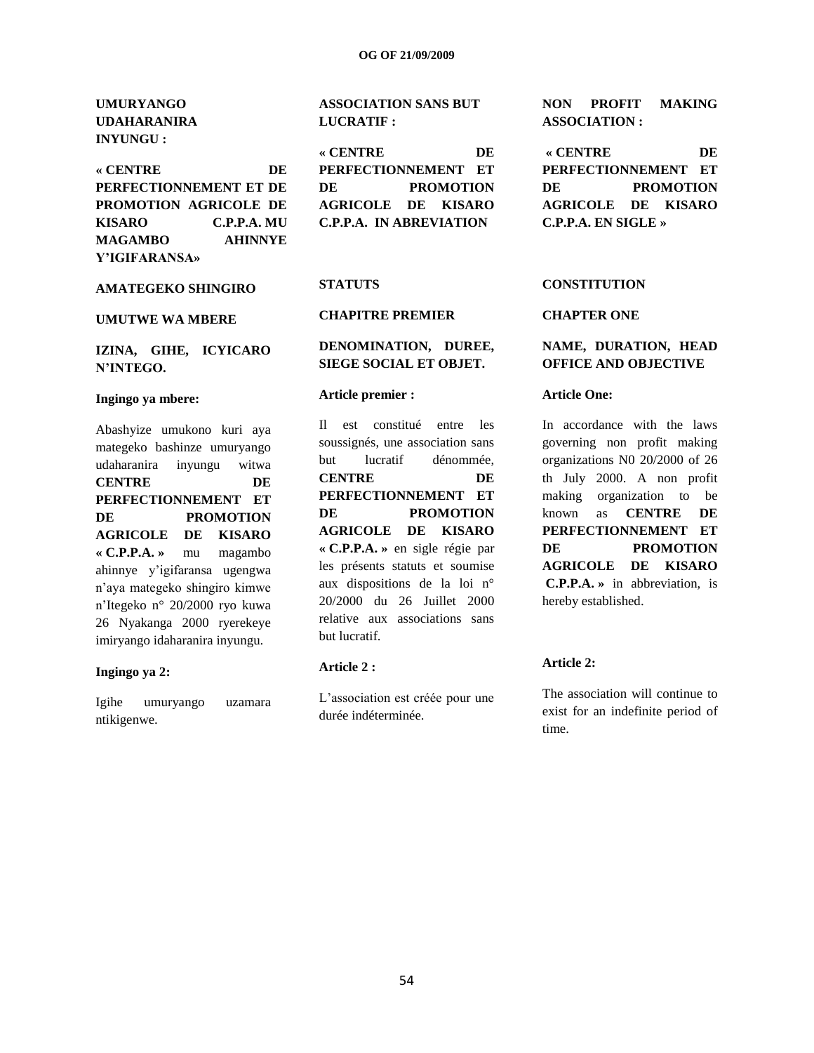**UMURYANGO UDAHARANIRA INYUNGU :**

**« CENTRE DE PERFECTIONNEMENT ET DE PROMOTION AGRICOLE DE KISARO C.P.P.A. MU MAGAMBO AHINNYE Y'IGIFARANSA»**

**AMATEGEKO SHINGIRO**

**UMUTWE WA MBERE**

**IZINA, GIHE, ICYICARO N'INTEGO.**

**Ingingo ya mbere:**

Abashyize umukono kuri aya mategeko bashinze umuryango udaharanira inyungu witwa **CENTRE DE PERFECTIONNEMENT ET DE PROMOTION AGRICOLE DE KISARO « C.P.P.A. »** mu magambo ahinnye y'igifaransa ugengwa n'aya mategeko shingiro kimwe n'Itegeko n° 20/2000 ryo kuwa 26 Nyakanga 2000 ryerekeye imiryango idaharanira inyungu.

**Ingingo ya 2:**

Igihe umuryango uzamara ntikigenwe.

**ASSOCIATION SANS BUT LUCRATIF :**

**« CENTRE DE PERFECTIONNEMENT ET DE PROMOTION AGRICOLE DE KISARO C.P.P.A. IN ABREVIATION**

**STATUTS**

**CHAPITRE PREMIER**

**DENOMINATION, DUREE, SIEGE SOCIAL ET OBJET.**

**Article premier :**

Il est constitué entre les soussignés, une association sans but lucratif dénommée, **CENTRE DE PERFECTIONNEMENT ET DE PROMOTION AGRICOLE DE KISARO « C.P.P.A. »** en sigle régie par les présents statuts et soumise aux dispositions de la loi n° 20/2000 du 26 Juillet 2000 relative aux associations sans but lucratif.

**Article 2 :**

L'association est créée pour une durée indéterminée.

**NON PROFIT MAKING ASSOCIATION :**

**« CENTRE DE PERFECTIONNEMENT ET DE PROMOTION AGRICOLE DE KISARO C.P.P.A. EN SIGLE »**

**CONSTITUTION**

**CHAPTER ONE**

**NAME, DURATION, HEAD OFFICE AND OBJECTIVE**

**Article One:**

In accordance with the laws governing non profit making organizations N0 20/2000 of 26 th July 2000. A non profit making organization to be known as **CENTRE DE PERFECTIONNEMENT ET DE PROMOTION AGRICOLE DE KISARO C.P.P.A. »** in abbreviation, is hereby established.

**Article 2:**

The association will continue to exist for an indefinite period of time.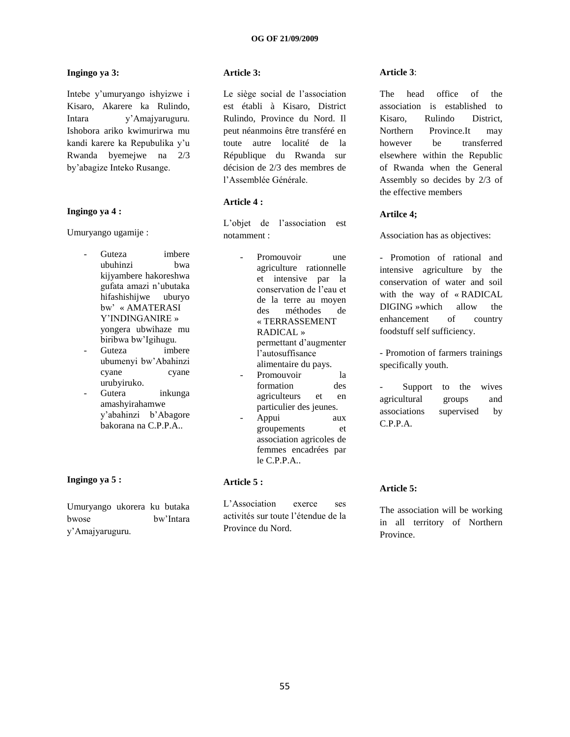**Ingingo ya 3:**

Intebe y'umuryango ishyizwe i Kisaro, Akarere ka Rulindo, Intara y'Amajyaruguru. Ishobora ariko kwimurirwa mu kandi karere ka Repubulika y'u Rwanda byemejwe na 2/3 by'abagize Inteko Rusange.

**Ingingo ya 4 :**

Umuryango ugamije :

- Guteza imbere ubuhinzi bwa kijyambere hakoreshwa gufata amazi n'ubutaka hifashishijwe uburyo bw' « AMATERASI Y'INDINGANIRE » yongera ubwihaze mu biribwa bw'Igihugu.
- Guteza imbere ubumenyi bw'Abahinzi cyane cyane urubyiruko.
- Gutera inkunga amashyirahamwe y'abahinzi b'Abagore bakorana na C.P.P.A..

**Ingingo ya 5 :**

Umuryango ukorera ku butaka bwose bw'Intara y'Amajyaruguru.

**Article 3:**

Le siège social de l'association est établi à Kisaro, District Rulindo, Province du Nord. Il peut néanmoins être transféré en toute autre localité de la République du Rwanda sur décision de 2/3 des membres de l'Assemblée Générale.

**Article 4 :**

L'objet de l'association est notamment :

- Promouvoir une agriculture rationnelle et intensive par la conservation de l'eau et de la terre au moyen des méthodes de « TERRASSEMENT RADICAL » permettant d'augmenter l'autosuffisance alimentaire du pays.
- Promouvoir la formation des agriculteurs et en particulier des jeunes.
- Appui aux groupements et association agricoles de femmes encadrées par le C.P.P.A..

**Article 5 :**

L'Association exerce ses activités sur toute l'étendue de la Province du Nord.

**Article 3**:

The head office of the association is established to Kisaro, Rulindo District, Northern Province.It may however be transferred elsewhere within the Republic of Rwanda when the General Assembly so decides by 2/3 of the effective members

**Artilce 4;**

Association has as objectives:

- Promotion of rational and intensive agriculture by the conservation of water and soil with the way of « RADICAL DIGING »which allow the enhancement of country foodstuff self sufficiency.

- Promotion of farmers trainings specifically youth.

- Support to the wives agricultural groups and associations supervised by C.P.P.A.

**Article 5:**

The association will be working in all territory of Northern Province.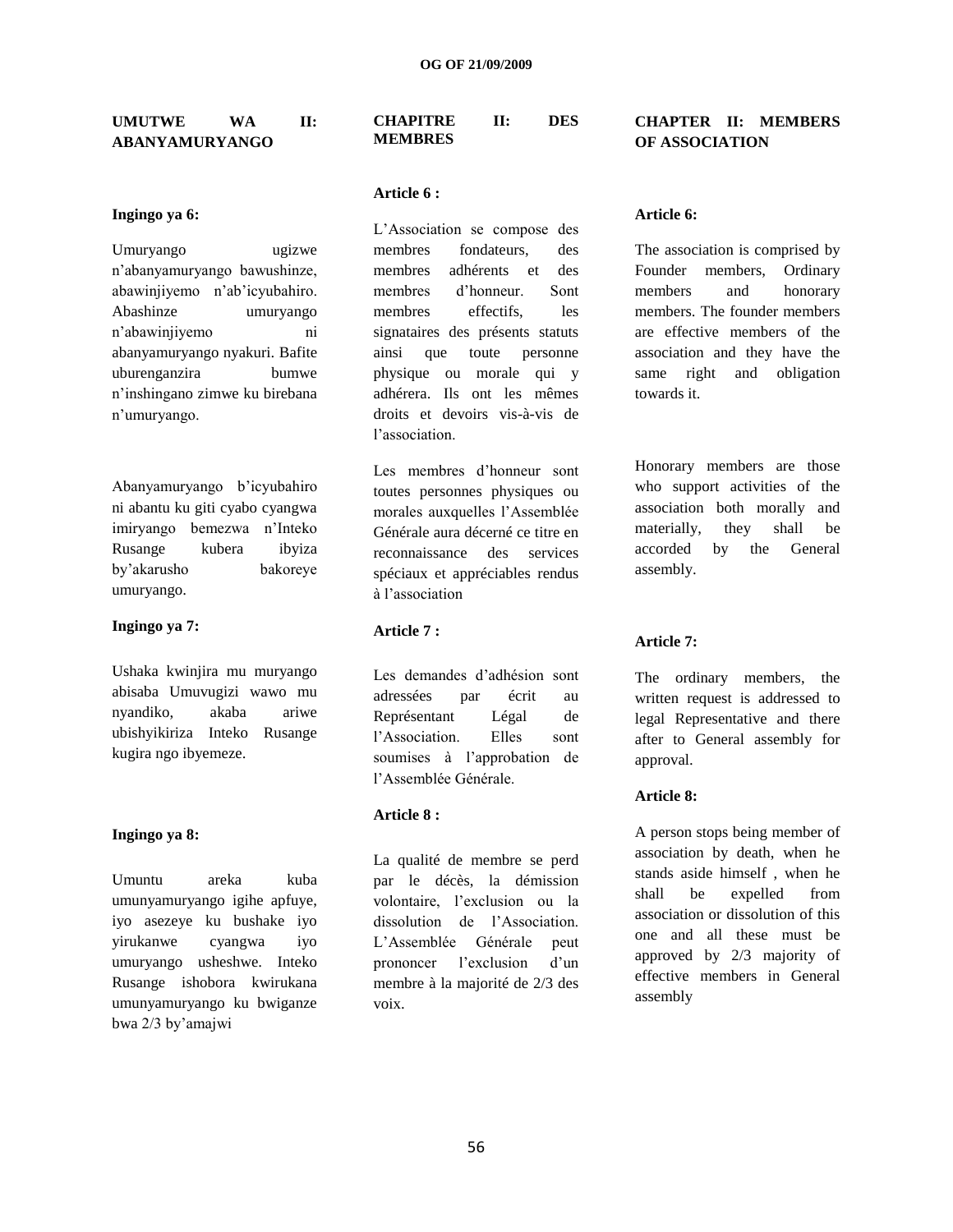**UMUTWE WA II: ABANYAMURYANGO**

**Ingingo ya 6:**

Umuryango ugizwe n'abanyamuryango bawushinze, abawinjiyemo n'ab'icyubahiro. Abashinze umuryango n'abawinjiyemo ni abanyamuryango nyakuri. Bafite uburenganzira bumwe n'inshingano zimwe ku birebana n'umuryango.

Abanyamuryango b'icyubahiro ni abantu ku giti cyabo cyangwa imiryango bemezwa n'Inteko Rusange kubera ibyiza by'akarusho bakoreye umuryango.

**Ingingo ya 7:**

Ushaka kwinjira mu muryango abisaba Umuvugizi wawo mu nyandiko, akaba ariwe ubishyikiriza Inteko Rusange kugira ngo ibyemeze.

**Ingingo ya 8:**

Umuntu areka kuba umunyamuryango igihe apfuye, iyo asezeye ku bushake iyo yirukanwe cyangwa iyo umuryango usheshwe. Inteko Rusange ishobora kwirukana umunyamuryango ku bwiganze bwa 2/3 by'amajwi

**CHAPITRE II: DES MEMBRES**

**Article 6 :**

L'Association se compose des membres fondateurs, des membres adhérents et des membres d'honneur. Sont membres effectifs, les signataires des présents statuts ainsi que toute personne physique ou morale qui y adhérera. Ils ont les mêmes droits et devoirs vis-à-vis de l'association.

Les membres d'honneur sont toutes personnes physiques ou morales auxquelles l'Assemblée Générale aura décerné ce titre en reconnaissance des services spéciaux et appréciables rendus à l'association

**Article 7 :**

Les demandes d'adhésion sont adressées par écrit au Représentant Légal de l'Association. Elles sont soumises à l'approbation de l'Assemblée Générale.

**Article 8 :**

La qualité de membre se perd par le décès, la démission volontaire, l'exclusion ou la dissolution de l'Association. L'Assemblée Générale peut prononcer l'exclusion d'un membre à la majorité de 2/3 des voix.

**CHAPTER II: MEMBERS OF ASSOCIATION**

**Article 6:**

The association is comprised by Founder members, Ordinary members and honorary members. The founder members are effective members of the association and they have the same right and obligation towards it.

Honorary members are those who support activities of the association both morally and materially, they shall be accorded by the General assembly.

**Article 7:**

The ordinary members, the written request is addressed to legal Representative and there after to General assembly for approval.

**Article 8:**

A person stops being member of association by death, when he stands aside himself , when he shall be expelled from association or dissolution of this one and all these must be approved by 2/3 majority of effective members in General assembly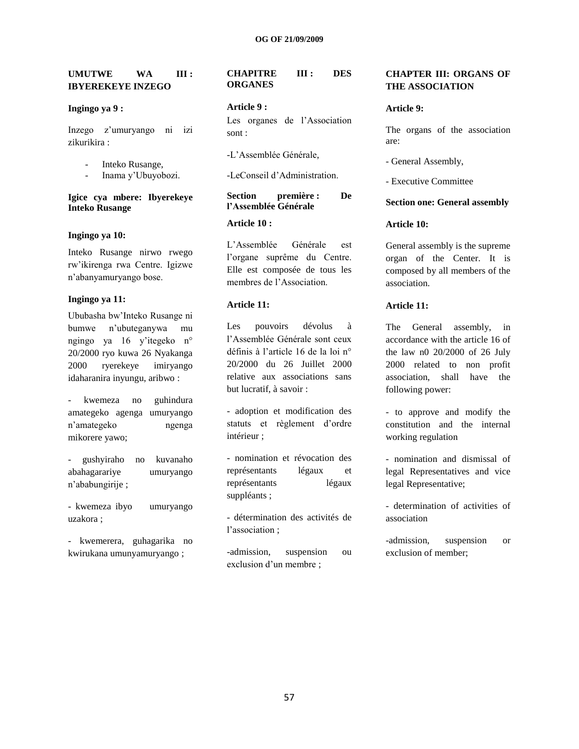**UMUTWE WA III : IBYEREKEYE INZEGO**

**Ingingo ya 9 :**

Inzego z'umuryango ni izi zikurikira :

- Inteko Rusange,
- Inama y'Ubuyobozi.

**Igice cya mbere: Ibyerekeye Inteko Rusange**

**Ingingo ya 10:**

Inteko Rusange nirwo rwego rw'ikirenga rwa Centre. Igizwe n'abanyamuryango bose.

**Ingingo ya 11:**

Ububasha bw'Inteko Rusange ni bumwe n'ubuteganywa mu ngingo ya 16 y'itegeko n° 20/2000 ryo kuwa 26 Nyakanga 2000 ryerekeye imiryango idaharanira inyungu, aribwo :

- kwemeza no guhindura amategeko agenga umuryango n'amategeko ngenga mikorere yawo;

- gushyiraho no kuvanaho abahagarariye umuryango n'ababungirije ;

- kwemeza ibyo umuryango uzakora ;

- kwemerera, guhagarika no kwirukana umunyamuryango ;

**CHAPITRE III : DES ORGANES**

**Article 9 :**

Les organes de l'Association sont :

-L'Assemblée Générale,

-LeConseil d'Administration.

**Section première : De l'Assemblée Générale**

**Article 10 :**

L'Assemblée Générale est l'organe suprême du Centre. Elle est composée de tous les membres de l'Association.

**Article 11:**

Les pouvoirs dévolus à l'Assemblée Générale sont ceux définis à l'article 16 de la loi n° 20/2000 du 26 Juillet 2000 relative aux associations sans but lucratif, à savoir :

- adoption et modification des statuts et règlement d'ordre intérieur ;

- nomination et révocation des représentants légaux et représentants légaux suppléants ;

- détermination des activités de l'association ;

-admission, suspension ou exclusion d'un membre ;

**CHAPTER III: ORGANS OF THE ASSOCIATION**

**Article 9:**

The organs of the association are:

- General Assembly,

- Executive Committee

**Section one: General assembly**

**Article 10:**

General assembly is the supreme organ of the Center. It is composed by all members of the association.

**Article 11:**

The General assembly, in accordance with the article 16 of the law n0 20/2000 of 26 July 2000 related to non profit association, shall have the following power:

- to approve and modify the constitution and the internal working regulation

- nomination and dismissal of legal Representatives and vice legal Representative;

- determination of activities of association

-admission, suspension or exclusion of member;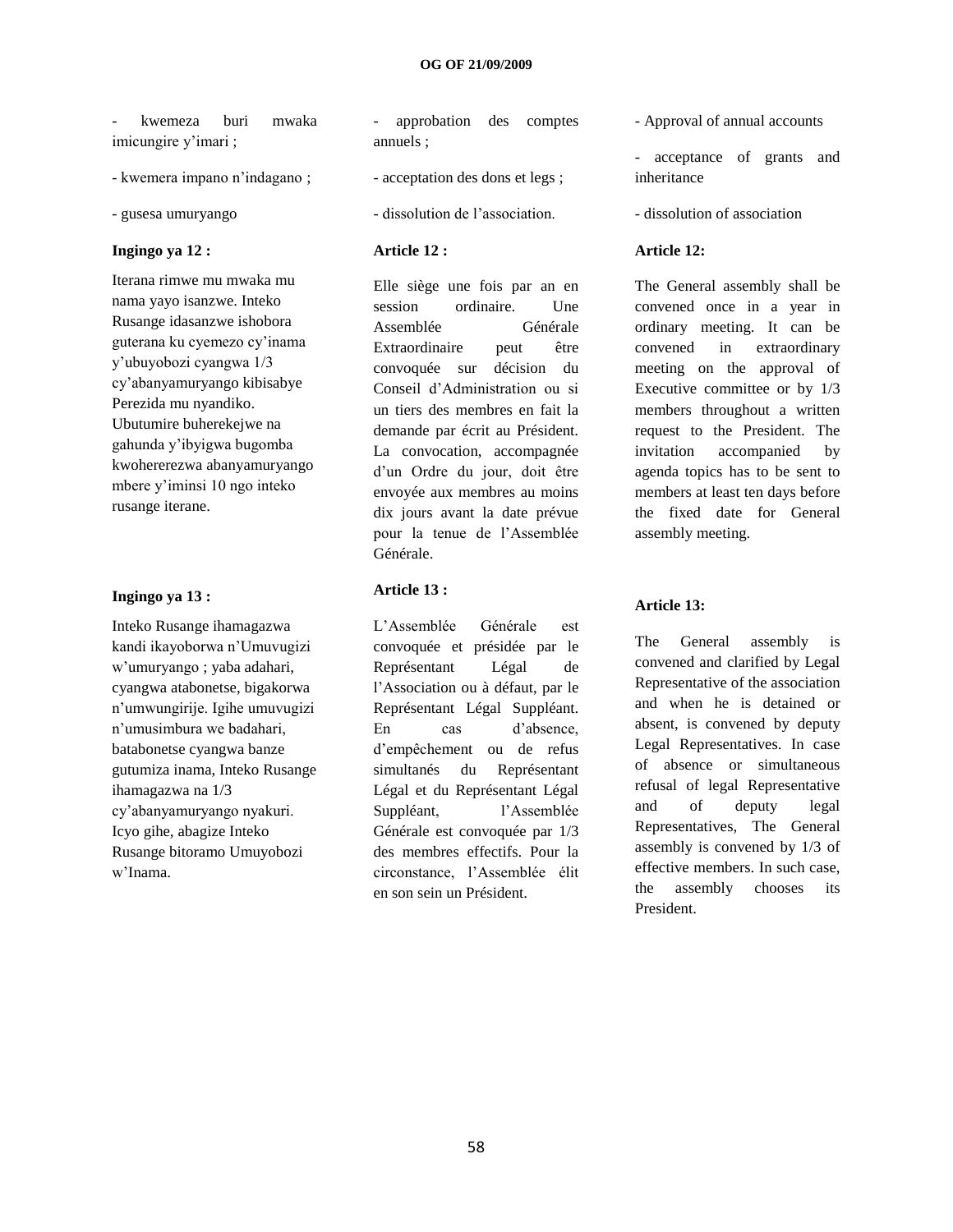- kwemeza buri mwaka imicungire y'imari ;

- kwemera impano n'indagano ;

- gusesa umuryango

**Ingingo ya 12 :**

Iterana rimwe mu mwaka mu nama yayo isanzwe. Inteko Rusange idasanzwe ishobora guterana ku cyemezo cy'inama y'ubuyobozi cyangwa 1/3 cy'abanyamuryango kibisabye Perezida mu nyandiko. Ubutumire buherekejwe na gahunda y'ibyigwa bugomba kwohererezwa abanyamuryango mbere y'iminsi 10 ngo inteko rusange iterane.

**Ingingo ya 13 :**

Inteko Rusange ihamagazwa kandi ikayoborwa n'Umuvugizi w'umuryango ; yaba adahari, cyangwa atabonetse, bigakorwa n'umwungirije. Igihe umuvugizi n'umusimbura we badahari, batabonetse cyangwa banze gutumiza inama, Inteko Rusange ihamagazwa na 1/3 cy'abanyamuryango nyakuri. Icyo gihe, abagize Inteko Rusange bitoramo Umuyobozi w'Inama.

- approbation des comptes annuels ;

- acceptation des dons et legs ;

- dissolution de l'association.

**Article 12 :**

Elle siège une fois par an en session ordinaire. Une Assemblée Générale Extraordinaire peut être convoquée sur décision du Conseil d'Administration ou si un tiers des membres en fait la demande par écrit au Président. La convocation, accompagnée d'un Ordre du jour, doit être envoyée aux membres au moins dix jours avant la date prévue pour la tenue de l'Assemblée Générale.

**Article 13 :**

L'Assemblée Générale est convoquée et présidée par le Représentant Légal de l'Association ou à défaut, par le Représentant Légal Suppléant. En cas d'absence, d'empêchement ou de refus simultanés du Représentant Légal et du Représentant Légal Suppléant, l'Assemblée Générale est convoquée par 1/3 des membres effectifs. Pour la circonstance, l'Assemblée élit en son sein un Président.

- Approval of annual accounts

- acceptance of grants and inheritance

- dissolution of association

**Article 12:**

The General assembly shall be convened once in a year in ordinary meeting. It can be convened in extraordinary meeting on the approval of Executive committee or by 1/3 members throughout a written request to the President. The invitation accompanied by agenda topics has to be sent to members at least ten days before the fixed date for General assembly meeting.

**Article 13:**

The General assembly is convened and clarified by Legal Representative of the association and when he is detained or absent, is convened by deputy Legal Representatives. In case of absence or simultaneous refusal of legal Representative and of deputy legal Representatives, The General assembly is convened by 1/3 of effective members. In such case, the assembly chooses its President.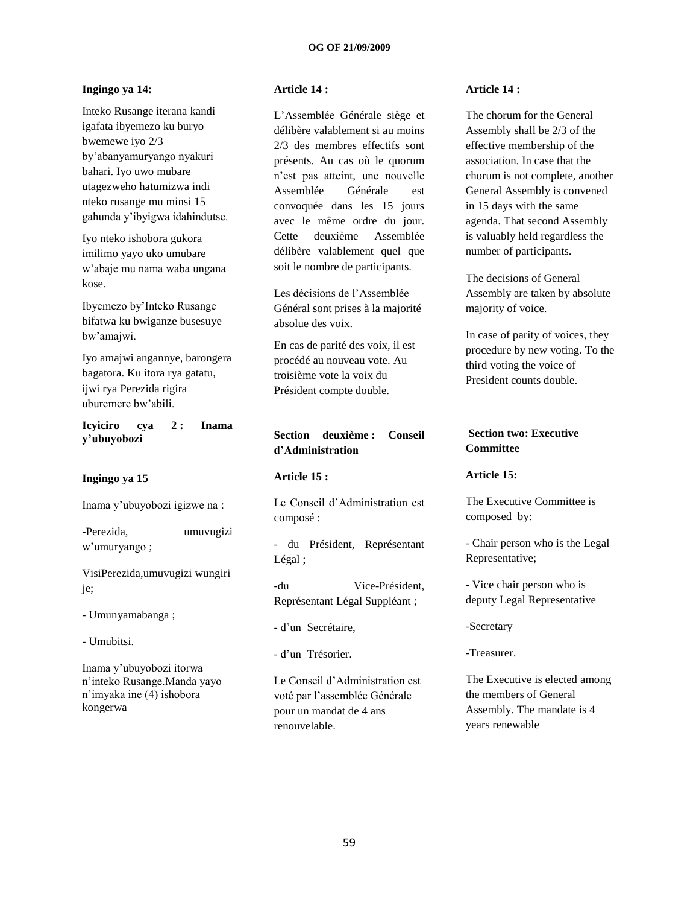**Ingingo ya 14:**

Inteko Rusange iterana kandi igafata ibyemezo ku buryo bwemewe iyo 2/3 by'abanyamuryango nyakuri bahari. Iyo uwo mubare utagezweho hatumizwa indi nteko rusange mu minsi 15 gahunda y'ibyigwa idahindutse.

Iyo nteko ishobora gukora imilimo yayo uko umubare w'abaje mu nama waba ungana kose.

Ibyemezo by'Inteko Rusange bifatwa ku bwiganze busesuye bw'amajwi.

Iyo amajwi angannye, barongera bagatora. Ku itora rya gatatu, ijwi rya Perezida rigira uburemere bw'abili.

**Icyiciro cya 2 : Inama y'ubuyobozi**

**Ingingo ya 15**

Inama y'ubuyobozi igizwe na :

-Perezida, umuvugizi w'umuryango ;

VisiPerezida,umuvugizi wungirije;

- Umunyamabanga ;

- Umubitsi.

Inama y'ubuyobozi itorwa n'inteko Rusange.Manda yayo n'imyaka ine (4) ishobora kongerwa

**Article 14 :**

L'Assemblée Générale siège et délibère valablement si au moins 2/3 des membres effectifs sont présents. Au cas où le quorum n'est pas atteint, une nouvelle Assemblée Générale est convoquée dans les 15 jours avec le même ordre du jour. Cette deuxième Assemblée délibère valablement quel que soit le nombre de participants.

Les décisions de l'Assemblée Général sont prises à la majorité absolue des voix.

En cas de parité des voix, il est procédé au nouveau vote. Au troisième vote la voix du Président compte double.

**Section deuxième : Conseil d'Administration**

**Article 15 :**

Le Conseil d'Administration est composé :

- du Président, Représentant Légal ;

-du Vice-Président, Représentant Légal Suppléant ;

- d'un Secrétaire,

- d'un Trésorier.

Le Conseil d'Administration est voté par l'assemblée Générale pour un mandat de 4 ans renouvelable.

**Article 14 :**

The chorum for the General Assembly shall be 2/3 of the effective membership of the association. In case that the chorum is not complete, another General Assembly is convened in 15 days with the same agenda. That second Assembly is valuably held regardless the number of participants.

The decisions of General Assembly are taken by absolute majority of voice.

In case of parity of voices, they procedure by new voting. To the third voting the voice of President counts double.

**Section two: Executive Committee**

**Article 15:**

The Executive Committee is composed by:

- Chair person who is the Legal Representative;

- Vice chair person who is deputy Legal Representative

-Secretary

-Treasurer.

The Executive is elected among the members of General Assembly. The mandate is 4 years renewable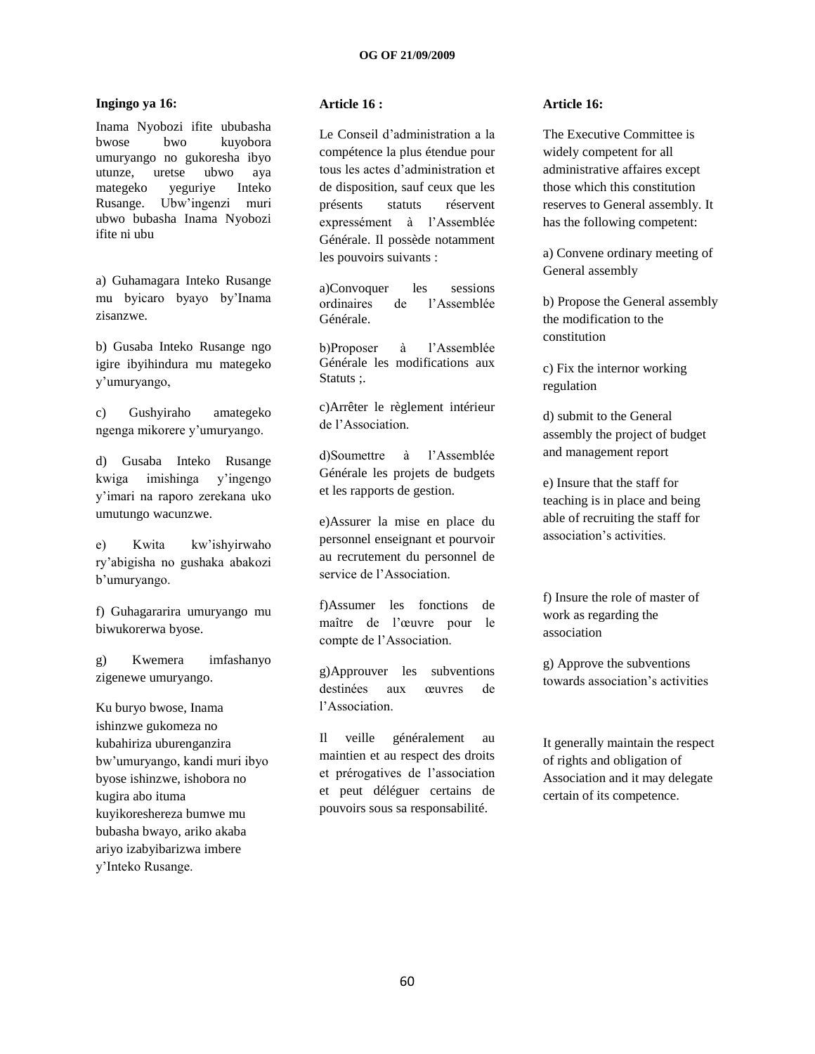**Ingingo ya 16:**

Inama Nyobozi ifite ububasha bwose bwo kuyobora umuryango no gukoresha ibyo utunze, uretse ubwo aya mategeko yeguriye Inteko Rusange. Ubw'ingenzi muri ubwo bubasha Inama Nyobozi ifite ni ubu

a) Guhamagara Inteko Rusange mu byicaro byayo by'Inama zisanzwe.

b) Gusaba Inteko Rusange ngo igire ibyihindura mu mategeko y'umuryango,

c) Gushyiraho amategeko ngenga mikorere y'umuryango.

d) Gusaba Inteko Rusange kwiga imishinga y'ingengo y'imari na raporo zerekana uko umutungo wacunzwe.

e) Kwita kw'ishyirwaho ry'abigisha no gushaka abakozi b'umuryango.

f) Guhagararira umuryango mu biwukorerwa byose.

g) Kwemera imfashanyo zigenewe umuryango.

Ku buryo bwose, Inama ishinzwe gukomeza no kubahiriza uburenganzira bw'umuryango, kandi muri ibyo byose ishinzwe, ishobora no kugira abo ituma kuyikoreshereza bumwe mu bubasha bwayo, ariko akaba ariyo izabyibarizwa imbere y'Inteko Rusange.

**Article 16 :**

Le Conseil d'administration a la compétence la plus étendue pour tous les actes d'administration et de disposition, sauf ceux que les présents statuts réservent expressément à l'Assemblée Générale. Il possède notamment les pouvoirs suivants :

a)Convoquer les sessions ordinaires de l'Assemblée Générale.

b)Proposer à l'Assemblée Générale les modifications aux Statuts ;.

c)Arrêter le règlement intérieur de l'Association.

d)Soumettre à l'Assemblée Générale les projets de budgets et les rapports de gestion.

e)Assurer la mise en place du personnel enseignant et pourvoir au recrutement du personnel de service de l'Association.

f)Assumer les fonctions de maître de l'œuvre pour le compte de l'Association.

g)Approuver les subventions destinées aux œuvres de l'Association.

Il veille généralement au maintien et au respect des droits et prérogatives de l'association et peut déléguer certains de pouvoirs sous sa responsabilité.

**Article 16:**

The Executive Committee is widely competent for all administrative affaires except those which this constitution reserves to General assembly. It has the following competent:

a) Convene ordinary meeting of General assembly

b) Propose the General assembly the modification to the constitution

c) Fix the internor working regulation

d) submit to the General assembly the project of budget and management report

e) Insure that the staff for teaching is in place and being able of recruiting the staff for association's activities.

f) Insure the role of master of work as regarding the association

g) Approve the subventions towards association's activities

It generally maintain the respect of rights and obligation of Association and it may delegate certain of its competence.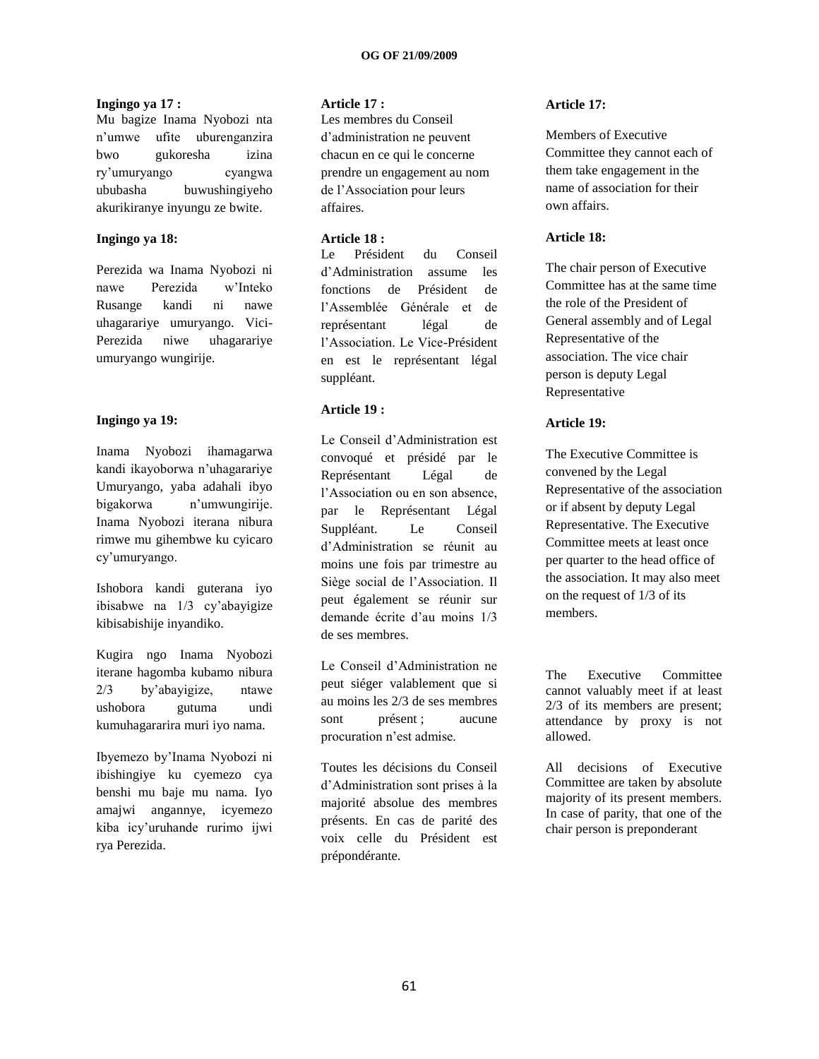**Ingingo ya 17 :**
Mu bagize Inama Nyobozi nta n'umwe ufite uburenganzira bwo gukoresha izina ry'umuryango cyangwa ububasha buwushingiyeho akurikiranye inyungu ze bwite.

**Ingingo ya 18:**

Perezida wa Inama Nyobozi ni nawe Perezida w'Inteko Rusange kandi ni nawe uhagarariye umuryango. Vici-Perezida niwe uhagarariye umuryango wungirije.

**Ingingo ya 19:**

Inama Nyobozi ihamagarwa kandi ikayoborwa n'uhagarariye Umuryango, yaba adahali ibyo bigakorwa n'umwungirije. Inama Nyobozi iterana nibura rimwe mu gihembwe ku cyicaro cy'umuryango.

Ishobora kandi guterana iyo ibisabwe na 1/3 cy'abayigize kibisabishije inyandiko.

Kugira ngo Inama Nyobozi iterane hagomba kubamo nibura 2/3 by'abayigize, ntawe ushobora gutuma undi kumuhagararira muri iyo nama.

Ibyemezo by'Inama Nyobozi ni ibishingiye ku cyemezo cya benshi mu baje mu nama. Iyo amajwi angannye, icyemezo kiba icy'uruhande rurimo ijwi rya Perezida.

**Article 17 :**
Les membres du Conseil d'administration ne peuvent chacun en ce qui le concerne prendre un engagement au nom de l'Association pour leurs affaires.

**Article 18 :**
Le Président du Conseil d'Administration assume les fonctions de Président de l'Assemblée Générale et de représentant légal de l'Association. Le Vice-Président en est le représentant légal suppléant.

**Article 19 :**

Le Conseil d'Administration est convoqué et présidé par le Représentant Légal de l'Association ou en son absence, par le Représentant Légal Suppléant. Le Conseil d'Administration se réunit au moins une fois par trimestre au Siège social de l'Association. Il peut également se réunir sur demande écrite d'au moins 1/3 de ses membres.

Le Conseil d'Administration ne peut siéger valablement que si au moins les 2/3 de ses membres sont présent ; aucune procuration n'est admise.

Toutes les décisions du Conseil d'Administration sont prises à la majorité absolue des membres présents. En cas de parité des voix celle du Président est prépondérante.

**Article 17:**

Members of Executive Committee they cannot each of them take engagement in the name of association for their own affairs.

**Article 18:**

The chair person of Executive Committee has at the same time the role of the President of General assembly and of Legal Representative of the association. The vice chair person is deputy Legal Representative

**Article 19:**

The Executive Committee is convened by the Legal Representative of the association or if absent by deputy Legal Representative. The Executive Committee meets at least once per quarter to the head office of the association. It may also meet on the request of 1/3 of its members.

The Executive Committee cannot valuably meet if at least 2/3 of its members are present; attendance by proxy is not allowed.

All decisions of Executive Committee are taken by absolute majority of its present members. In case of parity, that one of the chair person is preponderant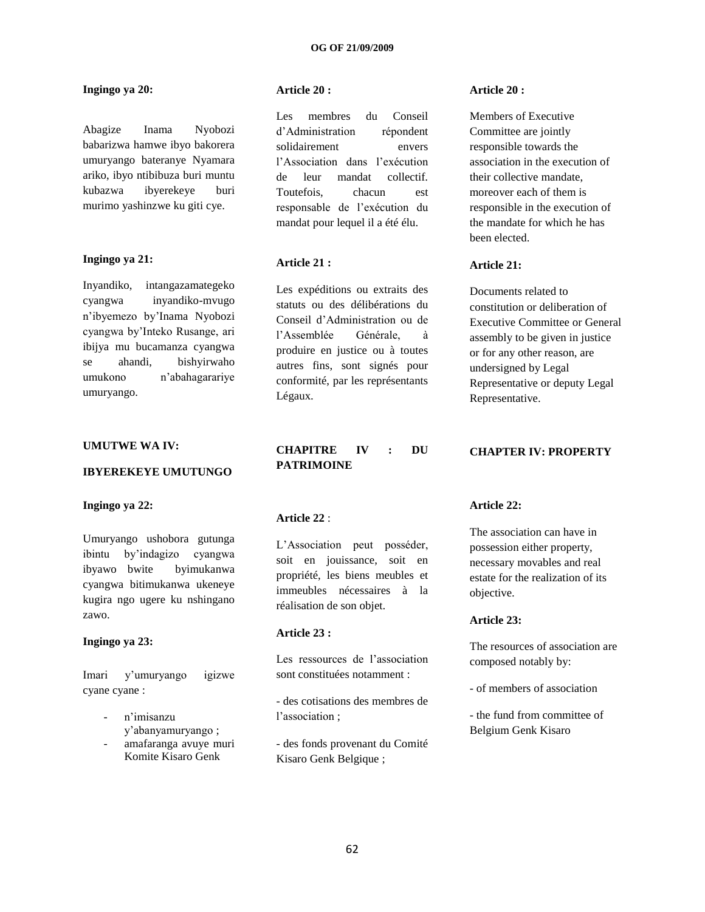**Ingingo ya 20:**

Abagize Inama Nyobozi babarizwa hamwe ibyo bakorera umuryango bateranye Nyamara ariko, ibyo ntibibuza buri muntu kubazwa ibyerekeye buri murimo yashinzwe ku giti cye.

**Ingingo ya 21:**

Inyandiko, intangazamategeko cyangwa inyandiko-mvugo n'ibyemezo by'Inama Nyobozi cyangwa by'Inteko Rusange, ari ibijya mu bucamanza cyangwa se ahandi, bishyirwaho umukono n'abahagarariye umuryango.

**UMUTWE WA IV:**

**IBYEREKEYE UMUTUNGO**

**Ingingo ya 22:**

Umuryango ushobora gutunga ibintu by'indagizo cyangwa ibyawo bwite byimukanwa cyangwa bitimukanwa ukeneye kugira ngo ugere ku nshingano zawo.

**Ingingo ya 23:**

Imari y'umuryango igizwe cyane cyane :

- n'imisanzu y'abanyamuryango ;
- amafaranga avuye muri Komite Kisaro Genk

**Article 20 :**

Les membres du Conseil d'Administration répondent solidairement envers l'Association dans l'exécution de leur mandat collectif. Toutefois, chacun est responsable de l'exécution du mandat pour lequel il a été élu.

**Article 21 :**

Les expéditions ou extraits des statuts ou des délibérations du Conseil d'Administration ou de l'Assemblée Générale, à produire en justice ou à toutes autres fins, sont signés pour conformité, par les représentants Légaux.

**CHAPITRE IV : DU PATRIMOINE**

**Article 22** :

L'Association peut posséder, soit en jouissance, soit en propriété, les biens meubles et immeubles nécessaires à la réalisation de son objet.

**Article 23 :**

Les ressources de l'association sont constituées notamment :

- des cotisations des membres de l'association ;

- des fonds provenant du Comité Kisaro Genk Belgique ;

**Article 20 :**

Members of Executive Committee are jointly responsible towards the association in the execution of their collective mandate, moreover each of them is responsible in the execution of the mandate for which he has been elected.

**Article 21:**

Documents related to constitution or deliberation of Executive Committee or General assembly to be given in justice or for any other reason, are undersigned by Legal Representative or deputy Legal Representative.

**CHAPTER IV: PROPERTY**

**Article 22:**

The association can have in possession either property, necessary movables and real estate for the realization of its objective.

**Article 23:**

The resources of association are composed notably by:

- of members of association

- the fund from committee of Belgium Genk Kisaro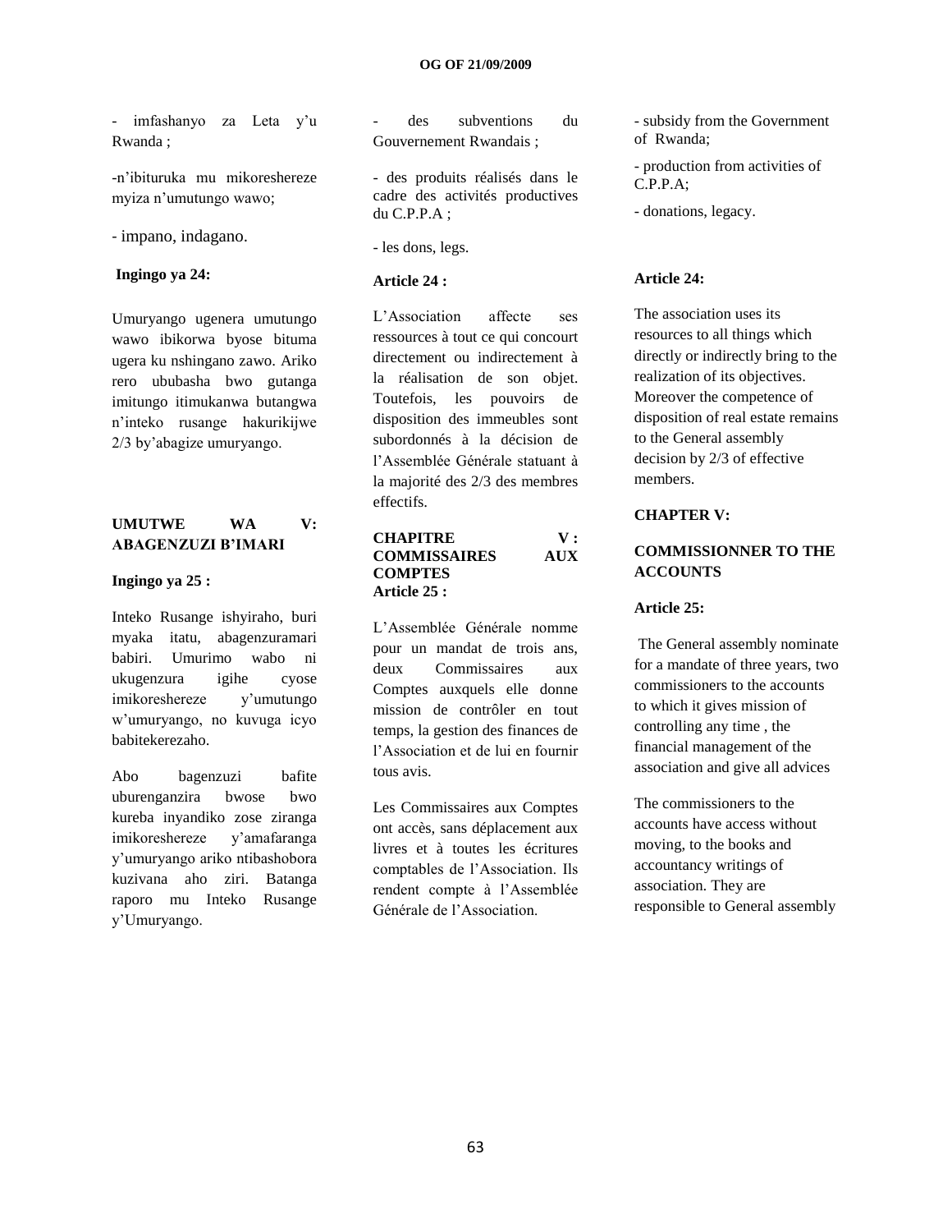- imfashanyo za Leta y'u Rwanda ;

-n'ibituruka mu mikoreshereze myiza n'umutungo wawo;

- impano, indagano.

**Ingingo ya 24:**

Umuryango ugenera umutungo wawo ibikorwa byose bituma ugera ku nshingano zawo. Ariko rero ububasha bwo gutanga imitungo itimukanwa butangwa n'inteko rusange hakurikijwe 2/3 by'abagize umuryango.

## UMUTWE WA V: ABAGENZUZI B'IMARI

**Ingingo ya 25 :**

Inteko Rusange ishyiraho, buri myaka itatu, abagenzuramari babiri. Umurimo wabo ni ukugenzura igihe cyose imikoreshereze y'umutungo w'umuryango, no kuvuga icyo babitekerezaho.

Abo bagenzuzi bafite uburenganzira bwose bwo kureba inyandiko zose ziranga imikoreshereze y'amafaranga y'umuryango ariko ntibashobora kuzivana aho ziri. Batanga raporo mu Inteko Rusange y'Umuryango.

- des subventions du Gouvernement Rwandais ;

- des produits réalisés dans le cadre des activités productives du C.P.P.A ;

- les dons, legs.

**Article 24 :**

L'Association affecte ses ressources à tout ce qui concourt directement ou indirectement à la réalisation de son objet. Toutefois, les pouvoirs de disposition des immeubles sont subordonnés à la décision de l'Assemblée Générale statuant à la majorité des 2/3 des membres effectifs.

## CHAPITRE V : COMMISSAIRES AUX COMPTES

**Article 25 :**

L'Assemblée Générale nomme pour un mandat de trois ans, deux Commissaires aux Comptes auxquels elle donne mission de contrôler en tout temps, la gestion des finances de l'Association et de lui en fournir tous avis.

Les Commissaires aux Comptes ont accès, sans déplacement aux livres et à toutes les écritures comptables de l'Association. Ils rendent compte à l'Assemblée Générale de l'Association.

- subsidy from the Government of Rwanda;

- production from activities of C.P.P.A;

- donations, legacy.

**Article 24:**

The association uses its resources to all things which directly or indirectly bring to the realization of its objectives. Moreover the competence of disposition of real estate remains to the General assembly decision by 2/3 of effective members.

## CHAPTER V:

## COMMISSIONNER TO THE ACCOUNTS

**Article 25:**

The General assembly nominate for a mandate of three years, two commissioners to the accounts to which it gives mission of controlling any time , the financial management of the association and give all advices

The commissioners to the accounts have access without moving, to the books and accountancy writings of association. They are responsible to General assembly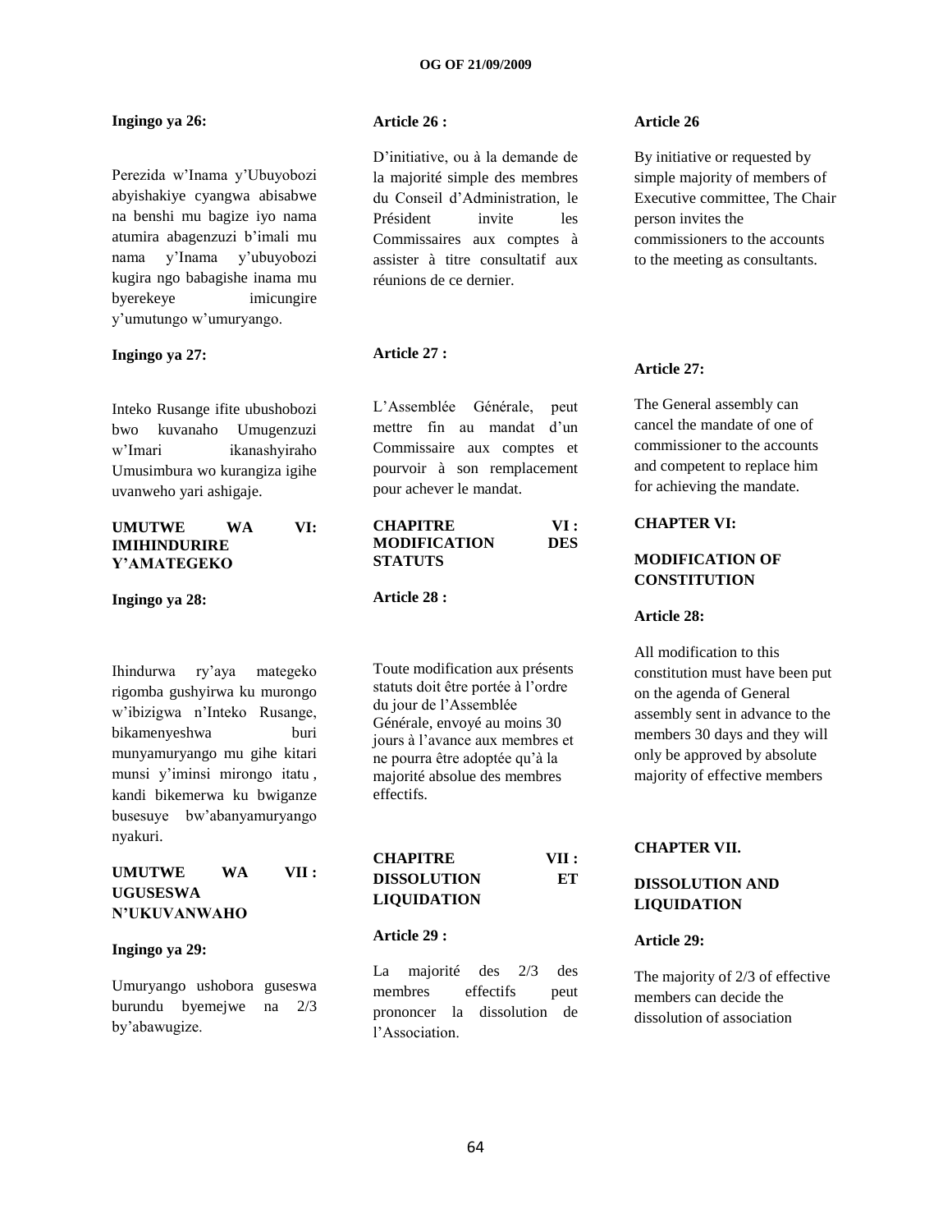**Ingingo ya 26:**

Perezida w'Inama y'Ubuyobozi abyishakiye cyangwa abisabwe na benshi mu bagize iyo nama atumira abagenzuzi b'imali mu nama y'Inama y'ubuyobozi kugira ngo babagishe inama mu byerekeye imicungire y'umutungo w'umuryango.

**Ingingo ya 27:**

Inteko Rusange ifite ubushobozi bwo kuvanaho Umugenzuzi w'Imari ikanashyiraho Umusimbura wo kurangiza igihe uvanweho yari ashigaje.

**UMUTWE WA VI: IMIHINDURIRE Y'AMATEGEKO**

**Ingingo ya 28:**

Ihindurwa ry'aya mategeko rigomba gushyirwa ku murongo w'ibizigwa n'Inteko Rusange, bikamenyeshwa buri munyamuryango mu gihe kitari munsi y'iminsi mirongo itatu , kandi bikemerwa ku bwiganze busesuye bw'abanyamuryango nyakuri.

**UMUTWE WA VII : UGUSESWA N'UKUVANWAHO**

**Ingingo ya 29:**

Umuryango ushobora guseswa burundu byemejwe na 2/3 by'abawugize.

**Article 26 :**

D'initiative, ou à la demande de la majorité simple des membres du Conseil d'Administration, le Président invite les Commissaires aux comptes à assister à titre consultatif aux réunions de ce dernier.

**Article 27 :**

L'Assemblée Générale, peut mettre fin au mandat d'un Commissaire aux comptes et pourvoir à son remplacement pour achever le mandat.

**CHAPITRE VI : MODIFICATION DES STATUTS**

**Article 28 :**

Toute modification aux présents statuts doit être portée à l'ordre du jour de l'Assemblée Générale, envoyé au moins 30 jours à l'avance aux membres et ne pourra être adoptée qu'à la majorité absolue des membres effectifs.

**CHAPITRE VII : DISSOLUTION ET LIQUIDATION**

**Article 29 :**

La majorité des 2/3 des membres effectifs peut prononcer la dissolution de l'Association.

**Article 26**

By initiative or requested by simple majority of members of Executive committee, The Chair person invites the commissioners to the accounts to the meeting as consultants.

**Article 27:**

The General assembly can cancel the mandate of one of commissioner to the accounts and competent to replace him for achieving the mandate.

**CHAPTER VI:**

**MODIFICATION OF CONSTITUTION**

**Article 28:**

All modification to this constitution must have been put on the agenda of General assembly sent in advance to the members 30 days and they will only be approved by absolute majority of effective members

**CHAPTER VII.**

**DISSOLUTION AND LIQUIDATION**

**Article 29:**

The majority of 2/3 of effective members can decide the dissolution of association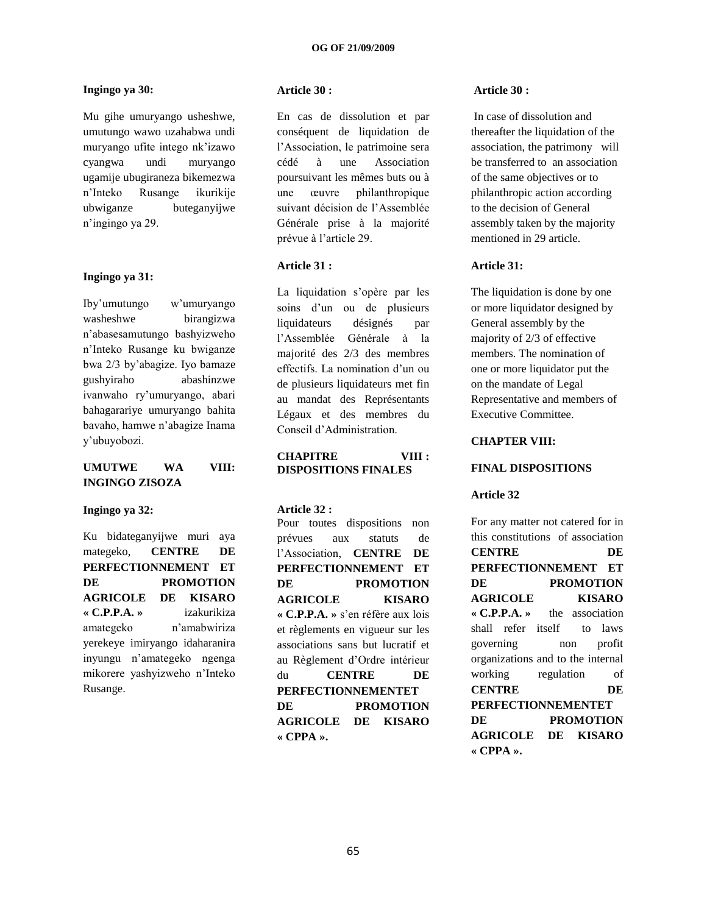**Ingingo ya 30:**

Mu gihe umuryango usheshwe, umutungo wawo uzahabwa undi muryango ufite intego nk'izawo cyangwa undi muryango ugamije ubugiraneza bikemezwa n'Inteko Rusange ikurikije ubwiganze buteganyijwe n'ingingo ya 29.

**Ingingo ya 31:**

Iby'umutungo w'umuryango washeshwe birangizwa n'abasesamutungo bashyizweho n'Inteko Rusange ku bwiganze bwa 2/3 by'abagize. Iyo bamaze gushyiraho abashinzwe ivanwaho ry'umuryango, abari bahagarariye umuryango bahita bavaho, hamwe n'abagize Inama y'ubuyobozi.

**UMUTWE WA VIII: INGINGO ZISOZA**

**Ingingo ya 32:**

Ku bidateganyijwe muri aya mategeko, **CENTRE DE PERFECTIONNEMENT ET DE PROMOTION AGRICOLE DE KISARO « C.P.P.A. »** izakurikiza amategeko n'amabwiriza yerekeye imiryango idaharanira inyungu n'amategeko ngenga mikorere yashyizweho n'Inteko Rusange.

**Article 30 :**

En cas de dissolution et par conséquent de liquidation de l'Association, le patrimoine sera cédé à une Association poursuivant les mêmes buts ou à une œuvre philanthropique suivant décision de l'Assemblée Générale prise à la majorité prévue à l'article 29.

**Article 31 :**

La liquidation s'opère par les soins d'un ou de plusieurs liquidateurs désignés par l'Assemblée Générale à la majorité des 2/3 des membres effectifs. La nomination d'un ou de plusieurs liquidateurs met fin au mandat des Représentants Légaux et des membres du Conseil d'Administration.

**CHAPITRE VIII : DISPOSITIONS FINALES**

**Article 32 :**

Pour toutes dispositions non prévues aux statuts de l'Association, **CENTRE DE PERFECTIONNEMENT ET DE PROMOTION AGRICOLE KISARO « C.P.P.A. »** s'en réfère aux lois et règlements en vigueur sur les associations sans but lucratif et au Règlement d'Ordre intérieur du **CENTRE DE PERFECTIONNEMENTET DE PROMOTION AGRICOLE DE KISARO « CPPA ».**

**Article 30 :**

In case of dissolution and thereafter the liquidation of the association, the patrimony will be transferred to an association of the same objectives or to philanthropic action according to the decision of General assembly taken by the majority mentioned in 29 article.

**Article 31:**

The liquidation is done by one or more liquidator designed by General assembly by the majority of 2/3 of effective members. The nomination of one or more liquidator put the on the mandate of Legal Representative and members of Executive Committee.

**CHAPTER VIII:**

**FINAL DISPOSITIONS**

**Article 32**

For any matter not catered for in this constitutions of association **CENTRE DE PERFECTIONNEMENT ET DE PROMOTION AGRICOLE KISARO « C.P.P.A. »** the association shall refer itself to laws governing non profit organizations and to the internal working regulation of **CENTRE DE PERFECTIONNEMENTET DE PROMOTION AGRICOLE DE KISARO « CPPA ».**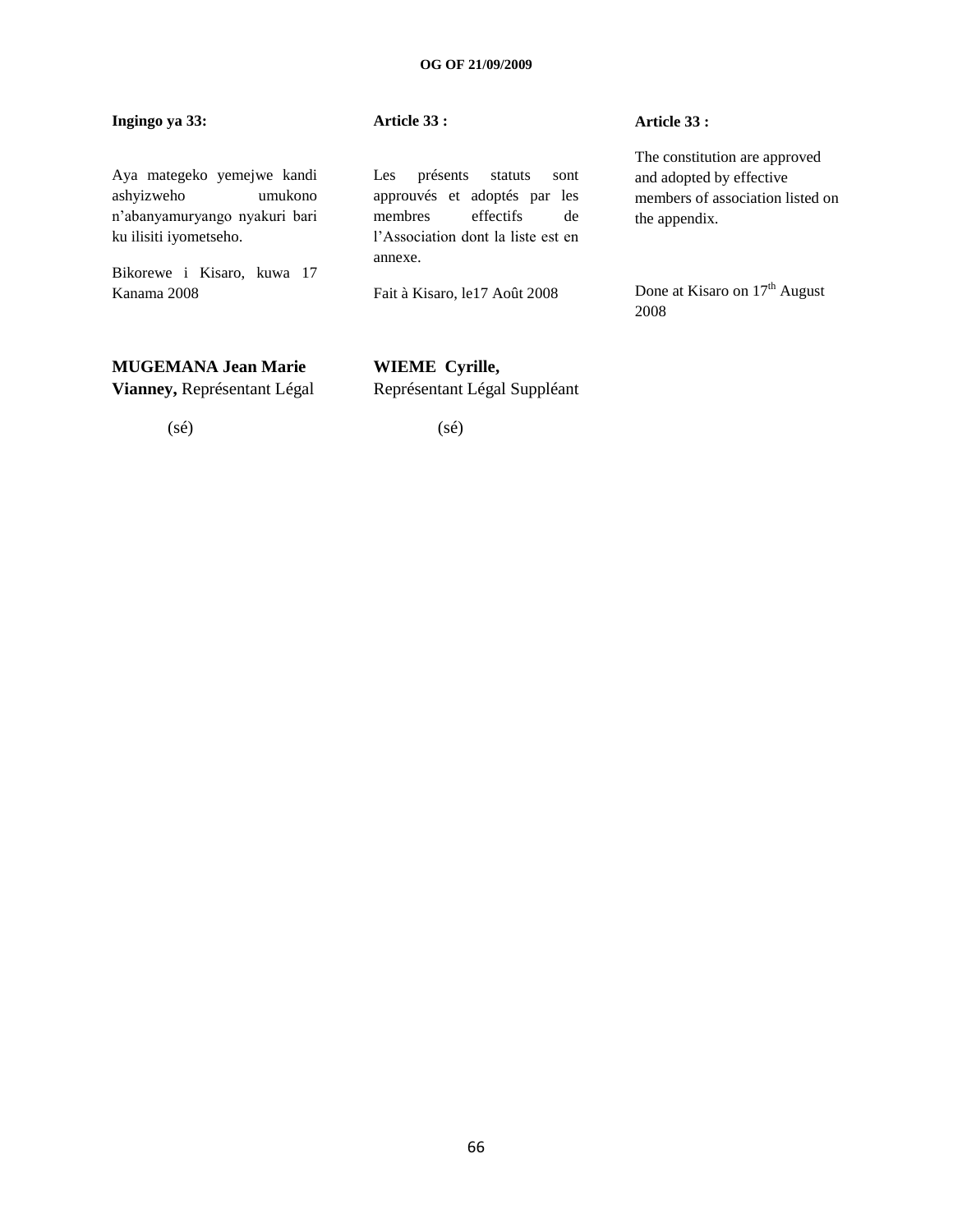**Ingingo ya 33:**

Aya mategeko yemejwe kandi ashyizweho umukono n'abanyamuryango nyakuri bari ku ilisiti iyometseho.

Bikorewe i Kisaro, kuwa 17 Kanama 2008

**Article 33 :**

Les présents statuts sont approuvés et adoptés par les membres effectifs de l'Association dont la liste est en annexe.

Fait à Kisaro, le17 Août 2008

**Article 33 :**

The constitution are approved and adopted by effective members of association listed on the appendix.

Done at Kisaro on 17th August 2008

**MUGEMANA Jean Marie Vianney,** Représentant Légal

(sé)

**WIEME Cyrille,**
Représentant Légal Suppléant

(sé)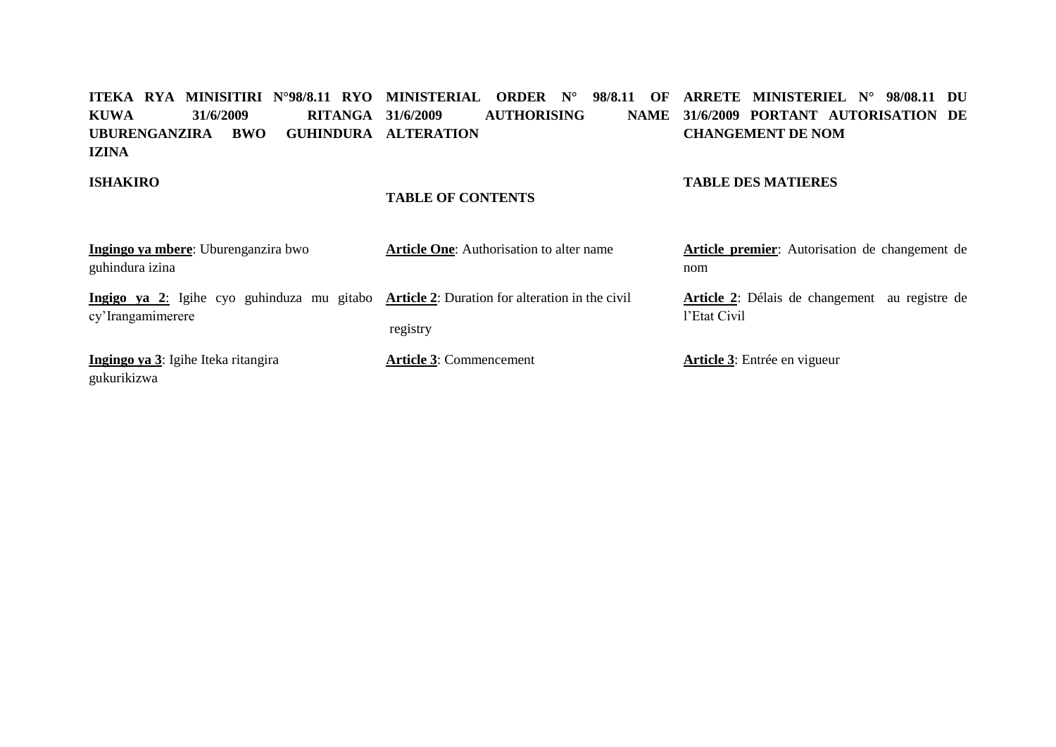**ITEKA RYA MINISITIRI N°98/8.11 RYO KUWA 31/6/2009 RITANGA UBURENGANZIRA BWO GUHINDURA IZINA**

**ISHAKIRO**

**Ingingo ya mbere**: Uburenganzira bwo guhindura izina

**Ingigo ya 2**: Igihe cyo guhinduza mu gitabo cy'Irangamimerere

**Ingingo ya 3**: Igihe Iteka ritangira gukurikizwa

**MINISTERIAL ORDER N° 98/8.11 OF 31/6/2009 AUTHORISING NAME ALTERATION**

**TABLE OF CONTENTS**

**Article One**: Authorisation to alter name

**Article 2**: Duration for alteration in the civil registry

**Article 3**: Commencement

**ARRETE MINISTERIEL N° 98/08.11 DU 31/6/2009 PORTANT AUTORISATION DE CHANGEMENT DE NOM**

**TABLE DES MATIERES**

**Article premier**: Autorisation de changement de nom

**Article 2**: Délais de changement au registre de l'Etat Civil

**Article 3**: Entrée en vigueur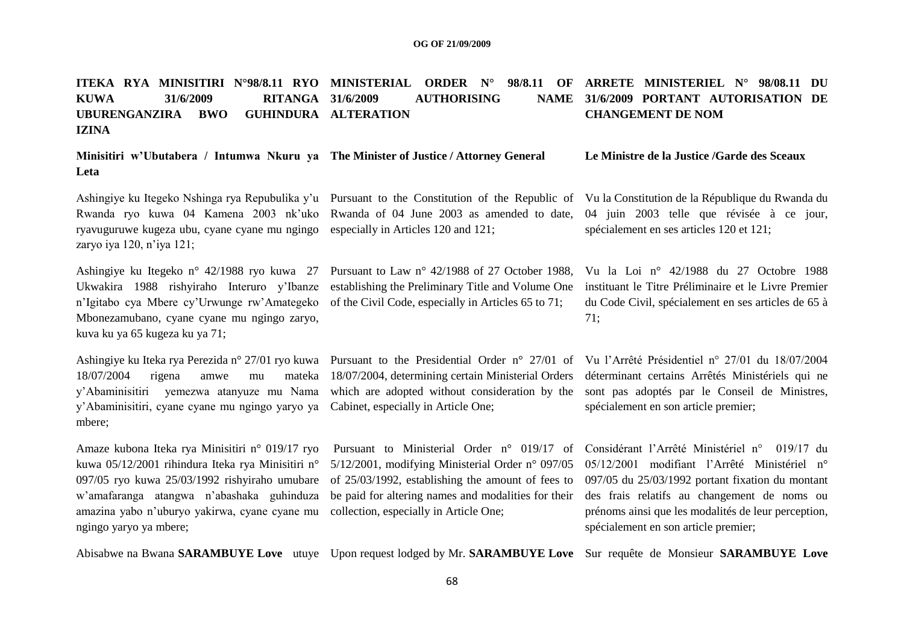**ITEKA RYA MINISITIRI N°98/8.11 RYO KUWA 31/6/2009 RITANGA UBURENGANZIRA BWO GUHINDURA IZINA**

**Minisitiri w'Ubutabera / Intumwa Nkuru ya Leta**

Ashingiye ku Itegeko Nshinga rya Repubulika y'u Rwanda ryo kuwa 04 Kamena 2003 nk'uko ryavuguruwe kugeza ubu, cyane cyane mu ngingo zaryo iya 120, n'iya 121;

Ashingiye ku Itegeko n° 42/1988 ryo kuwa 27 Ukwakira 1988 rishyiraho Interuro y'Ibanze n'Igitabo cya Mbere cy'Urwunge rw'Amategeko Mbonezamubano, cyane cyane mu ngingo zaryo, kuva ku ya 65 kugeza ku ya 71;

Ashingiye ku Iteka rya Perezida n° 27/01 ryo kuwa 18/07/2004 rigena amwe mu mateka y'Abaminisitiri yemezwa atanyuze mu Nama y'Abaminisitiri, cyane cyane mu ngingo yaryo ya mbere;

Amaze kubona Iteka rya Minisitiri n° 019/17 ryo kuwa 05/12/2001 rihindura Iteka rya Minisitiri n° 097/05 ryo kuwa 25/03/1992 rishyiraho umubare w'amafaranga atangwa n'abashaka guhinduza amazina yabo n'uburyo yakirwa, cyane cyane mu ngingo yaryo ya mbere;

Abisabwe na Bwana **SARAMBUYE Love** utuye

**MINISTERIAL ORDER N° 98/8.11 OF 31/6/2009 AUTHORISING NAME ALTERATION**

**The Minister of Justice / Attorney General**

Pursuant to the Constitution of the Republic of Rwanda of 04 June 2003 as amended to date, especially in Articles 120 and 121;

Pursuant to Law n° 42/1988 of 27 October 1988, establishing the Preliminary Title and Volume One of the Civil Code, especially in Articles 65 to 71;

Pursuant to the Presidential Order n° 27/01 of 18/07/2004, determining certain Ministerial Orders which are adopted without consideration by the Cabinet, especially in Article One;

Pursuant to Ministerial Order n° 019/17 of 5/12/2001, modifying Ministerial Order n° 097/05 of 25/03/1992, establishing the amount of fees to be paid for altering names and modalities for their collection, especially in Article One;

Upon request lodged by Mr. **SARAMBUYE Love**

**ARRETE MINISTERIEL N° 98/08.11 DU 31/6/2009 PORTANT AUTORISATION DE CHANGEMENT DE NOM**

**Le Ministre de la Justice /Garde des Sceaux**

Vu la Constitution de la République du Rwanda du 04 juin 2003 telle que révisée à ce jour, spécialement en ses articles 120 et 121;

Vu la Loi n° 42/1988 du 27 Octobre 1988 instituant le Titre Préliminaire et le Livre Premier du Code Civil, spécialement en ses articles de 65 à 71;

Vu l'Arrêté Présidentiel n° 27/01 du 18/07/2004 déterminant certains Arrêtés Ministériels qui ne sont pas adoptés par le Conseil de Ministres, spécialement en son article premier;

Considérant l'Arrêté Ministériel n° 019/17 du 05/12/2001 modifiant l'Arrêté Ministériel n° 097/05 du 25/03/1992 portant fixation du montant des frais relatifs au changement de noms ou prénoms ainsi que les modalités de leur perception, spécialement en son article premier;

Sur requête de Monsieur **SARAMBUYE Love**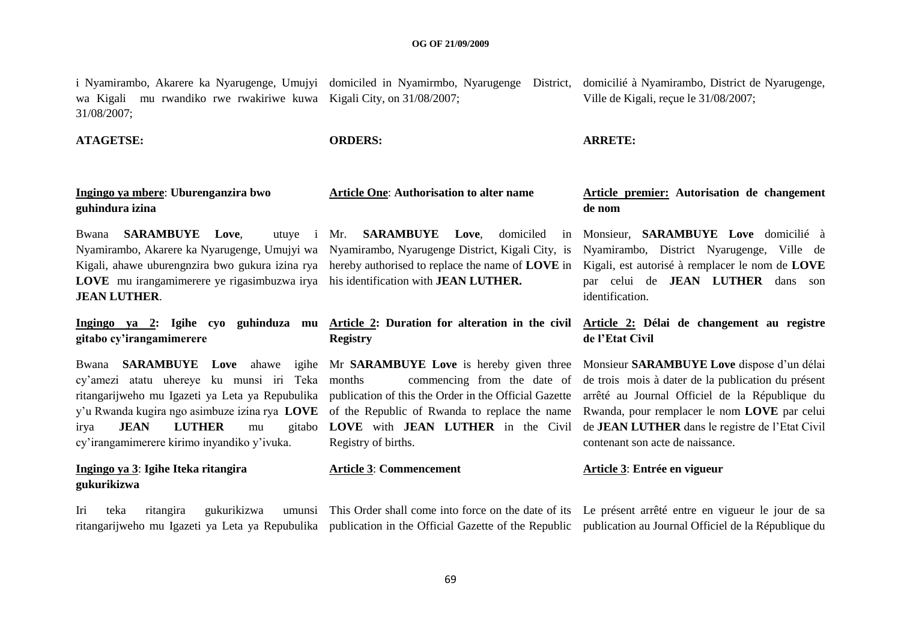i Nyamirambo, Akarere ka Nyarugenge, Umujyi wa Kigali mu rwandiko rwe rwakiriwe kuwa 31/08/2007;

**ATAGETSE:**

**Ingingo ya mbere**: **Uburenganzira bwo guhindura izina**

Bwana **SARAMBUYE Love**, utuye i Nyamirambo, Akarere ka Nyarugenge, Umujyi wa Kigali, ahawe uburengnzira bwo gukura izina rya **LOVE** mu irangamimerere ye rigasimbuzwa irya **JEAN LUTHER**.

**Ingingo ya 2: Igihe cyo guhinduza mu gitabo cy'irangamimerere**

Bwana **SARAMBUYE Love** ahawe igihe cy'amezi atatu uhereye ku munsi iri Teka ritangarijweho mu Igazeti ya Leta ya Repubulika y'u Rwanda kugira ngo asimbuze izina rya **LOVE** irya **JEAN LUTHER** mu gitabo cy'irangamimerere kirimo inyandiko y'ivuka.

**Ingingo ya 3**: **Igihe Iteka ritangira gukurikizwa**

Iri teka ritangira gukurikizwa umunsi ritangarijweho mu Igazeti ya Leta ya Repubulika

domiciled in Nyamirmbo, Nyarugenge District, Kigali City, on 31/08/2007;

**ORDERS:**

**Article One**: **Authorisation to alter name**

Mr. **SARAMBUYE Love**, domiciled in Nyamirambo, Nyarugenge District, Kigali City, is hereby authorised to replace the name of **LOVE** in his identification with **JEAN LUTHER.**

**Article 2: Duration for alteration in the civil Registry**

Mr **SARAMBUYE Love** is hereby given three months commencing from the date of publication of this the Order in the Official Gazette of the Republic of Rwanda to replace the name **LOVE** with **JEAN LUTHER** in the Civil Registry of births.

**Article 3**: **Commencement**

This Order shall come into force on the date of its publication in the Official Gazette of the Republic

domicilié à Nyamirambo, District de Nyarugenge, Ville de Kigali, reçue le 31/08/2007;

**ARRETE:**

**Article premier: Autorisation de changement de nom**

Monsieur, **SARAMBUYE Love** domicilié à Nyamirambo, District Nyarugenge, Ville de Kigali, est autorisé à remplacer le nom de **LOVE** par celui de **JEAN LUTHER** dans son identification.

**Article 2: Délai de changement au registre de l'Etat Civil**

Monsieur **SARAMBUYE Love** dispose d'un délai de trois mois à dater de la publication du présent arrêté au Journal Officiel de la République du Rwanda, pour remplacer le nom **LOVE** par celui de **JEAN LUTHER** dans le registre de l'Etat Civil contenant son acte de naissance.

**Article 3**: **Entrée en vigueur**

Le présent arrêté entre en vigueur le jour de sa publication au Journal Officiel de la République du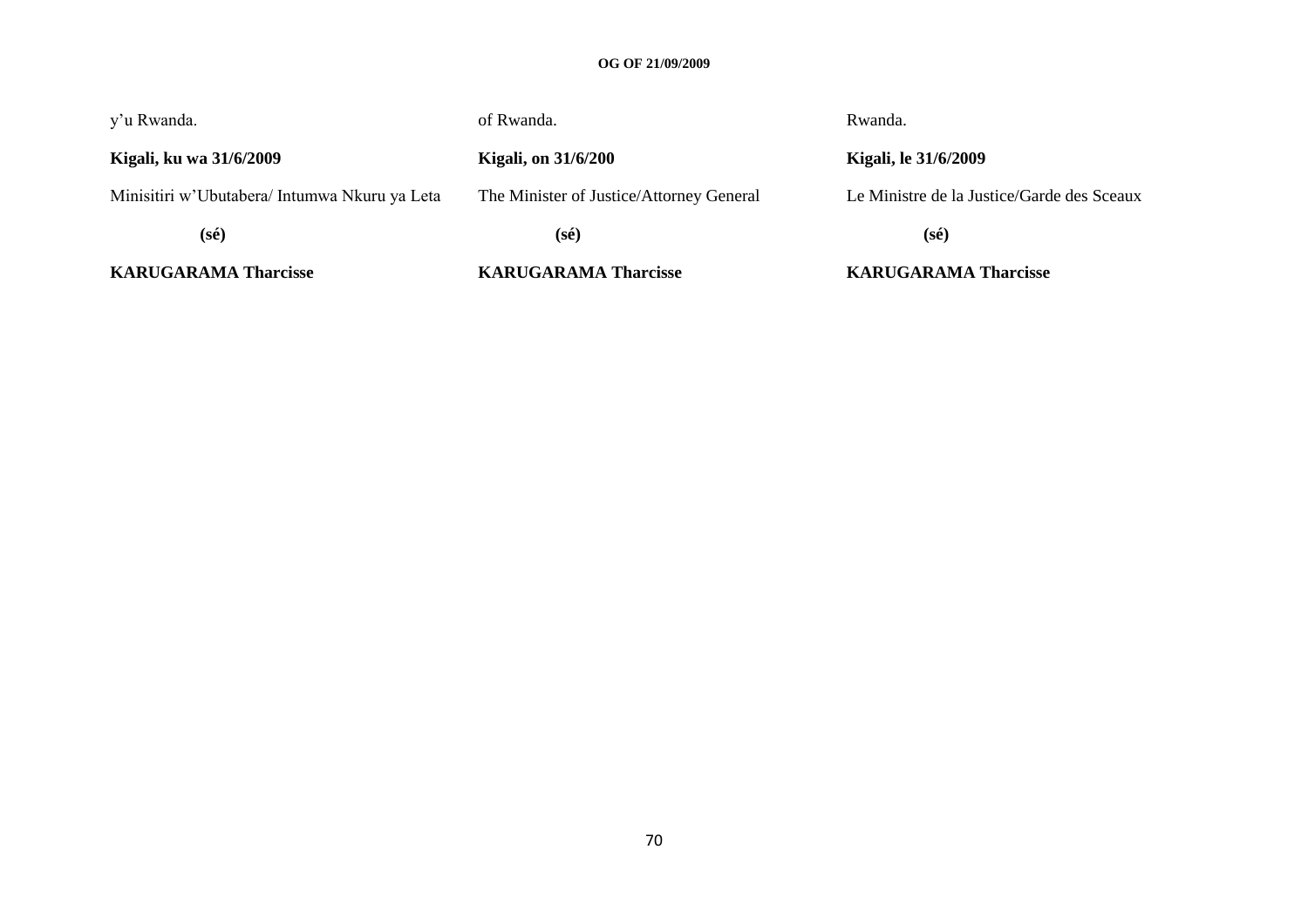y'u Rwanda.

**Kigali, ku wa 31/6/2009**

Minisitiri w'Ubutabera/ Intumwa Nkuru ya Leta

**(sé)**

**KARUGARAMA Tharcisse**

of Rwanda.

**Kigali, on 31/6/200**

The Minister of Justice/Attorney General

**(sé)**

**KARUGARAMA Tharcisse**

Rwanda.

**Kigali, le 31/6/2009**

Le Ministre de la Justice/Garde des Sceaux

**(sé)**

**KARUGARAMA Tharcisse**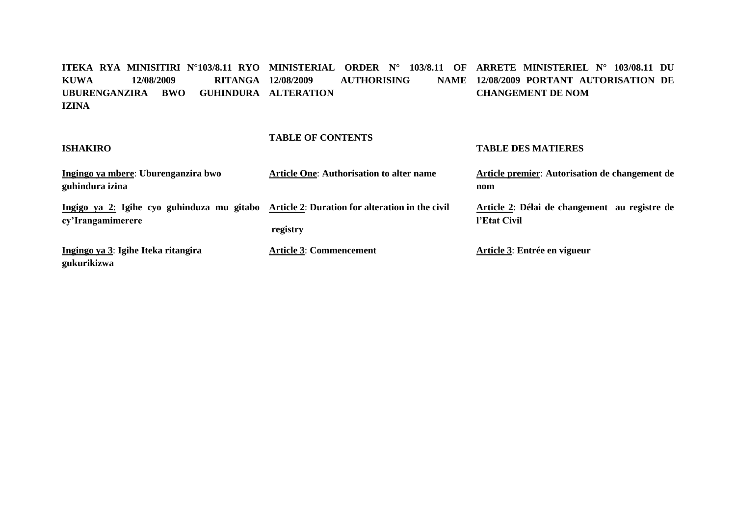**ITEKA RYA MINISITIRI N°103/8.11 RYO KUWA 12/08/2009 RITANGA UBURENGANZIRA BWO GUHINDURA IZINA**

**ISHAKIRO**

**<u>Ingingo ya mbere</u>: Uburenganzira bwo guhindura izina**

**<u>Ingigo ya 2</u>: Igihe cyo guhinduza mu gitabo cy'Irangamimerere**

**<u>Ingingo ya 3</u>: Igihe Iteka ritangira gukurikizwa**

**MINISTERIAL ORDER N° 103/8.11 OF 12/08/2009 AUTHORISING NAME ALTERATION**

**TABLE OF CONTENTS**

**<u>Article One</u>: Authorisation to alter name**

**<u>Article 2</u>: Duration for alteration in the civil registry**

**<u>Article 3</u>: Commencement**

**ARRETE MINISTERIEL N° 103/08.11 DU 12/08/2009 PORTANT AUTORISATION DE CHANGEMENT DE NOM**

**TABLE DES MATIERES**

**<u>Article premier</u>: Autorisation de changement de nom**

**<u>Article 2</u>: Délai de changement au registre de l'Etat Civil**

**<u>Article 3</u>: Entrée en vigueur**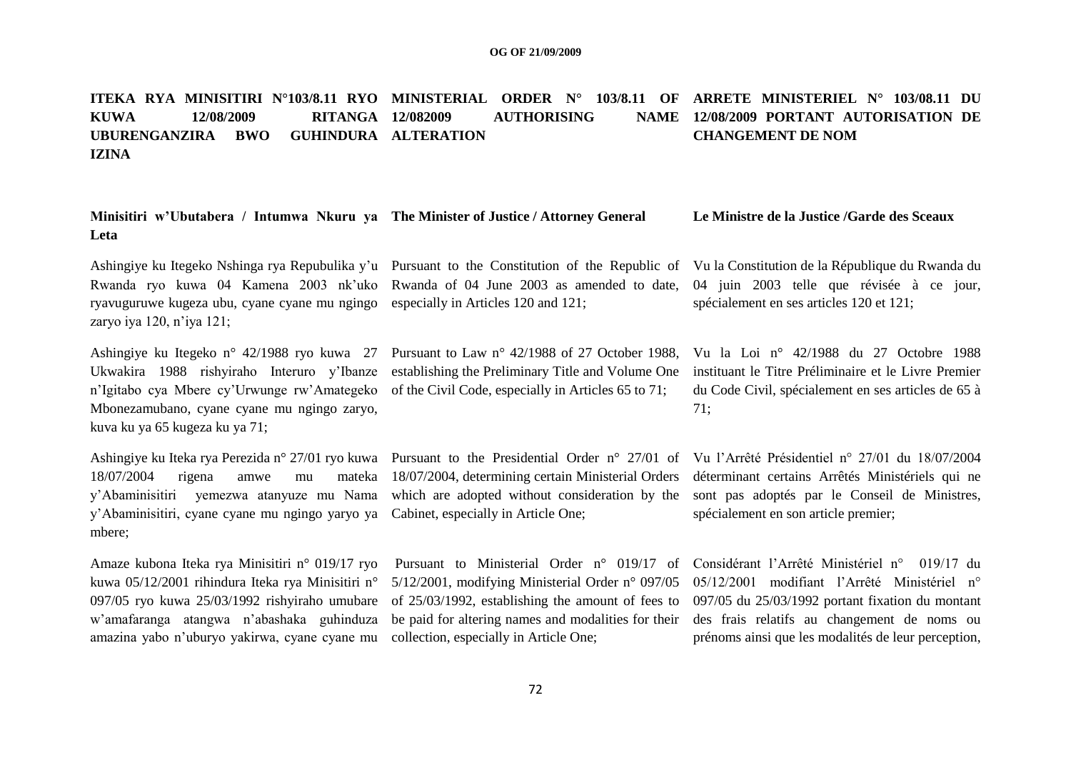**ITEKA RYA MINISITIRI N°103/8.11 RYO KUWA 12/08/2009 RITANGA UBURENGANZIRA BWO GUHINDURA IZINA**

**Minisitiri w'Ubutabera / Intumwa Nkuru ya Leta**

Ashingiye ku Itegeko Nshinga rya Repubulika y'u Rwanda ryo kuwa 04 Kamena 2003 nk'uko ryavuguruwe kugeza ubu, cyane cyane mu ngingo zaryo iya 120, n'iya 121;

Ashingiye ku Itegeko n° 42/1988 ryo kuwa 27 Ukwakira 1988 rishyiraho Interuro y'Ibanze n'Igitabo cya Mbere cy'Urwunge rw'Amategeko Mbonezamubano, cyane cyane mu ngingo zaryo, kuva ku ya 65 kugeza ku ya 71;

Ashingiye ku Iteka rya Perezida n° 27/01 ryo kuwa 18/07/2004 rigena amwe mu mateka y'Abaminisitiri yemezwa atanyuze mu Nama y'Abaminisitiri, cyane cyane mu ngingo yaryo ya mbere;

Amaze kubona Iteka rya Minisitiri n° 019/17 ryo kuwa 05/12/2001 rihindura Iteka rya Minisitiri n° 097/05 ryo kuwa 25/03/1992 rishyiraho umubare w'amafaranga atangwa n'abashaka guhinduza amazina yabo n'uburyo yakirwa, cyane cyane mu

**MINISTERIAL ORDER N° 103/8.11 OF 12/082009 AUTHORISING NAME ALTERATION**

**The Minister of Justice / Attorney General**

Pursuant to the Constitution of the Republic of Rwanda of 04 June 2003 as amended to date, especially in Articles 120 and 121;

Pursuant to Law n° 42/1988 of 27 October 1988, establishing the Preliminary Title and Volume One of the Civil Code, especially in Articles 65 to 71;

Pursuant to the Presidential Order n° 27/01 of 18/07/2004, determining certain Ministerial Orders which are adopted without consideration by the Cabinet, especially in Article One;

Pursuant to Ministerial Order n° 019/17 of 5/12/2001, modifying Ministerial Order n° 097/05 of 25/03/1992, establishing the amount of fees to be paid for altering names and modalities for their collection, especially in Article One;

**ARRETE MINISTERIEL N° 103/08.11 DU 12/08/2009 PORTANT AUTORISATION DE CHANGEMENT DE NOM**

**Le Ministre de la Justice /Garde des Sceaux**

Vu la Constitution de la République du Rwanda du 04 juin 2003 telle que révisée à ce jour, spécialement en ses articles 120 et 121;

Vu la Loi n° 42/1988 du 27 Octobre 1988 instituant le Titre Préliminaire et le Livre Premier du Code Civil, spécialement en ses articles de 65 à 71;

Vu l'Arrêté Présidentiel n° 27/01 du 18/07/2004 déterminant certains Arrêtés Ministériels qui ne sont pas adoptés par le Conseil de Ministres, spécialement en son article premier;

Considérant l'Arrêté Ministériel n° 019/17 du 05/12/2001 modifiant l'Arrêté Ministériel n° 097/05 du 25/03/1992 portant fixation du montant des frais relatifs au changement de noms ou prénoms ainsi que les modalités de leur perception,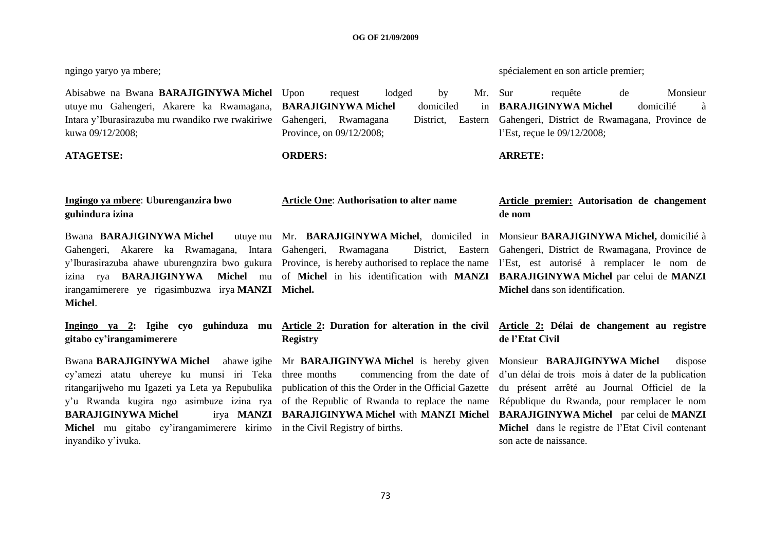ngingo yaryo ya mbere;

Abisabwe na Bwana **BARAJIGINYWA Michel** utuye mu Gahengeri, Akarere ka Rwamagana, Intara y'Iburasirazuba mu rwandiko rwe rwakiriwe kuwa 09/12/2008;

**ATAGETSE:**

**Ingingo ya mbere**: **Uburenganzira bwo guhindura izina**

Bwana **BARAJIGINYWA Michel** utuye mu Gahengeri, Akarere ka Rwamagana, Intara y'Iburasirazuba ahawe uburengnzira bwo gukura izina rya **BARAJIGINYWA Michel** mu irangamimerere ye rigasimbuzwa irya **MANZI Michel**.

**Ingingo ya 2: Igihe cyo guhinduza mu gitabo cy'irangamimerere**

Bwana **BARAJIGINYWA Michel** ahawe igihe cy'amezi atatu uhereye ku munsi iri Teka ritangarijweho mu Igazeti ya Leta ya Repubulika y'u Rwanda kugira ngo asimbuze izina rya **BARAJIGINYWA Michel** irya **MANZI Michel** mu gitabo cy'irangamimerere kirimo inyandiko y'ivuka.

Upon request lodged by Mr. **BARAJIGINYWA Michel** domiciled in Gahengeri, Rwamagana District, Eastern Province, on 09/12/2008;

**ORDERS:**

**Article One**: **Authorisation to alter name**

Mr. **BARAJIGINYWA Michel**, domiciled in Gahengeri, Rwamagana District, Eastern Province, is hereby authorised to replace the name of **Michel** in his identification with **MANZI Michel.**

**Article 2: Duration for alteration in the civil Registry**

Mr **BARAJIGINYWA Michel** is hereby given three months commencing from the date of publication of this the Order in the Official Gazette of the Republic of Rwanda to replace the name **BARAJIGINYWA Michel** with **MANZI Michel** in the Civil Registry of births.

spécialement en son article premier;

Sur requête de Monsieur **BARAJIGINYWA Michel** domicilié à Gahengeri, District de Rwamagana, Province de l'Est, reçue le 09/12/2008;

**ARRETE:**

**Article premier: Autorisation de changement de nom**

Monsieur **BARAJIGINYWA Michel,** domicilié à Gahengeri, District de Rwamagana, Province de l'Est, est autorisé à remplacer le nom de **BARAJIGINYWA Michel** par celui de **MANZI Michel** dans son identification.

**Article 2: Délai de changement au registre de l'Etat Civil**

Monsieur **BARAJIGINYWA Michel** dispose d'un délai de trois mois à dater de la publication du présent arrêté au Journal Officiel de la République du Rwanda, pour remplacer le nom **BARAJIGINYWA Michel** par celui de **MANZI Michel** dans le registre de l'Etat Civil contenant son acte de naissance.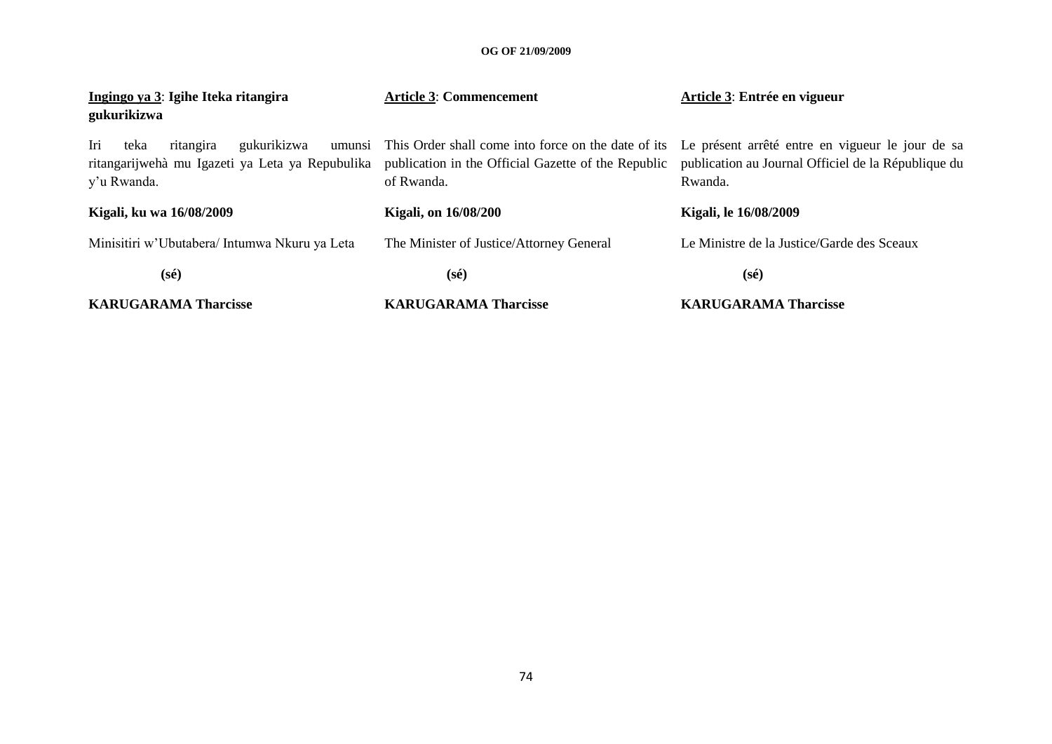**<u>Ingingo ya 3</u>: Igihe Iteka ritangira gukurikizwa**

Iri teka ritangira gukurikizwa umunsi ritangarijwehà mu Igazeti ya Leta ya Repubulika y'u Rwanda.

**Kigali, ku wa 16/08/2009**

Minisitiri w'Ubutabera/ Intumwa Nkuru ya Leta

**(sé)**

**KARUGARAMA Tharcisse**

**<u>Article 3</u>: Commencement**

This Order shall come into force on the date of its publication in the Official Gazette of the Republic of Rwanda.

**Kigali, on 16/08/200**

The Minister of Justice/Attorney General

**(sé)**

**KARUGARAMA Tharcisse**

**<u>Article 3</u>: Entrée en vigueur**

Le présent arrêté entre en vigueur le jour de sa publication au Journal Officiel de la République du Rwanda.

**Kigali, le 16/08/2009**

Le Ministre de la Justice/Garde des Sceaux

**(sé)**

**KARUGARAMA Tharcisse**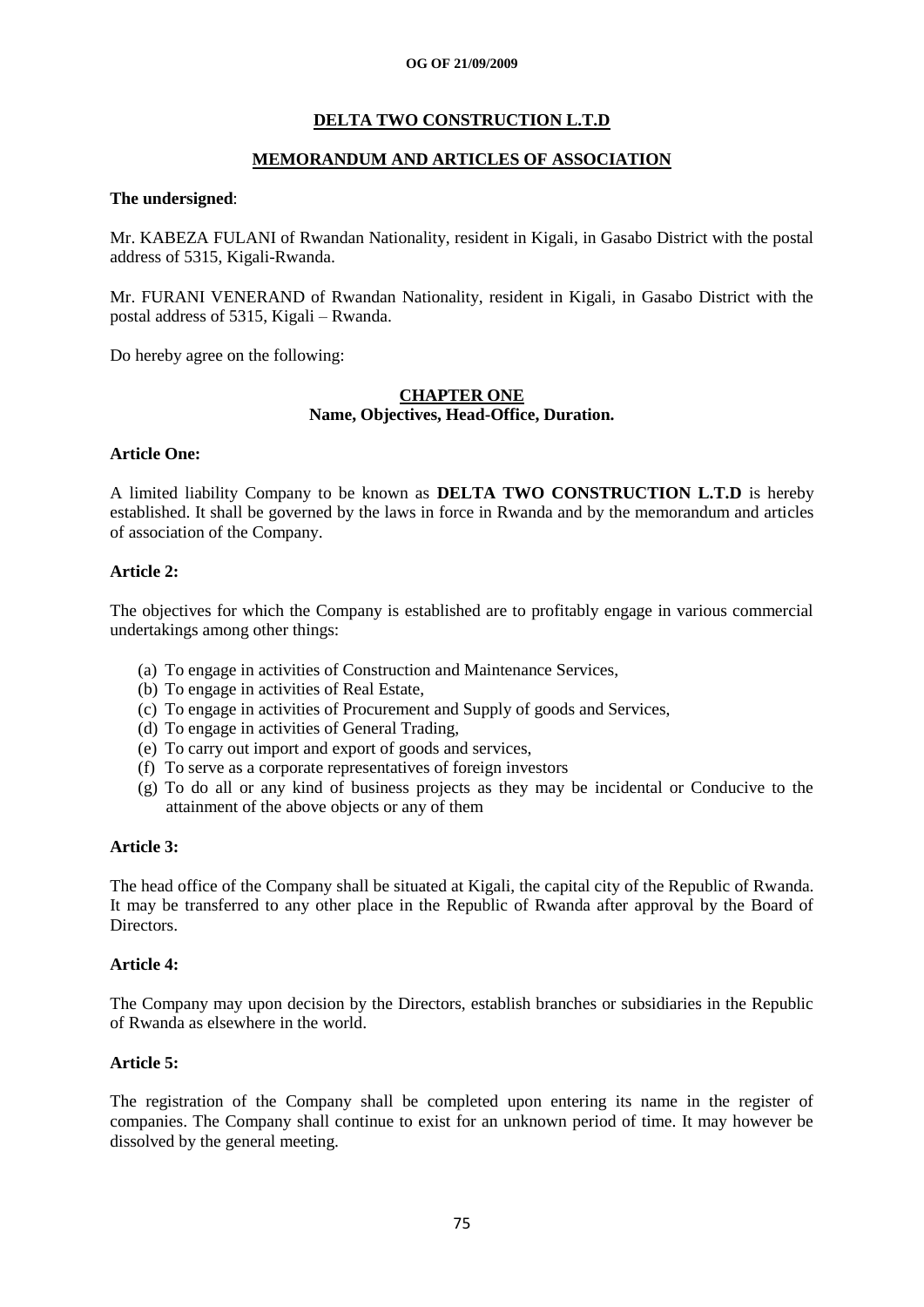**DELTA TWO CONSTRUCTION L.T.D**

**MEMORANDUM AND ARTICLES OF ASSOCIATION**

**The undersigned**:

Mr. KABEZA FULANI of Rwandan Nationality, resident in Kigali, in Gasabo District with the postal address of 5315, Kigali-Rwanda.

Mr. FURANI VENERAND of Rwandan Nationality, resident in Kigali, in Gasabo District with the postal address of 5315, Kigali – Rwanda.

Do hereby agree on the following:

**CHAPTER ONE**
**Name, Objectives, Head-Office, Duration.**

**Article One:**

A limited liability Company to be known as **DELTA TWO CONSTRUCTION L.T.D** is hereby established. It shall be governed by the laws in force in Rwanda and by the memorandum and articles of association of the Company.

**Article 2:**

The objectives for which the Company is established are to profitably engage in various commercial undertakings among other things:

(a) To engage in activities of Construction and Maintenance Services,
(b) To engage in activities of Real Estate,
(c) To engage in activities of Procurement and Supply of goods and Services,
(d) To engage in activities of General Trading,
(e) To carry out import and export of goods and services,
(f) To serve as a corporate representatives of foreign investors
(g) To do all or any kind of business projects as they may be incidental or Conducive to the attainment of the above objects or any of them

**Article 3:**

The head office of the Company shall be situated at Kigali, the capital city of the Republic of Rwanda. It may be transferred to any other place in the Republic of Rwanda after approval by the Board of Directors.

**Article 4:**

The Company may upon decision by the Directors, establish branches or subsidiaries in the Republic of Rwanda as elsewhere in the world.

**Article 5:**

The registration of the Company shall be completed upon entering its name in the register of companies. The Company shall continue to exist for an unknown period of time. It may however be dissolved by the general meeting.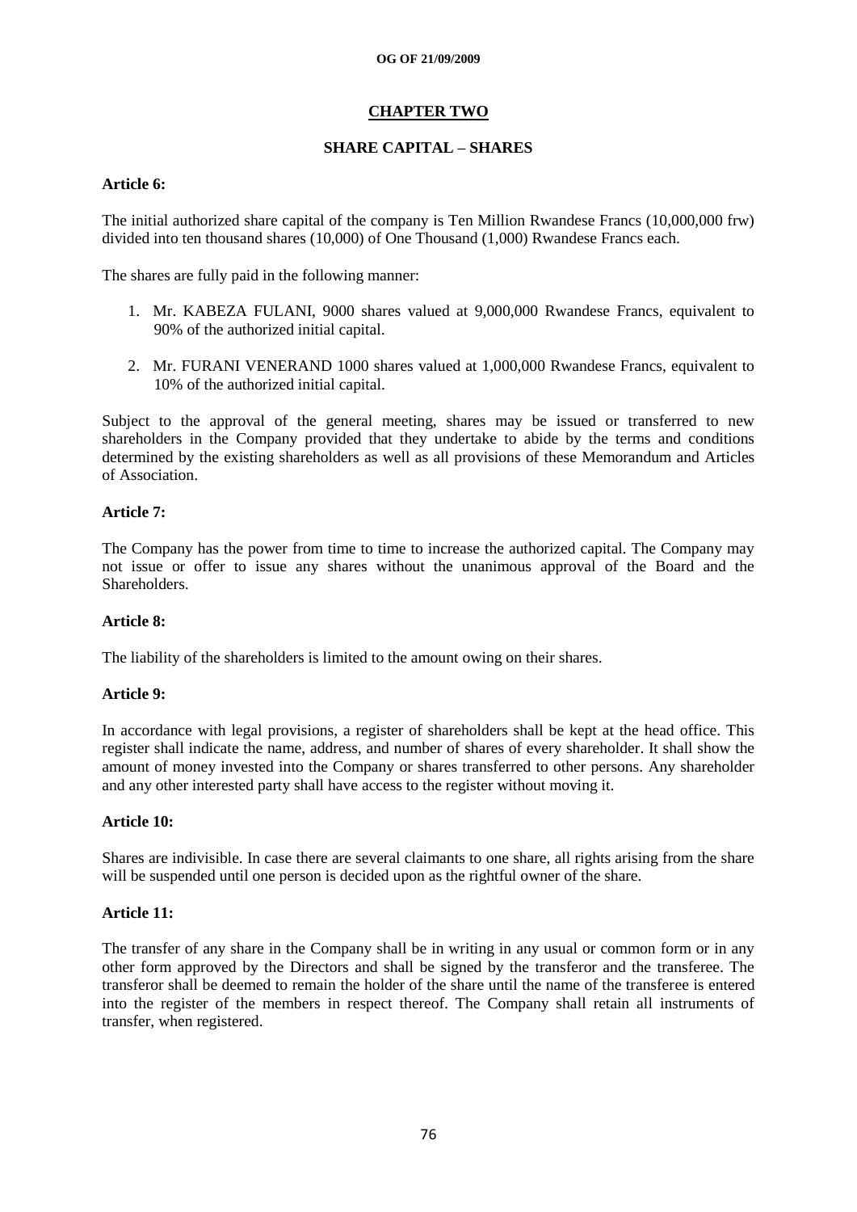## CHAPTER TWO

### SHARE CAPITAL – SHARES

**Article 6:**

The initial authorized share capital of the company is Ten Million Rwandese Francs (10,000,000 frw) divided into ten thousand shares (10,000) of One Thousand (1,000) Rwandese Francs each.

The shares are fully paid in the following manner:

1. Mr. KABEZA FULANI, 9000 shares valued at 9,000,000 Rwandese Francs, equivalent to 90% of the authorized initial capital.
2. Mr. FURANI VENERAND 1000 shares valued at 1,000,000 Rwandese Francs, equivalent to 10% of the authorized initial capital.

Subject to the approval of the general meeting, shares may be issued or transferred to new shareholders in the Company provided that they undertake to abide by the terms and conditions determined by the existing shareholders as well as all provisions of these Memorandum and Articles of Association.

**Article 7:**

The Company has the power from time to time to increase the authorized capital. The Company may not issue or offer to issue any shares without the unanimous approval of the Board and the Shareholders.

**Article 8:**

The liability of the shareholders is limited to the amount owing on their shares.

**Article 9:**

In accordance with legal provisions, a register of shareholders shall be kept at the head office. This register shall indicate the name, address, and number of shares of every shareholder. It shall show the amount of money invested into the Company or shares transferred to other persons. Any shareholder and any other interested party shall have access to the register without moving it.

**Article 10:**

Shares are indivisible. In case there are several claimants to one share, all rights arising from the share will be suspended until one person is decided upon as the rightful owner of the share.

**Article 11:**

The transfer of any share in the Company shall be in writing in any usual or common form or in any other form approved by the Directors and shall be signed by the transferor and the transferee. The transferor shall be deemed to remain the holder of the share until the name of the transferee is entered into the register of the members in respect thereof. The Company shall retain all instruments of transfer, when registered.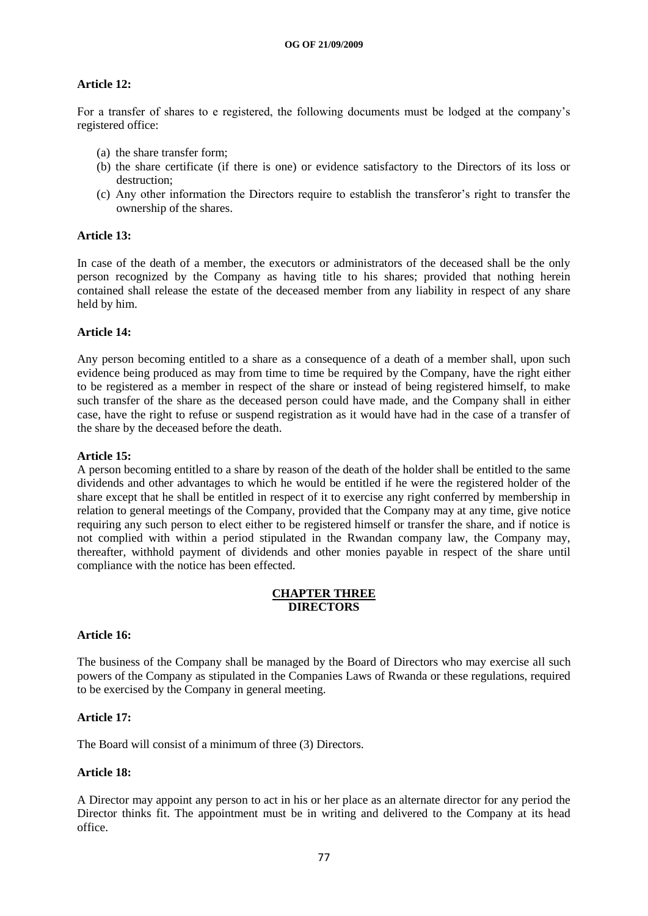**Article 12:**

For a transfer of shares to e registered, the following documents must be lodged at the company's registered office:

(a) the share transfer form;
(b) the share certificate (if there is one) or evidence satisfactory to the Directors of its loss or destruction;
(c) Any other information the Directors require to establish the transferor's right to transfer the ownership of the shares.

**Article 13:**

In case of the death of a member, the executors or administrators of the deceased shall be the only person recognized by the Company as having title to his shares; provided that nothing herein contained shall release the estate of the deceased member from any liability in respect of any share held by him.

**Article 14:**

Any person becoming entitled to a share as a consequence of a death of a member shall, upon such evidence being produced as may from time to time be required by the Company, have the right either to be registered as a member in respect of the share or instead of being registered himself, to make such transfer of the share as the deceased person could have made, and the Company shall in either case, have the right to refuse or suspend registration as it would have had in the case of a transfer of the share by the deceased before the death.

**Article 15:**

A person becoming entitled to a share by reason of the death of the holder shall be entitled to the same dividends and other advantages to which he would be entitled if he were the registered holder of the share except that he shall be entitled in respect of it to exercise any right conferred by membership in relation to general meetings of the Company, provided that the Company may at any time, give notice requiring any such person to elect either to be registered himself or transfer the share, and if notice is not complied with within a period stipulated in the Rwandan company law, the Company may, thereafter, withhold payment of dividends and other monies payable in respect of the share until compliance with the notice has been effected.

## CHAPTER THREE
## DIRECTORS

**Article 16:**

The business of the Company shall be managed by the Board of Directors who may exercise all such powers of the Company as stipulated in the Companies Laws of Rwanda or these regulations, required to be exercised by the Company in general meeting.

**Article 17:**

The Board will consist of a minimum of three (3) Directors.

**Article 18:**

A Director may appoint any person to act in his or her place as an alternate director for any period the Director thinks fit. The appointment must be in writing and delivered to the Company at its head office.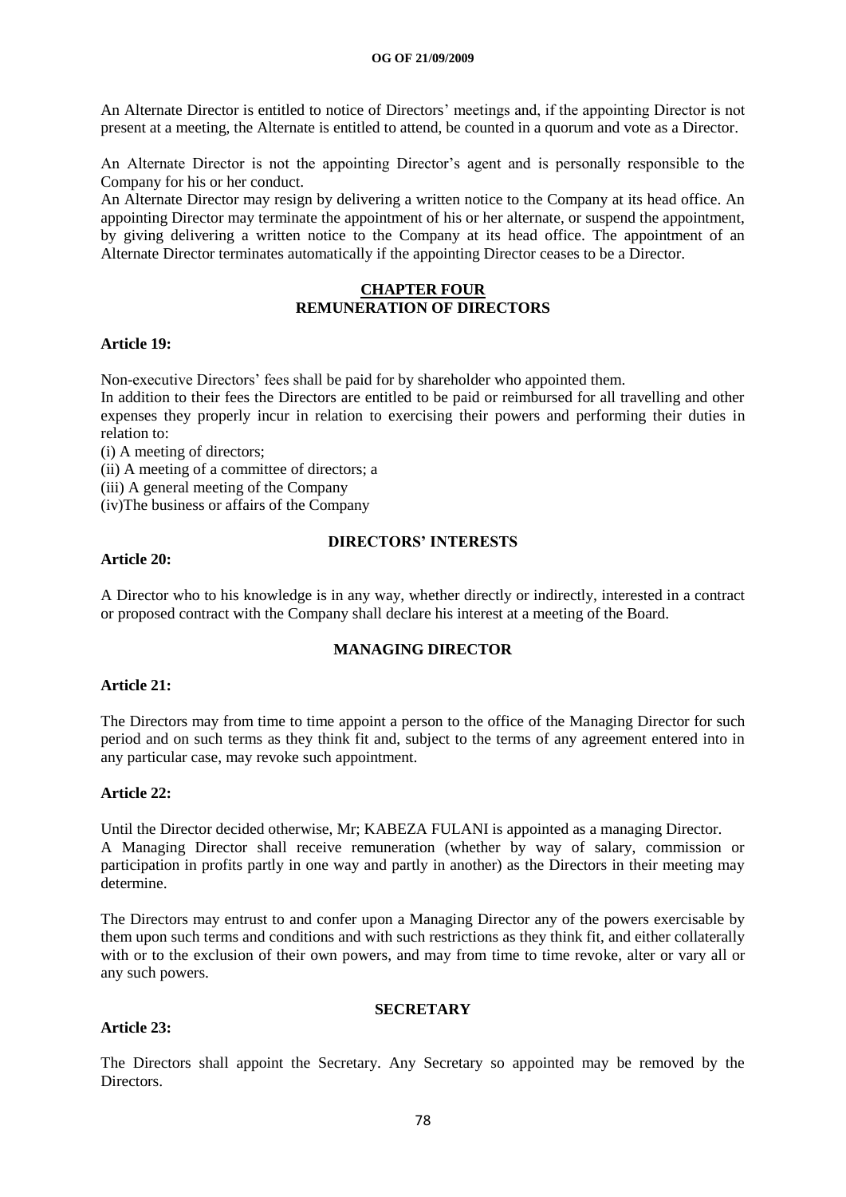An Alternate Director is entitled to notice of Directors' meetings and, if the appointing Director is not present at a meeting, the Alternate is entitled to attend, be counted in a quorum and vote as a Director.

An Alternate Director is not the appointing Director's agent and is personally responsible to the Company for his or her conduct.
An Alternate Director may resign by delivering a written notice to the Company at its head office. An appointing Director may terminate the appointment of his or her alternate, or suspend the appointment, by giving delivering a written notice to the Company at its head office. The appointment of an Alternate Director terminates automatically if the appointing Director ceases to be a Director.

## CHAPTER FOUR
## REMUNERATION OF DIRECTORS

**Article 19:**

Non-executive Directors' fees shall be paid for by shareholder who appointed them.
In addition to their fees the Directors are entitled to be paid or reimbursed for all travelling and other expenses they properly incur in relation to exercising their powers and performing their duties in relation to:

(i) A meeting of directors;
(ii) A meeting of a committee of directors; a
(iii) A general meeting of the Company
(iv)The business or affairs of the Company

### DIRECTORS' INTERESTS

**Article 20:**

A Director who to his knowledge is in any way, whether directly or indirectly, interested in a contract or proposed contract with the Company shall declare his interest at a meeting of the Board.

### MANAGING DIRECTOR

**Article 21:**

The Directors may from time to time appoint a person to the office of the Managing Director for such period and on such terms as they think fit and, subject to the terms of any agreement entered into in any particular case, may revoke such appointment.

**Article 22:**

Until the Director decided otherwise, Mr; KABEZA FULANI is appointed as a managing Director.
A Managing Director shall receive remuneration (whether by way of salary, commission or participation in profits partly in one way and partly in another) as the Directors in their meeting may determine.

The Directors may entrust to and confer upon a Managing Director any of the powers exercisable by them upon such terms and conditions and with such restrictions as they think fit, and either collaterally with or to the exclusion of their own powers, and may from time to time revoke, alter or vary all or any such powers.

### SECRETARY

**Article 23:**

The Directors shall appoint the Secretary. Any Secretary so appointed may be removed by the Directors.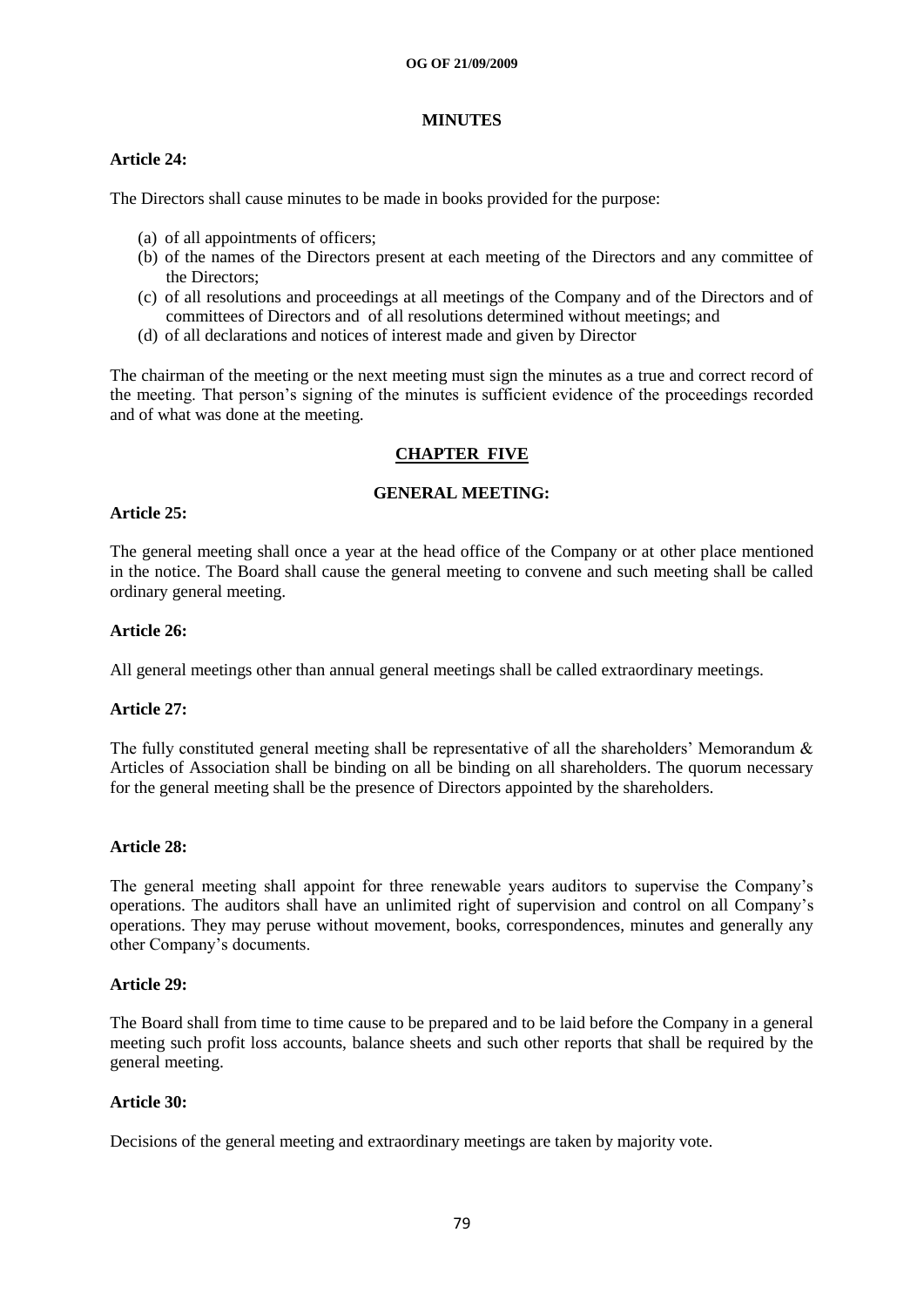### MINUTES

**Article 24:**

The Directors shall cause minutes to be made in books provided for the purpose:

(a) of all appointments of officers;
(b) of the names of the Directors present at each meeting of the Directors and any committee of the Directors;
(c) of all resolutions and proceedings at all meetings of the Company and of the Directors and of committees of Directors and of all resolutions determined without meetings; and
(d) of all declarations and notices of interest made and given by Director

The chairman of the meeting or the next meeting must sign the minutes as a true and correct record of the meeting. That person's signing of the minutes is sufficient evidence of the proceedings recorded and of what was done at the meeting.

## CHAPTER FIVE

### GENERAL MEETING:

**Article 25:**

The general meeting shall once a year at the head office of the Company or at other place mentioned in the notice. The Board shall cause the general meeting to convene and such meeting shall be called ordinary general meeting.

**Article 26:**

All general meetings other than annual general meetings shall be called extraordinary meetings.

**Article 27:**

The fully constituted general meeting shall be representative of all the shareholders' Memorandum & Articles of Association shall be binding on all be binding on all shareholders. The quorum necessary for the general meeting shall be the presence of Directors appointed by the shareholders.

**Article 28:**

The general meeting shall appoint for three renewable years auditors to supervise the Company's operations. The auditors shall have an unlimited right of supervision and control on all Company's operations. They may peruse without movement, books, correspondences, minutes and generally any other Company's documents.

**Article 29:**

The Board shall from time to time cause to be prepared and to be laid before the Company in a general meeting such profit loss accounts, balance sheets and such other reports that shall be required by the general meeting.

**Article 30:**

Decisions of the general meeting and extraordinary meetings are taken by majority vote.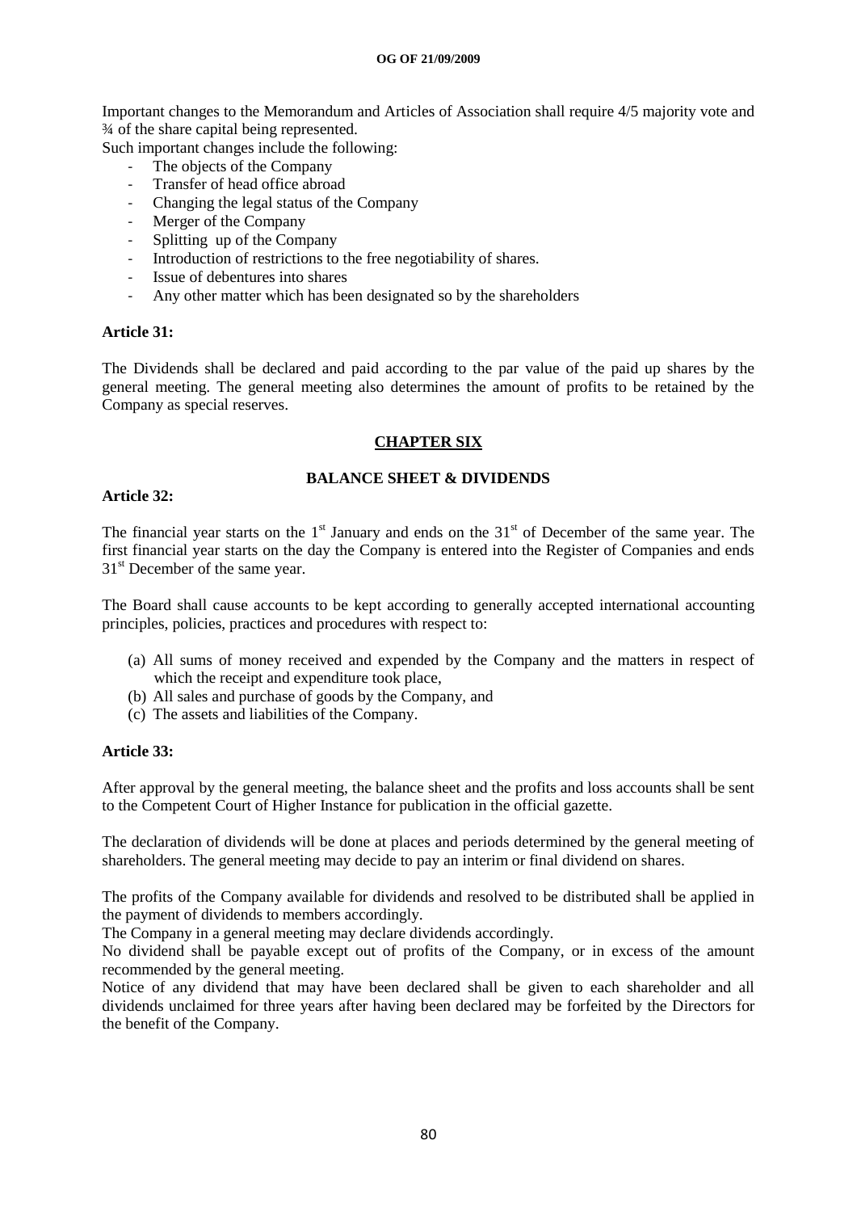Important changes to the Memorandum and Articles of Association shall require 4/5 majority vote and ¾ of the share capital being represented.

Such important changes include the following:

- The objects of the Company
- Transfer of head office abroad
- Changing the legal status of the Company
- Merger of the Company
- Splitting up of the Company
- Introduction of restrictions to the free negotiability of shares.
- Issue of debentures into shares
- Any other matter which has been designated so by the shareholders

**Article 31:**

The Dividends shall be declared and paid according to the par value of the paid up shares by the general meeting. The general meeting also determines the amount of profits to be retained by the Company as special reserves.

## CHAPTER SIX

### BALANCE SHEET & DIVIDENDS

**Article 32:**

The financial year starts on the 1st January and ends on the 31st of December of the same year. The first financial year starts on the day the Company is entered into the Register of Companies and ends 31st December of the same year.

The Board shall cause accounts to be kept according to generally accepted international accounting principles, policies, practices and procedures with respect to:

(a) All sums of money received and expended by the Company and the matters in respect of which the receipt and expenditure took place,
(b) All sales and purchase of goods by the Company, and
(c) The assets and liabilities of the Company.

**Article 33:**

After approval by the general meeting, the balance sheet and the profits and loss accounts shall be sent to the Competent Court of Higher Instance for publication in the official gazette.

The declaration of dividends will be done at places and periods determined by the general meeting of shareholders. The general meeting may decide to pay an interim or final dividend on shares.

The profits of the Company available for dividends and resolved to be distributed shall be applied in the payment of dividends to members accordingly.

The Company in a general meeting may declare dividends accordingly.

No dividend shall be payable except out of profits of the Company, or in excess of the amount recommended by the general meeting.

Notice of any dividend that may have been declared shall be given to each shareholder and all dividends unclaimed for three years after having been declared may be forfeited by the Directors for the benefit of the Company.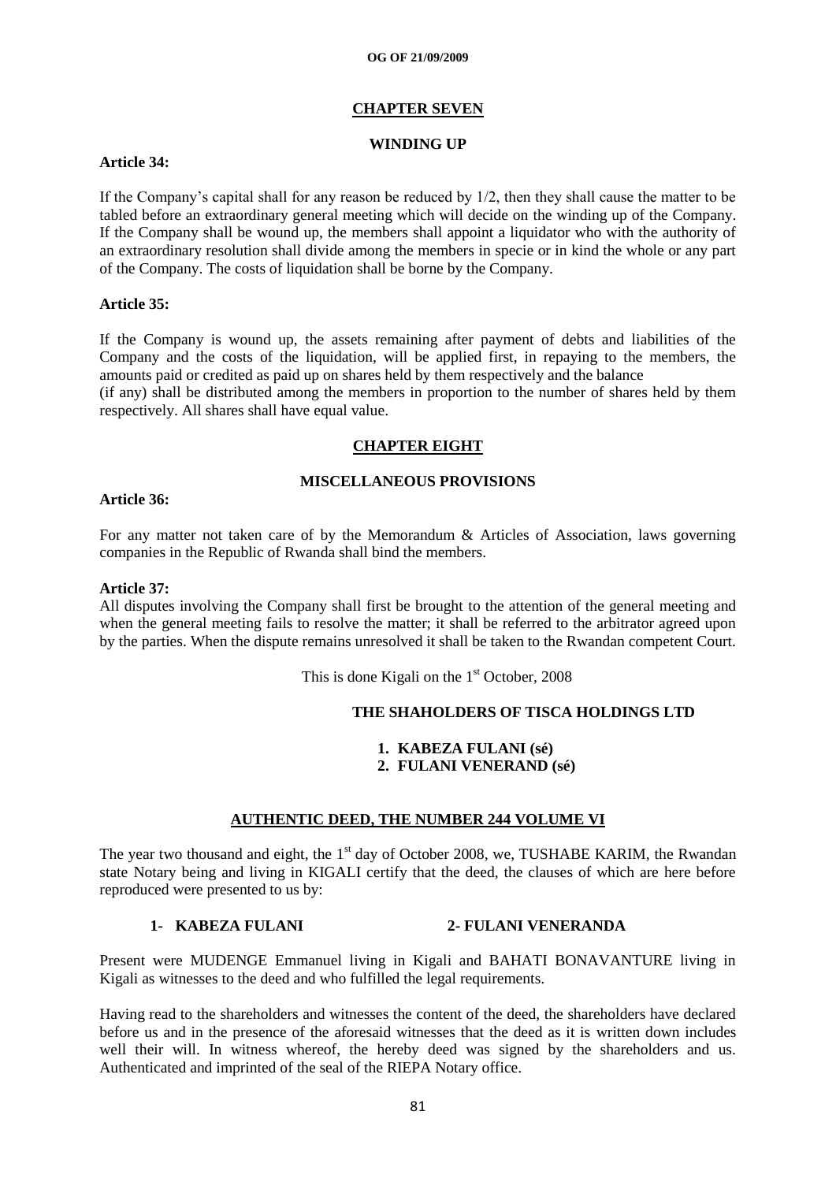## CHAPTER SEVEN

### WINDING UP

**Article 34:**

If the Company's capital shall for any reason be reduced by 1/2, then they shall cause the matter to be tabled before an extraordinary general meeting which will decide on the winding up of the Company. If the Company shall be wound up, the members shall appoint a liquidator who with the authority of an extraordinary resolution shall divide among the members in specie or in kind the whole or any part of the Company. The costs of liquidation shall be borne by the Company.

**Article 35:**

If the Company is wound up, the assets remaining after payment of debts and liabilities of the Company and the costs of the liquidation, will be applied first, in repaying to the members, the amounts paid or credited as paid up on shares held by them respectively and the balance (if any) shall be distributed among the members in proportion to the number of shares held by them respectively. All shares shall have equal value.

## CHAPTER EIGHT

### MISCELLANEOUS PROVISIONS

**Article 36:**

For any matter not taken care of by the Memorandum & Articles of Association, laws governing companies in the Republic of Rwanda shall bind the members.

**Article 37:**

All disputes involving the Company shall first be brought to the attention of the general meeting and when the general meeting fails to resolve the matter; it shall be referred to the arbitrator agreed upon by the parties. When the dispute remains unresolved it shall be taken to the Rwandan competent Court.

This is done Kigali on the 1st October, 2008

**THE SHAHOLDERS OF TISCA HOLDINGS LTD**

1. **KABEZA FULANI (sé)**
2. **FULANI VENERAND (sé)**

## AUTHENTIC DEED, THE NUMBER 244 VOLUME VI

The year two thousand and eight, the 1st day of October 2008, we, TUSHABE KARIM, the Rwandan state Notary being and living in KIGALI certify that the deed, the clauses of which are here before reproduced were presented to us by:

**1- KABEZA FULANI** **2- FULANI VENERANDA**

Present were MUDENGE Emmanuel living in Kigali and BAHATI BONAVANTURE living in Kigali as witnesses to the deed and who fulfilled the legal requirements.

Having read to the shareholders and witnesses the content of the deed, the shareholders have declared before us and in the presence of the aforesaid witnesses that the deed as it is written down includes well their will. In witness whereof, the hereby deed was signed by the shareholders and us. Authenticated and imprinted of the seal of the RIEPA Notary office.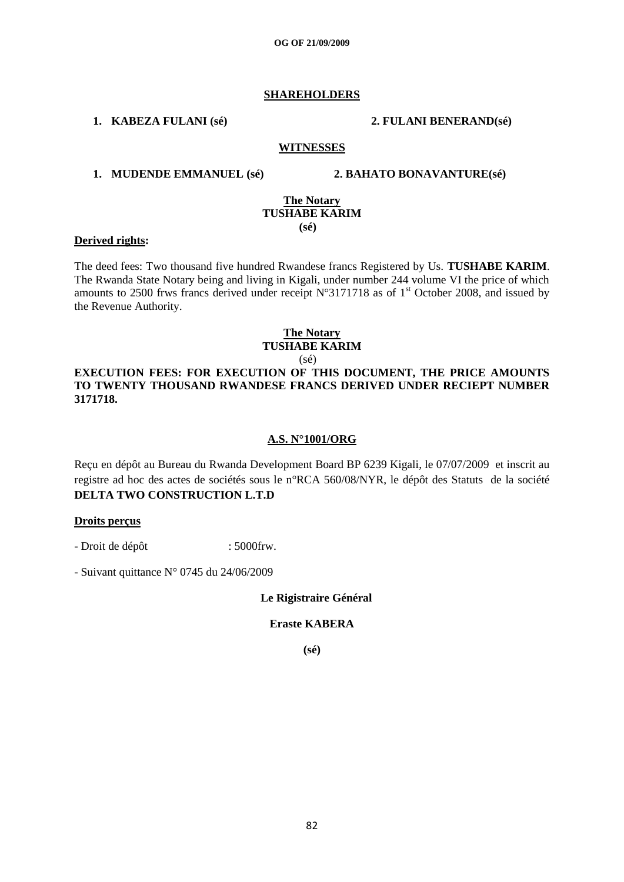**SHAREHOLDERS**

1. **KABEZA FULANI (sé)**  2. **FULANI BENERAND(sé)**

**WITNESSES**

1. **MUDENDE EMMANUEL (sé)**  2. **BAHATO BONAVANTURE(sé)**

**The Notary**
**TUSHABE KARIM**
**(sé)**

**Derived rights:**

The deed fees: Two thousand five hundred Rwandese francs Registered by Us. **TUSHABE KARIM**. The Rwanda State Notary being and living in Kigali, under number 244 volume VI the price of which amounts to 2500 frws francs derived under receipt N°3171718 as of 1st October 2008, and issued by the Revenue Authority.

**The Notary**
**TUSHABE KARIM**
(sé)

**EXECUTION FEES: FOR EXECUTION OF THIS DOCUMENT, THE PRICE AMOUNTS TO TWENTY THOUSAND RWANDESE FRANCS DERIVED UNDER RECIEPT NUMBER 3171718.**

**A.S. N°1001/ORG**

Reçu en dépôt au Bureau du Rwanda Development Board BP 6239 Kigali, le 07/07/2009 et inscrit au registre ad hoc des actes de sociétés sous le n°RCA 560/08/NYR, le dépôt des Statuts de la société **DELTA TWO CONSTRUCTION L.T.D**

**Droits perçus**

- Droit de dépôt : 5000frw.

- Suivant quittance N° 0745 du 24/06/2009

**Le Rigistraire Général**

**Eraste KABERA**

**(sé)**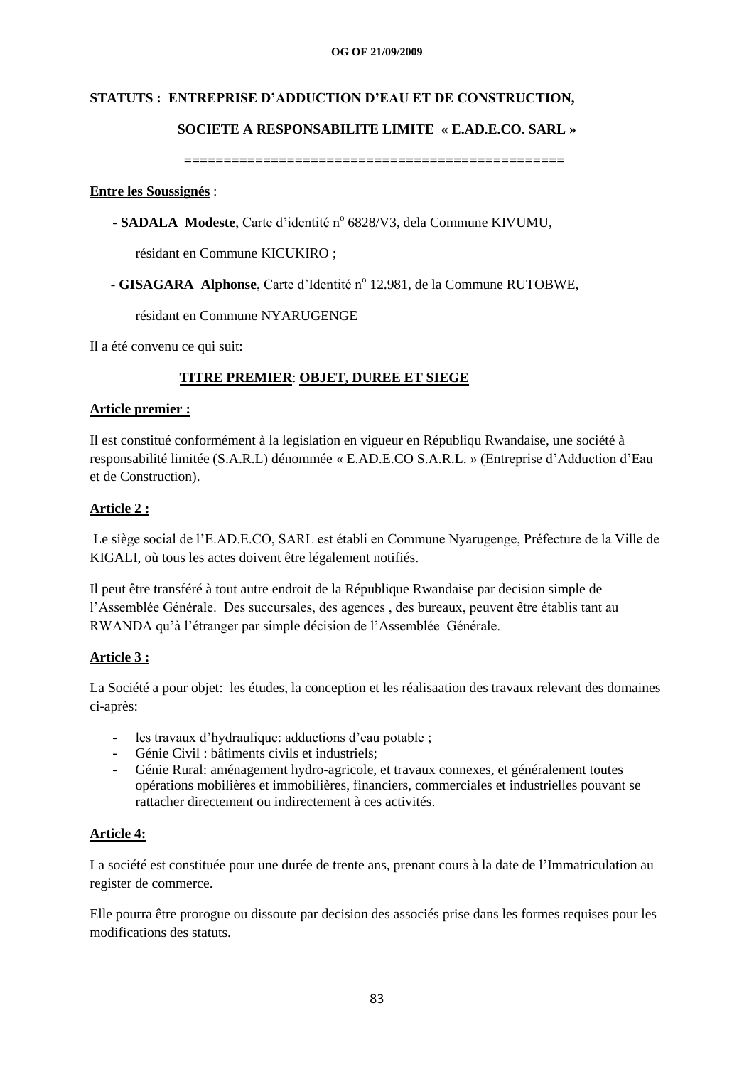**STATUTS : ENTREPRISE D'ADDUCTION D'EAU ET DE CONSTRUCTION,**

**SOCIETE A RESPONSABILITE LIMITE « E.AD.E.CO. SARL »**

==============================================

**Entre les Soussignés** :

- **SADALA Modeste**, Carte d'identité n° 6828/V3, dela Commune KIVUMU, résidant en Commune KICUKIRO ;

- **GISAGARA Alphonse**, Carte d'Identité n° 12.981, de la Commune RUTOBWE, résidant en Commune NYARUGENGE

Il a été convenu ce qui suit:

## TITRE PREMIER: OBJET, DUREE ET SIEGE

### Article premier :

Il est constitué conformément à la legislation en vigueur en Républiqu Rwandaise, une société à responsabilité limitée (S.A.R.L) dénommée « E.AD.E.CO S.A.R.L. » (Entreprise d'Adduction d'Eau et de Construction).

### Article 2 :

Le siège social de l'E.AD.E.CO, SARL est établi en Commune Nyarugenge, Préfecture de la Ville de KIGALI, où tous les actes doivent être légalement notifiés.

Il peut être transféré à tout autre endroit de la République Rwandaise par decision simple de l'Assemblée Générale. Des succursales, des agences , des bureaux, peuvent être établis tant au RWANDA qu'à l'étranger par simple décision de l'Assemblée Générale.

### Article 3 :

La Société a pour objet: les études, la conception et les réalisaation des travaux relevant des domaines ci-après:

- les travaux d'hydraulique: adductions d'eau potable ;
- Génie Civil : bâtiments civils et industriels;
- Génie Rural: aménagement hydro-agricole, et travaux connexes, et généralement toutes opérations mobilières et immobilières, financiers, commerciales et industrielles pouvant se rattacher directement ou indirectement à ces activités.

### Article 4:

La société est constituée pour une durée de trente ans, prenant cours à la date de l'Immatriculation au register de commerce.

Elle pourra être prorogue ou dissoute par decision des associés prise dans les formes requises pour les modifications des statuts.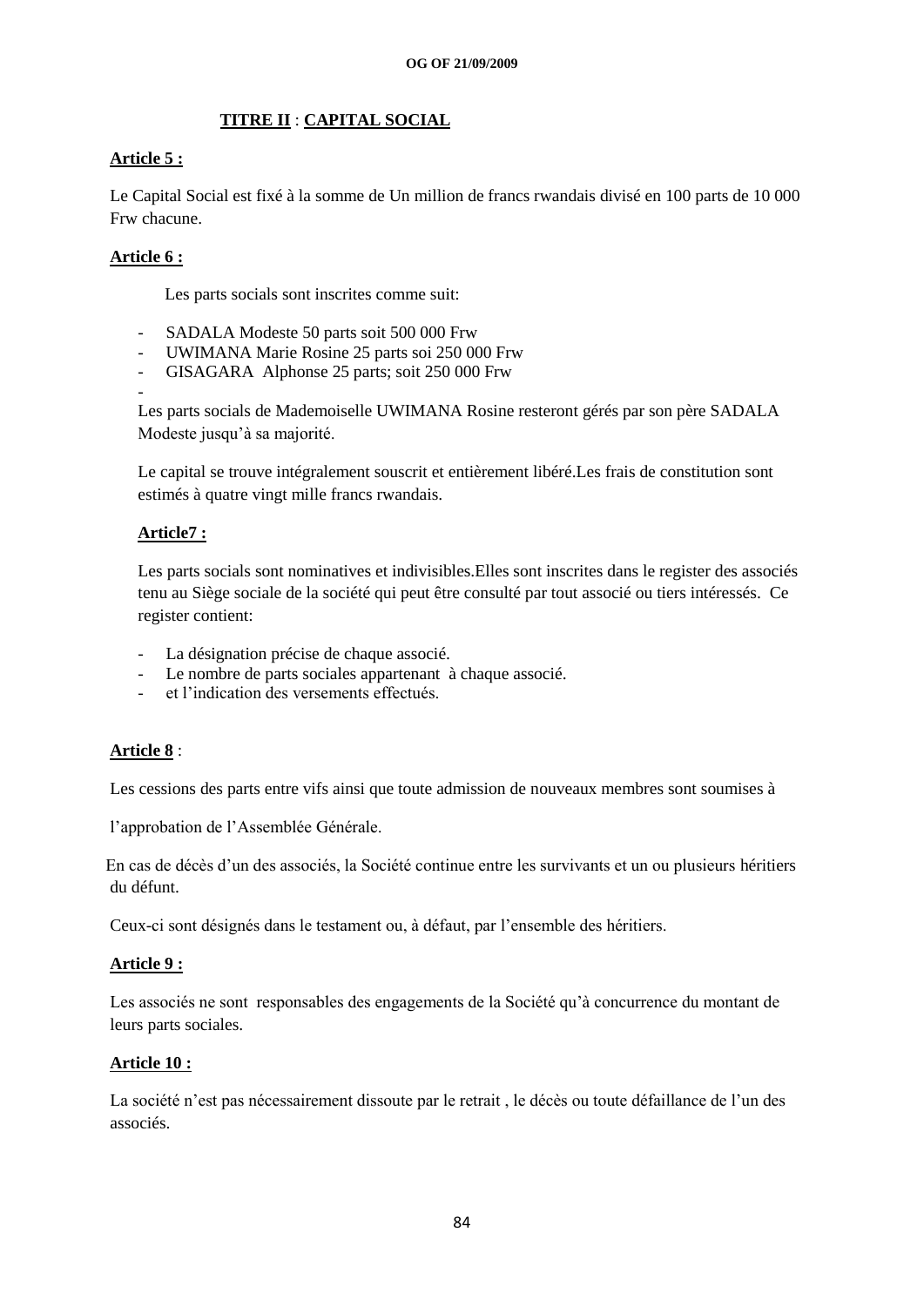**TITRE II** : **CAPITAL SOCIAL**

**Article 5 :**

Le Capital Social est fixé à la somme de Un million de francs rwandais divisé en 100 parts de 10 000 Frw chacune.

**Article 6 :**

Les parts socials sont inscrites comme suit:

- SADALA Modeste 50 parts soit 500 000 Frw
- UWIMANA Marie Rosine 25 parts soi 250 000 Frw
- GISAGARA Alphonse 25 parts; soit 250 000 Frw
-

Les parts socials de Mademoiselle UWIMANA Rosine resteront gérés par son père SADALA Modeste jusqu'à sa majorité.

Le capital se trouve intégralement souscrit et entièrement libéré.Les frais de constitution sont estimés à quatre vingt mille francs rwandais.

**Article7 :**

Les parts socials sont nominatives et indivisibles.Elles sont inscrites dans le register des associés tenu au Siège sociale de la société qui peut être consulté par tout associé ou tiers intéressés. Ce register contient:

- La désignation précise de chaque associé.
- Le nombre de parts sociales appartenant à chaque associé.
- et l'indication des versements effectués.

**Article 8** :

Les cessions des parts entre vifs ainsi que toute admission de nouveaux membres sont soumises à l'approbation de l'Assemblée Générale.

En cas de décès d'un des associés, la Société continue entre les survivants et un ou plusieurs héritiers du défunt.

Ceux-ci sont désignés dans le testament ou, à défaut, par l'ensemble des héritiers.

**Article 9 :**

Les associés ne sont responsables des engagements de la Société qu'à concurrence du montant de leurs parts sociales.

**Article 10 :**

La société n'est pas nécessairement dissoute par le retrait , le décès ou toute défaillance de l'un des associés.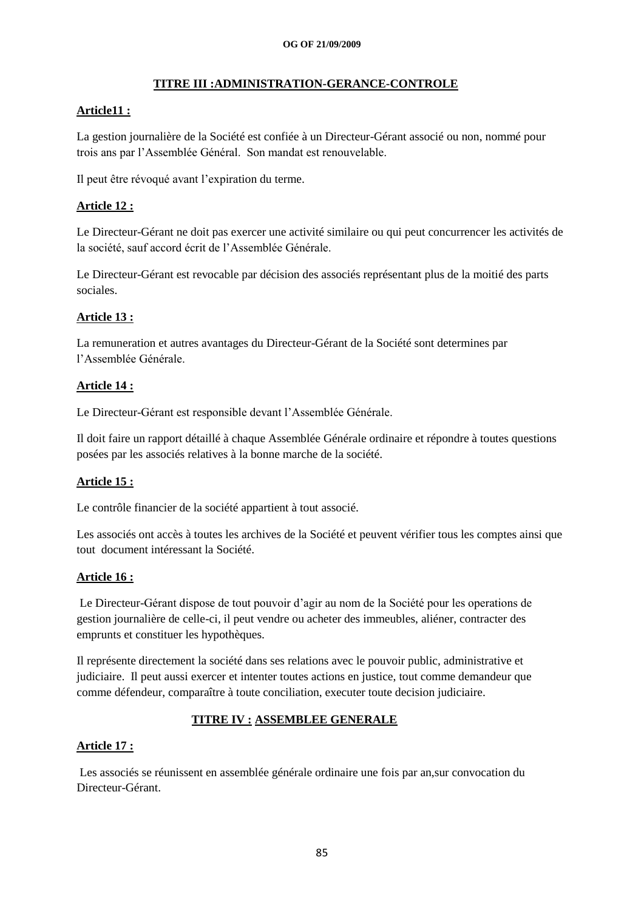## TITRE III :ADMINISTRATION-GERANCE-CONTROLE

**Article11 :**

La gestion journalière de la Société est confiée à un Directeur-Gérant associé ou non, nommé pour trois ans par l'Assemblée Général. Son mandat est renouvelable.

Il peut être révoqué avant l'expiration du terme.

**Article 12 :**

Le Directeur-Gérant ne doit pas exercer une activité similaire ou qui peut concurrencer les activités de la société, sauf accord écrit de l'Assemblée Générale.

Le Directeur-Gérant est revocable par décision des associés représentant plus de la moitié des parts sociales.

**Article 13 :**

La remuneration et autres avantages du Directeur-Gérant de la Société sont determines par l'Assemblée Générale.

**Article 14 :**

Le Directeur-Gérant est responsible devant l'Assemblée Générale.

Il doit faire un rapport détaillé à chaque Assemblée Générale ordinaire et répondre à toutes questions posées par les associés relatives à la bonne marche de la société.

**Article 15 :**

Le contrôle financier de la société appartient à tout associé.

Les associés ont accès à toutes les archives de la Société et peuvent vérifier tous les comptes ainsi que tout document intéressant la Société.

**Article 16 :**

Le Directeur-Gérant dispose de tout pouvoir d'agir au nom de la Société pour les operations de gestion journalière de celle-ci, il peut vendre ou acheter des immeubles, aliéner, contracter des emprunts et constituer les hypothèques.

Il représente directement la société dans ses relations avec le pouvoir public, administrative et judiciaire. Il peut aussi exercer et intenter toutes actions en justice, tout comme demandeur que comme défendeur, comparaître à toute conciliation, executer toute decision judiciaire.

## TITRE IV : ASSEMBLEE GENERALE

**Article 17 :**

Les associés se réunissent en assemblée générale ordinaire une fois par an,sur convocation du Directeur-Gérant.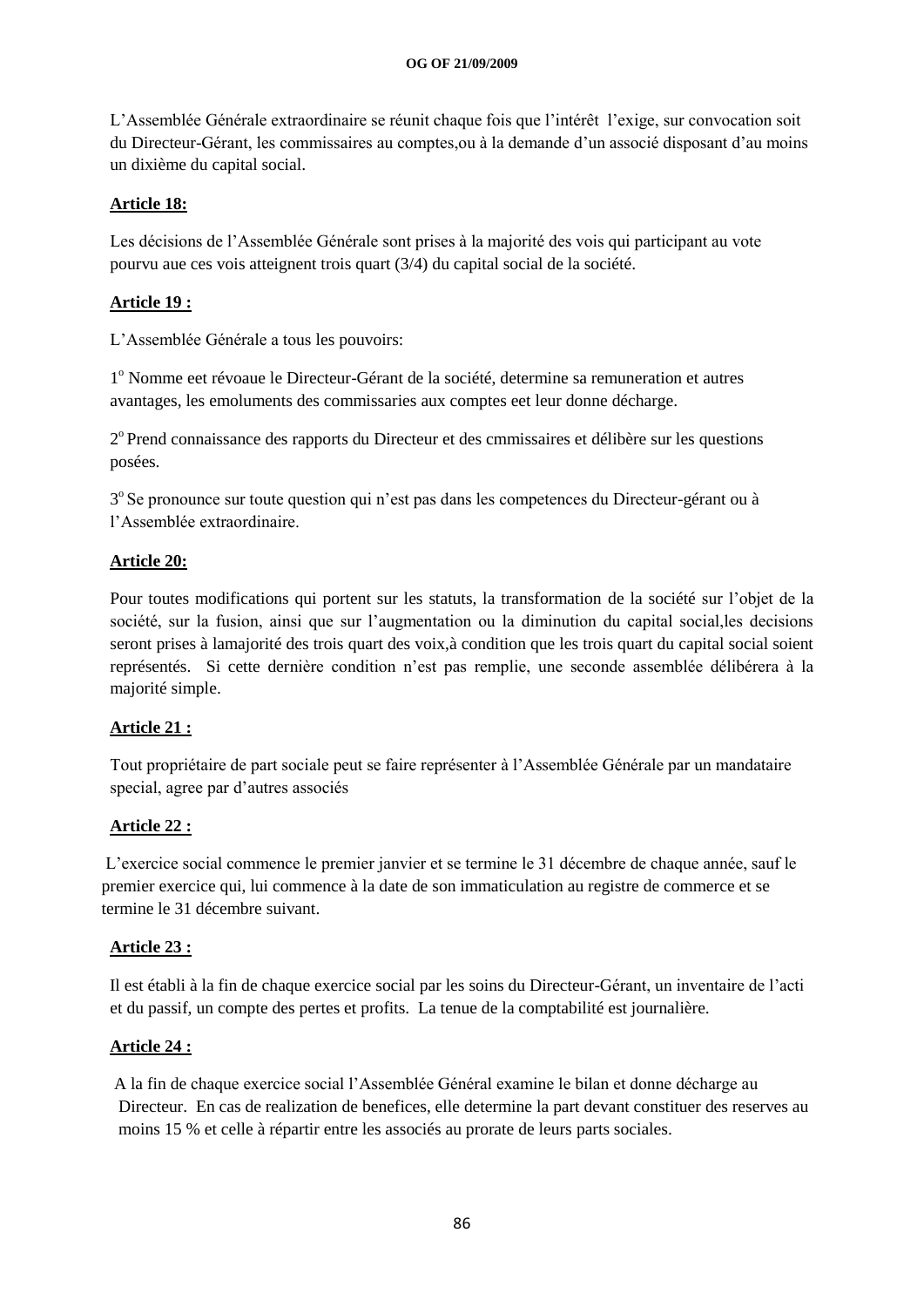L'Assemblée Générale extraordinaire se réunit chaque fois que l'intérêt  l'exige, sur convocation soit du Directeur-Gérant, les commissaires au comptes,ou à la demande d'un associé disposant d'au moins un dixième du capital social.

**Article 18:**

Les décisions de l'Assemblée Générale sont prises à la majorité des vois qui participant au vote pourvu aue ces vois atteignent trois quart (3/4) du capital social de la société.

**Article 19 :**

L'Assemblée Générale a tous les pouvoirs:

1° Nomme eet révoaue le Directeur-Gérant de la société, determine sa remuneration et autres avantages, les emoluments des commissaries aux comptes eet leur donne décharge.

2° Prend connaissance des rapports du Directeur et des cmmissaires et délibère sur les questions posées.

3° Se pronounce sur toute question qui n'est pas dans les competences du Directeur-gérant ou à l'Assemblée extraordinaire.

**Article 20:**

Pour toutes modifications qui portent sur les statuts, la transformation de la société sur l'objet de la société, sur la fusion, ainsi que sur l'augmentation ou la diminution du capital social,les decisions seront prises à lamajorité des trois quart des voix,à condition que les trois quart du capital social soient représentés.  Si cette dernière condition n'est pas remplie, une seconde assemblée délibérera à la majorité simple.

**Article 21 :**

Tout propriétaire de part sociale peut se faire représenter à l'Assemblée Générale par un mandataire special, agree par d'autres associés

**Article 22 :**

L'exercice social commence le premier janvier et se termine le 31 décembre de chaque année, sauf le premier exercice qui, lui commence à la date de son immaticulation au registre de commerce et se termine le 31 décembre suivant.

**Article 23 :**

Il est établi à la fin de chaque exercice social par les soins du Directeur-Gérant, un inventaire de l'acti et du passif, un compte des pertes et profits.  La tenue de la comptabilité est journalière.

**Article 24 :**

A la fin de chaque exercice social l'Assemblée Général examine le bilan et donne décharge au Directeur.  En cas de realization de benefices, elle determine la part devant constituer des reserves au moins 15 % et celle à répartir entre les associés au prorate de leurs parts sociales.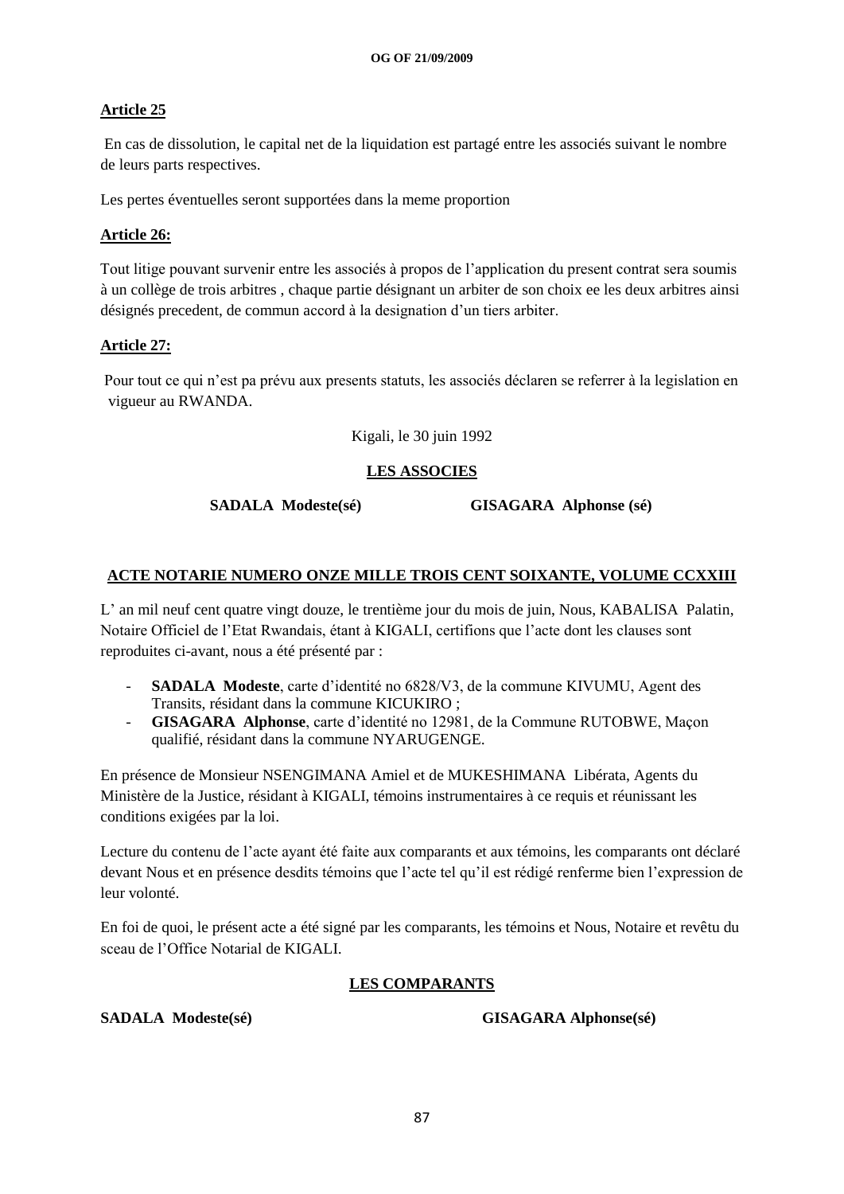**Article 25**

En cas de dissolution, le capital net de la liquidation est partagé entre les associés suivant le nombre de leurs parts respectives.

Les pertes éventuelles seront supportées dans la meme proportion

**Article 26:**

Tout litige pouvant survenir entre les associés à propos de l'application du present contrat sera soumis à un collège de trois arbitres , chaque partie désignant un arbiter de son choix ee les deux arbitres ainsi désignés precedent, de commun accord à la designation d'un tiers arbiter.

**Article 27:**

Pour tout ce qui n'est pa prévu aux presents statuts, les associés déclaren se referrer à la legislation en vigueur au RWANDA.

Kigali, le 30 juin 1992

**LES ASSOCIES**

**SADALA Modeste(sé)** **GISAGARA Alphonse (sé)**

**ACTE NOTARIE NUMERO ONZE MILLE TROIS CENT SOIXANTE, VOLUME CCXXIII**

L' an mil neuf cent quatre vingt douze, le trentième jour du mois de juin, Nous, KABALISA Palatin, Notaire Officiel de l'Etat Rwandais, étant à KIGALI, certifions que l'acte dont les clauses sont reproduites ci-avant, nous a été présenté par :

- **SADALA Modeste**, carte d'identité no 6828/V3, de la commune KIVUMU, Agent des Transits, résidant dans la commune KICUKIRO ;
- **GISAGARA Alphonse**, carte d'identité no 12981, de la Commune RUTOBWE, Maçon qualifié, résidant dans la commune NYARUGENGE.

En présence de Monsieur NSENGIMANA Amiel et de MUKESHIMANA Libérata, Agents du Ministère de la Justice, résidant à KIGALI, témoins instrumentaires à ce requis et réunissant les conditions exigées par la loi.

Lecture du contenu de l'acte ayant été faite aux comparants et aux témoins, les comparants ont déclaré devant Nous et en présence desdits témoins que l'acte tel qu'il est rédigé renferme bien l'expression de leur volonté.

En foi de quoi, le présent acte a été signé par les comparants, les témoins et Nous, Notaire et revêtu du sceau de l'Office Notarial de KIGALI.

**LES COMPARANTS**

**SADALA Modeste(sé)** **GISAGARA Alphonse(sé)**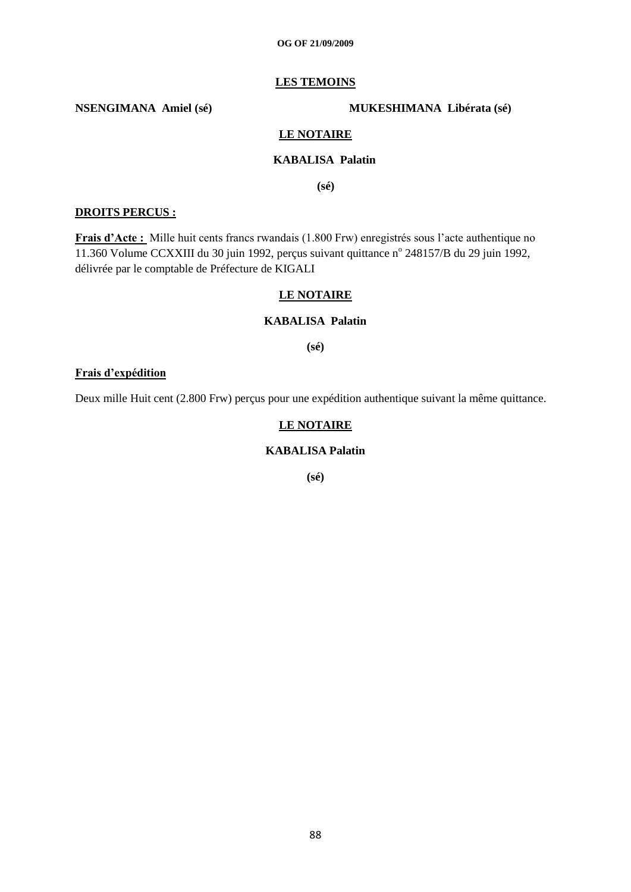**LES TEMOINS**

**NSENGIMANA Amiel (sé)** **MUKESHIMANA Libérata (sé)**

**LE NOTAIRE**

**KABALISA Palatin**

**(sé)**

**DROITS PERCUS :**

**Frais d'Acte :** Mille huit cents francs rwandais (1.800 Frw) enregistrés sous l'acte authentique no 11.360 Volume CCXXIII du 30 juin 1992, perçus suivant quittance n° 248157/B du 29 juin 1992, délivrée par le comptable de Préfecture de KIGALI

**LE NOTAIRE**

**KABALISA Palatin**

**(sé)**

**Frais d'expédition**

Deux mille Huit cent (2.800 Frw) perçus pour une expédition authentique suivant la même quittance.

**LE NOTAIRE**

**KABALISA Palatin**

**(sé)**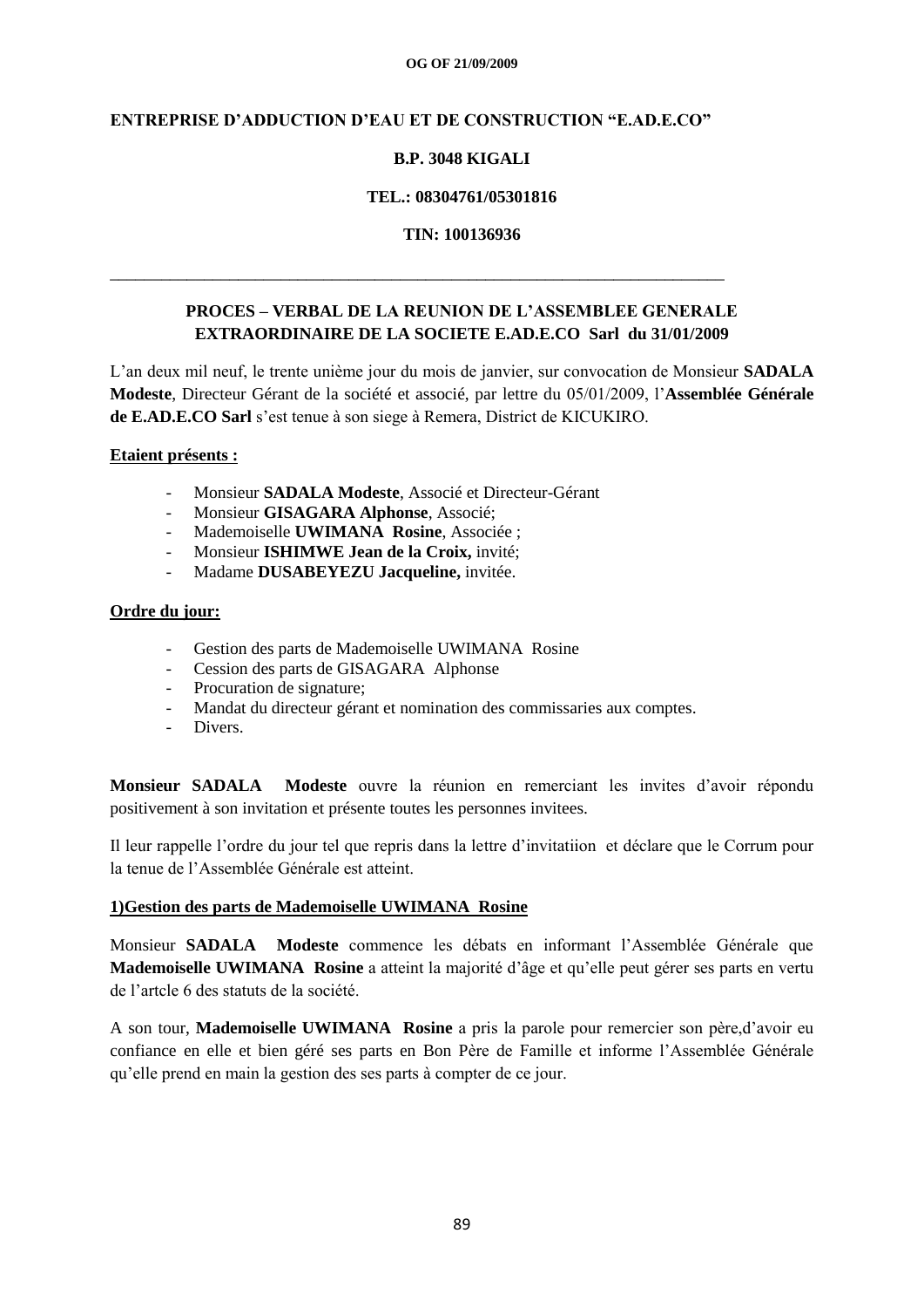**ENTREPRISE D'ADDUCTION D'EAU ET DE CONSTRUCTION "E.AD.E.CO"**

**B.P. 3048 KIGALI**

**TEL.: 08304761/05301816**

**TIN: 100136936**

---

**PROCES – VERBAL DE LA REUNION DE L'ASSEMBLEE GENERALE EXTRAORDINAIRE DE LA SOCIETE E.AD.E.CO Sarl du 31/01/2009**

L'an deux mil neuf, le trente unième jour du mois de janvier, sur convocation de Monsieur **SADALA Modeste**, Directeur Gérant de la société et associé, par lettre du 05/01/2009, l'**Assemblée Générale de E.AD.E.CO Sarl** s'est tenue à son siege à Remera, District de KICUKIRO.

**Etaient présents :**

- Monsieur **SADALA Modeste**, Associé et Directeur-Gérant
- Monsieur **GISAGARA Alphonse**, Associé;
- Mademoiselle **UWIMANA Rosine**, Associée ;
- Monsieur **ISHIMWE Jean de la Croix,** invité;
- Madame **DUSABEYEZU Jacqueline,** invitée.

**Ordre du jour:**

- Gestion des parts de Mademoiselle UWIMANA Rosine
- Cession des parts de GISAGARA Alphonse
- Procuration de signature;
- Mandat du directeur gérant et nomination des commissaries aux comptes.
- Divers.

**Monsieur SADALA Modeste** ouvre la réunion en remerciant les invites d'avoir répondu positivement à son invitation et présente toutes les personnes invitees.

Il leur rappelle l'ordre du jour tel que repris dans la lettre d'invitatiion et déclare que le Corrum pour la tenue de l'Assemblée Générale est atteint.

**1)Gestion des parts de Mademoiselle UWIMANA Rosine**

Monsieur **SADALA Modeste** commence les débats en informant l'Assemblée Générale que **Mademoiselle UWIMANA Rosine** a atteint la majorité d'âge et qu'elle peut gérer ses parts en vertu de l'artcle 6 des statuts de la société.

A son tour, **Mademoiselle UWIMANA Rosine** a pris la parole pour remercier son père,d'avoir eu confiance en elle et bien géré ses parts en Bon Père de Famille et informe l'Assemblée Générale qu'elle prend en main la gestion des ses parts à compter de ce jour.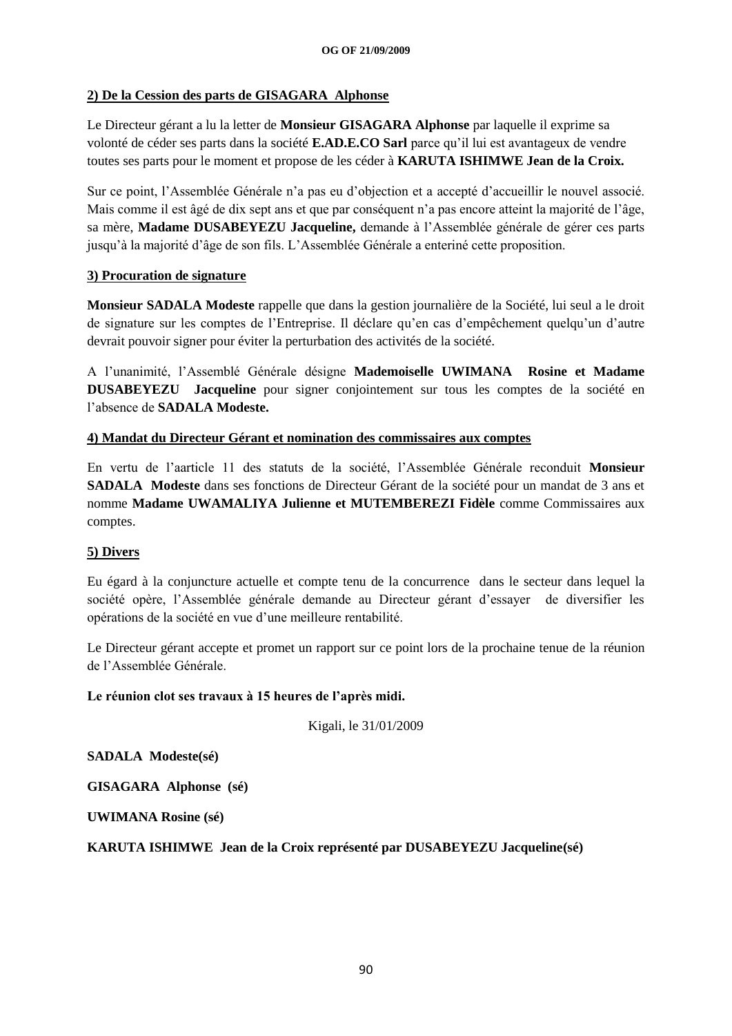**2) De la Cession des parts de GISAGARA Alphonse**

Le Directeur gérant a lu la letter de **Monsieur GISAGARA Alphonse** par laquelle il exprime sa volonté de céder ses parts dans la société **E.AD.E.CO Sarl** parce qu'il lui est avantageux de vendre toutes ses parts pour le moment et propose de les céder à **KARUTA ISHIMWE Jean de la Croix.**

Sur ce point, l'Assemblée Générale n'a pas eu d'objection et a accepté d'accueillir le nouvel associé. Mais comme il est âgé de dix sept ans et que par conséquent n'a pas encore atteint la majorité de l'âge, sa mère, **Madame DUSABEYEZU Jacqueline,** demande à l'Assemblée générale de gérer ces parts jusqu'à la majorité d'âge de son fils. L'Assemblée Générale a enteriné cette proposition.

**3) Procuration de signature**

**Monsieur SADALA Modeste** rappelle que dans la gestion journalière de la Société, lui seul a le droit de signature sur les comptes de l'Entreprise. Il déclare qu'en cas d'empêchement quelqu'un d'autre devrait pouvoir signer pour éviter la perturbation des activités de la société.

A l'unanimité, l'Assemblé Générale désigne **Mademoiselle UWIMANA Rosine et Madame DUSABEYEZU Jacqueline** pour signer conjointement sur tous les comptes de la société en l'absence de **SADALA Modeste.**

**4) Mandat du Directeur Gérant et nomination des commissaires aux comptes**

En vertu de l'aarticle 11 des statuts de la société, l'Assemblée Générale reconduit **Monsieur SADALA Modeste** dans ses fonctions de Directeur Gérant de la société pour un mandat de 3 ans et nomme **Madame UWAMALIYA Julienne et MUTEMBEREZI Fidèle** comme Commissaires aux comptes.

**5) Divers**

Eu égard à la conjuncture actuelle et compte tenu de la concurrence dans le secteur dans lequel la société opère, l'Assemblée générale demande au Directeur gérant d'essayer de diversifier les opérations de la société en vue d'une meilleure rentabilité.

Le Directeur gérant accepte et promet un rapport sur ce point lors de la prochaine tenue de la réunion de l'Assemblée Générale.

**Le réunion clot ses travaux à 15 heures de l'après midi.**

Kigali, le 31/01/2009

**SADALA Modeste(sé)**

**GISAGARA Alphonse (sé)**

**UWIMANA Rosine (sé)**

**KARUTA ISHIMWE Jean de la Croix représenté par DUSABEYEZU Jacqueline(sé)**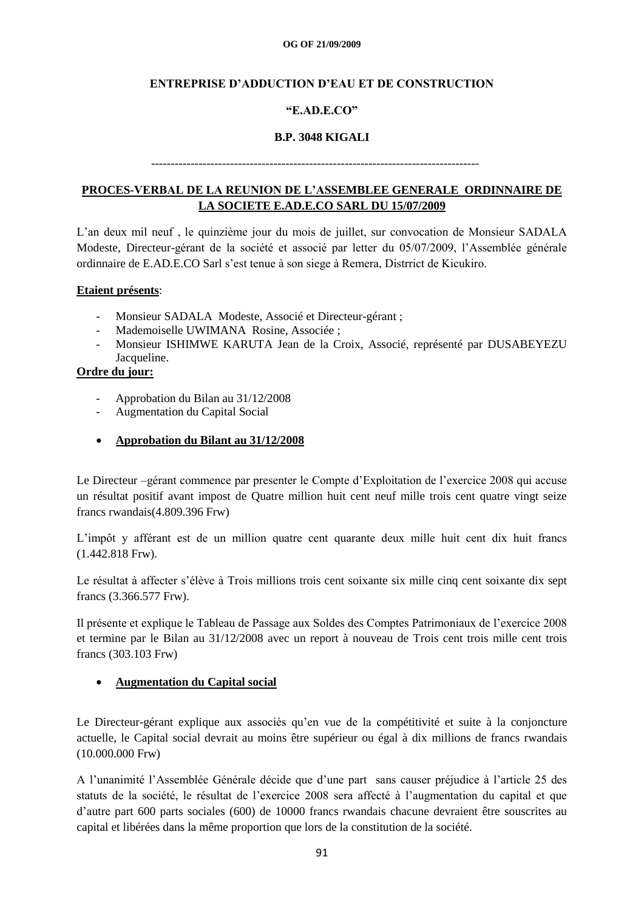**ENTREPRISE D'ADDUCTION D'EAU ET DE CONSTRUCTION**

**"E.AD.E.CO"**

**B.P. 3048 KIGALI**

-----------------------------------------------------------------------------------

**PROCES-VERBAL DE LA REUNION DE L'ASSEMBLEE GENERALE ORDINNAIRE DE LA SOCIETE E.AD.E.CO SARL DU 15/07/2009**

L'an deux mil neuf , le quinzième jour du mois de juillet, sur convocation de Monsieur SADALA Modeste, Directeur-gérant de la société et associé par letter du 05/07/2009, l'Assemblée générale ordinnaire de E.AD.E.CO Sarl s'est tenue à son siege à Remera, Distrrict de Kicukiro.

**Etaient présents**:

- Monsieur SADALA Modeste, Associé et Directeur-gérant ;
- Mademoiselle UWIMANA Rosine, Associée ;
- Monsieur ISHIMWE KARUTA Jean de la Croix, Associé, représenté par DUSABEYEZU Jacqueline.

**Ordre du jour:**

- Approbation du Bilan au 31/12/2008
- Augmentation du Capital Social

- **Approbation du Bilant au 31/12/2008**

Le Directeur –gérant commence par presenter le Compte d'Exploitation de l'exercice 2008 qui accuse un résultat positif avant impost de Quatre million huit cent neuf mille trois cent quatre vingt seize francs rwandais(4.809.396 Frw)

L'impôt y afférant est de un million quatre cent quarante deux mille huit cent dix huit francs (1.442.818 Frw).

Le résultat à affecter s'élève à Trois millions trois cent soixante six mille cinq cent soixante dix sept francs (3.366.577 Frw).

Il présente et explique le Tableau de Passage aux Soldes des Comptes Patrimoniaux de l'exercice 2008 et termine par le Bilan au 31/12/2008 avec un report à nouveau de Trois cent trois mille cent trois francs (303.103 Frw)

- **Augmentation du Capital social**

Le Directeur-gérant explique aux associés qu'en vue de la compétitivité et suite à la conjoncture actuelle, le Capital social devrait au moins être supérieur ou égal à dix millions de francs rwandais (10.000.000 Frw)

A l'unanimité l'Assemblée Générale décide que d'une part sans causer préjudice à l'article 25 des statuts de la société, le résultat de l'exercice 2008 sera affecté à l'augmentation du capital et que d'autre part 600 parts sociales (600) de 10000 francs rwandais chacune devraient être souscrites au capital et libérées dans la même proportion que lors de la constitution de la société.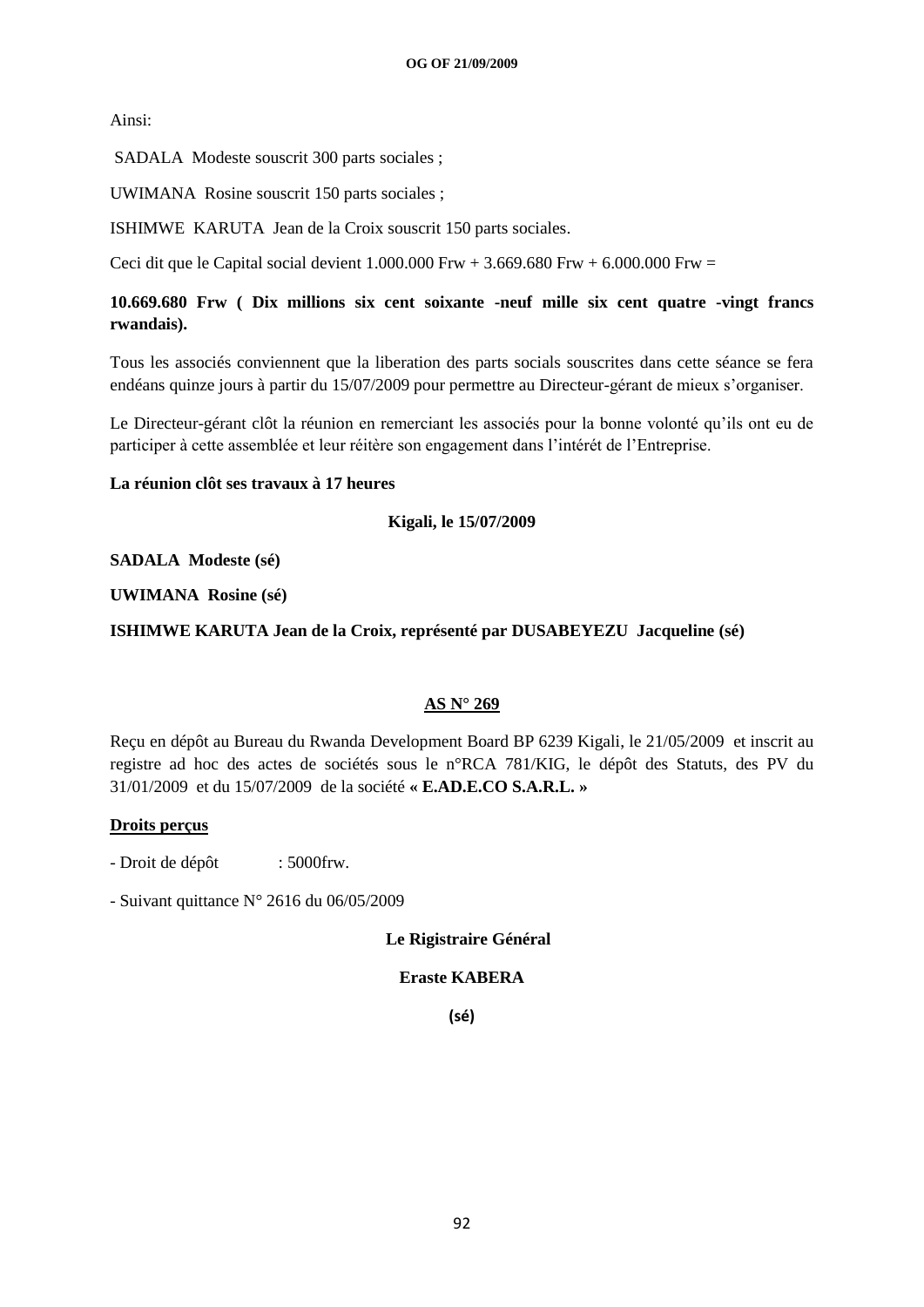Ainsi:

SADALA Modeste souscrit 300 parts sociales ;

UWIMANA Rosine souscrit 150 parts sociales ;

ISHIMWE KARUTA Jean de la Croix souscrit 150 parts sociales.

Ceci dit que le Capital social devient 1.000.000 Frw + 3.669.680 Frw + 6.000.000 Frw =

**10.669.680 Frw ( Dix millions six cent soixante -neuf mille six cent quatre -vingt francs rwandais).**

Tous les associés conviennent que la liberation des parts socials souscrites dans cette séance se fera endéans quinze jours à partir du 15/07/2009 pour permettre au Directeur-gérant de mieux s'organiser.

Le Directeur-gérant clôt la réunion en remerciant les associés pour la bonne volonté qu'ils ont eu de participer à cette assemblée et leur réitère son engagement dans l'intérét de l'Entreprise.

**La réunion clôt ses travaux à 17 heures**

**Kigali, le 15/07/2009**

**SADALA Modeste (sé)**

**UWIMANA Rosine (sé)**

**ISHIMWE KARUTA Jean de la Croix, représenté par DUSABEYEZU Jacqueline (sé)**

**<u>AS N° 269</u>**

Reçu en dépôt au Bureau du Rwanda Development Board BP 6239 Kigali, le 21/05/2009 et inscrit au registre ad hoc des actes de sociétés sous le n°RCA 781/KIG, le dépôt des Statuts, des PV du 31/01/2009 et du 15/07/2009 de la société **« E.AD.E.CO S.A.R.L. »**

**<u>Droits perçus</u>**

- Droit de dépôt : 5000frw.

- Suivant quittance N° 2616 du 06/05/2009

**Le Rigistraire Général**

**Eraste KABERA**

**(sé)**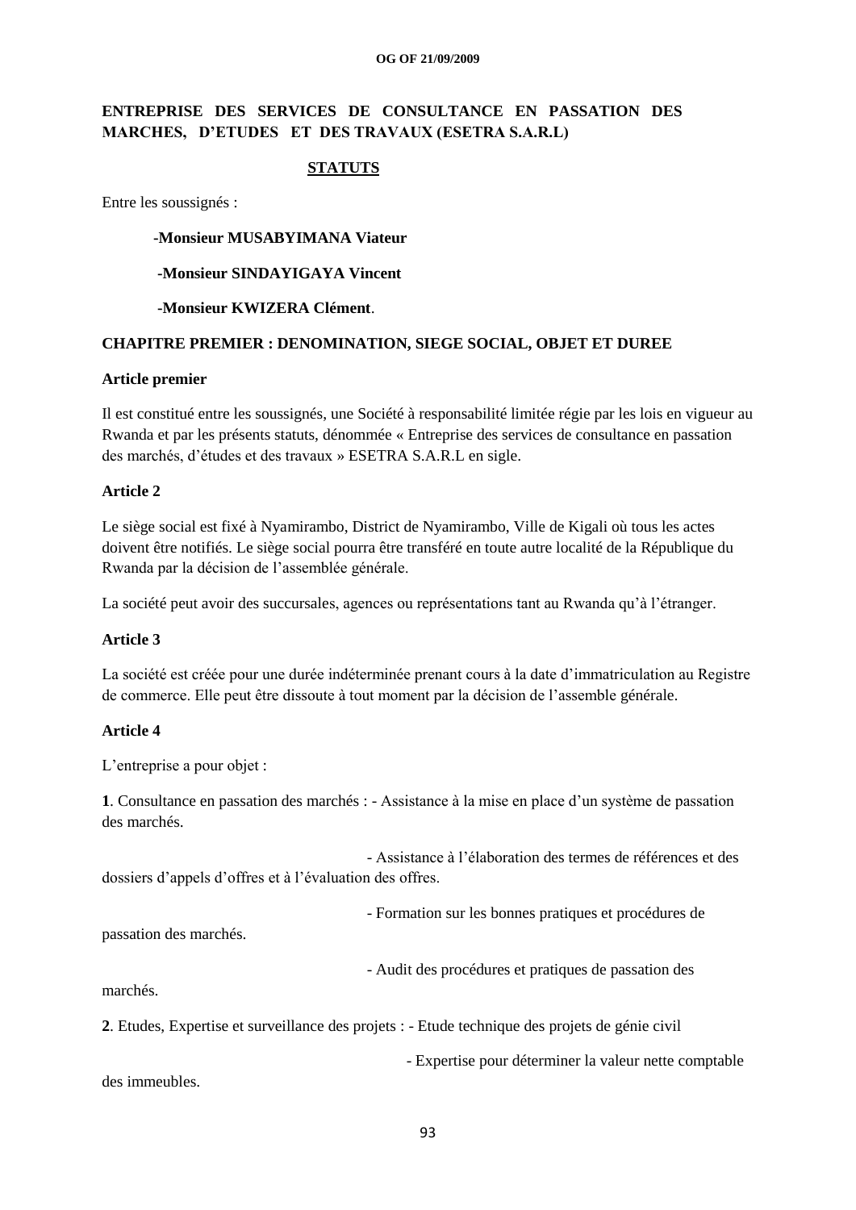**ENTREPRISE DES SERVICES DE CONSULTANCE EN PASSATION DES MARCHES, D'ETUDES ET DES TRAVAUX (ESETRA S.A.R.L)**

**STATUTS**

Entre les soussignés :

**-Monsieur MUSABYIMANA Viateur**

**-Monsieur SINDAYIGAYA Vincent**

**-Monsieur KWIZERA Clément**.

**CHAPITRE PREMIER : DENOMINATION, SIEGE SOCIAL, OBJET ET DUREE**

**Article premier**

Il est constitué entre les soussignés, une Société à responsabilité limitée régie par les lois en vigueur au Rwanda et par les présents statuts, dénommée « Entreprise des services de consultance en passation des marchés, d'études et des travaux » ESETRA S.A.R.L en sigle.

**Article 2**

Le siège social est fixé à Nyamirambo, District de Nyamirambo, Ville de Kigali où tous les actes doivent être notifiés. Le siège social pourra être transféré en toute autre localité de la République du Rwanda par la décision de l'assemblée générale.

La société peut avoir des succursales, agences ou représentations tant au Rwanda qu'à l'étranger.

**Article 3**

La société est créée pour une durée indéterminée prenant cours à la date d'immatriculation au Registre de commerce. Elle peut être dissoute à tout moment par la décision de l'assemble générale.

**Article 4**

L'entreprise a pour objet :

**1**. Consultance en passation des marchés : - Assistance à la mise en place d'un système de passation des marchés.

- Assistance à l'élaboration des termes de références et des dossiers d'appels d'offres et à l'évaluation des offres.

- Formation sur les bonnes pratiques et procédures de passation des marchés.

- Audit des procédures et pratiques de passation des marchés.

**2**. Etudes, Expertise et surveillance des projets : - Etude technique des projets de génie civil

- Expertise pour déterminer la valeur nette comptable des immeubles.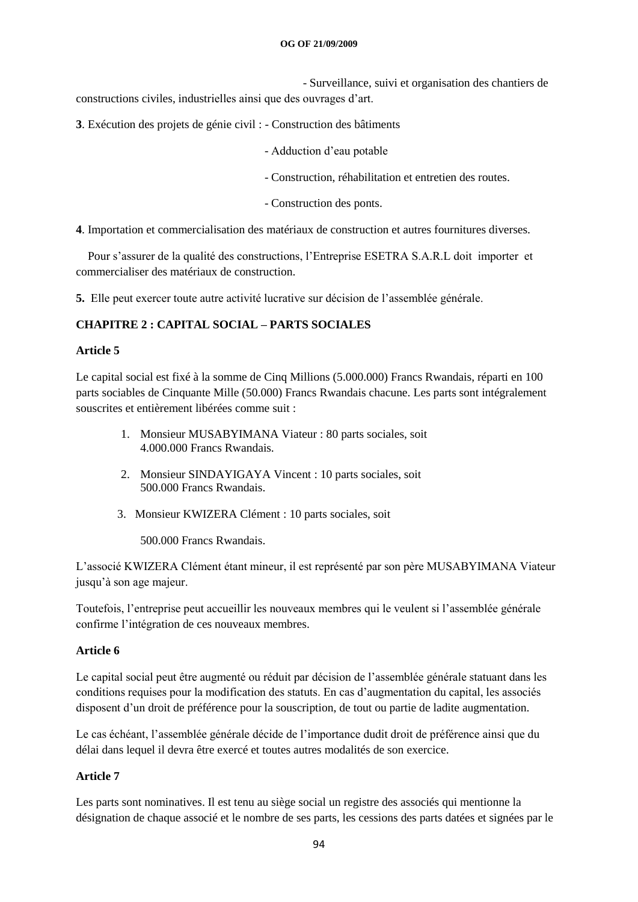- Surveillance, suivi et organisation des chantiers de constructions civiles, industrielles ainsi que des ouvrages d'art.

**3**. Exécution des projets de génie civil : - Construction des bâtiments

- Adduction d'eau potable
- Construction, réhabilitation et entretien des routes.
- Construction des ponts.

**4**. Importation et commercialisation des matériaux de construction et autres fournitures diverses.

Pour s'assurer de la qualité des constructions, l'Entreprise ESETRA S.A.R.L doit importer et commercialiser des matériaux de construction.

**5.** Elle peut exercer toute autre activité lucrative sur décision de l'assemblée générale.

**CHAPITRE 2 : CAPITAL SOCIAL – PARTS SOCIALES**

**Article 5**

Le capital social est fixé à la somme de Cinq Millions (5.000.000) Francs Rwandais, réparti en 100 parts sociables de Cinquante Mille (50.000) Francs Rwandais chacune. Les parts sont intégralement souscrites et entièrement libérées comme suit :

1. Monsieur MUSABYIMANA Viateur : 80 parts sociales, soit 4.000.000 Francs Rwandais.
2. Monsieur SINDAYIGAYA Vincent : 10 parts sociales, soit 500.000 Francs Rwandais.
3. Monsieur KWIZERA Clément : 10 parts sociales, soit 500.000 Francs Rwandais.

L'associé KWIZERA Clément étant mineur, il est représenté par son père MUSABYIMANA Viateur jusqu'à son age majeur.

Toutefois, l'entreprise peut accueillir les nouveaux membres qui le veulent si l'assemblée générale confirme l'intégration de ces nouveaux membres.

**Article 6**

Le capital social peut être augmenté ou réduit par décision de l'assemblée générale statuant dans les conditions requises pour la modification des statuts. En cas d'augmentation du capital, les associés disposent d'un droit de préférence pour la souscription, de tout ou partie de ladite augmentation.

Le cas échéant, l'assemblée générale décide de l'importance dudit droit de préférence ainsi que du délai dans lequel il devra être exercé et toutes autres modalités de son exercice.

**Article 7**

Les parts sont nominatives. Il est tenu au siège social un registre des associés qui mentionne la désignation de chaque associé et le nombre de ses parts, les cessions des parts datées et signées par le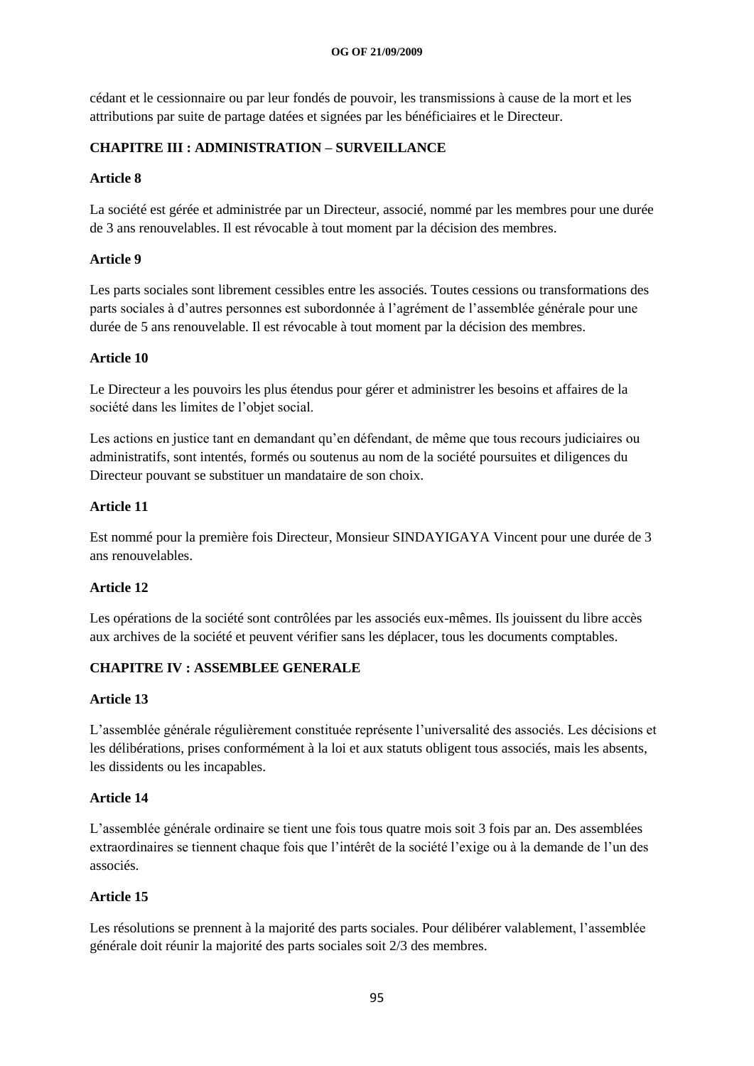cédant et le cessionnaire ou par leur fondés de pouvoir, les transmissions à cause de la mort et les attributions par suite de partage datées et signées par les bénéficiaires et le Directeur.

## CHAPITRE III : ADMINISTRATION – SURVEILLANCE

### Article 8

La société est gérée et administrée par un Directeur, associé, nommé par les membres pour une durée de 3 ans renouvelables. Il est révocable à tout moment par la décision des membres.

### Article 9

Les parts sociales sont librement cessibles entre les associés. Toutes cessions ou transformations des parts sociales à d'autres personnes est subordonnée à l'agrément de l'assemblée générale pour une durée de 5 ans renouvelable. Il est révocable à tout moment par la décision des membres.

### Article 10

Le Directeur a les pouvoirs les plus étendus pour gérer et administrer les besoins et affaires de la société dans les limites de l'objet social.

Les actions en justice tant en demandant qu'en défendant, de même que tous recours judiciaires ou administratifs, sont intentés, formés ou soutenus au nom de la société poursuites et diligences du Directeur pouvant se substituer un mandataire de son choix.

### Article 11

Est nommé pour la première fois Directeur, Monsieur SINDAYIGAYA Vincent pour une durée de 3 ans renouvelables.

### Article 12

Les opérations de la société sont contrôlées par les associés eux-mêmes. Ils jouissent du libre accès aux archives de la société et peuvent vérifier sans les déplacer, tous les documents comptables.

## CHAPITRE IV : ASSEMBLEE GENERALE

### Article 13

L'assemblée générale régulièrement constituée représente l'universalité des associés. Les décisions et les délibérations, prises conformément à la loi et aux statuts obligent tous associés, mais les absents, les dissidents ou les incapables.

### Article 14

L'assemblée générale ordinaire se tient une fois tous quatre mois soit 3 fois par an. Des assemblées extraordinaires se tiennent chaque fois que l'intérêt de la société l'exige ou à la demande de l'un des associés.

### Article 15

Les résolutions se prennent à la majorité des parts sociales. Pour délibérer valablement, l'assemblée générale doit réunir la majorité des parts sociales soit 2/3 des membres.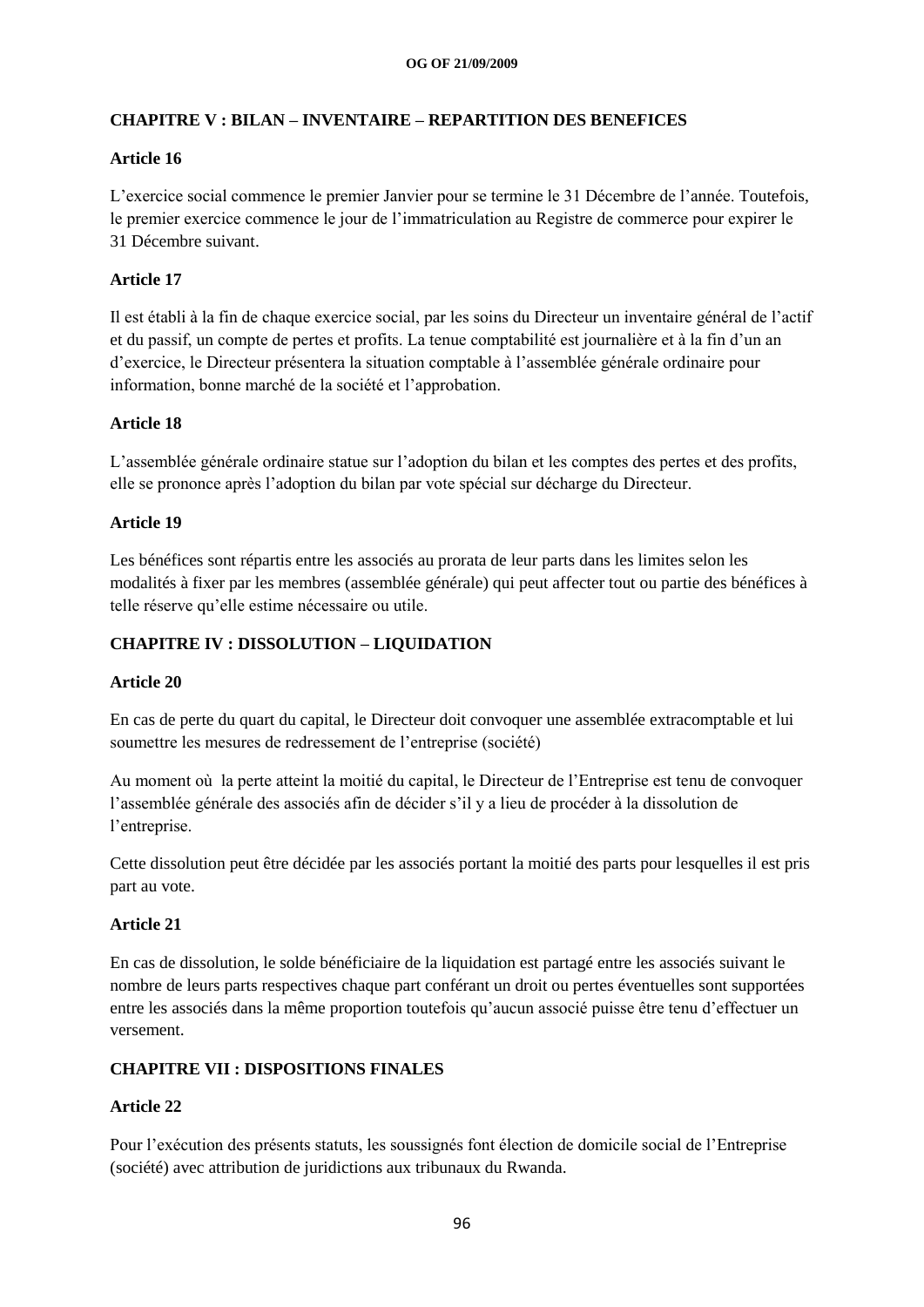## CHAPITRE V : BILAN – INVENTAIRE – REPARTITION DES BENEFICES

### Article 16

L'exercice social commence le premier Janvier pour se termine le 31 Décembre de l'année. Toutefois, le premier exercice commence le jour de l'immatriculation au Registre de commerce pour expirer le 31 Décembre suivant.

### Article 17

Il est établi à la fin de chaque exercice social, par les soins du Directeur un inventaire général de l'actif et du passif, un compte de pertes et profits. La tenue comptabilité est journalière et à la fin d'un an d'exercice, le Directeur présentera la situation comptable à l'assemblée générale ordinaire pour information, bonne marché de la société et l'approbation.

### Article 18

L'assemblée générale ordinaire statue sur l'adoption du bilan et les comptes des pertes et des profits, elle se prononce après l'adoption du bilan par vote spécial sur décharge du Directeur.

### Article 19

Les bénéfices sont répartis entre les associés au prorata de leur parts dans les limites selon les modalités à fixer par les membres (assemblée générale) qui peut affecter tout ou partie des bénéfices à telle réserve qu'elle estime nécessaire ou utile.

## CHAPITRE IV : DISSOLUTION – LIQUIDATION

### Article 20

En cas de perte du quart du capital, le Directeur doit convoquer une assemblée extracomptable et lui soumettre les mesures de redressement de l'entreprise (société)

Au moment où la perte atteint la moitié du capital, le Directeur de l'Entreprise est tenu de convoquer l'assemblée générale des associés afin de décider s'il y a lieu de procéder à la dissolution de l'entreprise.

Cette dissolution peut être décidée par les associés portant la moitié des parts pour lesquelles il est pris part au vote.

### Article 21

En cas de dissolution, le solde bénéficiaire de la liquidation est partagé entre les associés suivant le nombre de leurs parts respectives chaque part conférant un droit ou pertes éventuelles sont supportées entre les associés dans la même proportion toutefois qu'aucun associé puisse être tenu d'effectuer un versement.

## CHAPITRE VII : DISPOSITIONS FINALES

### Article 22

Pour l'exécution des présents statuts, les soussignés font élection de domicile social de l'Entreprise (société) avec attribution de juridictions aux tribunaux du Rwanda.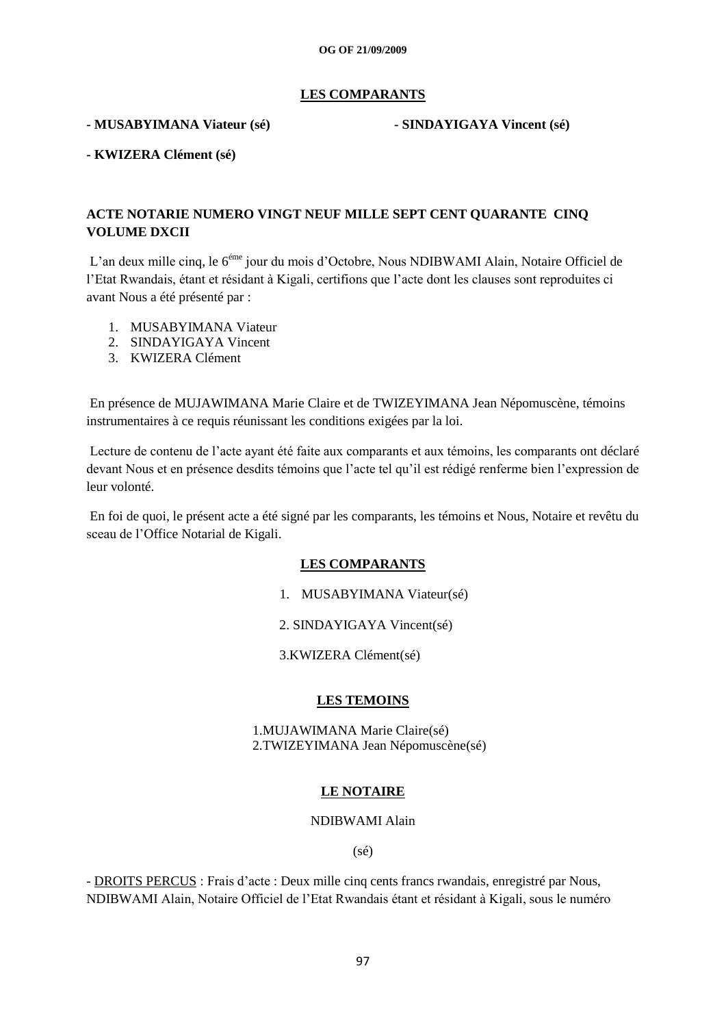**LES COMPARANTS**

- **MUSABYIMANA Viateur (sé)** - **SINDAYIGAYA Vincent (sé)**

- **KWIZERA Clément (sé)**

**ACTE NOTARIE NUMERO VINGT NEUF MILLE SEPT CENT QUARANTE CINQ VOLUME DXCII**

L'an deux mille cinq, le 6éme jour du mois d'Octobre, Nous NDIBWAMI Alain, Notaire Officiel de l'Etat Rwandais, étant et résidant à Kigali, certifions que l'acte dont les clauses sont reproduites ci avant Nous a été présenté par :

1. MUSABYIMANA Viateur
2. SINDAYIGAYA Vincent
3. KWIZERA Clément

En présence de MUJAWIMANA Marie Claire et de TWIZEYIMANA Jean Népomuscène, témoins instrumentaires à ce requis réunissant les conditions exigées par la loi.

Lecture de contenu de l'acte ayant été faite aux comparants et aux témoins, les comparants ont déclaré devant Nous et en présence desdits témoins que l'acte tel qu'il est rédigé renferme bien l'expression de leur volonté.

En foi de quoi, le présent acte a été signé par les comparants, les témoins et Nous, Notaire et revêtu du sceau de l'Office Notarial de Kigali.

**LES COMPARANTS**

1. MUSABYIMANA Viateur(sé)
2. SINDAYIGAYA Vincent(sé)
3. KWIZERA Clément(sé)

**LES TEMOINS**

1. MUJAWIMANA Marie Claire(sé)
2. TWIZEYIMANA Jean Népomuscène(sé)

**LE NOTAIRE**

NDIBWAMI Alain

(sé)

- DROITS PERCUS : Frais d'acte : Deux mille cinq cents francs rwandais, enregistré par Nous, NDIBWAMI Alain, Notaire Officiel de l'Etat Rwandais étant et résidant à Kigali, sous le numéro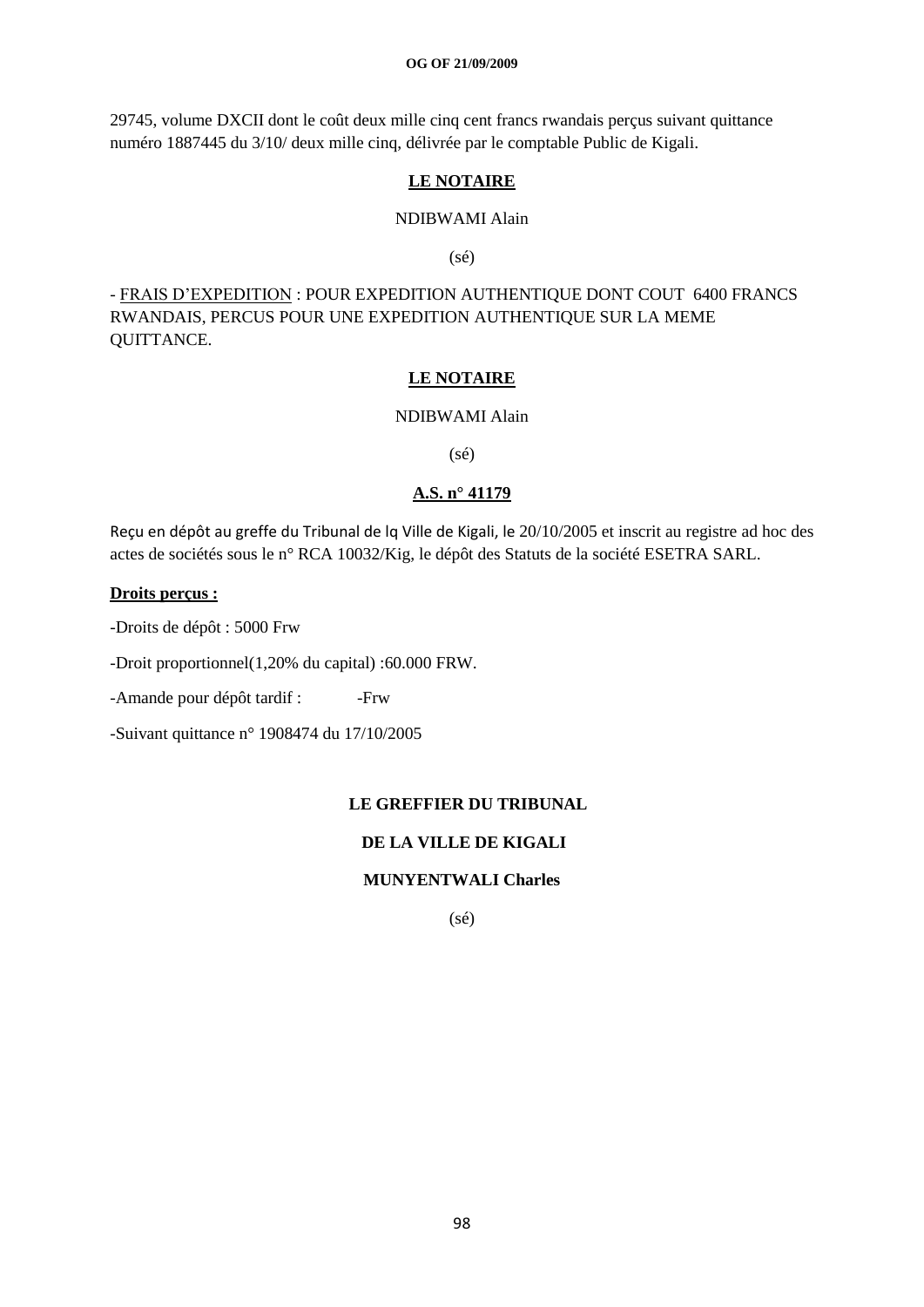29745, volume DXCII dont le coût deux mille cinq cent francs rwandais perçus suivant quittance numéro 1887445 du 3/10/ deux mille cinq, délivrée par le comptable Public de Kigali.

**LE NOTAIRE**

NDIBWAMI Alain

(sé)

- FRAIS D'EXPEDITION : POUR EXPEDITION AUTHENTIQUE DONT COUT 6400 FRANCS RWANDAIS, PERCUS POUR UNE EXPEDITION AUTHENTIQUE SUR LA MEME QUITTANCE.

**LE NOTAIRE**

NDIBWAMI Alain

(sé)

**A.S. n° 41179**

Reçu en dépôt au greffe du Tribunal de lq Ville de Kigali, le 20/10/2005 et inscrit au registre ad hoc des actes de sociétés sous le n° RCA 10032/Kig, le dépôt des Statuts de la société ESETRA SARL.

**Droits perçus :**

-Droits de dépôt : 5000 Frw

-Droit proportionnel(1,20% du capital) :60.000 FRW.

-Amande pour dépôt tardif : -Frw

-Suivant quittance n° 1908474 du 17/10/2005

**LE GREFFIER DU TRIBUNAL**

**DE LA VILLE DE KIGALI**

**MUNYENTWALI Charles**

(sé)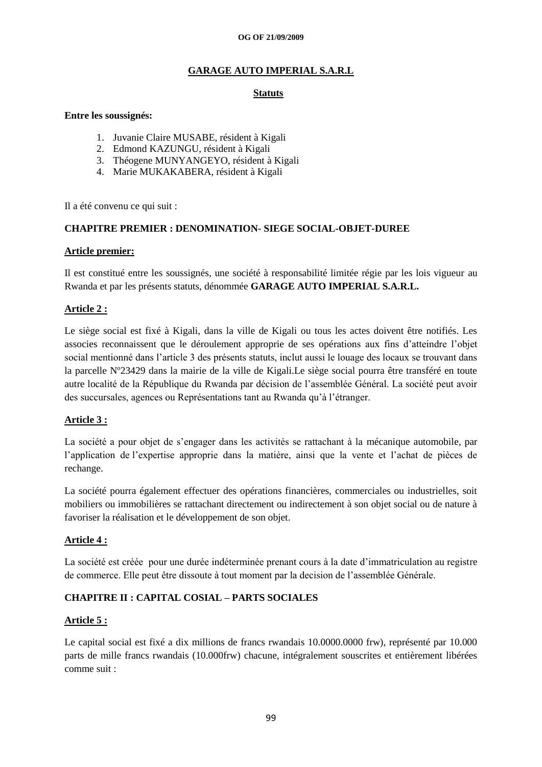**GARAGE AUTO IMPERIAL S.A.R.L**

**Statuts**

**Entre les soussignés:**

1. Juvanie Claire MUSABE, résident à Kigali
2. Edmond KAZUNGU, résident à Kigali
3. Théogene MUNYANGEYO, résident à Kigali
4. Marie MUKAKABERA, résident à Kigali

Il a été convenu ce qui suit :

**CHAPITRE PREMIER : DENOMINATION- SIEGE SOCIAL-OBJET-DUREE**

**Article premier:**

Il est constitué entre les soussignés, une société à responsabilité limitée régie par les lois vigueur au Rwanda et par les présents statuts, dénommée **GARAGE AUTO IMPERIAL S.A.R.L.**

**Article 2 :**

Le siège social est fixé à Kigali, dans la ville de Kigali ou tous les actes doivent être notifiés. Les associes reconnaissent que le déroulement approprie de ses opérations aux fins d'atteindre l'objet social mentionné dans l'article 3 des présents statuts, inclut aussi le louage des locaux se trouvant dans la parcelle Nº23429 dans la mairie de la ville de Kigali.Le siège social pourra être transféré en toute autre localité de la République du Rwanda par décision de l'assemblée Général. La société peut avoir des succursales, agences ou Représentations tant au Rwanda qu'à l'étranger.

**Article 3 :**

La société a pour objet de s'engager dans les activités se rattachant à la mécanique automobile, par l'application de l'expertise approprie dans la matière, ainsi que la vente et l'achat de pièces de rechange.

La société pourra également effectuer des opérations financières, commerciales ou industrielles, soit mobiliers ou immobilières se rattachant directement ou indirectement à son objet social ou de nature à favoriser la réalisation et le développement de son objet.

**Article 4 :**

La société est créée pour une durée indéterminée prenant cours à la date d'immatriculation au registre de commerce. Elle peut être dissoute à tout moment par la decision de l'assemblée Générale.

**CHAPITRE II : CAPITAL COSIAL – PARTS SOCIALES**

**Article 5 :**

Le capital social est fixé a dix millions de francs rwandais 10.0000.0000 frw), représenté par 10.000 parts de mille francs rwandais (10.000frw) chacune, intégralement souscrites et entièrement libérées comme suit :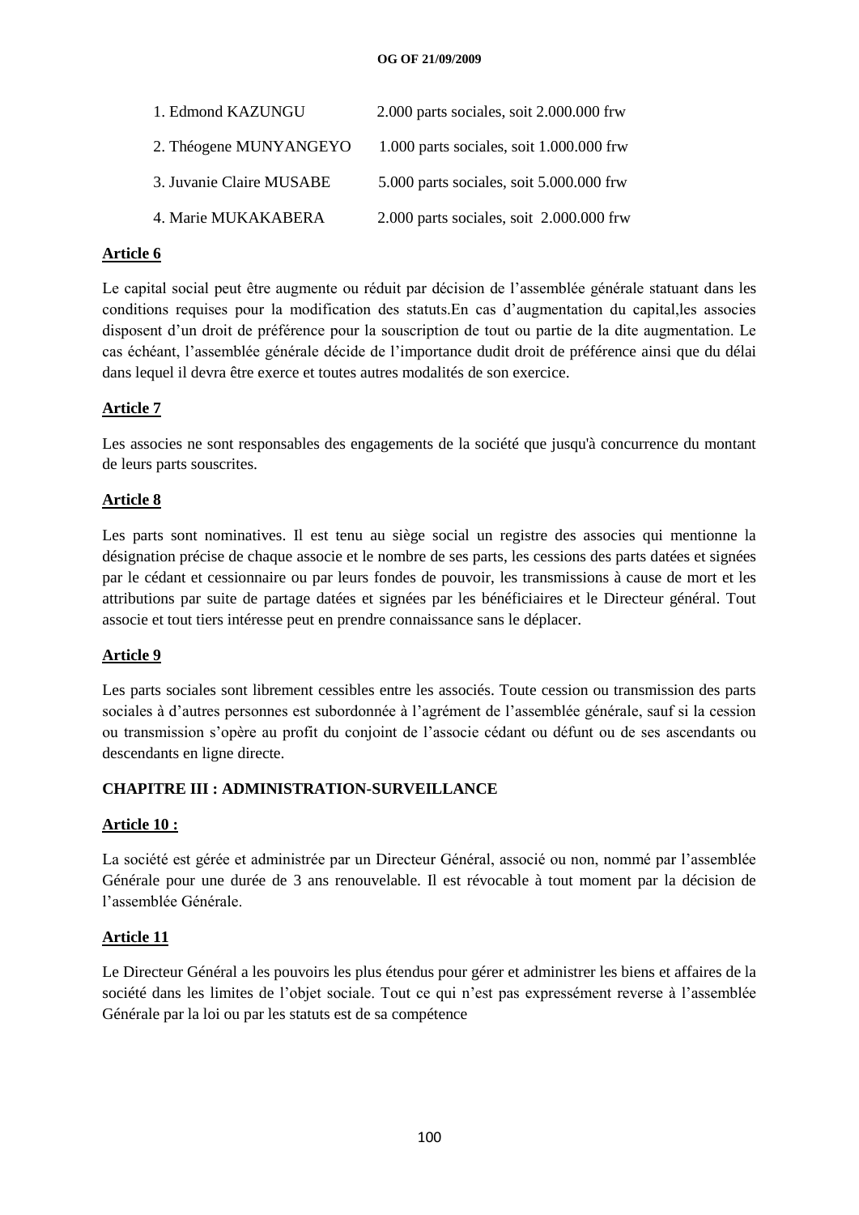1. Edmond KAZUNGU 2.000 parts sociales, soit 2.000.000 frw
2. Théogene MUNYANGEYO 1.000 parts sociales, soit 1.000.000 frw
3. Juvanie Claire MUSABE 5.000 parts sociales, soit 5.000.000 frw
4. Marie MUKAKABERA 2.000 parts sociales, soit 2.000.000 frw

**Article 6**

Le capital social peut être augmente ou réduit par décision de l'assemblée générale statuant dans les conditions requises pour la modification des statuts.En cas d'augmentation du capital,les associes disposent d'un droit de préférence pour la souscription de tout ou partie de la dite augmentation. Le cas échéant, l'assemblée générale décide de l'importance dudit droit de préférence ainsi que du délai dans lequel il devra être exerce et toutes autres modalités de son exercice.

**Article 7**

Les associes ne sont responsables des engagements de la société que jusqu'à concurrence du montant de leurs parts souscrites.

**Article 8**

Les parts sont nominatives. Il est tenu au siège social un registre des associes qui mentionne la désignation précise de chaque associe et le nombre de ses parts, les cessions des parts datées et signées par le cédant et cessionnaire ou par leurs fondes de pouvoir, les transmissions à cause de mort et les attributions par suite de partage datées et signées par les bénéficiaires et le Directeur général. Tout associe et tout tiers intéresse peut en prendre connaissance sans le déplacer.

**Article 9**

Les parts sociales sont librement cessibles entre les associés. Toute cession ou transmission des parts sociales à d'autres personnes est subordonnée à l'agrément de l'assemblée générale, sauf si la cession ou transmission s'opère au profit du conjoint de l'associe cédant ou défunt ou de ses ascendants ou descendants en ligne directe.

**CHAPITRE III : ADMINISTRATION-SURVEILLANCE**

**Article 10 :**

La société est gérée et administrée par un Directeur Général, associé ou non, nommé par l'assemblée Générale pour une durée de 3 ans renouvelable. Il est révocable à tout moment par la décision de l'assemblée Générale.

**Article 11**

Le Directeur Général a les pouvoirs les plus étendus pour gérer et administrer les biens et affaires de la société dans les limites de l'objet sociale. Tout ce qui n'est pas expressément reverse à l'assemblée Générale par la loi ou par les statuts est de sa compétence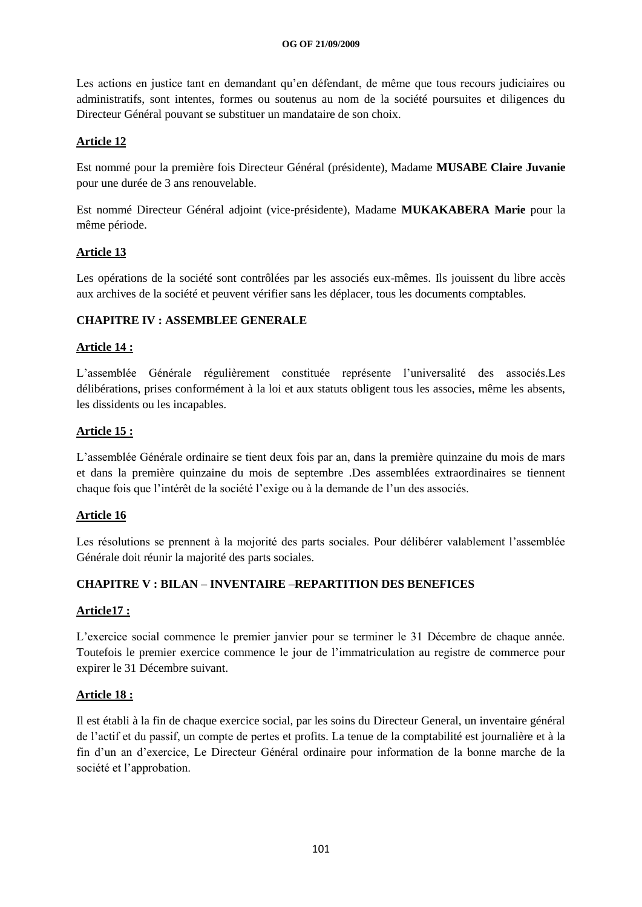Les actions en justice tant en demandant qu'en défendant, de même que tous recours judiciaires ou administratifs, sont intentes, formes ou soutenus au nom de la société poursuites et diligences du Directeur Général pouvant se substituer un mandataire de son choix.

**Article 12**

Est nommé pour la première fois Directeur Général (présidente), Madame **MUSABE Claire Juvanie** pour une durée de 3 ans renouvelable.

Est nommé Directeur Général adjoint (vice-présidente), Madame **MUKAKABERA Marie** pour la même période.

**Article 13**

Les opérations de la société sont contrôlées par les associés eux-mêmes. Ils jouissent du libre accès aux archives de la société et peuvent vérifier sans les déplacer, tous les documents comptables.

**CHAPITRE IV : ASSEMBLEE GENERALE**

**Article 14 :**

L'assemblée Générale régulièrement constituée représente l'universalité des associés.Les délibérations, prises conformément à la loi et aux statuts obligent tous les associes, même les absents, les dissidents ou les incapables.

**Article 15 :**

L'assemblée Générale ordinaire se tient deux fois par an, dans la première quinzaine du mois de mars et dans la première quinzaine du mois de septembre .Des assemblées extraordinaires se tiennent chaque fois que l'intérêt de la société l'exige ou à la demande de l'un des associés.

**Article 16**

Les résolutions se prennent à la mojorité des parts sociales. Pour délibérer valablement l'assemblée Générale doit réunir la majorité des parts sociales.

**CHAPITRE V : BILAN – INVENTAIRE –REPARTITION DES BENEFICES**

**Article17 :**

L'exercice social commence le premier janvier pour se terminer le 31 Décembre de chaque année. Toutefois le premier exercice commence le jour de l'immatriculation au registre de commerce pour expirer le 31 Décembre suivant.

**Article 18 :**

Il est établi à la fin de chaque exercice social, par les soins du Directeur General, un inventaire général de l'actif et du passif, un compte de pertes et profits. La tenue de la comptabilité est journalière et à la fin d'un an d'exercice, Le Directeur Général ordinaire pour information de la bonne marche de la société et l'approbation.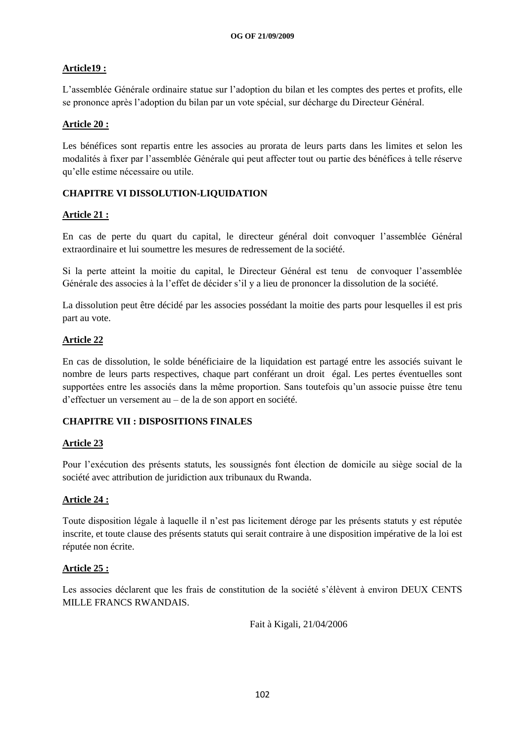**Article19 :**

L'assemblée Générale ordinaire statue sur l'adoption du bilan et les comptes des pertes et profits, elle se prononce après l'adoption du bilan par un vote spécial, sur décharge du Directeur Général.

**Article 20 :**

Les bénéfices sont repartis entre les associes au prorata de leurs parts dans les limites et selon les modalités à fixer par l'assemblée Générale qui peut affecter tout ou partie des bénéfices à telle réserve qu'elle estime nécessaire ou utile.

## CHAPITRE VI DISSOLUTION-LIQUIDATION

**Article 21 :**

En cas de perte du quart du capital, le directeur général doit convoquer l'assemblée Général extraordinaire et lui soumettre les mesures de redressement de la société.

Si la perte atteint la moitie du capital, le Directeur Général est tenu de convoquer l'assemblée Générale des associes à la l'effet de décider s'il y a lieu de prononcer la dissolution de la société.

La dissolution peut être décidé par les associes possédant la moitie des parts pour lesquelles il est pris part au vote.

**Article 22**

En cas de dissolution, le solde bénéficiaire de la liquidation est partagé entre les associés suivant le nombre de leurs parts respectives, chaque part conférant un droit égal. Les pertes éventuelles sont supportées entre les associés dans la même proportion. Sans toutefois qu'un associe puisse être tenu d'effectuer un versement au – de la de son apport en société.

## CHAPITRE VII : DISPOSITIONS FINALES

**Article 23**

Pour l'exécution des présents statuts, les soussignés font élection de domicile au siège social de la société avec attribution de juridiction aux tribunaux du Rwanda.

**Article 24 :**

Toute disposition légale à laquelle il n'est pas licitement déroge par les présents statuts y est réputée inscrite, et toute clause des présents statuts qui serait contraire à une disposition impérative de la loi est réputée non écrite.

**Article 25 :**

Les associes déclarent que les frais de constitution de la société s'élèvent à environ DEUX CENTS MILLE FRANCS RWANDAIS.

Fait à Kigali, 21/04/2006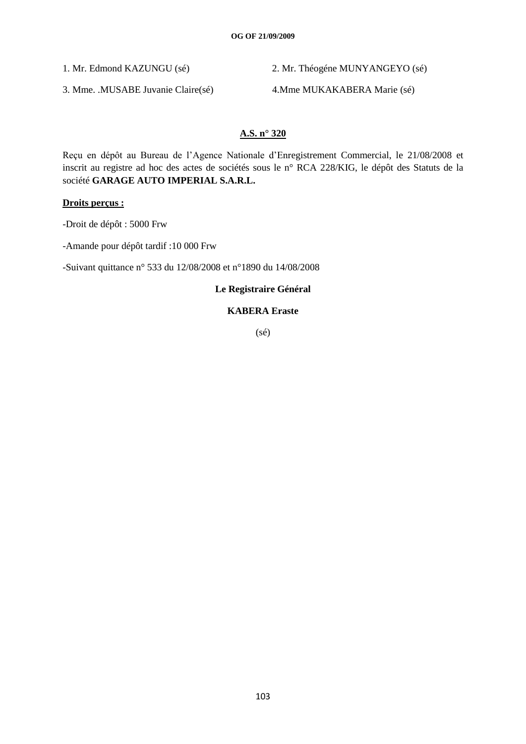1. Mr. Edmond KAZUNGU (sé)

2. Mr. Théogéne MUNYANGEYO (sé)

3. Mme. .MUSABE Juvanie Claire(sé)

4.Mme MUKAKABERA Marie (sé)

**A.S. n° 320**

Reçu en dépôt au Bureau de l'Agence Nationale d'Enregistrement Commercial, le 21/08/2008 et inscrit au registre ad hoc des actes de sociétés sous le n° RCA 228/KIG, le dépôt des Statuts de la société **GARAGE AUTO IMPERIAL S.A.R.L.**

**Droits perçus :**

-Droit de dépôt : 5000 Frw

-Amande pour dépôt tardif :10 000 Frw

-Suivant quittance n° 533 du 12/08/2008 et n°1890 du 14/08/2008

**Le Registraire Général**

**KABERA Eraste**

(sé)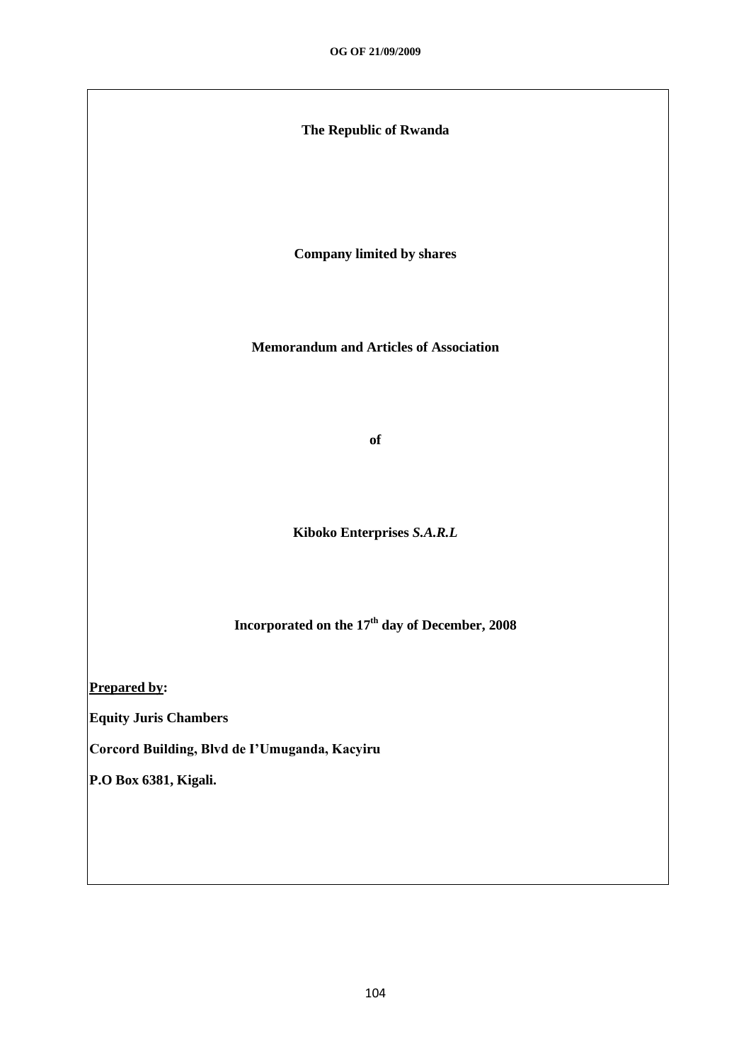**The Republic of Rwanda**

**Company limited by shares**

**Memorandum and Articles of Association**

**of**

**Kiboko Enterprises *S.A.R.L***

**Incorporated on the 17th day of December, 2008**

**Prepared by:**

**Equity Juris Chambers**

**Corcord Building, Blvd de I'Umuganda, Kacyiru**

**P.O Box 6381, Kigali.**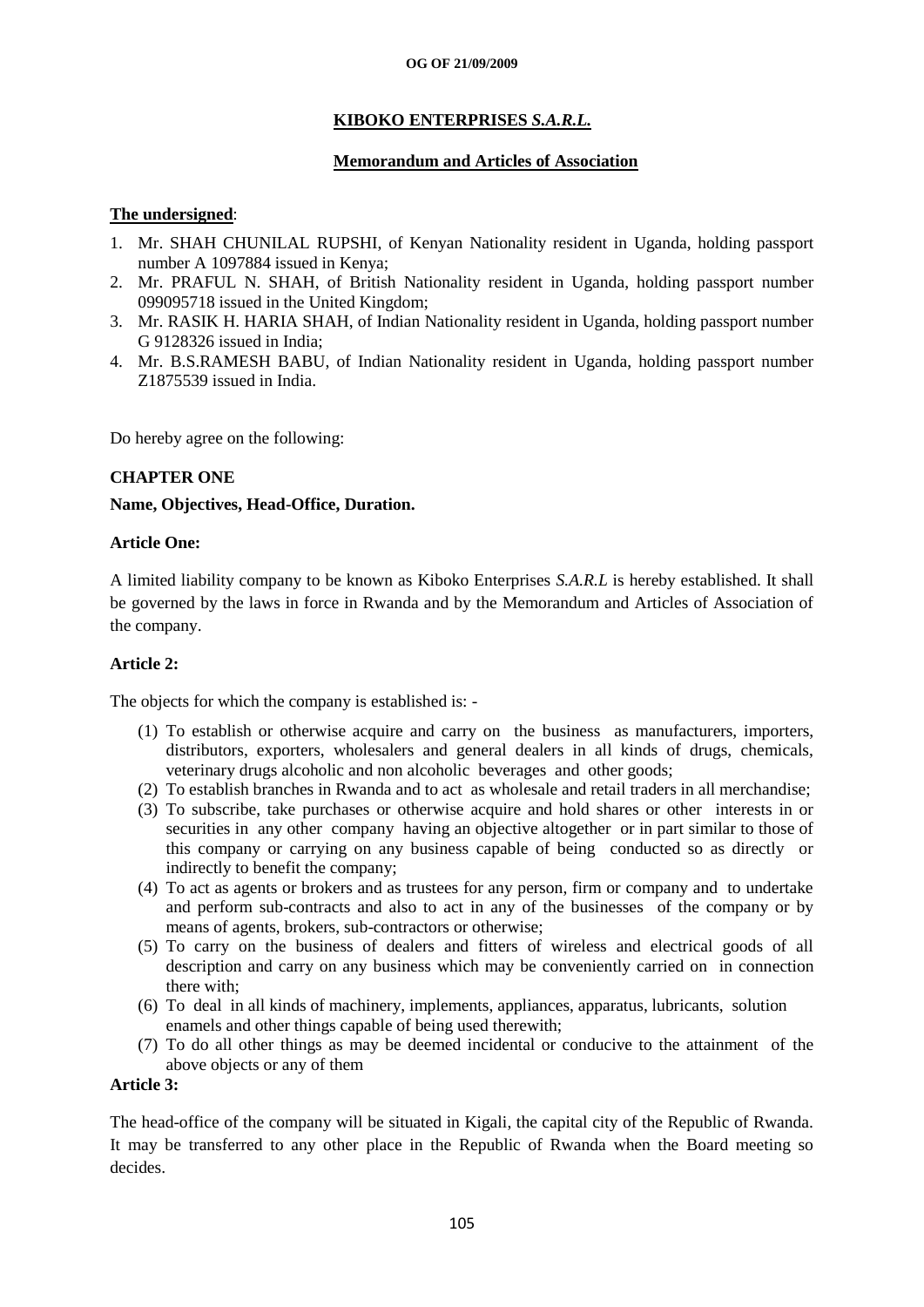**KIBOKO ENTERPRISES *S.A.R.L.***

**Memorandum and Articles of Association**

**The undersigned**:

1. Mr. SHAH CHUNILAL RUPSHI, of Kenyan Nationality resident in Uganda, holding passport number A 1097884 issued in Kenya;
2. Mr. PRAFUL N. SHAH, of British Nationality resident in Uganda, holding passport number 099095718 issued in the United Kingdom;
3. Mr. RASIK H. HARIA SHAH, of Indian Nationality resident in Uganda, holding passport number G 9128326 issued in India;
4. Mr. B.S.RAMESH BABU, of Indian Nationality resident in Uganda, holding passport number Z1875539 issued in India.

Do hereby agree on the following:

**CHAPTER ONE**

**Name, Objectives, Head-Office, Duration.**

**Article One:**

A limited liability company to be known as Kiboko Enterprises *S.A.R.L* is hereby established. It shall be governed by the laws in force in Rwanda and by the Memorandum and Articles of Association of the company.

**Article 2:**

The objects for which the company is established is: -

(1) To establish or otherwise acquire and carry on the business as manufacturers, importers, distributors, exporters, wholesalers and general dealers in all kinds of drugs, chemicals, veterinary drugs alcoholic and non alcoholic beverages and other goods;
(2) To establish branches in Rwanda and to act as wholesale and retail traders in all merchandise;
(3) To subscribe, take purchases or otherwise acquire and hold shares or other interests in or securities in any other company having an objective altogether or in part similar to those of this company or carrying on any business capable of being conducted so as directly or indirectly to benefit the company;
(4) To act as agents or brokers and as trustees for any person, firm or company and to undertake and perform sub-contracts and also to act in any of the businesses of the company or by means of agents, brokers, sub-contractors or otherwise;
(5) To carry on the business of dealers and fitters of wireless and electrical goods of all description and carry on any business which may be conveniently carried on in connection there with;
(6) To deal in all kinds of machinery, implements, appliances, apparatus, lubricants, solution enamels and other things capable of being used therewith;
(7) To do all other things as may be deemed incidental or conducive to the attainment of the above objects or any of them

**Article 3:**

The head-office of the company will be situated in Kigali, the capital city of the Republic of Rwanda. It may be transferred to any other place in the Republic of Rwanda when the Board meeting so decides.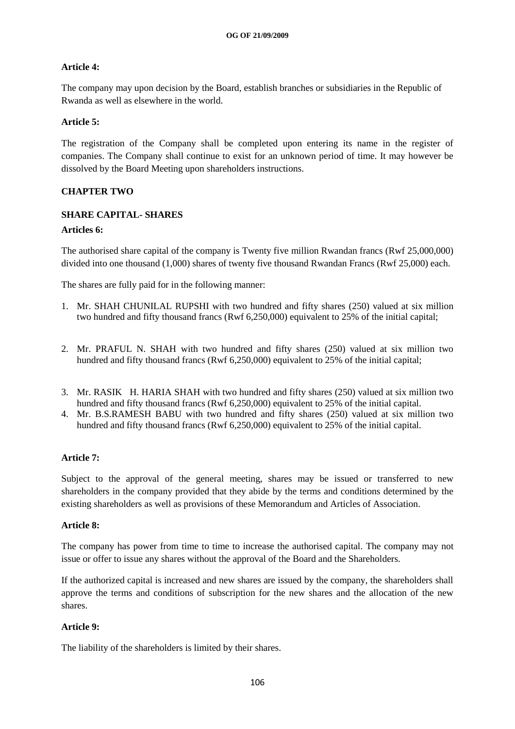**Article 4:**

The company may upon decision by the Board, establish branches or subsidiaries in the Republic of Rwanda as well as elsewhere in the world.

**Article 5:**

The registration of the Company shall be completed upon entering its name in the register of companies. The Company shall continue to exist for an unknown period of time. It may however be dissolved by the Board Meeting upon shareholders instructions.

## CHAPTER TWO

### SHARE CAPITAL- SHARES

**Articles 6:**

The authorised share capital of the company is Twenty five million Rwandan francs (Rwf 25,000,000) divided into one thousand (1,000) shares of twenty five thousand Rwandan Francs (Rwf 25,000) each.

The shares are fully paid for in the following manner:

1. Mr. SHAH CHUNILAL RUPSHI with two hundred and fifty shares (250) valued at six million two hundred and fifty thousand francs (Rwf 6,250,000) equivalent to 25% of the initial capital;
2. Mr. PRAFUL N. SHAH with two hundred and fifty shares (250) valued at six million two hundred and fifty thousand francs (Rwf 6,250,000) equivalent to 25% of the initial capital;
3. Mr. RASIK H. HARIA SHAH with two hundred and fifty shares (250) valued at six million two hundred and fifty thousand francs (Rwf 6,250,000) equivalent to 25% of the initial capital.
4. Mr. B.S.RAMESH BABU with two hundred and fifty shares (250) valued at six million two hundred and fifty thousand francs (Rwf 6,250,000) equivalent to 25% of the initial capital.

**Article 7:**

Subject to the approval of the general meeting, shares may be issued or transferred to new shareholders in the company provided that they abide by the terms and conditions determined by the existing shareholders as well as provisions of these Memorandum and Articles of Association.

**Article 8:**

The company has power from time to time to increase the authorised capital. The company may not issue or offer to issue any shares without the approval of the Board and the Shareholders.

If the authorized capital is increased and new shares are issued by the company, the shareholders shall approve the terms and conditions of subscription for the new shares and the allocation of the new shares.

**Article 9:**

The liability of the shareholders is limited by their shares.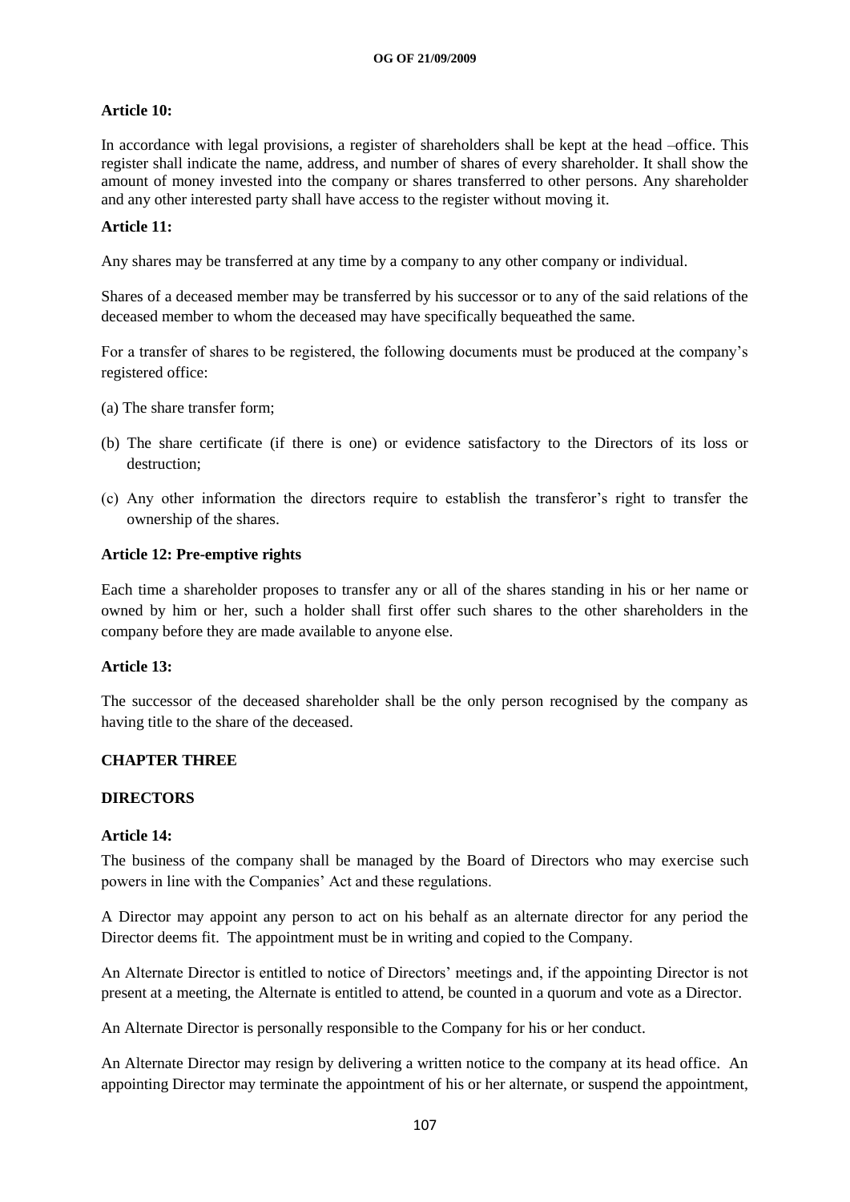**Article 10:**

In accordance with legal provisions, a register of shareholders shall be kept at the head –office. This register shall indicate the name, address, and number of shares of every shareholder. It shall show the amount of money invested into the company or shares transferred to other persons. Any shareholder and any other interested party shall have access to the register without moving it.

**Article 11:**

Any shares may be transferred at any time by a company to any other company or individual.

Shares of a deceased member may be transferred by his successor or to any of the said relations of the deceased member to whom the deceased may have specifically bequeathed the same.

For a transfer of shares to be registered, the following documents must be produced at the company's registered office:

(a) The share transfer form;

(b) The share certificate (if there is one) or evidence satisfactory to the Directors of its loss or destruction;

(c) Any other information the directors require to establish the transferor's right to transfer the ownership of the shares.

**Article 12: Pre-emptive rights**

Each time a shareholder proposes to transfer any or all of the shares standing in his or her name or owned by him or her, such a holder shall first offer such shares to the other shareholders in the company before they are made available to anyone else.

**Article 13:**

The successor of the deceased shareholder shall be the only person recognised by the company as having title to the share of the deceased.

**CHAPTER THREE**

**DIRECTORS**

**Article 14:**

The business of the company shall be managed by the Board of Directors who may exercise such powers in line with the Companies' Act and these regulations.

A Director may appoint any person to act on his behalf as an alternate director for any period the Director deems fit. The appointment must be in writing and copied to the Company.

An Alternate Director is entitled to notice of Directors' meetings and, if the appointing Director is not present at a meeting, the Alternate is entitled to attend, be counted in a quorum and vote as a Director.

An Alternate Director is personally responsible to the Company for his or her conduct.

An Alternate Director may resign by delivering a written notice to the company at its head office. An appointing Director may terminate the appointment of his or her alternate, or suspend the appointment,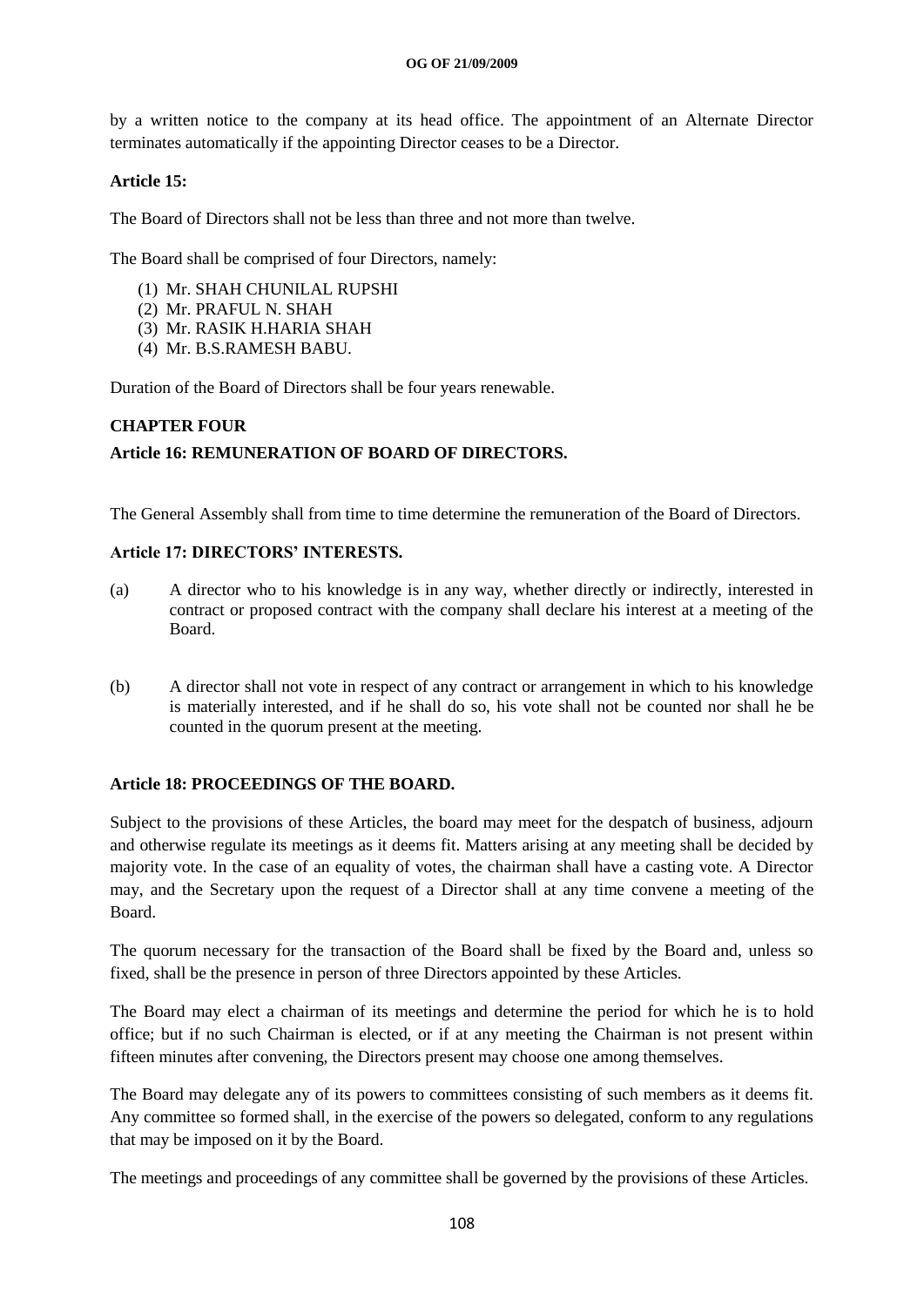by a written notice to the company at its head office. The appointment of an Alternate Director terminates automatically if the appointing Director ceases to be a Director.

**Article 15:**

The Board of Directors shall not be less than three and not more than twelve.

The Board shall be comprised of four Directors, namely:

(1) Mr. SHAH CHUNILAL RUPSHI
(2) Mr. PRAFUL N. SHAH
(3) Mr. RASIK H.HARIA SHAH
(4) Mr. B.S.RAMESH BABU.

Duration of the Board of Directors shall be four years renewable.

## CHAPTER FOUR

### Article 16: REMUNERATION OF BOARD OF DIRECTORS.

The General Assembly shall from time to time determine the remuneration of the Board of Directors.

### Article 17: DIRECTORS' INTERESTS.

(a) A director who to his knowledge is in any way, whether directly or indirectly, interested in contract or proposed contract with the company shall declare his interest at a meeting of the Board.

(b) A director shall not vote in respect of any contract or arrangement in which to his knowledge is materially interested, and if he shall do so, his vote shall not be counted nor shall he be counted in the quorum present at the meeting.

### Article 18: PROCEEDINGS OF THE BOARD.

Subject to the provisions of these Articles, the board may meet for the despatch of business, adjourn and otherwise regulate its meetings as it deems fit. Matters arising at any meeting shall be decided by majority vote. In the case of an equality of votes, the chairman shall have a casting vote. A Director may, and the Secretary upon the request of a Director shall at any time convene a meeting of the Board.

The quorum necessary for the transaction of the Board shall be fixed by the Board and, unless so fixed, shall be the presence in person of three Directors appointed by these Articles.

The Board may elect a chairman of its meetings and determine the period for which he is to hold office; but if no such Chairman is elected, or if at any meeting the Chairman is not present within fifteen minutes after convening, the Directors present may choose one among themselves.

The Board may delegate any of its powers to committees consisting of such members as it deems fit. Any committee so formed shall, in the exercise of the powers so delegated, conform to any regulations that may be imposed on it by the Board.

The meetings and proceedings of any committee shall be governed by the provisions of these Articles.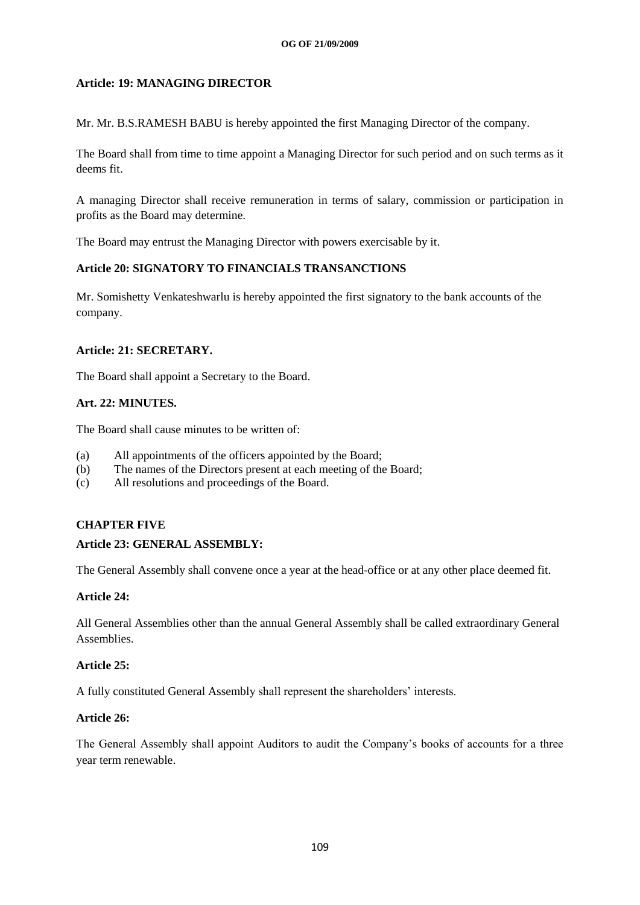**Article: 19: MANAGING DIRECTOR**

Mr. Mr. B.S.RAMESH BABU is hereby appointed the first Managing Director of the company.

The Board shall from time to time appoint a Managing Director for such period and on such terms as it deems fit.

A managing Director shall receive remuneration in terms of salary, commission or participation in profits as the Board may determine.

The Board may entrust the Managing Director with powers exercisable by it.

**Article 20: SIGNATORY TO FINANCIALS TRANSANCTIONS**

Mr. Somishetty Venkateshwarlu is hereby appointed the first signatory to the bank accounts of the company.

**Article: 21: SECRETARY.**

The Board shall appoint a Secretary to the Board.

**Art. 22: MINUTES.**

The Board shall cause minutes to be written of:

(a) All appointments of the officers appointed by the Board;
(b) The names of the Directors present at each meeting of the Board;
(c) All resolutions and proceedings of the Board.

**CHAPTER FIVE**

**Article 23: GENERAL ASSEMBLY:**

The General Assembly shall convene once a year at the head-office or at any other place deemed fit.

**Article 24:**

All General Assemblies other than the annual General Assembly shall be called extraordinary General Assemblies.

**Article 25:**

A fully constituted General Assembly shall represent the shareholders' interests.

**Article 26:**

The General Assembly shall appoint Auditors to audit the Company's books of accounts for a three year term renewable.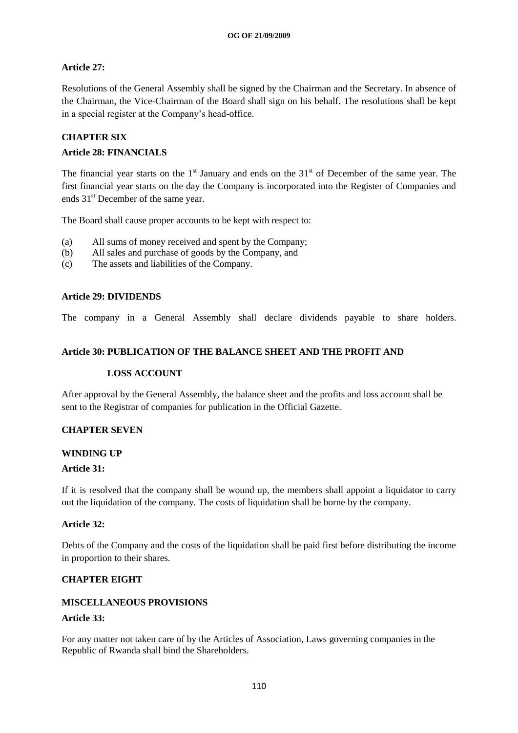**Article 27:**

Resolutions of the General Assembly shall be signed by the Chairman and the Secretary. In absence of the Chairman, the Vice-Chairman of the Board shall sign on his behalf. The resolutions shall be kept in a special register at the Company's head-office.

## CHAPTER SIX

### Article 28: FINANCIALS

The financial year starts on the 1st January and ends on the 31st of December of the same year. The first financial year starts on the day the Company is incorporated into the Register of Companies and ends 31st December of the same year.

The Board shall cause proper accounts to be kept with respect to:

(a) All sums of money received and spent by the Company;
(b) All sales and purchase of goods by the Company, and
(c) The assets and liabilities of the Company.

### Article 29: DIVIDENDS

The company in a General Assembly shall declare dividends payable to share holders.

### Article 30: PUBLICATION OF THE BALANCE SHEET AND THE PROFIT AND LOSS ACCOUNT

After approval by the General Assembly, the balance sheet and the profits and loss account shall be sent to the Registrar of companies for publication in the Official Gazette.

## CHAPTER SEVEN

### WINDING UP

**Article 31:**

If it is resolved that the company shall be wound up, the members shall appoint a liquidator to carry out the liquidation of the company. The costs of liquidation shall be borne by the company.

**Article 32:**

Debts of the Company and the costs of the liquidation shall be paid first before distributing the income in proportion to their shares.

## CHAPTER EIGHT

### MISCELLANEOUS PROVISIONS

**Article 33:**

For any matter not taken care of by the Articles of Association, Laws governing companies in the Republic of Rwanda shall bind the Shareholders.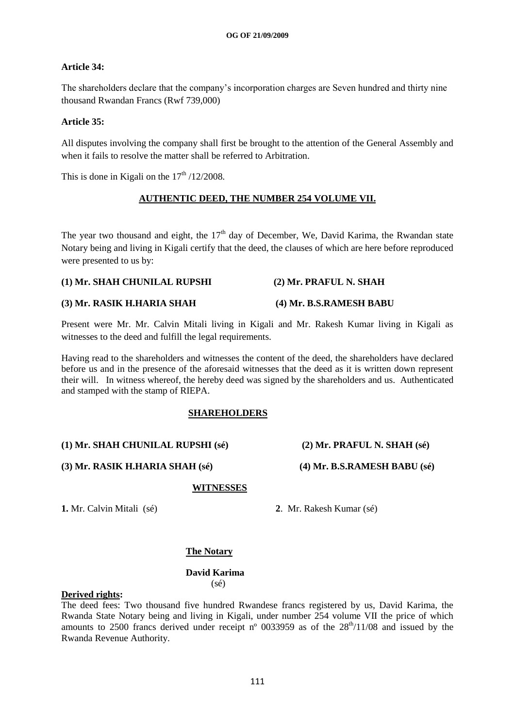**Article 34:**

The shareholders declare that the company's incorporation charges are Seven hundred and thirty nine thousand Rwandan Francs (Rwf 739,000)

**Article 35:**

All disputes involving the company shall first be brought to the attention of the General Assembly and when it fails to resolve the matter shall be referred to Arbitration.

This is done in Kigali on the 17th /12/2008.

**AUTHENTIC DEED, THE NUMBER 254 VOLUME VII.**

The year two thousand and eight, the 17th day of December, We, David Karima, the Rwandan state Notary being and living in Kigali certify that the deed, the clauses of which are here before reproduced were presented to us by:

**(1) Mr. SHAH CHUNILAL RUPSHI** **(2) Mr. PRAFUL N. SHAH**

**(3) Mr. RASIK H.HARIA SHAH** **(4) Mr. B.S.RAMESH BABU**

Present were Mr. Mr. Calvin Mitali living in Kigali and Mr. Rakesh Kumar living in Kigali as witnesses to the deed and fulfill the legal requirements.

Having read to the shareholders and witnesses the content of the deed, the shareholders have declared before us and in the presence of the aforesaid witnesses that the deed as it is written down represent their will. In witness whereof, the hereby deed was signed by the shareholders and us. Authenticated and stamped with the stamp of RIEPA.

**SHAREHOLDERS**

**(1) Mr. SHAH CHUNILAL RUPSHI (sé)** **(2) Mr. PRAFUL N. SHAH (sé)**

**(3) Mr. RASIK H.HARIA SHAH (sé)** **(4) Mr. B.S.RAMESH BABU (sé)**

**WITNESSES**

**1.** Mr. Calvin Mitali (sé) **2**. Mr. Rakesh Kumar (sé)

**The Notary**

**David Karima**
(sé)

**Derived rights:**
The deed fees: Two thousand five hundred Rwandese francs registered by us, David Karima, the Rwanda State Notary being and living in Kigali, under number 254 volume VII the price of which amounts to 2500 francs derived under receipt nº 0033959 as of the 28th/11/08 and issued by the Rwanda Revenue Authority.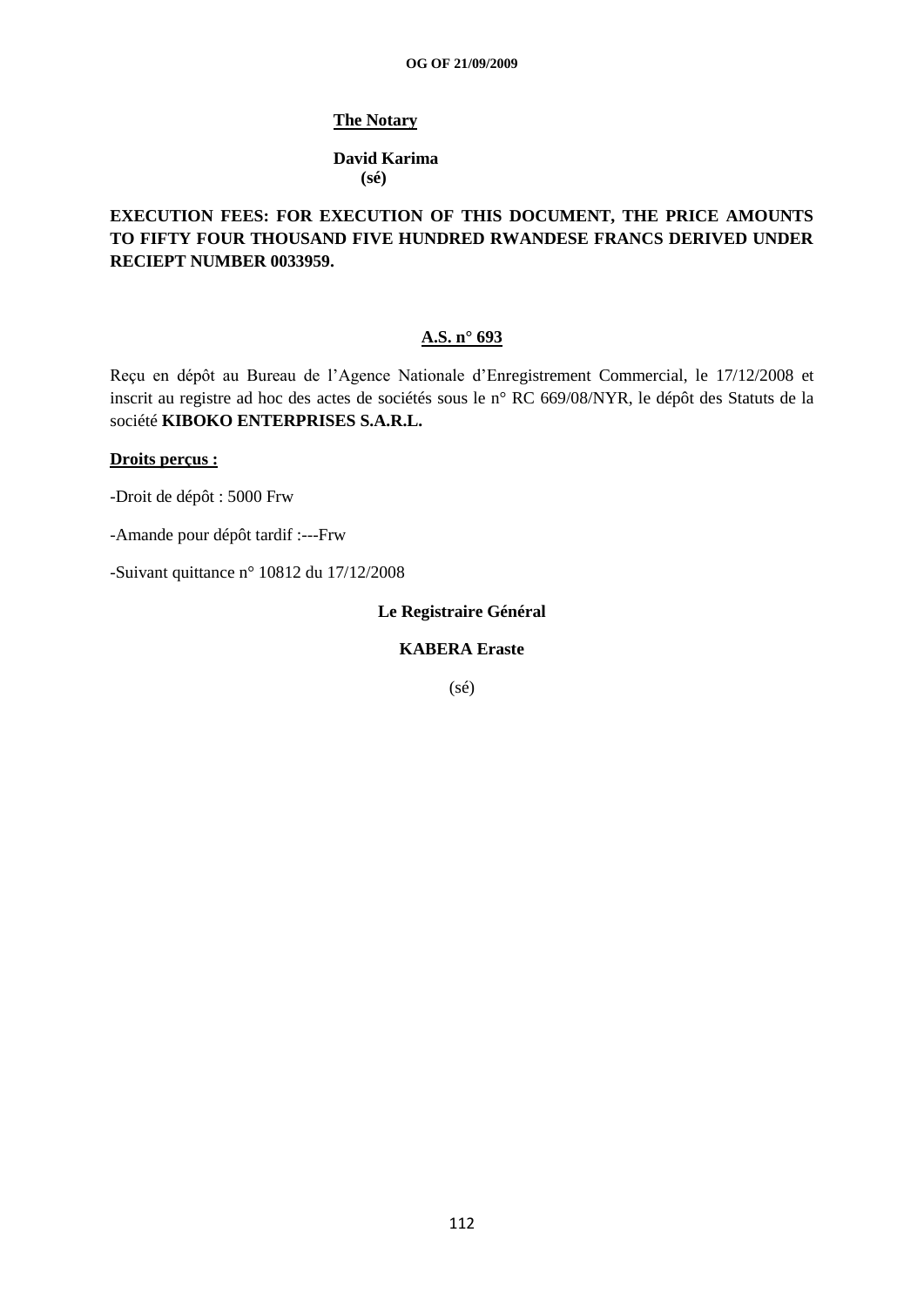**The Notary**

**David Karima**
**(sé)**

**EXECUTION FEES: FOR EXECUTION OF THIS DOCUMENT, THE PRICE AMOUNTS TO FIFTY FOUR THOUSAND FIVE HUNDRED RWANDESE FRANCS DERIVED UNDER RECIEPT NUMBER 0033959.**

**A.S. n° 693**

Reçu en dépôt au Bureau de l'Agence Nationale d'Enregistrement Commercial, le 17/12/2008 et inscrit au registre ad hoc des actes de sociétés sous le n° RC 669/08/NYR, le dépôt des Statuts de la société **KIBOKO ENTERPRISES S.A.R.L.**

**Droits perçus :**

-Droit de dépôt : 5000 Frw

-Amande pour dépôt tardif :---Frw

-Suivant quittance n° 10812 du 17/12/2008

**Le Registraire Général**

**KABERA Eraste**

(sé)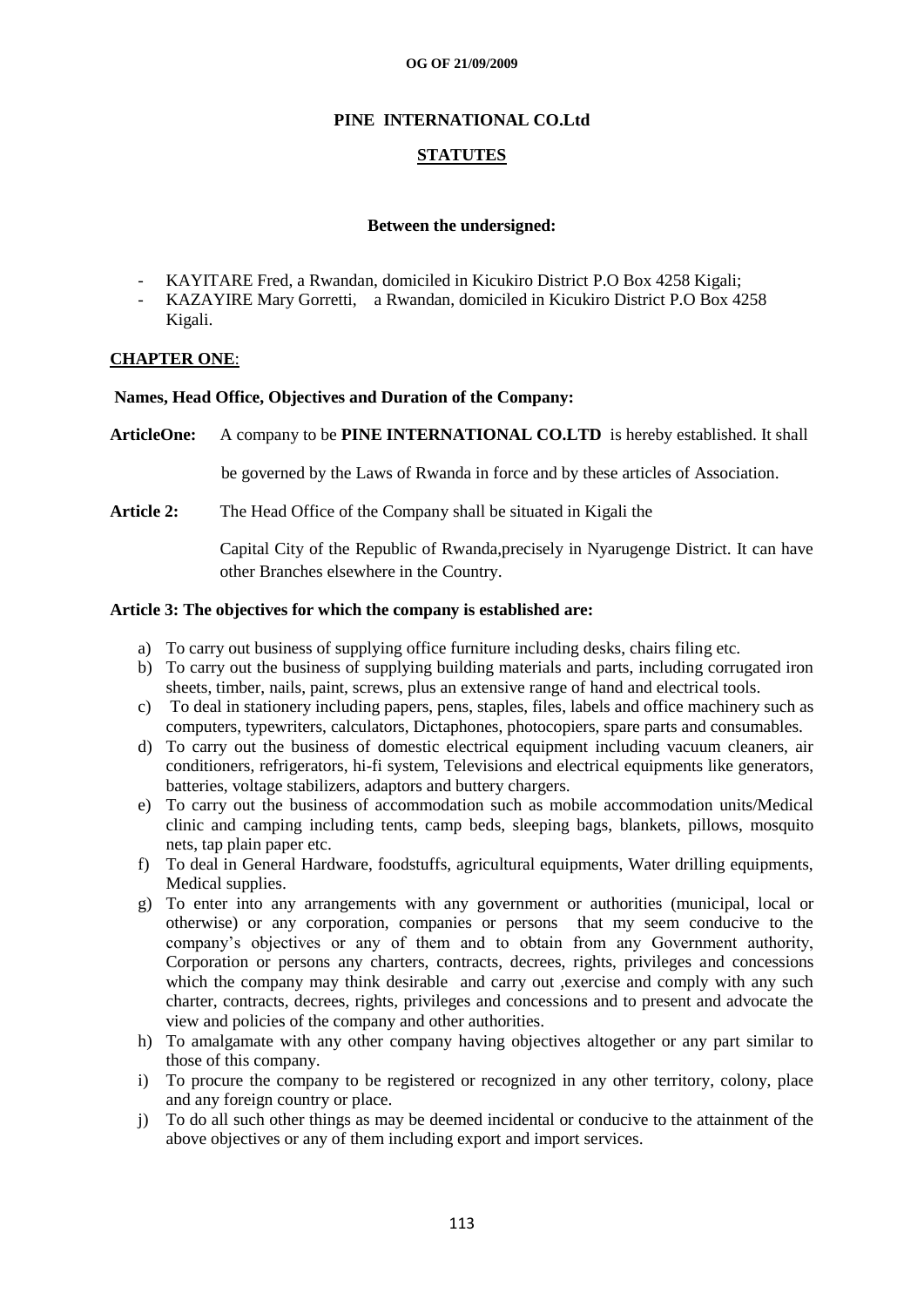**PINE INTERNATIONAL CO.Ltd**

**STATUTES**

**Between the undersigned:**

- KAYITARE Fred, a Rwandan, domiciled in Kicukiro District P.O Box 4258 Kigali;
- KAZAYIRE Mary Gorretti, a Rwandan, domiciled in Kicukiro District P.O Box 4258 Kigali.

**CHAPTER ONE**:

**Names, Head Office, Objectives and Duration of the Company:**

**ArticleOne:** A company to be **PINE INTERNATIONAL CO.LTD** is hereby established. It shall be governed by the Laws of Rwanda in force and by these articles of Association.

**Article 2:** The Head Office of the Company shall be situated in Kigali the Capital City of the Republic of Rwanda,precisely in Nyarugenge District. It can have other Branches elsewhere in the Country.

**Article 3: The objectives for which the company is established are:**

a) To carry out business of supplying office furniture including desks, chairs filing etc.
b) To carry out the business of supplying building materials and parts, including corrugated iron sheets, timber, nails, paint, screws, plus an extensive range of hand and electrical tools.
c) To deal in stationery including papers, pens, staples, files, labels and office machinery such as computers, typewriters, calculators, Dictaphones, photocopiers, spare parts and consumables.
d) To carry out the business of domestic electrical equipment including vacuum cleaners, air conditioners, refrigerators, hi-fi system, Televisions and electrical equipments like generators, batteries, voltage stabilizers, adaptors and buttery chargers.
e) To carry out the business of accommodation such as mobile accommodation units/Medical clinic and camping including tents, camp beds, sleeping bags, blankets, pillows, mosquito nets, tap plain paper etc.
f) To deal in General Hardware, foodstuffs, agricultural equipments, Water drilling equipments, Medical supplies.
g) To enter into any arrangements with any government or authorities (municipal, local or otherwise) or any corporation, companies or persons that my seem conducive to the company's objectives or any of them and to obtain from any Government authority, Corporation or persons any charters, contracts, decrees, rights, privileges and concessions which the company may think desirable and carry out ,exercise and comply with any such charter, contracts, decrees, rights, privileges and concessions and to present and advocate the view and policies of the company and other authorities.
h) To amalgamate with any other company having objectives altogether or any part similar to those of this company.
i) To procure the company to be registered or recognized in any other territory, colony, place and any foreign country or place.
j) To do all such other things as may be deemed incidental or conducive to the attainment of the above objectives or any of them including export and import services.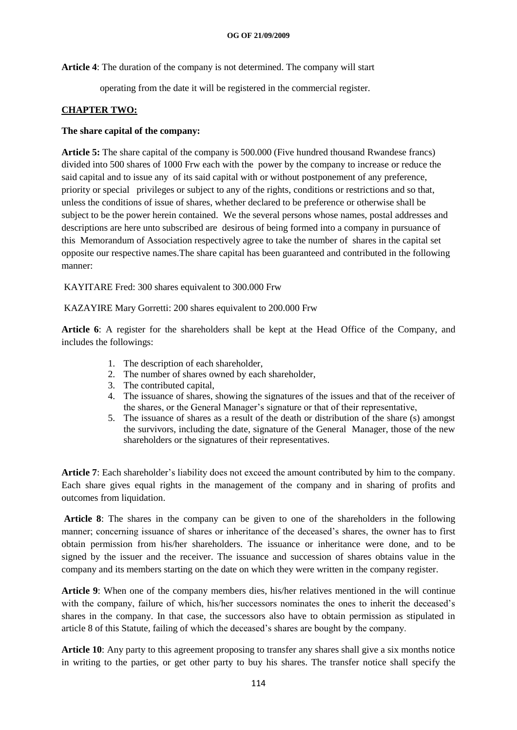**Article 4**: The duration of the company is not determined. The company will start operating from the date it will be registered in the commercial register.

## CHAPTER TWO:

### The share capital of the company:

**Article 5:** The share capital of the company is 500.000 (Five hundred thousand Rwandese francs) divided into 500 shares of 1000 Frw each with the power by the company to increase or reduce the said capital and to issue any of its said capital with or without postponement of any preference, priority or special privileges or subject to any of the rights, conditions or restrictions and so that, unless the conditions of issue of shares, whether declared to be preference or otherwise shall be subject to be the power herein contained. We the several persons whose names, postal addresses and descriptions are here unto subscribed are desirous of being formed into a company in pursuance of this Memorandum of Association respectively agree to take the number of shares in the capital set opposite our respective names.The share capital has been guaranteed and contributed in the following manner:

KAYITARE Fred: 300 shares equivalent to 300.000 Frw

KAZAYIRE Mary Gorretti: 200 shares equivalent to 200.000 Frw

**Article 6**: A register for the shareholders shall be kept at the Head Office of the Company, and includes the followings:

1. The description of each shareholder,
2. The number of shares owned by each shareholder,
3. The contributed capital,
4. The issuance of shares, showing the signatures of the issues and that of the receiver of the shares, or the General Manager's signature or that of their representative,
5. The issuance of shares as a result of the death or distribution of the share (s) amongst the survivors, including the date, signature of the General Manager, those of the new shareholders or the signatures of their representatives.

**Article 7**: Each shareholder's liability does not exceed the amount contributed by him to the company. Each share gives equal rights in the management of the company and in sharing of profits and outcomes from liquidation.

**Article 8**: The shares in the company can be given to one of the shareholders in the following manner; concerning issuance of shares or inheritance of the deceased's shares, the owner has to first obtain permission from his/her shareholders. The issuance or inheritance were done, and to be signed by the issuer and the receiver. The issuance and succession of shares obtains value in the company and its members starting on the date on which they were written in the company register.

**Article 9**: When one of the company members dies, his/her relatives mentioned in the will continue with the company, failure of which, his/her successors nominates the ones to inherit the deceased's shares in the company. In that case, the successors also have to obtain permission as stipulated in article 8 of this Statute, failing of which the deceased's shares are bought by the company.

**Article 10**: Any party to this agreement proposing to transfer any shares shall give a six months notice in writing to the parties, or get other party to buy his shares. The transfer notice shall specify the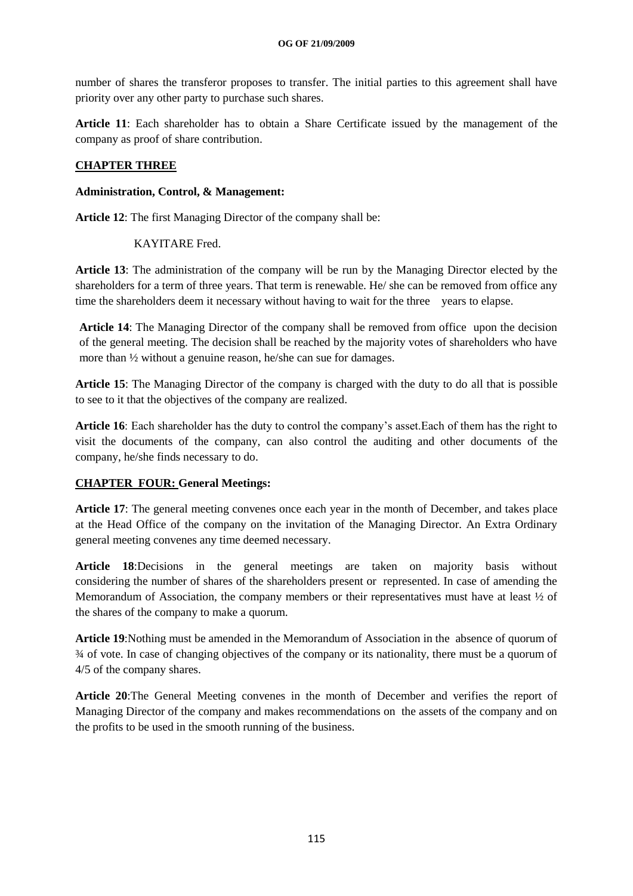number of shares the transferor proposes to transfer. The initial parties to this agreement shall have priority over any other party to purchase such shares.

**Article 11**: Each shareholder has to obtain a Share Certificate issued by the management of the company as proof of share contribution.

## CHAPTER THREE

**Administration, Control, & Management:**

**Article 12**: The first Managing Director of the company shall be:

KAYITARE Fred.

**Article 13**: The administration of the company will be run by the Managing Director elected by the shareholders for a term of three years. That term is renewable. He/ she can be removed from office any time the shareholders deem it necessary without having to wait for the three years to elapse.

**Article 14**: The Managing Director of the company shall be removed from office upon the decision of the general meeting. The decision shall be reached by the majority votes of shareholders who have more than ½ without a genuine reason, he/she can sue for damages.

**Article 15**: The Managing Director of the company is charged with the duty to do all that is possible to see to it that the objectives of the company are realized.

**Article 16**: Each shareholder has the duty to control the company's asset.Each of them has the right to visit the documents of the company, can also control the auditing and other documents of the company, he/she finds necessary to do.

## CHAPTER FOUR: General Meetings:

**Article 17**: The general meeting convenes once each year in the month of December, and takes place at the Head Office of the company on the invitation of the Managing Director. An Extra Ordinary general meeting convenes any time deemed necessary.

**Article 18**:Decisions in the general meetings are taken on majority basis without considering the number of shares of the shareholders present or represented. In case of amending the Memorandum of Association, the company members or their representatives must have at least ½ of the shares of the company to make a quorum.

**Article 19**:Nothing must be amended in the Memorandum of Association in the absence of quorum of ¾ of vote. In case of changing objectives of the company or its nationality, there must be a quorum of 4/5 of the company shares.

**Article 20**:The General Meeting convenes in the month of December and verifies the report of Managing Director of the company and makes recommendations on the assets of the company and on the profits to be used in the smooth running of the business.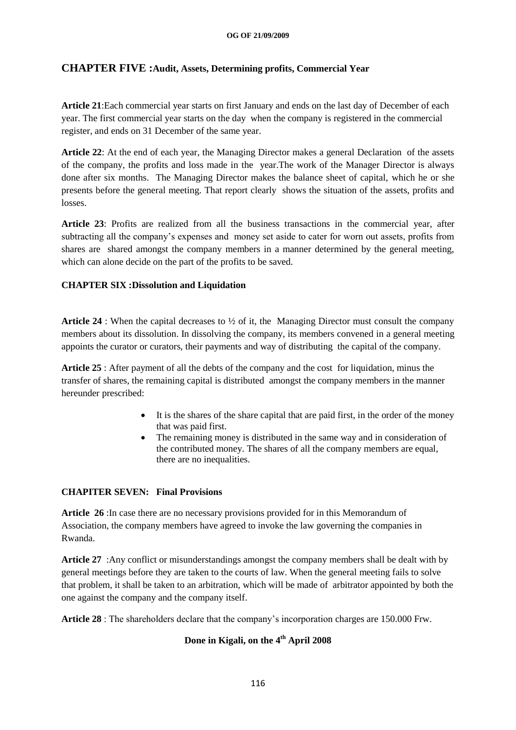## CHAPTER FIVE :Audit, Assets, Determining profits, Commercial Year

**Article 21**:Each commercial year starts on first January and ends on the last day of December of each year. The first commercial year starts on the day when the company is registered in the commercial register, and ends on 31 December of the same year.

**Article 22**: At the end of each year, the Managing Director makes a general Declaration of the assets of the company, the profits and loss made in the year.The work of the Manager Director is always done after six months. The Managing Director makes the balance sheet of capital, which he or she presents before the general meeting. That report clearly shows the situation of the assets, profits and losses.

**Article 23**: Profits are realized from all the business transactions in the commercial year, after subtracting all the company's expenses and money set aside to cater for worn out assets, profits from shares are shared amongst the company members in a manner determined by the general meeting, which can alone decide on the part of the profits to be saved.

### CHAPTER SIX :Dissolution and Liquidation

**Article 24** : When the capital decreases to ½ of it, the Managing Director must consult the company members about its dissolution. In dissolving the company, its members convened in a general meeting appoints the curator or curators, their payments and way of distributing the capital of the company.

**Article 25** : After payment of all the debts of the company and the cost for liquidation, minus the transfer of shares, the remaining capital is distributed amongst the company members in the manner hereunder prescribed:

- It is the shares of the share capital that are paid first, in the order of the money that was paid first.
- The remaining money is distributed in the same way and in consideration of the contributed money. The shares of all the company members are equal, there are no inequalities.

### CHAPITER SEVEN: Final Provisions

**Article 26** :In case there are no necessary provisions provided for in this Memorandum of Association, the company members have agreed to invoke the law governing the companies in Rwanda.

**Article 27** :Any conflict or misunderstandings amongst the company members shall be dealt with by general meetings before they are taken to the courts of law. When the general meeting fails to solve that problem, it shall be taken to an arbitration, which will be made of arbitrator appointed by both the one against the company and the company itself.

**Article 28** : The shareholders declare that the company's incorporation charges are 150.000 Frw.

**Done in Kigali, on the 4th April 2008**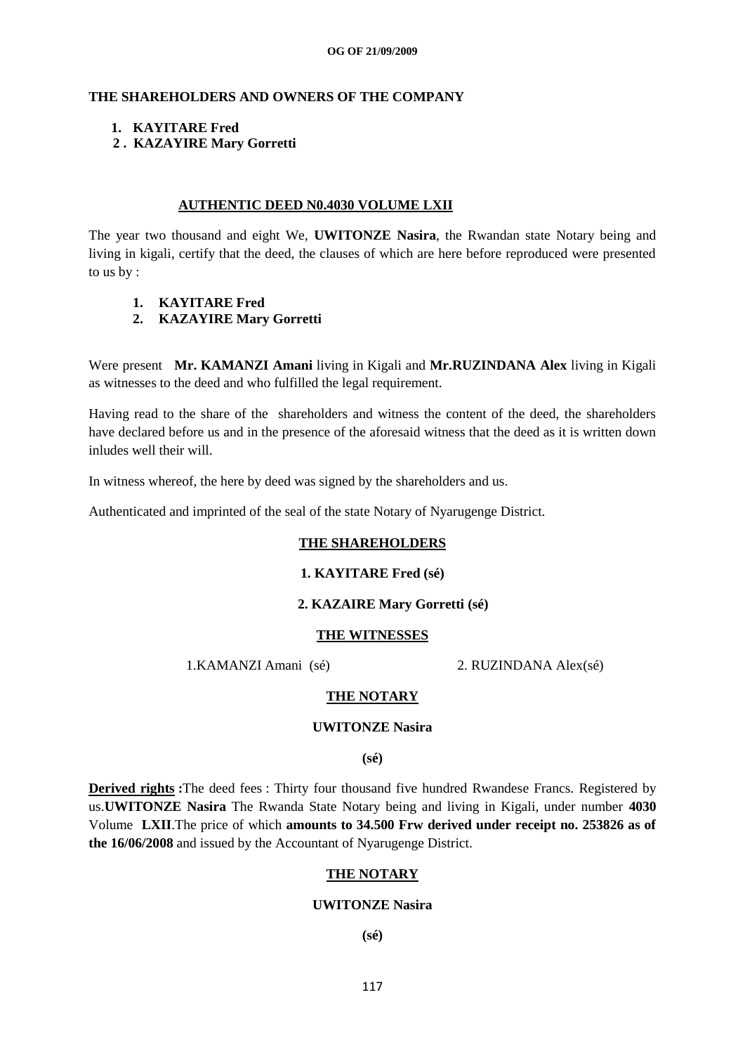**THE SHAREHOLDERS AND OWNERS OF THE COMPANY**

1. **KAYITARE Fred**
2. **KAZAYIRE Mary Gorretti**

**AUTHENTIC DEED N0.4030 VOLUME LXII**

The year two thousand and eight We, **UWITONZE Nasira**, the Rwandan state Notary being and living in kigali, certify that the deed, the clauses of which are here before reproduced were presented to us by :

1. **KAYITARE Fred**
2. **KAZAYIRE Mary Gorretti**

Were present **Mr. KAMANZI Amani** living in Kigali and **Mr.RUZINDANA Alex** living in Kigali as witnesses to the deed and who fulfilled the legal requirement.

Having read to the share of the shareholders and witness the content of the deed, the shareholders have declared before us and in the presence of the aforesaid witness that the deed as it is written down inludes well their will.

In witness whereof, the here by deed was signed by the shareholders and us.

Authenticated and imprinted of the seal of the state Notary of Nyarugenge District.

**THE SHAREHOLDERS**

**1. KAYITARE Fred (sé)**

**2. KAZAIRE Mary Gorretti (sé)**

**THE WITNESSES**

1.KAMANZI Amani (sé) 2. RUZINDANA Alex(sé)

**THE NOTARY**

**UWITONZE Nasira**

**(sé)**

**Derived rights :**The deed fees : Thirty four thousand five hundred Rwandese Francs. Registered by us.**UWITONZE Nasira** The Rwanda State Notary being and living in Kigali, under number **4030** Volume **LXII**.The price of which **amounts to 34.500 Frw derived under receipt no. 253826 as of the 16/06/2008** and issued by the Accountant of Nyarugenge District.

**THE NOTARY**

**UWITONZE Nasira**

**(sé)**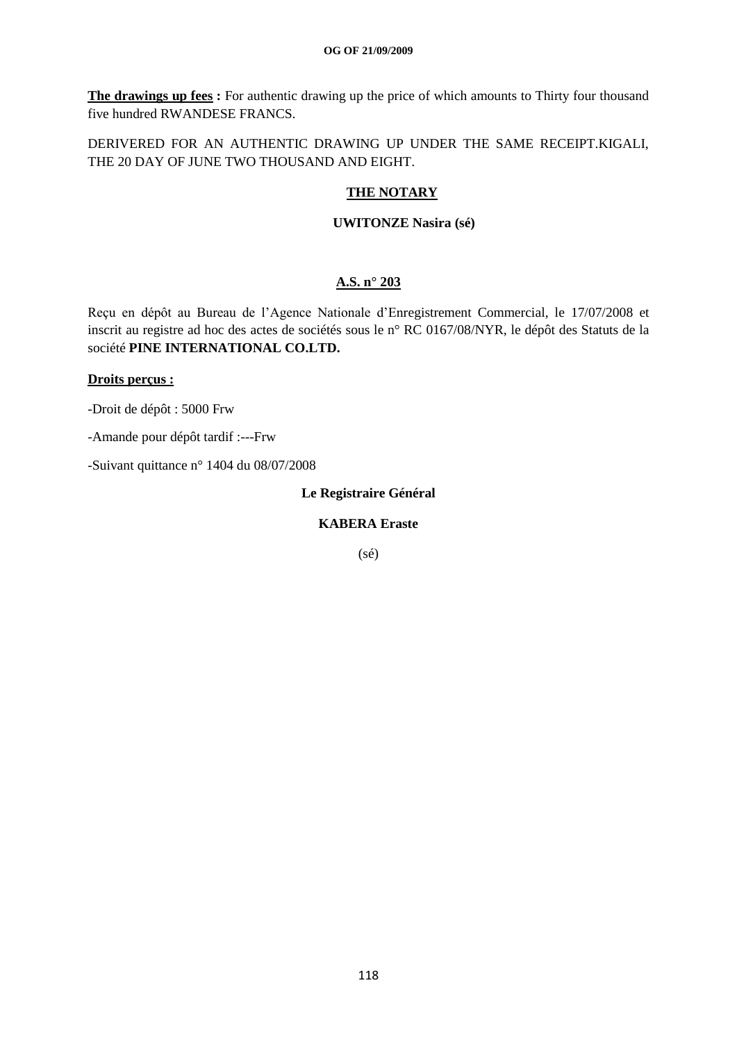**The drawings up fees :** For authentic drawing up the price of which amounts to Thirty four thousand five hundred RWANDESE FRANCS.

DERIVERED FOR AN AUTHENTIC DRAWING UP UNDER THE SAME RECEIPT.KIGALI, THE 20 DAY OF JUNE TWO THOUSAND AND EIGHT.

**THE NOTARY**

**UWITONZE Nasira (sé)**

**A.S. n° 203**

Reçu en dépôt au Bureau de l'Agence Nationale d'Enregistrement Commercial, le 17/07/2008 et inscrit au registre ad hoc des actes de sociétés sous le n° RC 0167/08/NYR, le dépôt des Statuts de la société **PINE INTERNATIONAL CO.LTD.**

**Droits perçus :**

-Droit de dépôt : 5000 Frw

-Amande pour dépôt tardif :---Frw

-Suivant quittance n° 1404 du 08/07/2008

**Le Registraire Général**

**KABERA Eraste**

(sé)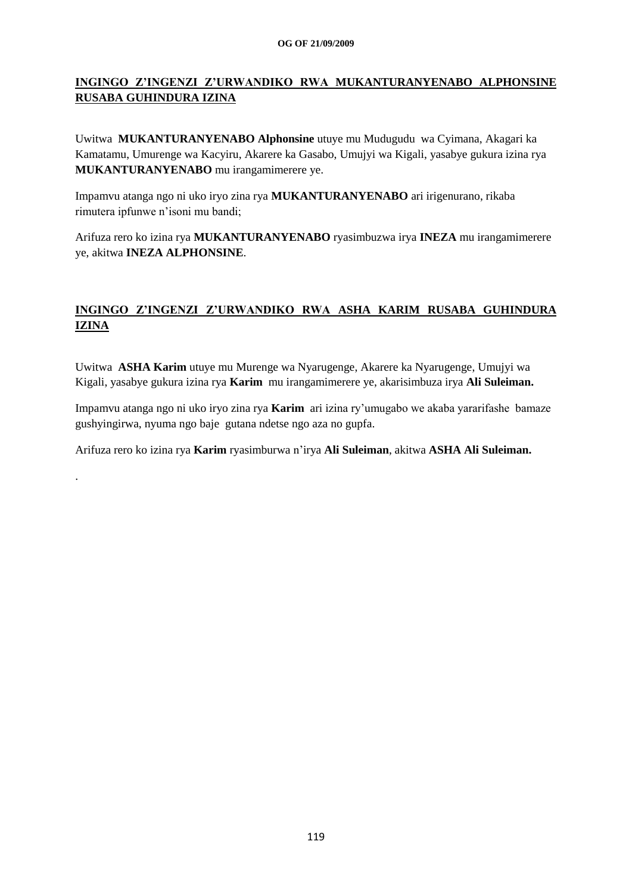**<u>INGINGO Z'INGENZI Z'URWANDIKO RWA MUKANTURANYENABO ALPHONSINE RUSABA GUHINDURA IZINA</u>**

Uwitwa **MUKANTURANYENABO Alphonsine** utuye mu Mudugudu wa Cyimana, Akagari ka Kamatamu, Umurenge wa Kacyiru, Akarere ka Gasabo, Umujyi wa Kigali, yasabye gukura izina rya **MUKANTURANYENABO** mu irangamimerere ye.

Impamvu atanga ngo ni uko iryo zina rya **MUKANTURANYENABO** ari irigenurano, rikaba rimutera ipfunwe n'isoni mu bandi;

Arifuza rero ko izina rya **MUKANTURANYENABO** ryasimbuzwa irya **INEZA** mu irangamimerere ye, akitwa **INEZA ALPHONSINE**.

**<u>INGINGO Z'INGENZI Z'URWANDIKO RWA ASHA KARIM RUSABA GUHINDURA IZINA</u>**

Uwitwa **ASHA Karim** utuye mu Murenge wa Nyarugenge, Akarere ka Nyarugenge, Umujyi wa Kigali, yasabye gukura izina rya **Karim** mu irangamimerere ye, akarisimbuza irya **Ali Suleiman.**

Impamvu atanga ngo ni uko iryo zina rya **Karim** ari izina ry'umugabo we akaba yararifashe bamaze gushyingirwa, nyuma ngo baje gutana ndetse ngo aza no gupfa.

Arifuza rero ko izina rya **Karim** ryasimburwa n'irya **Ali Suleiman**, akitwa **ASHA Ali Suleiman.**

.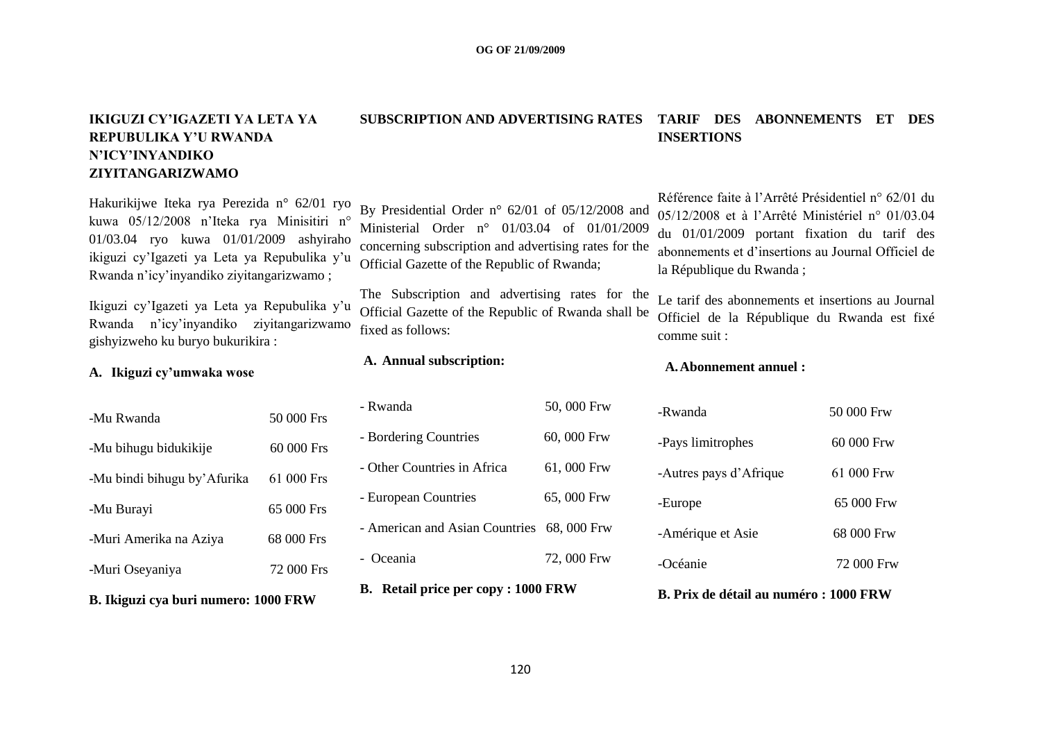## IKIGUZI CY'IGAZETI YA LETA YA REPUBULIKA Y'U RWANDA N'ICY'INYANDIKO ZIYITANGARIZWAMO

Hakurikijwe Iteka rya Perezida n° 62/01 ryo kuwa 05/12/2008 n'Iteka rya Minisitiri n° 01/03.04 ryo kuwa 01/01/2009 ashyiraho ikiguzi cy'Igazeti ya Leta ya Repubulika y'u Rwanda n'icy'inyandiko ziyitangarizwamo ;

Ikiguzi cy'Igazeti ya Leta ya Repubulika y'u Rwanda n'icy'inyandiko ziyitangarizwamo gishyizweho ku buryo bukurikira :

**A. Ikiguzi cy'umwaka wose**

| | |
|---|---|
| -Mu Rwanda | 50 000 Frs |
| -Mu bihugu bidukikije | 60 000 Frs |
| -Mu bindi bihugu by'Afurika | 61 000 Frs |
| -Mu Burayi | 65 000 Frs |
| -Muri Amerika na Aziya | 68 000 Frs |
| -Muri Oseyaniya | 72 000 Frs |

**B. Ikiguzi cya buri numero: 1000 FRW**

## SUBSCRIPTION AND ADVERTISING RATES

By Presidential Order n° 62/01 of 05/12/2008 and Ministerial Order n° 01/03.04 of 01/01/2009 concerning subscription and advertising rates for the Official Gazette of the Republic of Rwanda;

The Subscription and advertising rates for the Official Gazette of the Republic of Rwanda shall be fixed as follows:

**A. Annual subscription:**

| | |
|---|---|
| - Rwanda | 50, 000 Frw |
| - Bordering Countries | 60, 000 Frw |
| - Other Countries in Africa | 61, 000 Frw |
| - European Countries | 65, 000 Frw |
| - American and Asian Countries | 68, 000 Frw |
| - Oceania | 72, 000 Frw |

**B. Retail price per copy : 1000 FRW**

## TARIF DES ABONNEMENTS ET DES INSERTIONS

Référence faite à l'Arrêté Présidentiel n° 62/01 du 05/12/2008 et à l'Arrêté Ministériel n° 01/03.04 du 01/01/2009 portant fixation du tarif des abonnements et d'insertions au Journal Officiel de la République du Rwanda ;

Le tarif des abonnements et insertions au Journal Officiel de la République du Rwanda est fixé comme suit :

**A. Abonnement annuel :**

| | |
|---|---|
| -Rwanda | 50 000 Frw |
| -Pays limitrophes | 60 000 Frw |
| -Autres pays d'Afrique | 61 000 Frw |
| -Europe | 65 000 Frw |
| -Amérique et Asie | 68 000 Frw |
| -Océanie | 72 000 Frw |

**B. Prix de détail au numéro : 1000 FRW**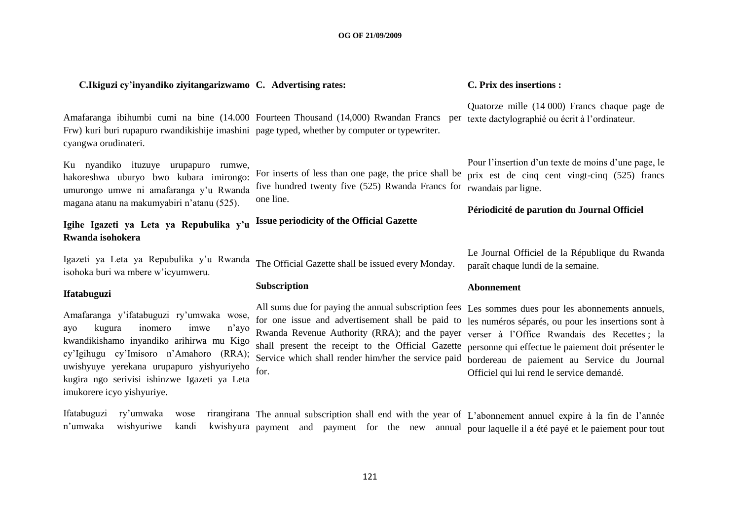**C.Ikiguzi cy'inyandiko ziyitangarizwamo**

Amafaranga ibihumbi cumi na bine (14.000 Frw) kuri buri rupapuro rwandikishije imashini cyangwa orudinateri.

Ku nyandiko ituzuye urupapuro rumwe, hakoreshwa uburyo bwo kubara imirongo: umurongo umwe ni amafaranga y'u Rwanda magana atanu na makumyabiri n'atanu (525).

**Igihe Igazeti ya Leta ya Repubulika y'u Rwanda isohokera**

Igazeti ya Leta ya Repubulika y'u Rwanda isohoka buri wa mbere w'icyumweru.

**Ifatabuguzi**

Amafaranga y'ifatabuguzi ry'umwaka wose, ayo kugura inomero imwe n'ayo kwandikishamo inyandiko arihirwa mu Kigo cy'Igihugu cy'Imisoro n'Amahoro (RRA); uwishyuye yerekana urupapuro yishyuriyeho kugira ngo serivisi ishinzwe Igazeti ya Leta imukorere icyo yishyuriye.

Ifatabuguzi ry'umwaka wose rirangirana n'umwaka wishyuriwe kandi kwishyura

**C. Advertising rates:**

Fourteen Thousand (14,000) Rwandan Francs per page typed, whether by computer or typewriter.

For inserts of less than one page, the price shall be five hundred twenty five (525) Rwanda Francs for one line.

**Issue periodicity of the Official Gazette**

The Official Gazette shall be issued every Monday.

**Subscription**

All sums due for paying the annual subscription fees for one issue and advertisement shall be paid to Rwanda Revenue Authority (RRA); and the payer shall present the receipt to the Official Gazette Service which shall render him/her the service paid for.

The annual subscription shall end with the year of payment and payment for the new annual

**C. Prix des insertions :**

Quatorze mille (14 000) Francs chaque page de texte dactylographié ou écrit à l'ordinateur.

Pour l'insertion d'un texte de moins d'une page, le prix est de cinq cent vingt-cinq (525) francs rwandais par ligne.

**Périodicité de parution du Journal Officiel**

Le Journal Officiel de la République du Rwanda paraît chaque lundi de la semaine.

**Abonnement**

Les sommes dues pour les abonnements annuels, les numéros séparés, ou pour les insertions sont à verser à l'Office Rwandais des Recettes ; la personne qui effectue le paiement doit présenter le bordereau de paiement au Service du Journal Officiel qui lui rend le service demandé.

L'abonnement annuel expire à la fin de l'année pour laquelle il a été payé et le paiement pour tout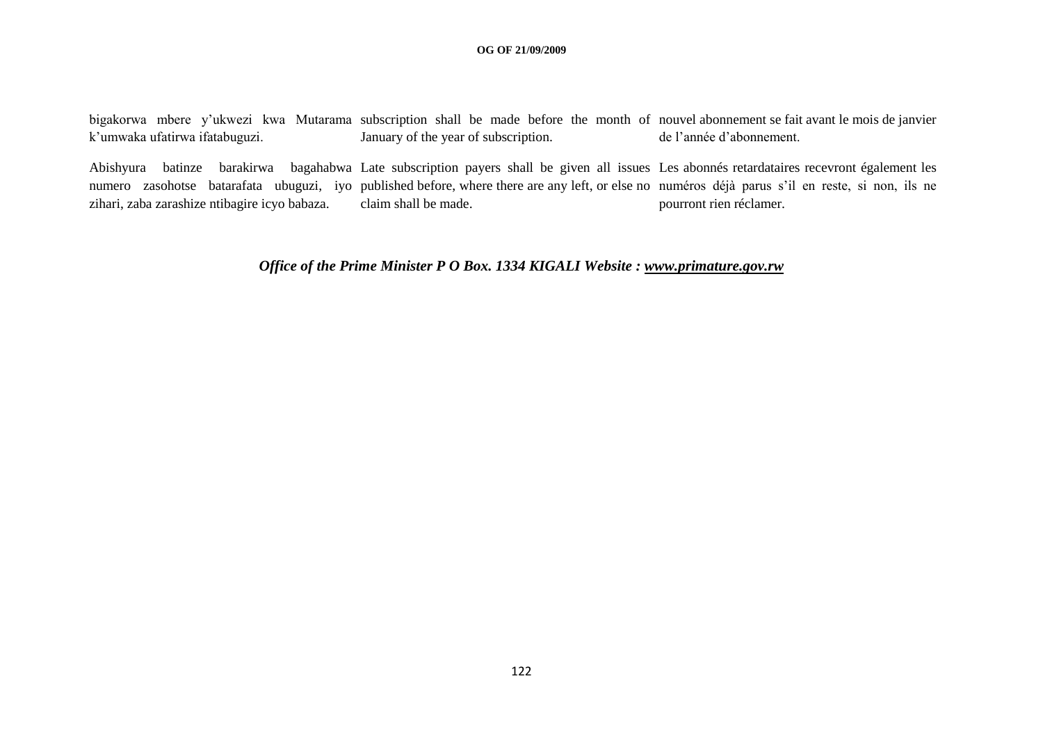bigakorwa mbere y'ukwezi kwa Mutarama k'umwaka ufatirwa ifatabuguzi.

Abishyura batinze barakirwa bagahabwa numero zasohotse batarafata ubuguzi, iyo zihari, zaba zarashize ntibagire icyo babaza.

subscription shall be made before the month of January of the year of subscription.

Late subscription payers shall be given all issues published before, where there are any left, or else no claim shall be made.

nouvel abonnement se fait avant le mois de janvier de l'année d'abonnement.

Les abonnés retardataires recevront également les numéros déjà parus s'il en reste, si non, ils ne pourront rien réclamer.

***Office of the Prime Minister P O Box. 1334 KIGALI Website : www.primature.gov.rw***